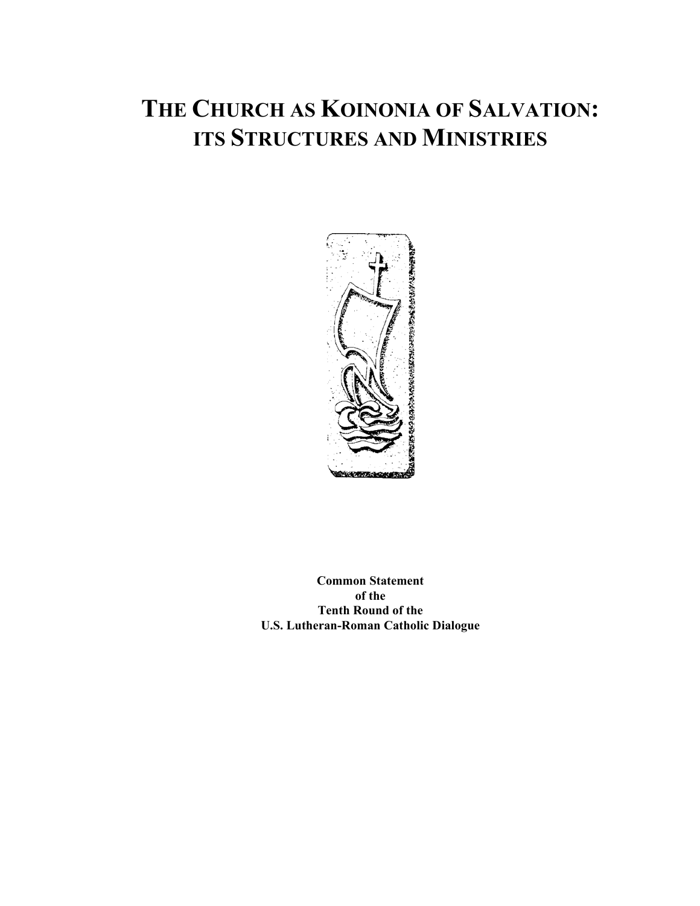# THE CHURCH AS KOINONIA OF SALVATION: ITS STRUCTURES AND MINISTRIES

**Common Statement**
**of the**
**Tenth Round of the**
**U.S. Lutheran-Roman Catholic Dialogue**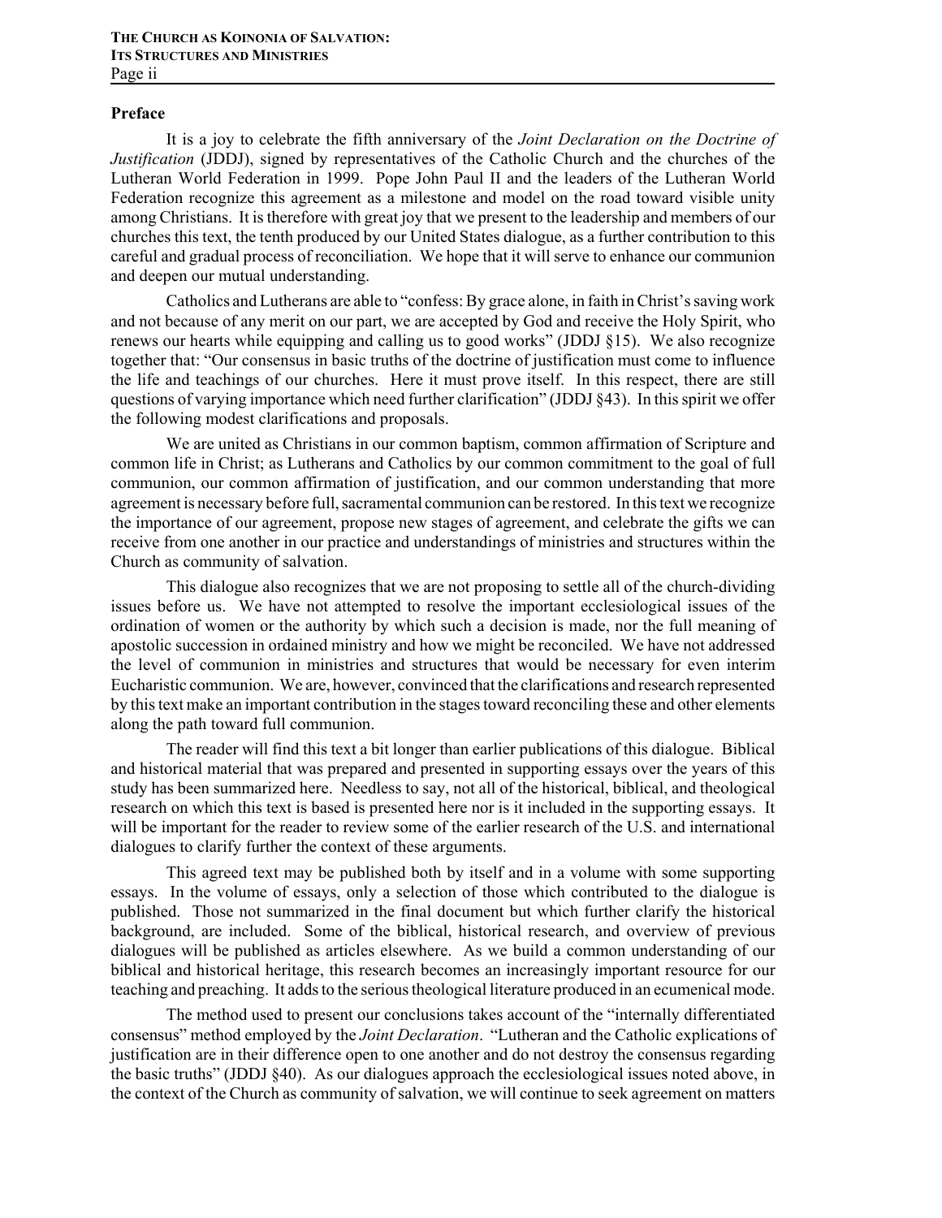## Preface

It is a joy to celebrate the fifth anniversary of the *Joint Declaration on the Doctrine of Justification* (JDDJ), signed by representatives of the Catholic Church and the churches of the Lutheran World Federation in 1999. Pope John Paul II and the leaders of the Lutheran World Federation recognize this agreement as a milestone and model on the road toward visible unity among Christians. It is therefore with great joy that we present to the leadership and members of our churches this text, the tenth produced by our United States dialogue, as a further contribution to this careful and gradual process of reconciliation. We hope that it will serve to enhance our communion and deepen our mutual understanding.

Catholics and Lutherans are able to "confess: By grace alone, in faith in Christ's saving work and not because of any merit on our part, we are accepted by God and receive the Holy Spirit, who renews our hearts while equipping and calling us to good works" (JDDJ §15). We also recognize together that: "Our consensus in basic truths of the doctrine of justification must come to influence the life and teachings of our churches. Here it must prove itself. In this respect, there are still questions of varying importance which need further clarification" (JDDJ §43). In this spirit we offer the following modest clarifications and proposals.

We are united as Christians in our common baptism, common affirmation of Scripture and common life in Christ; as Lutherans and Catholics by our common commitment to the goal of full communion, our common affirmation of justification, and our common understanding that more agreement is necessary before full, sacramental communion can be restored. In this text we recognize the importance of our agreement, propose new stages of agreement, and celebrate the gifts we can receive from one another in our practice and understandings of ministries and structures within the Church as community of salvation.

This dialogue also recognizes that we are not proposing to settle all of the church-dividing issues before us. We have not attempted to resolve the important ecclesiological issues of the ordination of women or the authority by which such a decision is made, nor the full meaning of apostolic succession in ordained ministry and how we might be reconciled. We have not addressed the level of communion in ministries and structures that would be necessary for even interim Eucharistic communion. We are, however, convinced that the clarifications and research represented by this text make an important contribution in the stages toward reconciling these and other elements along the path toward full communion.

The reader will find this text a bit longer than earlier publications of this dialogue. Biblical and historical material that was prepared and presented in supporting essays over the years of this study has been summarized here. Needless to say, not all of the historical, biblical, and theological research on which this text is based is presented here nor is it included in the supporting essays. It will be important for the reader to review some of the earlier research of the U.S. and international dialogues to clarify further the context of these arguments.

This agreed text may be published both by itself and in a volume with some supporting essays. In the volume of essays, only a selection of those which contributed to the dialogue is published. Those not summarized in the final document but which further clarify the historical background, are included. Some of the biblical, historical research, and overview of previous dialogues will be published as articles elsewhere. As we build a common understanding of our biblical and historical heritage, this research becomes an increasingly important resource for our teaching and preaching. It adds to the serious theological literature produced in an ecumenical mode.

The method used to present our conclusions takes account of the "internally differentiated consensus" method employed by the *Joint Declaration*. "Lutheran and the Catholic explications of justification are in their difference open to one another and do not destroy the consensus regarding the basic truths" (JDDJ §40). As our dialogues approach the ecclesiological issues noted above, in the context of the Church as community of salvation, we will continue to seek agreement on matters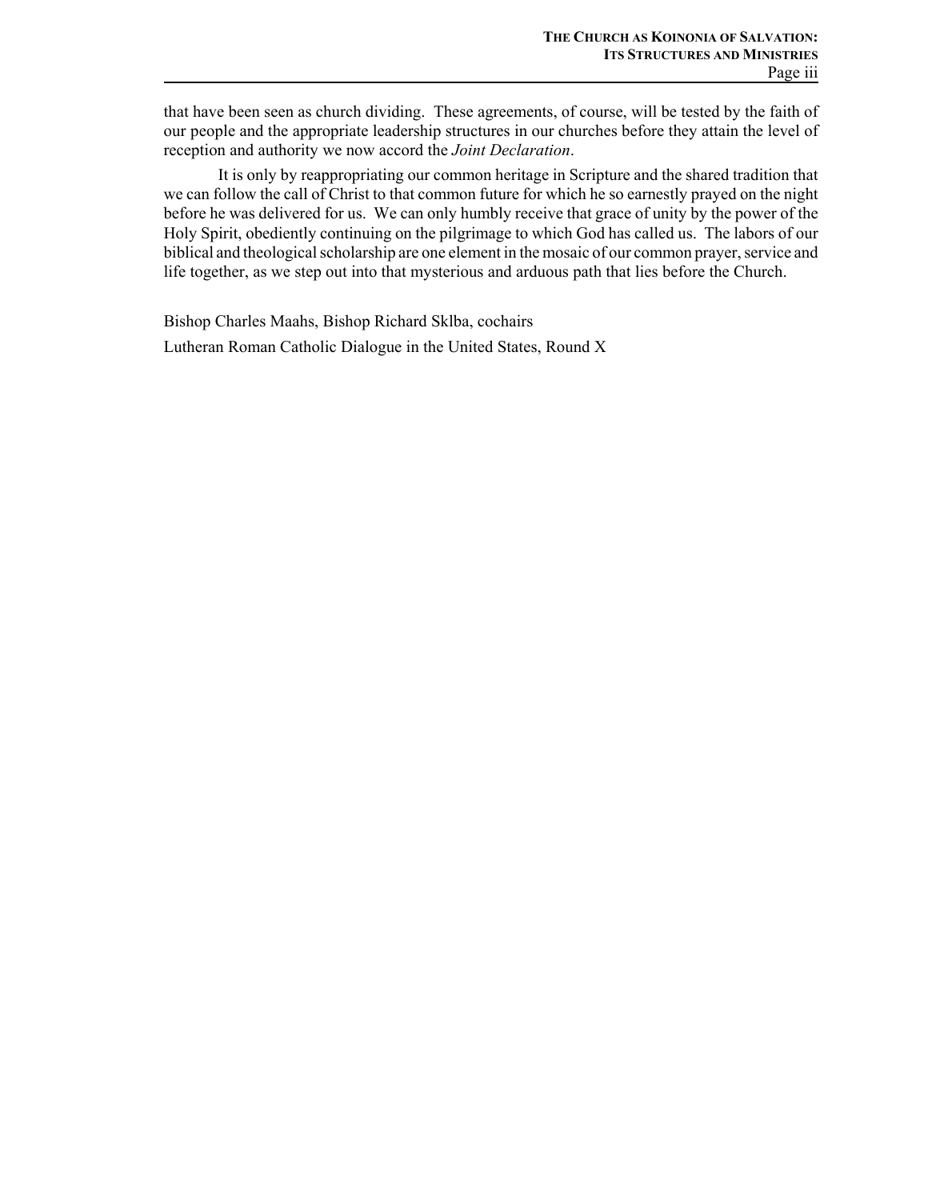that have been seen as church dividing. These agreements, of course, will be tested by the faith of our people and the appropriate leadership structures in our churches before they attain the level of reception and authority we now accord the *Joint Declaration*.

It is only by reappropriating our common heritage in Scripture and the shared tradition that we can follow the call of Christ to that common future for which he so earnestly prayed on the night before he was delivered for us. We can only humbly receive that grace of unity by the power of the Holy Spirit, obediently continuing on the pilgrimage to which God has called us. The labors of our biblical and theological scholarship are one element in the mosaic of our common prayer, service and life together, as we step out into that mysterious and arduous path that lies before the Church.

Bishop Charles Maahs, Bishop Richard Sklba, cochairs

Lutheran Roman Catholic Dialogue in the United States, Round X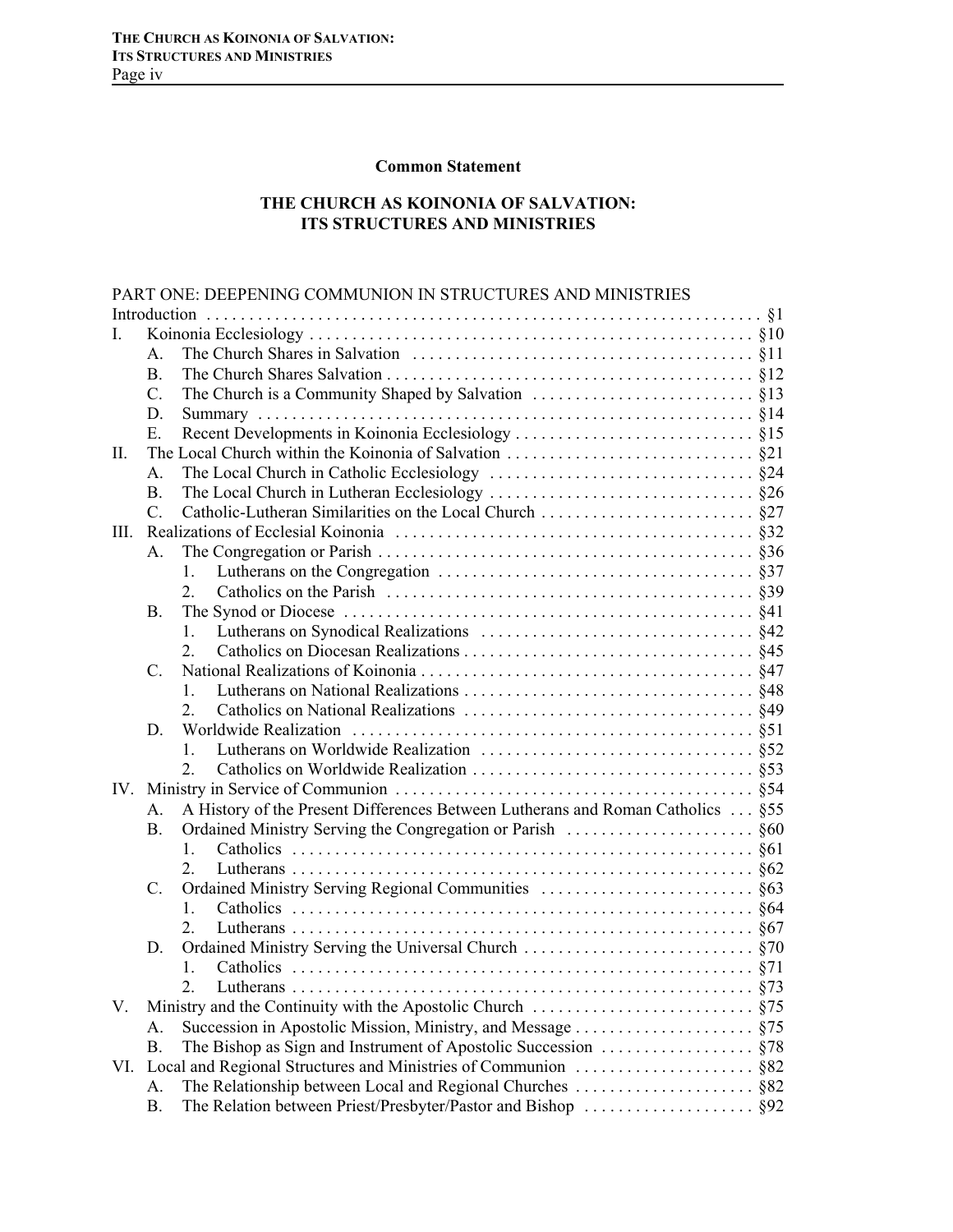**Common Statement**

**THE CHURCH AS KOINONIA OF SALVATION: ITS STRUCTURES AND MINISTRIES**

PART ONE: DEEPENING COMMUNION IN STRUCTURES AND MINISTRIES

Introduction . . . §1

I. Koinonia Ecclesiology . . . §10
- A. The Church Shares in Salvation . . . §11
- B. The Church Shares Salvation . . . §12
- C. The Church is a Community Shaped by Salvation . . . §13
- D. Summary . . . §14
- E. Recent Developments in Koinonia Ecclesiology . . . §15

II. The Local Church within the Koinonia of Salvation . . . §21
- A. The Local Church in Catholic Ecclesiology . . . §24
- B. The Local Church in Lutheran Ecclesiology . . . §26
- C. Catholic-Lutheran Similarities on the Local Church . . . §27

III. Realizations of Ecclesial Koinonia . . . §32
- A. The Congregation or Parish . . . §36
  1. Lutherans on the Congregation . . . §37
  2. Catholics on the Parish . . . §39
- B. The Synod or Diocese . . . §41
  1. Lutherans on Synodical Realizations . . . §42
  2. Catholics on Diocesan Realizations . . . §45
- C. National Realizations of Koinonia . . . §47
  1. Lutherans on National Realizations . . . §48
  2. Catholics on National Realizations . . . §49
- D. Worldwide Realization . . . §51
  1. Lutherans on Worldwide Realization . . . §52
  2. Catholics on Worldwide Realization . . . §53

IV. Ministry in Service of Communion . . . §54
- A. A History of the Present Differences Between Lutherans and Roman Catholics . . . §55
- B. Ordained Ministry Serving the Congregation or Parish . . . §60
  1. Catholics . . . §61
  2. Lutherans . . . §62
- C. Ordained Ministry Serving Regional Communities . . . §63
  1. Catholics . . . §64
  2. Lutherans . . . §67
- D. Ordained Ministry Serving the Universal Church . . . §70
  1. Catholics . . . §71
  2. Lutherans . . . §73

V. Ministry and the Continuity with the Apostolic Church . . . §75
- A. Succession in Apostolic Mission, Ministry, and Message . . . §75
- B. The Bishop as Sign and Instrument of Apostolic Succession . . . §78

VI. Local and Regional Structures and Ministries of Communion . . . §82
- A. The Relationship between Local and Regional Churches . . . §82
- B. The Relation between Priest/Presbyter/Pastor and Bishop . . . §92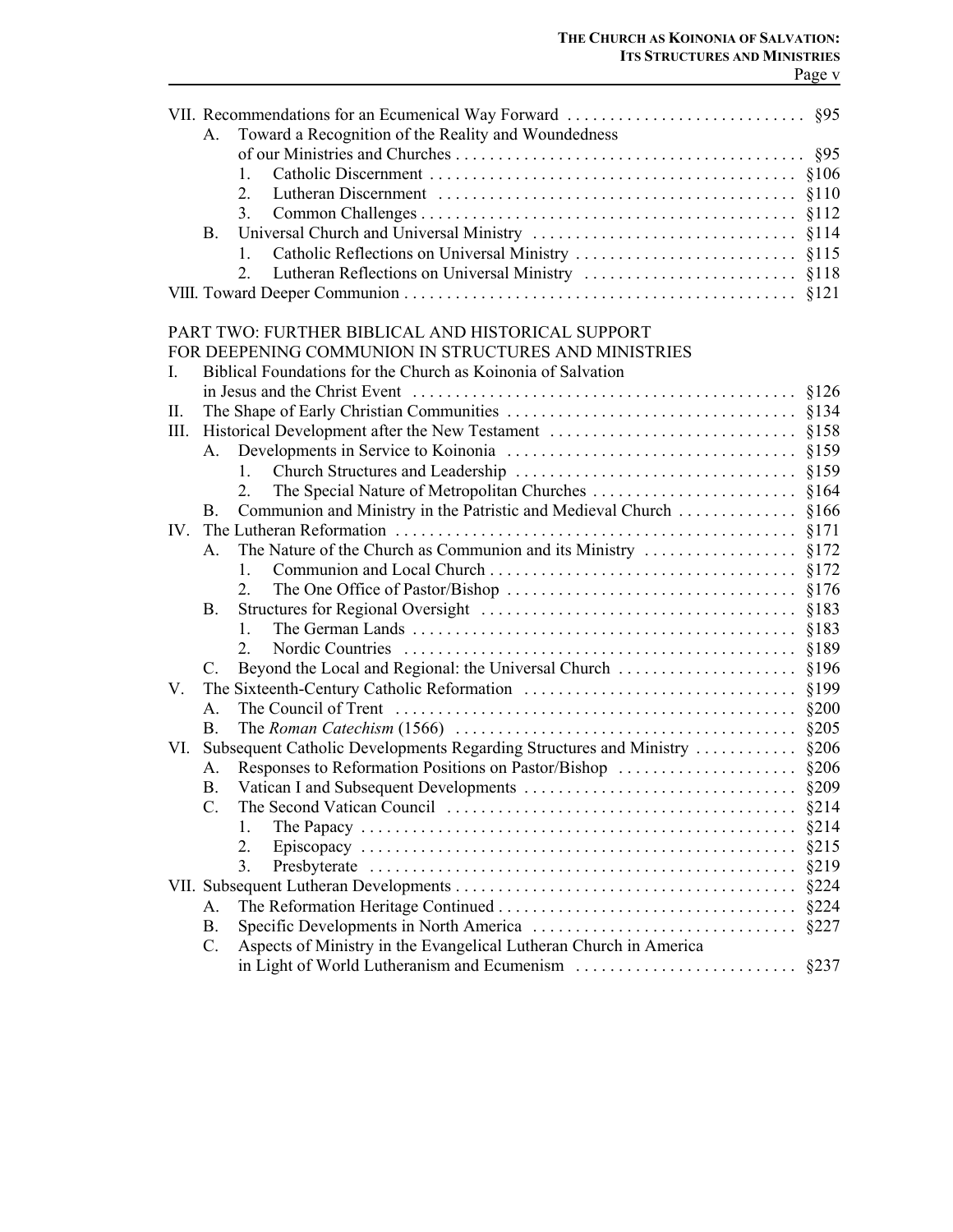VII. Recommendations for an Ecumenical Way Forward . . . . . . . . . . . . . . . . . . . . . . . . . . . . §95
- A. Toward a Recognition of the Reality and Woundedness of our Ministries and Churches . . . . . . . . . . . . . . . . . . . . . . . . . . . . . . . . . . . . . . . . §95
  - 1. Catholic Discernment . . . . . . . . . . . . . . . . . . . . . . . . . . . . . . . . . . . . . . . . . . §106
  - 2. Lutheran Discernment . . . . . . . . . . . . . . . . . . . . . . . . . . . . . . . . . . . . . . . . . §110
  - 3. Common Challenges . . . . . . . . . . . . . . . . . . . . . . . . . . . . . . . . . . . . . . . . . . . §112
- B. Universal Church and Universal Ministry . . . . . . . . . . . . . . . . . . . . . . . . . . . . . . §114
  - 1. Catholic Reflections on Universal Ministry . . . . . . . . . . . . . . . . . . . . . . . . . . §115
  - 2. Lutheran Reflections on Universal Ministry . . . . . . . . . . . . . . . . . . . . . . . . . §118

VIII. Toward Deeper Communion . . . . . . . . . . . . . . . . . . . . . . . . . . . . . . . . . . . . . . . . . . . . . §121

PART TWO: FURTHER BIBLICAL AND HISTORICAL SUPPORT FOR DEEPENING COMMUNION IN STRUCTURES AND MINISTRIES

I. Biblical Foundations for the Church as Koinonia of Salvation in Jesus and the Christ Event . . . . . . . . . . . . . . . . . . . . . . . . . . . . . . . . . . . . . . . . . . . . §126

II. The Shape of Early Christian Communities . . . . . . . . . . . . . . . . . . . . . . . . . . . . . . . . . §134

III. Historical Development after the New Testament . . . . . . . . . . . . . . . . . . . . . . . . . . . . §158
- A. Developments in Service to Koinonia . . . . . . . . . . . . . . . . . . . . . . . . . . . . . . . . . §159
  - 1. Church Structures and Leadership . . . . . . . . . . . . . . . . . . . . . . . . . . . . . . . . §159
  - 2. The Special Nature of Metropolitan Churches . . . . . . . . . . . . . . . . . . . . . . . . §164
- B. Communion and Ministry in the Patristic and Medieval Church . . . . . . . . . . . . . §166

IV. The Lutheran Reformation . . . . . . . . . . . . . . . . . . . . . . . . . . . . . . . . . . . . . . . . . . . . . . §171
- A. The Nature of the Church as Communion and its Ministry . . . . . . . . . . . . . . . . . §172
  - 1. Communion and Local Church . . . . . . . . . . . . . . . . . . . . . . . . . . . . . . . . . . . §172
  - 2. The One Office of Pastor/Bishop . . . . . . . . . . . . . . . . . . . . . . . . . . . . . . . . . §176
- B. Structures for Regional Oversight . . . . . . . . . . . . . . . . . . . . . . . . . . . . . . . . . . . . §183
  - 1. The German Lands . . . . . . . . . . . . . . . . . . . . . . . . . . . . . . . . . . . . . . . . . . . . §183
  - 2. Nordic Countries . . . . . . . . . . . . . . . . . . . . . . . . . . . . . . . . . . . . . . . . . . . . . §189
- C. Beyond the Local and Regional: the Universal Church . . . . . . . . . . . . . . . . . . . . §196

V. The Sixteenth-Century Catholic Reformation . . . . . . . . . . . . . . . . . . . . . . . . . . . . . . . §199
- A. The Council of Trent . . . . . . . . . . . . . . . . . . . . . . . . . . . . . . . . . . . . . . . . . . . . . . §200
- B. The *Roman Catechism* (1566) . . . . . . . . . . . . . . . . . . . . . . . . . . . . . . . . . . . . . . . §205

VI. Subsequent Catholic Developments Regarding Structures and Ministry . . . . . . . . . . . §206
- A. Responses to Reformation Positions on Pastor/Bishop . . . . . . . . . . . . . . . . . . . . §206
- B. Vatican I and Subsequent Developments . . . . . . . . . . . . . . . . . . . . . . . . . . . . . . . §209
- C. The Second Vatican Council . . . . . . . . . . . . . . . . . . . . . . . . . . . . . . . . . . . . . . . . §214
  - 1. The Papacy . . . . . . . . . . . . . . . . . . . . . . . . . . . . . . . . . . . . . . . . . . . . . . . . . . §214
  - 2. Episcopacy . . . . . . . . . . . . . . . . . . . . . . . . . . . . . . . . . . . . . . . . . . . . . . . . . . §215
  - 3. Presbyterate . . . . . . . . . . . . . . . . . . . . . . . . . . . . . . . . . . . . . . . . . . . . . . . . . §219

VII. Subsequent Lutheran Developments . . . . . . . . . . . . . . . . . . . . . . . . . . . . . . . . . . . . . . . §224
- A. The Reformation Heritage Continued . . . . . . . . . . . . . . . . . . . . . . . . . . . . . . . . . . §224
- B. Specific Developments in North America . . . . . . . . . . . . . . . . . . . . . . . . . . . . . . §227
- C. Aspects of Ministry in the Evangelical Lutheran Church in America in Light of World Lutheranism and Ecumenism . . . . . . . . . . . . . . . . . . . . . . . . . §237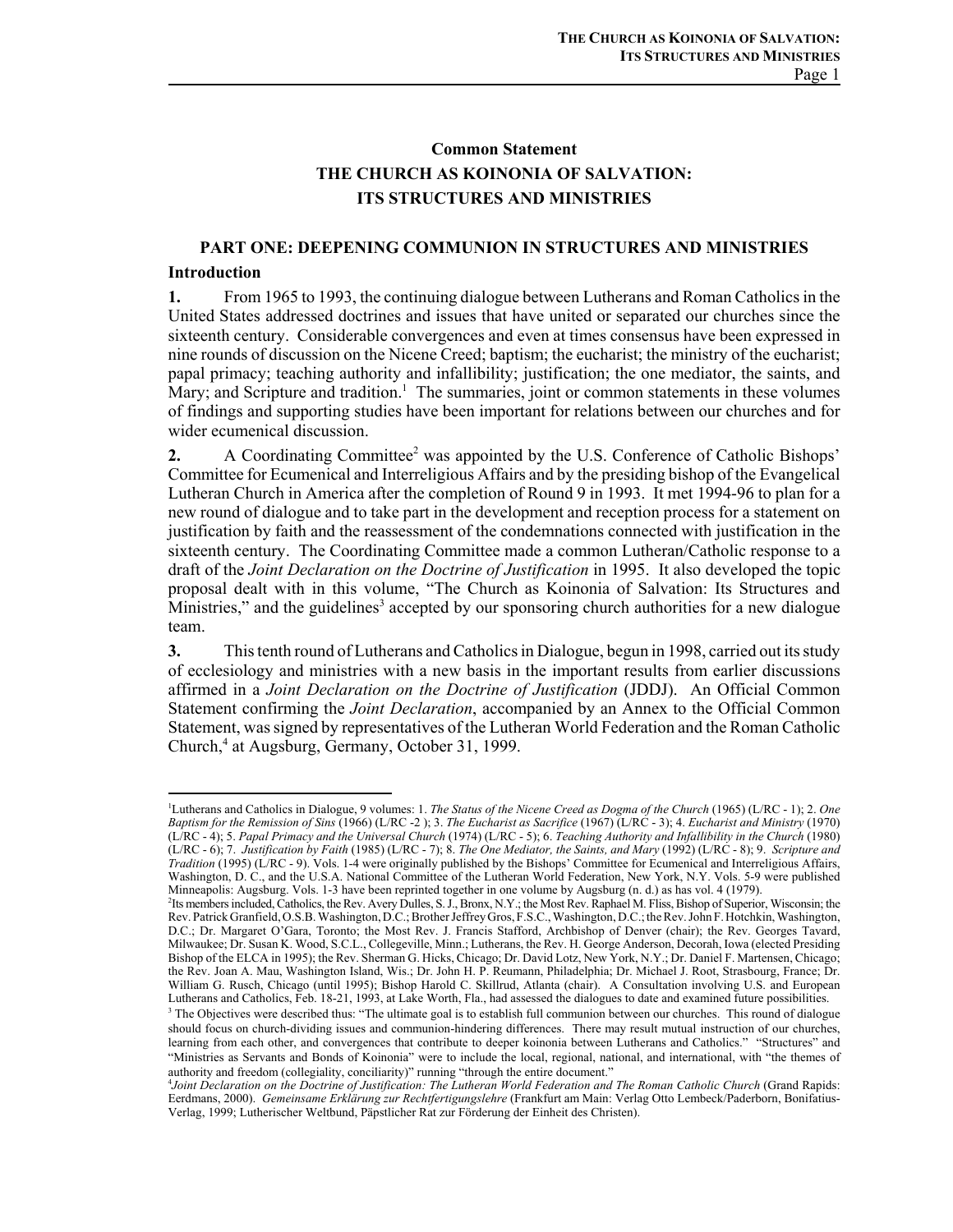**Common Statement**

# THE CHURCH AS KOINONIA OF SALVATION: ITS STRUCTURES AND MINISTRIES

## PART ONE: DEEPENING COMMUNION IN STRUCTURES AND MINISTRIES

### Introduction

**1.** From 1965 to 1993, the continuing dialogue between Lutherans and Roman Catholics in the United States addressed doctrines and issues that have united or separated our churches since the sixteenth century. Considerable convergences and even at times consensus have been expressed in nine rounds of discussion on the Nicene Creed; baptism; the eucharist; the ministry of the eucharist; papal primacy; teaching authority and infallibility; justification; the one mediator, the saints, and Mary; and Scripture and tradition.[1] The summaries, joint or common statements in these volumes of findings and supporting studies have been important for relations between our churches and for wider ecumenical discussion.

**2.** A Coordinating Committee[2] was appointed by the U.S. Conference of Catholic Bishops' Committee for Ecumenical and Interreligious Affairs and by the presiding bishop of the Evangelical Lutheran Church in America after the completion of Round 9 in 1993. It met 1994-96 to plan for a new round of dialogue and to take part in the development and reception process for a statement on justification by faith and the reassessment of the condemnations connected with justification in the sixteenth century. The Coordinating Committee made a common Lutheran/Catholic response to a draft of the *Joint Declaration on the Doctrine of Justification* in 1995. It also developed the topic proposal dealt with in this volume, "The Church as Koinonia of Salvation: Its Structures and Ministries," and the guidelines[3] accepted by our sponsoring church authorities for a new dialogue team.

**3.** This tenth round of Lutherans and Catholics in Dialogue, begun in 1998, carried out its study of ecclesiology and ministries with a new basis in the important results from earlier discussions affirmed in a *Joint Declaration on the Doctrine of Justification* (JDDJ). An Official Common Statement confirming the *Joint Declaration*, accompanied by an Annex to the Official Common Statement, was signed by representatives of the Lutheran World Federation and the Roman Catholic Church,[4] at Augsburg, Germany, October 31, 1999.

---

[1]Lutherans and Catholics in Dialogue, 9 volumes: 1. *The Status of the Nicene Creed as Dogma of the Church* (1965) (L/RC - 1); 2. *One Baptism for the Remission of Sins* (1966) (L/RC -2 ); 3. *The Eucharist as Sacrifice* (1967) (L/RC - 3); 4. *Eucharist and Ministry* (1970) (L/RC - 4); 5. *Papal Primacy and the Universal Church* (1974) (L/RC - 5); 6. *Teaching Authority and Infallibility in the Church* (1980) (L/RC - 6); 7. *Justification by Faith* (1985) (L/RC - 7); 8. *The One Mediator, the Saints, and Mary* (1992) (L/RC - 8); 9. *Scripture and Tradition* (1995) (L/RC - 9). Vols. 1-4 were originally published by the Bishops' Committee for Ecumenical and Interreligious Affairs, Washington, D. C., and the U.S.A. National Committee of the Lutheran World Federation, New York, N.Y. Vols. 5-9 were published Minneapolis: Augsburg. Vols. 1-3 have been reprinted together in one volume by Augsburg (n. d.) as has vol. 4 (1979).

[2]Its members included, Catholics, the Rev. Avery Dulles, S. J., Bronx, N.Y.; the Most Rev. Raphael M. Fliss, Bishop of Superior, Wisconsin; the Rev. Patrick Granfield, O.S.B. Washington, D.C.; Brother Jeffrey Gros, F.S.C., Washington, D.C.; the Rev. John F. Hotchkin, Washington, D.C.; Dr. Margaret O'Gara, Toronto; the Most Rev. J. Francis Stafford, Archbishop of Denver (chair); the Rev. Georges Tavard, Milwaukee; Dr. Susan K. Wood, S.C.L., Collegeville, Minn.; Lutherans, the Rev. H. George Anderson, Decorah, Iowa (elected Presiding Bishop of the ELCA in 1995); the Rev. Sherman G. Hicks, Chicago; Dr. David Lotz, New York, N.Y.; Dr. Daniel F. Martensen, Chicago; the Rev. Joan A. Mau, Washington Island, Wis.; Dr. John H. P. Reumann, Philadelphia; Dr. Michael J. Root, Strasbourg, France; Dr. William G. Rusch, Chicago (until 1995); Bishop Harold C. Skillrud, Atlanta (chair). A Consultation involving U.S. and European Lutherans and Catholics, Feb. 18-21, 1993, at Lake Worth, Fla., had assessed the dialogues to date and examined future possibilities.

[3] The Objectives were described thus: "The ultimate goal is to establish full communion between our churches. This round of dialogue should focus on church-dividing issues and communion-hindering differences. There may result mutual instruction of our churches, learning from each other, and convergences that contribute to deeper koinonia between Lutherans and Catholics." "Structures" and "Ministries as Servants and Bonds of Koinonia" were to include the local, regional, national, and international, with "the themes of authority and freedom (collegiality, conciliarity)" running "through the entire document."

[4]*Joint Declaration on the Doctrine of Justification: The Lutheran World Federation and The Roman Catholic Church* (Grand Rapids: Eerdmans, 2000). *Gemeinsame Erklärung zur Rechtfertigungslehre* (Frankfurt am Main: Verlag Otto Lembeck/Paderborn, Bonifatius-Verlag, 1999; Lutherischer Weltbund, Päpstlicher Rat zur Förderung der Einheit des Christen).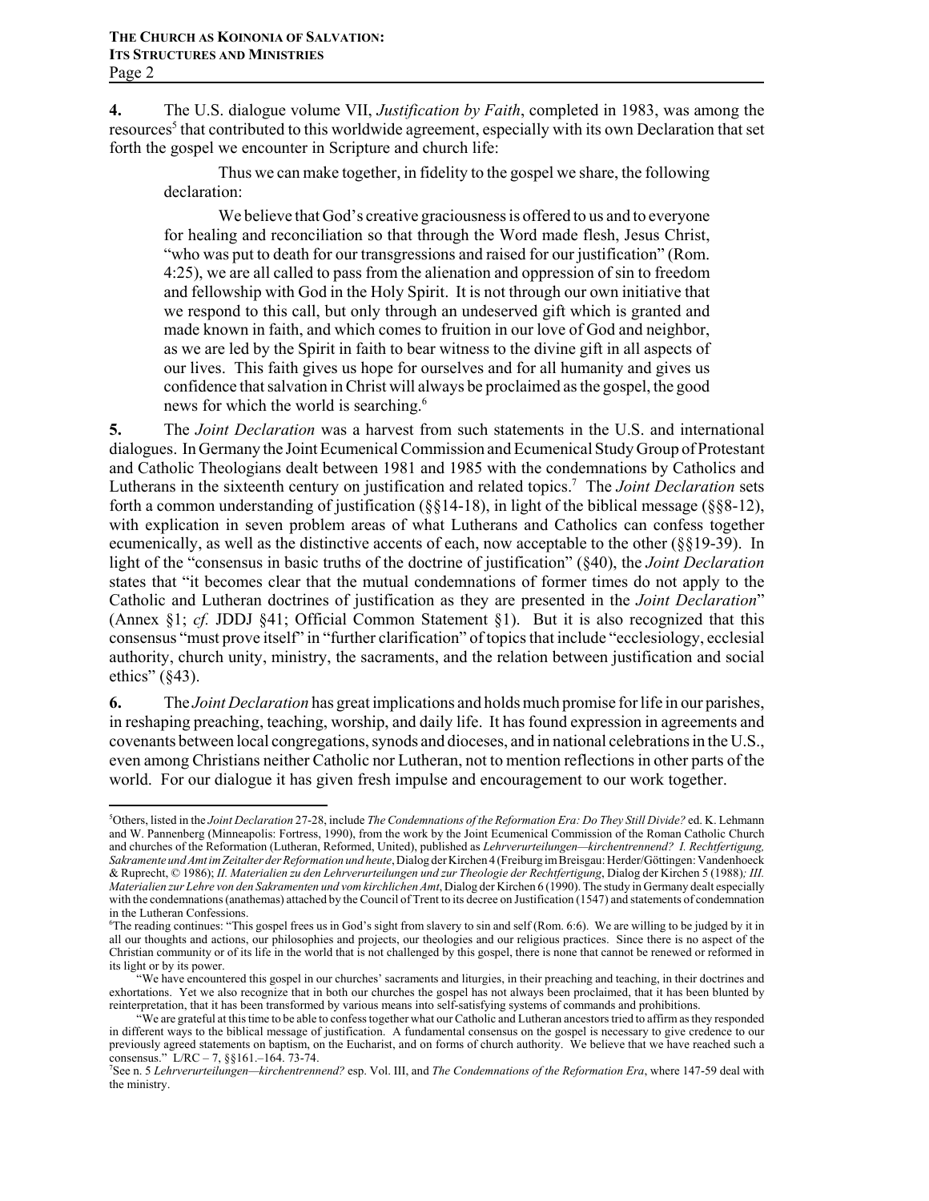**4.** The U.S. dialogue volume VII, *Justification by Faith*, completed in 1983, was among the resources[5] that contributed to this worldwide agreement, especially with its own Declaration that set forth the gospel we encounter in Scripture and church life:

> Thus we can make together, in fidelity to the gospel we share, the following declaration:
>
> We believe that God's creative graciousness is offered to us and to everyone for healing and reconciliation so that through the Word made flesh, Jesus Christ, "who was put to death for our transgressions and raised for our justification" (Rom. 4:25), we are all called to pass from the alienation and oppression of sin to freedom and fellowship with God in the Holy Spirit. It is not through our own initiative that we respond to this call, but only through an undeserved gift which is granted and made known in faith, and which comes to fruition in our love of God and neighbor, as we are led by the Spirit in faith to bear witness to the divine gift in all aspects of our lives. This faith gives us hope for ourselves and for all humanity and gives us confidence that salvation in Christ will always be proclaimed as the gospel, the good news for which the world is searching.[6]

**5.** The *Joint Declaration* was a harvest from such statements in the U.S. and international dialogues. In Germany the Joint Ecumenical Commission and Ecumenical Study Group of Protestant and Catholic Theologians dealt between 1981 and 1985 with the condemnations by Catholics and Lutherans in the sixteenth century on justification and related topics.[7] The *Joint Declaration* sets forth a common understanding of justification (§§14-18), in light of the biblical message (§§8-12), with explication in seven problem areas of what Lutherans and Catholics can confess together ecumenically, as well as the distinctive accents of each, now acceptable to the other (§§19-39). In light of the "consensus in basic truths of the doctrine of justification" (§40), the *Joint Declaration* states that "it becomes clear that the mutual condemnations of former times do not apply to the Catholic and Lutheran doctrines of justification as they are presented in the *Joint Declaration*" (Annex §1; *cf.* JDDJ §41; Official Common Statement §1). But it is also recognized that this consensus "must prove itself" in "further clarification" of topics that include "ecclesiology, ecclesial authority, church unity, ministry, the sacraments, and the relation between justification and social ethics" (§43).

**6.** The *Joint Declaration* has great implications and holds much promise for life in our parishes, in reshaping preaching, teaching, worship, and daily life. It has found expression in agreements and covenants between local congregations, synods and dioceses, and in national celebrations in the U.S., even among Christians neither Catholic nor Lutheran, not to mention reflections in other parts of the world. For our dialogue it has given fresh impulse and encouragement to our work together.

---

[5] Others, listed in the *Joint Declaration* 27-28, include *The Condemnations of the Reformation Era: Do They Still Divide?* ed. K. Lehmann and W. Pannenberg (Minneapolis: Fortress, 1990), from the work by the Joint Ecumenical Commission of the Roman Catholic Church and churches of the Reformation (Lutheran, Reformed, United), published as *Lehrverurteilungen—kirchentrennend? I. Rechtfertigung, Sakramente und Amt im Zeitalter der Reformation und heute*, Dialog der Kirchen 4 (Freiburg im Breisgau: Herder/Göttingen: Vandenhoeck & Ruprecht, © 1986); *II. Materialien zu den Lehrverurteilungen und zur Theologie der Rechtfertigung*, Dialog der Kirchen 5 (1988)*; III. Materialien zur Lehre von den Sakramenten und vom kirchlichen Amt*, Dialog der Kirchen 6 (1990). The study in Germany dealt especially with the condemnations (anathemas) attached by the Council of Trent to its decree on Justification (1547) and statements of condemnation in the Lutheran Confessions.

[6] The reading continues: "This gospel frees us in God's sight from slavery to sin and self (Rom. 6:6). We are willing to be judged by it in all our thoughts and actions, our philosophies and projects, our theologies and our religious practices. Since there is no aspect of the Christian community or of its life in the world that is not challenged by this gospel, there is none that cannot be renewed or reformed in its light or by its power.

"We have encountered this gospel in our churches' sacraments and liturgies, in their preaching and teaching, in their doctrines and exhortations. Yet we also recognize that in both our churches the gospel has not always been proclaimed, that it has been blunted by reinterpretation, that it has been transformed by various means into self-satisfying systems of commands and prohibitions.

"We are grateful at this time to be able to confess together what our Catholic and Lutheran ancestors tried to affirm as they responded in different ways to the biblical message of justification. A fundamental consensus on the gospel is necessary to give credence to our previously agreed statements on baptism, on the Eucharist, and on forms of church authority. We believe that we have reached such a consensus." L/RC – 7, §§161.–164. 73-74.

[7] See n. 5 *Lehrverurteilungen—kirchentrennend?* esp. Vol. III, and *The Condemnations of the Reformation Era*, where 147-59 deal with the ministry.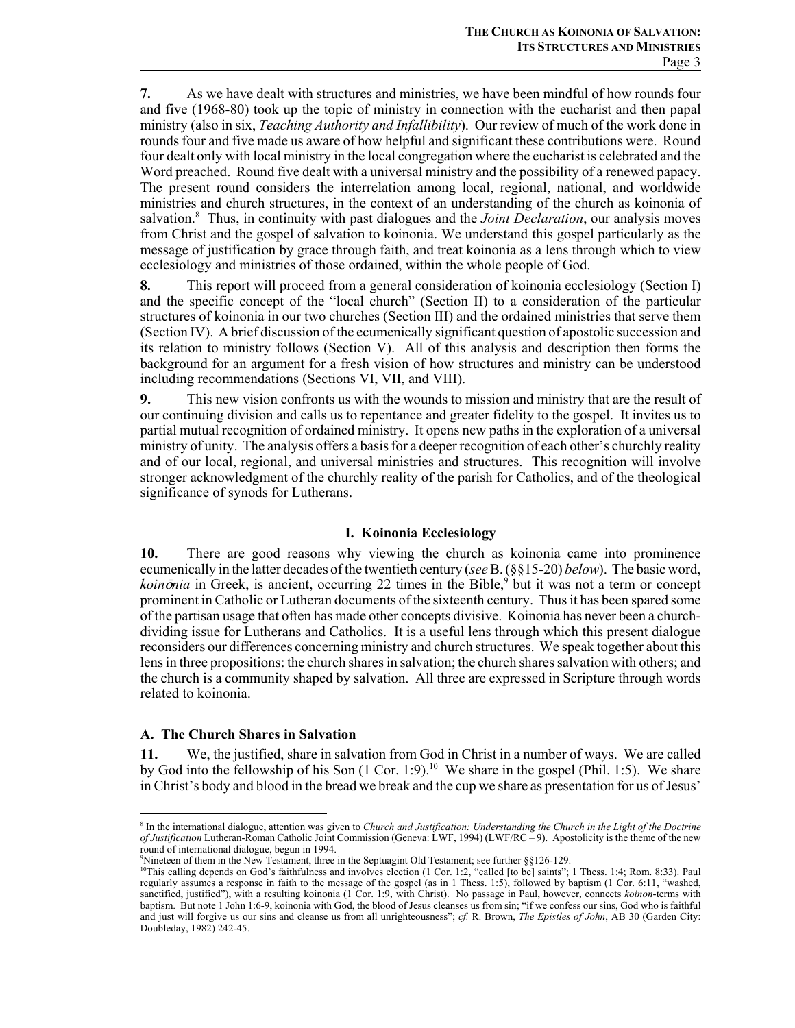**7.** As we have dealt with structures and ministries, we have been mindful of how rounds four and five (1968-80) took up the topic of ministry in connection with the eucharist and then papal ministry (also in six, *Teaching Authority and Infallibility*). Our review of much of the work done in rounds four and five made us aware of how helpful and significant these contributions were. Round four dealt only with local ministry in the local congregation where the eucharist is celebrated and the Word preached. Round five dealt with a universal ministry and the possibility of a renewed papacy. The present round considers the interrelation among local, regional, national, and worldwide ministries and church structures, in the context of an understanding of the church as koinonia of salvation.[8] Thus, in continuity with past dialogues and the *Joint Declaration*, our analysis moves from Christ and the gospel of salvation to koinonia. We understand this gospel particularly as the message of justification by grace through faith, and treat koinonia as a lens through which to view ecclesiology and ministries of those ordained, within the whole people of God.

**8.** This report will proceed from a general consideration of koinonia ecclesiology (Section I) and the specific concept of the "local church" (Section II) to a consideration of the particular structures of koinonia in our two churches (Section III) and the ordained ministries that serve them (Section IV). A brief discussion of the ecumenically significant question of apostolic succession and its relation to ministry follows (Section V). All of this analysis and description then forms the background for an argument for a fresh vision of how structures and ministry can be understood including recommendations (Sections VI, VII, and VIII).

**9.** This new vision confronts us with the wounds to mission and ministry that are the result of our continuing division and calls us to repentance and greater fidelity to the gospel. It invites us to partial mutual recognition of ordained ministry. It opens new paths in the exploration of a universal ministry of unity. The analysis offers a basis for a deeper recognition of each other's churchly reality and of our local, regional, and universal ministries and structures. This recognition will involve stronger acknowledgment of the churchly reality of the parish for Catholics, and of the theological significance of synods for Lutherans.

## I. Koinonia Ecclesiology

**10.** There are good reasons why viewing the church as koinonia came into prominence ecumenically in the latter decades of the twentieth century (*see* B. (§§15-20) *below*). The basic word, *koinōnia* in Greek, is ancient, occurring 22 times in the Bible,[9] but it was not a term or concept prominent in Catholic or Lutheran documents of the sixteenth century. Thus it has been spared some of the partisan usage that often has made other concepts divisive. Koinonia has never been a church-dividing issue for Lutherans and Catholics. It is a useful lens through which this present dialogue reconsiders our differences concerning ministry and church structures. We speak together about this lens in three propositions: the church shares in salvation; the church shares salvation with others; and the church is a community shaped by salvation. All three are expressed in Scripture through words related to koinonia.

### A. The Church Shares in Salvation

**11.** We, the justified, share in salvation from God in Christ in a number of ways. We are called by God into the fellowship of his Son (1 Cor. 1:9).[10] We share in the gospel (Phil. 1:5). We share in Christ's body and blood in the bread we break and the cup we share as presentation for us of Jesus'

---

[8] In the international dialogue, attention was given to *Church and Justification: Understanding the Church in the Light of the Doctrine of Justification* Lutheran-Roman Catholic Joint Commission (Geneva: LWF, 1994) (LWF/RC – 9). Apostolicity is the theme of the new round of international dialogue, begun in 1994.

[9] Nineteen of them in the New Testament, three in the Septuagint Old Testament; see further §§126-129.

[10] This calling depends on God's faithfulness and involves election (1 Cor. 1:2, "called [to be] saints"; 1 Thess. 1:4; Rom. 8:33). Paul regularly assumes a response in faith to the message of the gospel (as in 1 Thess. 1:5), followed by baptism (1 Cor. 6:11, "washed, sanctified, justified"), with a resulting koinonia (1 Cor. 1:9, with Christ). No passage in Paul, however, connects *koinon*-terms with baptism. But note 1 John 1:6-9, koinonia with God, the blood of Jesus cleanses us from sin; "if we confess our sins, God who is faithful and just will forgive us our sins and cleanse us from all unrighteousness"; *cf.* R. Brown, *The Epistles of John*, AB 30 (Garden City: Doubleday, 1982) 242-45.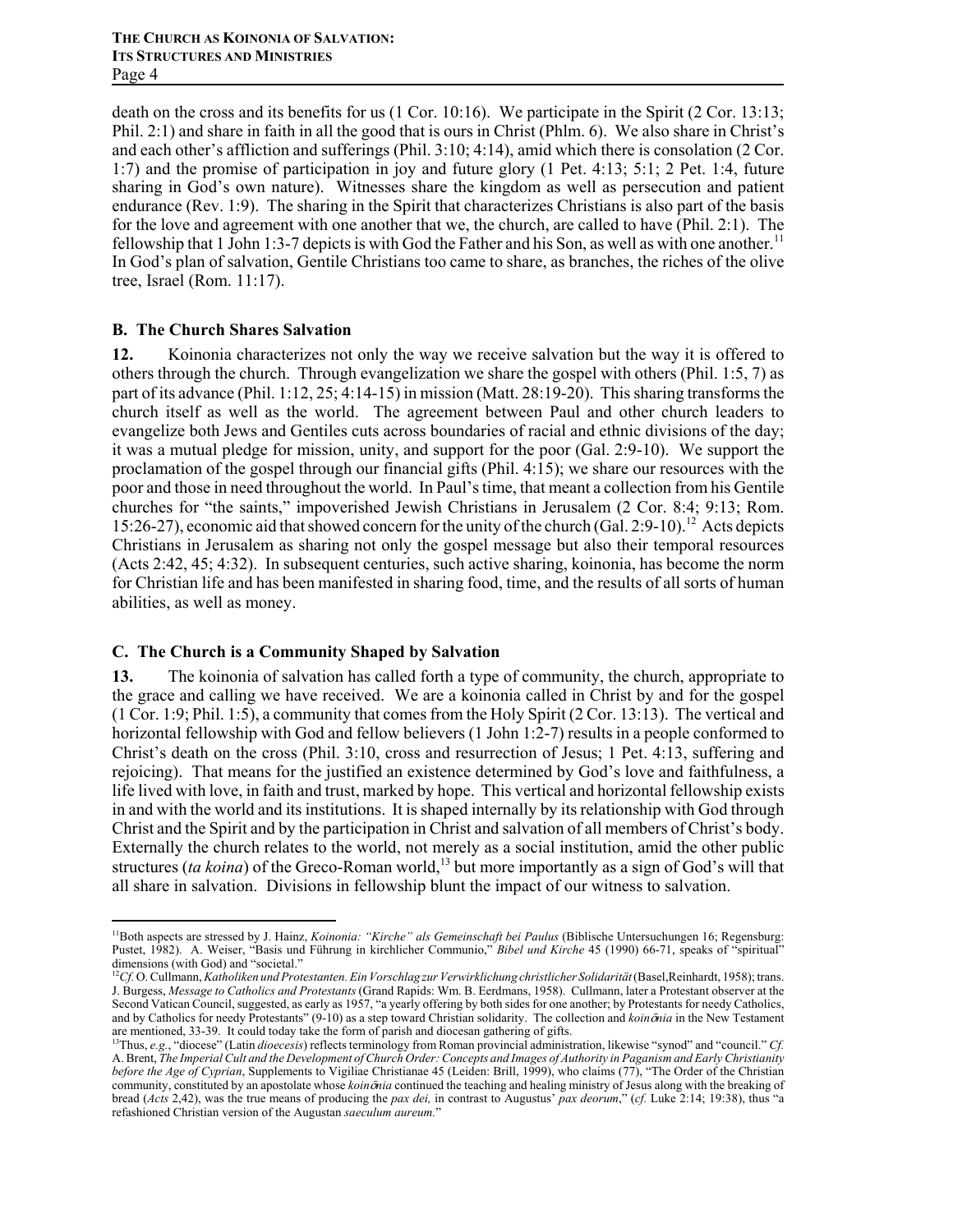death on the cross and its benefits for us (1 Cor. 10:16). We participate in the Spirit (2 Cor. 13:13; Phil. 2:1) and share in faith in all the good that is ours in Christ (Phlm. 6). We also share in Christ's and each other's affliction and sufferings (Phil. 3:10; 4:14), amid which there is consolation (2 Cor. 1:7) and the promise of participation in joy and future glory (1 Pet. 4:13; 5:1; 2 Pet. 1:4, future sharing in God's own nature). Witnesses share the kingdom as well as persecution and patient endurance (Rev. 1:9). The sharing in the Spirit that characterizes Christians is also part of the basis for the love and agreement with one another that we, the church, are called to have (Phil. 2:1). The fellowship that 1 John 1:3-7 depicts is with God the Father and his Son, as well as with one another.[11] In God's plan of salvation, Gentile Christians too came to share, as branches, the riches of the olive tree, Israel (Rom. 11:17).

### B. The Church Shares Salvation

**12.** Koinonia characterizes not only the way we receive salvation but the way it is offered to others through the church. Through evangelization we share the gospel with others (Phil. 1:5, 7) as part of its advance (Phil. 1:12, 25; 4:14-15) in mission (Matt. 28:19-20). This sharing transforms the church itself as well as the world. The agreement between Paul and other church leaders to evangelize both Jews and Gentiles cuts across boundaries of racial and ethnic divisions of the day; it was a mutual pledge for mission, unity, and support for the poor (Gal. 2:9-10). We support the proclamation of the gospel through our financial gifts (Phil. 4:15); we share our resources with the poor and those in need throughout the world. In Paul's time, that meant a collection from his Gentile churches for "the saints," impoverished Jewish Christians in Jerusalem (2 Cor. 8:4; 9:13; Rom. 15:26-27), economic aid that showed concern for the unity of the church (Gal. 2:9-10).[12] Acts depicts Christians in Jerusalem as sharing not only the gospel message but also their temporal resources (Acts 2:42, 45; 4:32). In subsequent centuries, such active sharing, koinonia, has become the norm for Christian life and has been manifested in sharing food, time, and the results of all sorts of human abilities, as well as money.

### C. The Church is a Community Shaped by Salvation

**13.** The koinonia of salvation has called forth a type of community, the church, appropriate to the grace and calling we have received. We are a koinonia called in Christ by and for the gospel (1 Cor. 1:9; Phil. 1:5), a community that comes from the Holy Spirit (2 Cor. 13:13). The vertical and horizontal fellowship with God and fellow believers (1 John 1:2-7) results in a people conformed to Christ's death on the cross (Phil. 3:10, cross and resurrection of Jesus; 1 Pet. 4:13, suffering and rejoicing). That means for the justified an existence determined by God's love and faithfulness, a life lived with love, in faith and trust, marked by hope. This vertical and horizontal fellowship exists in and with the world and its institutions. It is shaped internally by its relationship with God through Christ and the Spirit and by the participation in Christ and salvation of all members of Christ's body. Externally the church relates to the world, not merely as a social institution, amid the other public structures (*ta koina*) of the Greco-Roman world,[13] but more importantly as a sign of God's will that all share in salvation. Divisions in fellowship blunt the impact of our witness to salvation.

---

[11] Both aspects are stressed by J. Hainz, *Koinonia: "Kirche" als Gemeinschaft bei Paulus* (Biblische Untersuchungen 16; Regensburg: Pustet, 1982). A. Weiser, "Basis und Führung in kirchlicher Communio," *Bibel und Kirche* 45 (1990) 66-71, speaks of "spiritual" dimensions (with God) and "societal."

[12] *Cf.* O. Cullmann, *Katholiken und Protestanten. Ein Vorschlag zur Verwirklichung christlicher Solidarität* (Basel, Reinhardt, 1958); trans. J. Burgess, *Message to Catholics and Protestants* (Grand Rapids: Wm. B. Eerdmans, 1958). Cullmann, later a Protestant observer at the Second Vatican Council, suggested, as early as 1957, "a yearly offering by both sides for one another; by Protestants for needy Catholics, and by Catholics for needy Protestants" (9-10) as a step toward Christian solidarity. The collection and *koinōnia* in the New Testament are mentioned, 33-39. It could today take the form of parish and diocesan gathering of gifts.

[13] Thus, *e.g.*, "diocese" (Latin *dioecesis*) reflects terminology from Roman provincial administration, likewise "synod" and "council." *Cf.* A. Brent, *The Imperial Cult and the Development of Church Order: Concepts and Images of Authority in Paganism and Early Christianity before the Age of Cyprian*, Supplements to Vigiliae Christianae 45 (Leiden: Brill, 1999), who claims (77), "The Order of the Christian community, constituted by an apostolate whose *koinōnia* continued the teaching and healing ministry of Jesus along with the breaking of bread (*Acts* 2,42), was the true means of producing the *pax dei,* in contrast to Augustus' *pax deorum*," (*cf.* Luke 2:14; 19:38), thus "a refashioned Christian version of the Augustan *saeculum aureum.*"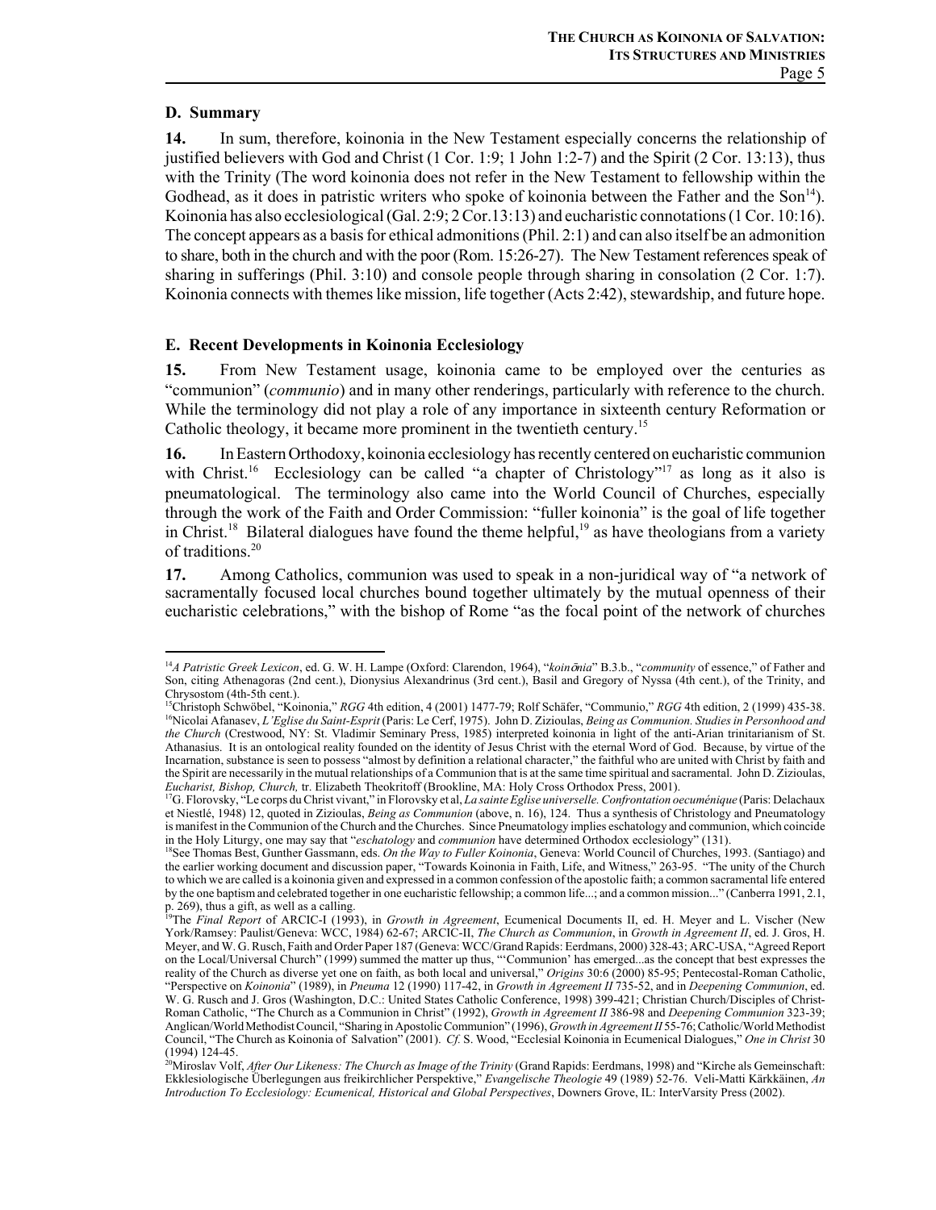### D. Summary

**14.** In sum, therefore, koinonia in the New Testament especially concerns the relationship of justified believers with God and Christ (1 Cor. 1:9; 1 John 1:2-7) and the Spirit (2 Cor. 13:13), thus with the Trinity (The word koinonia does not refer in the New Testament to fellowship within the Godhead, as it does in patristic writers who spoke of koinonia between the Father and the Son[14]). Koinonia has also ecclesiological (Gal. 2:9; 2 Cor.13:13) and eucharistic connotations (1 Cor. 10:16). The concept appears as a basis for ethical admonitions (Phil. 2:1) and can also itself be an admonition to share, both in the church and with the poor (Rom. 15:26-27). The New Testament references speak of sharing in sufferings (Phil. 3:10) and console people through sharing in consolation (2 Cor. 1:7). Koinonia connects with themes like mission, life together (Acts 2:42), stewardship, and future hope.

### E. Recent Developments in Koinonia Ecclesiology

**15.** From New Testament usage, koinonia came to be employed over the centuries as "communion" (*communio*) and in many other renderings, particularly with reference to the church. While the terminology did not play a role of any importance in sixteenth century Reformation or Catholic theology, it became more prominent in the twentieth century.[15]

**16.** In Eastern Orthodoxy, koinonia ecclesiology has recently centered on eucharistic communion with Christ.[16] Ecclesiology can be called "a chapter of Christology"[17] as long as it also is pneumatological. The terminology also came into the World Council of Churches, especially through the work of the Faith and Order Commission: "fuller koinonia" is the goal of life together in Christ.[18] Bilateral dialogues have found the theme helpful,[19] as have theologians from a variety of traditions.[20]

**17.** Among Catholics, communion was used to speak in a non-juridical way of "a network of sacramentally focused local churches bound together ultimately by the mutual openness of their eucharistic celebrations," with the bishop of Rome "as the focal point of the network of churches

---

[14] *A Patristic Greek Lexicon*, ed. G. W. H. Lampe (Oxford: Clarendon, 1964), "*koinōnia*" B.3.b., "*community* of essence," of Father and Son, citing Athenagoras (2nd cent.), Dionysius Alexandrinus (3rd cent.), Basil and Gregory of Nyssa (4th cent.), of the Trinity, and Chrysostom (4th-5th cent.).

[15] Christoph Schwöbel, "Koinonia," *RGG* 4th edition, 4 (2001) 1477-79; Rolf Schäfer, "Communio," *RGG* 4th edition, 2 (1999) 435-38.

[16] Nicolai Afanasev, *L'Eglise du Saint-Esprit* (Paris: Le Cerf, 1975). John D. Zizioulas, *Being as Communion. Studies in Personhood and the Church* (Crestwood, NY: St. Vladimir Seminary Press, 1985) interpreted koinonia in light of the anti-Arian trinitarianism of St. Athanasius. It is an ontological reality founded on the identity of Jesus Christ with the eternal Word of God. Because, by virtue of the Incarnation, substance is seen to possess "almost by definition a relational character," the faithful who are united with Christ by faith and the Spirit are necessarily in the mutual relationships of a Communion that is at the same time spiritual and sacramental. John D. Zizioulas, *Eucharist, Bishop, Church,* tr. Elizabeth Theokritoff (Brookline, MA: Holy Cross Orthodox Press, 2001).

[17] G. Florovsky, "Le corps du Christ vivant," in Florovsky et al, *La sainte Eglise universelle. Confrontation oecuménique* (Paris: Delachaux et Niestlé, 1948) 12, quoted in Zizioulas, *Being as Communion* (above, n. 16), 124. Thus a synthesis of Christology and Pneumatology is manifest in the Communion of the Church and the Churches. Since Pneumatology implies eschatology and communion, which coincide in the Holy Liturgy, one may say that "*eschatology* and *communion* have determined Orthodox ecclesiology" (131).

[18] See Thomas Best, Gunther Gassmann, eds. *On the Way to Fuller Koinonia*, Geneva: World Council of Churches, 1993. (Santiago) and the earlier working document and discussion paper, "Towards Koinonia in Faith, Life, and Witness," 263-95. "The unity of the Church to which we are called is a koinonia given and expressed in a common confession of the apostolic faith; a common sacramental life entered by the one baptism and celebrated together in one eucharistic fellowship; a common life...; and a common mission..." (Canberra 1991, 2.1, p. 269), thus a gift, as well as a calling.

[19] The *Final Report* of ARCIC-I (1993), in *Growth in Agreement*, Ecumenical Documents II, ed. H. Meyer and L. Vischer (New York/Ramsey: Paulist/Geneva: WCC, 1984) 62-67; ARCIC-II, *The Church as Communion*, in *Growth in Agreement II*, ed. J. Gros, H. Meyer, and W. G. Rusch, Faith and Order Paper 187 (Geneva: WCC/Grand Rapids: Eerdmans, 2000) 328-43; ARC-USA, "Agreed Report on the Local/Universal Church" (1999) summed the matter up thus, "'Communion' has emerged...as the concept that best expresses the reality of the Church as diverse yet one on faith, as both local and universal," *Origins* 30:6 (2000) 85-95; Pentecostal-Roman Catholic, "Perspective on *Koinonia*" (1989), in *Pneuma* 12 (1990) 117-42, in *Growth in Agreement II* 735-52, and in *Deepening Communion*, ed. W. G. Rusch and J. Gros (Washington, D.C.: United States Catholic Conference, 1998) 399-421; Christian Church/Disciples of Christ-Roman Catholic, "The Church as a Communion in Christ" (1992), *Growth in Agreement II* 386-98 and *Deepening Communion* 323-39; Anglican/World Methodist Council, "Sharing in Apostolic Communion" (1996), *Growth in Agreement II* 55-76; Catholic/World Methodist Council, "The Church as Koinonia of Salvation" (2001). *Cf.* S. Wood, "Ecclesial Koinonia in Ecumenical Dialogues," *One in Christ* 30 (1994) 124-45.

[20] Miroslav Volf, *After Our Likeness: The Church as Image of the Trinity* (Grand Rapids: Eerdmans, 1998) and "Kirche als Gemeinschaft: Ekklesiologische Überlegungen aus freikirchlicher Perspektive," *Evangelische Theologie* 49 (1989) 52-76. Veli-Matti Kärkkäinen, *An Introduction To Ecclesiology: Ecumenical, Historical and Global Perspectives*, Downers Grove, IL: InterVarsity Press (2002).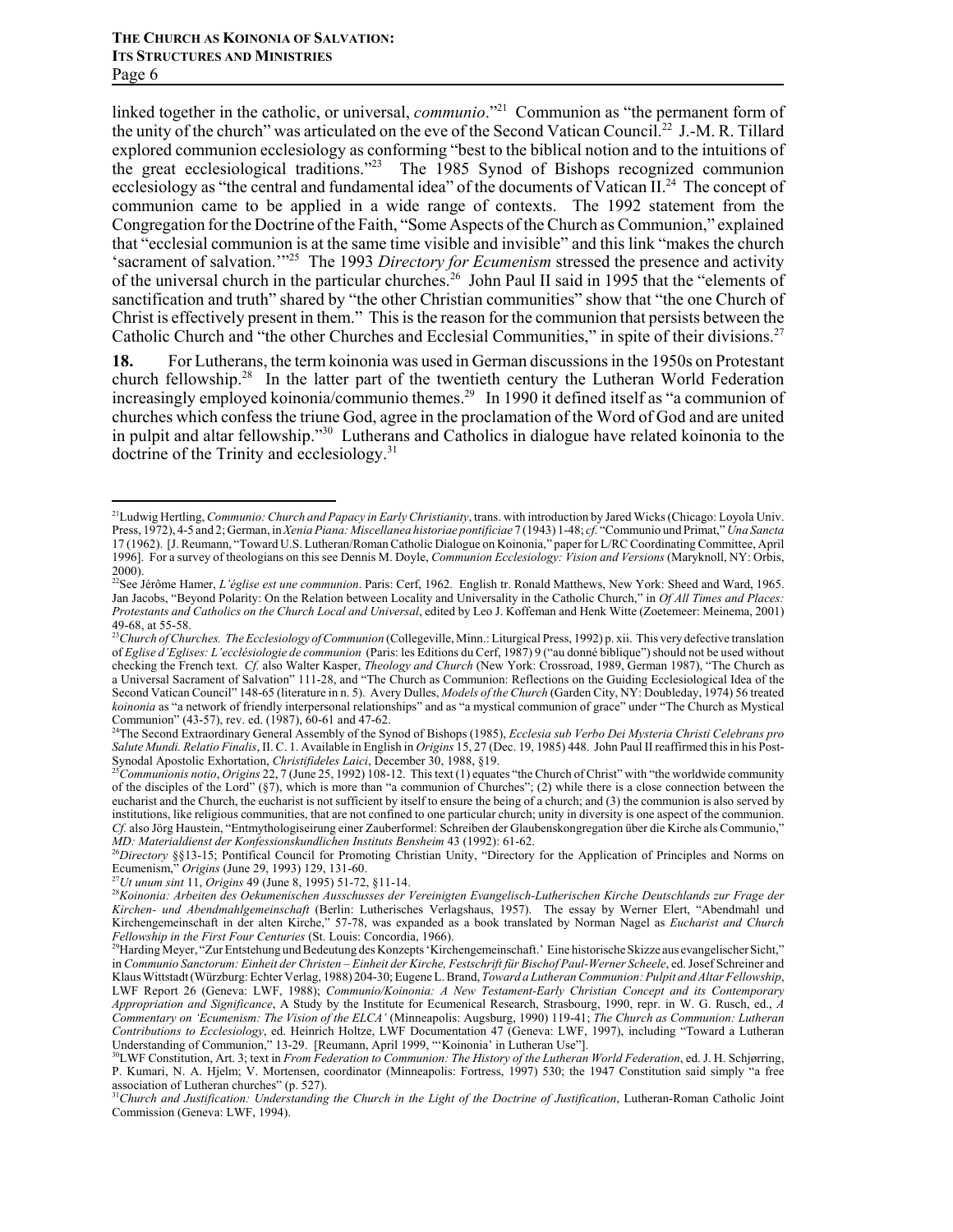linked together in the catholic, or universal, *communio*."[21] Communion as "the permanent form of the unity of the church" was articulated on the eve of the Second Vatican Council.[22] J.-M. R. Tillard explored communion ecclesiology as conforming "best to the biblical notion and to the intuitions of the great ecclesiological traditions."[23] The 1985 Synod of Bishops recognized communion ecclesiology as "the central and fundamental idea" of the documents of Vatican II.[24] The concept of communion came to be applied in a wide range of contexts. The 1992 statement from the Congregation for the Doctrine of the Faith, "Some Aspects of the Church as Communion," explained that "ecclesial communion is at the same time visible and invisible" and this link "makes the church 'sacrament of salvation.'"[25] The 1993 *Directory for Ecumenism* stressed the presence and activity of the universal church in the particular churches.[26] John Paul II said in 1995 that the "elements of sanctification and truth" shared by "the other Christian communities" show that "the one Church of Christ is effectively present in them." This is the reason for the communion that persists between the Catholic Church and "the other Churches and Ecclesial Communities," in spite of their divisions.[27]

**18.** For Lutherans, the term koinonia was used in German discussions in the 1950s on Protestant church fellowship.[28] In the latter part of the twentieth century the Lutheran World Federation increasingly employed koinonia/communio themes.[29] In 1990 it defined itself as "a communion of churches which confess the triune God, agree in the proclamation of the Word of God and are united in pulpit and altar fellowship."[30] Lutherans and Catholics in dialogue have related koinonia to the doctrine of the Trinity and ecclesiology.[31]

---

[21] Ludwig Hertling, *Communio: Church and Papacy in Early Christianity*, trans. with introduction by Jared Wicks (Chicago: Loyola Univ. Press, 1972), 4-5 and 2; German, in *Xenia Piana: Miscellanea historiae pontificiae* 7 (1943) 1-48; *cf.* "Communio und Primat," *Una Sancta* 17 (1962). [J. Reumann, "Toward U.S. Lutheran/Roman Catholic Dialogue on Koinonia," paper for L/RC Coordinating Committee, April 1996]. For a survey of theologians on this see Dennis M. Doyle, *Communion Ecclesiology: Vision and Versions* (Maryknoll, NY: Orbis, 2000).

[22] See Jérôme Hamer, *L'église est une communion*. Paris: Cerf, 1962. English tr. Ronald Matthews, New York: Sheed and Ward, 1965. Jan Jacobs, "Beyond Polarity: On the Relation between Locality and Universality in the Catholic Church," in *Of All Times and Places: Protestants and Catholics on the Church Local and Universal*, edited by Leo J. Koffeman and Henk Witte (Zoetemeer: Meinema, 2001) 49-68, at 55-58.

[23] *Church of Churches. The Ecclesiology of Communion* (Collegeville, Minn.: Liturgical Press, 1992) p. xii. This very defective translation of *Eglise d'Eglises: L'ecclésiologie de communion* (Paris: les Editions du Cerf, 1987) 9 ("au donné biblique") should not be used without checking the French text. *Cf.* also Walter Kasper, *Theology and Church* (New York: Crossroad, 1989, German 1987), "The Church as a Universal Sacrament of Salvation" 111-28, and "The Church as Communion: Reflections on the Guiding Ecclesiological Idea of the Second Vatican Council" 148-65 (literature in n. 5). Avery Dulles, *Models of the Church* (Garden City, NY: Doubleday, 1974) 56 treated *koinonia* as "a network of friendly interpersonal relationships" and as "a mystical communion of grace" under "The Church as Mystical Communion" (43-57), rev. ed. (1987), 60-61 and 47-62.

[24] The Second Extraordinary General Assembly of the Synod of Bishops (1985), *Ecclesia sub Verbo Dei Mysteria Christi Celebrans pro Salute Mundi. Relatio Finalis*, II. C. 1. Available in English in *Origins* 15, 27 (Dec. 19, 1985) 448. John Paul II reaffirmed this in his Post-Synodal Apostolic Exhortation, *Christifideles Laici*, December 30, 1988, §19.

[25] *Communionis notio*, *Origins* 22, 7 (June 25, 1992) 108-12. This text (1) equates "the Church of Christ" with "the worldwide community of the disciples of the Lord" (§7), which is more than "a communion of Churches"; (2) while there is a close connection between the eucharist and the Church, the eucharist is not sufficient by itself to ensure the being of a church; and (3) the communion is also served by institutions, like religious communities, that are not confined to one particular church; unity in diversity is one aspect of the communion. *Cf.* also Jörg Haustein, "Entmythologiseirung einer Zauberformel: Schreiben der Glaubenskongregation über die Kirche als Communio," *MD: Materialdienst der Konfessionskundlichen Instituts Bensheim* 43 (1992): 61-62.

[26] *Directory* §§13-15; Pontifical Council for Promoting Christian Unity, "Directory for the Application of Principles and Norms on Ecumenism," *Origins* (June 29, 1993) 129, 131-60.

[27] *Ut unum sint* 11, *Origins* 49 (June 8, 1995) 51-72, §11-14.

[28] *Koinonia: Arbeiten des Oekumenischen Ausschusses der Vereinigten Evangelisch-Lutherischen Kirche Deutschlands zur Frage der Kirchen- und Abendmahlgemeinschaft* (Berlin: Lutherisches Verlagshaus, 1957). The essay by Werner Elert, "Abendmahl und Kirchengemeinschaft in der alten Kirche," 57-78, was expanded as a book translated by Norman Nagel as *Eucharist and Church Fellowship in the First Four Centuries* (St. Louis: Concordia, 1966).

[29] Harding Meyer, "Zur Entstehung und Bedeutung des Konzepts 'Kirchengemeinschaft.' Eine historische Skizze aus evangelischer Sicht," in *Communio Sanctorum: Einheit der Christen – Einheit der Kirche, Festschrift für Bischof Paul-Werner Scheele*, ed. Josef Schreiner and Klaus Wittstadt (Würzburg: Echter Verlag, 1988) 204-30; Eugene L. Brand, *Toward a Lutheran Communion: Pulpit and Altar Fellowship*, LWF Report 26 (Geneva: LWF, 1988); *Communio/Koinonia: A New Testament-Early Christian Concept and its Contemporary Appropriation and Significance*, A Study by the Institute for Ecumenical Research, Strasbourg, 1990, repr. in W. G. Rusch, ed., *A Commentary on 'Ecumenism: The Vision of the ELCA'* (Minneapolis: Augsburg, 1990) 119-41; *The Church as Communion: Lutheran Contributions to Ecclesiology*, ed. Heinrich Holtze, LWF Documentation 47 (Geneva: LWF, 1997), including "Toward a Lutheran Understanding of Communion," 13-29. [Reumann, April 1999, "'Koinonia' in Lutheran Use"].

[30] LWF Constitution, Art. 3; text in *From Federation to Communion: The History of the Lutheran World Federation*, ed. J. H. Schjørring, P. Kumari, N. A. Hjelm; V. Mortensen, coordinator (Minneapolis: Fortress, 1997) 530; the 1947 Constitution said simply "a free association of Lutheran churches" (p. 527).

[31] *Church and Justification: Understanding the Church in the Light of the Doctrine of Justification*, Lutheran-Roman Catholic Joint Commission (Geneva: LWF, 1994).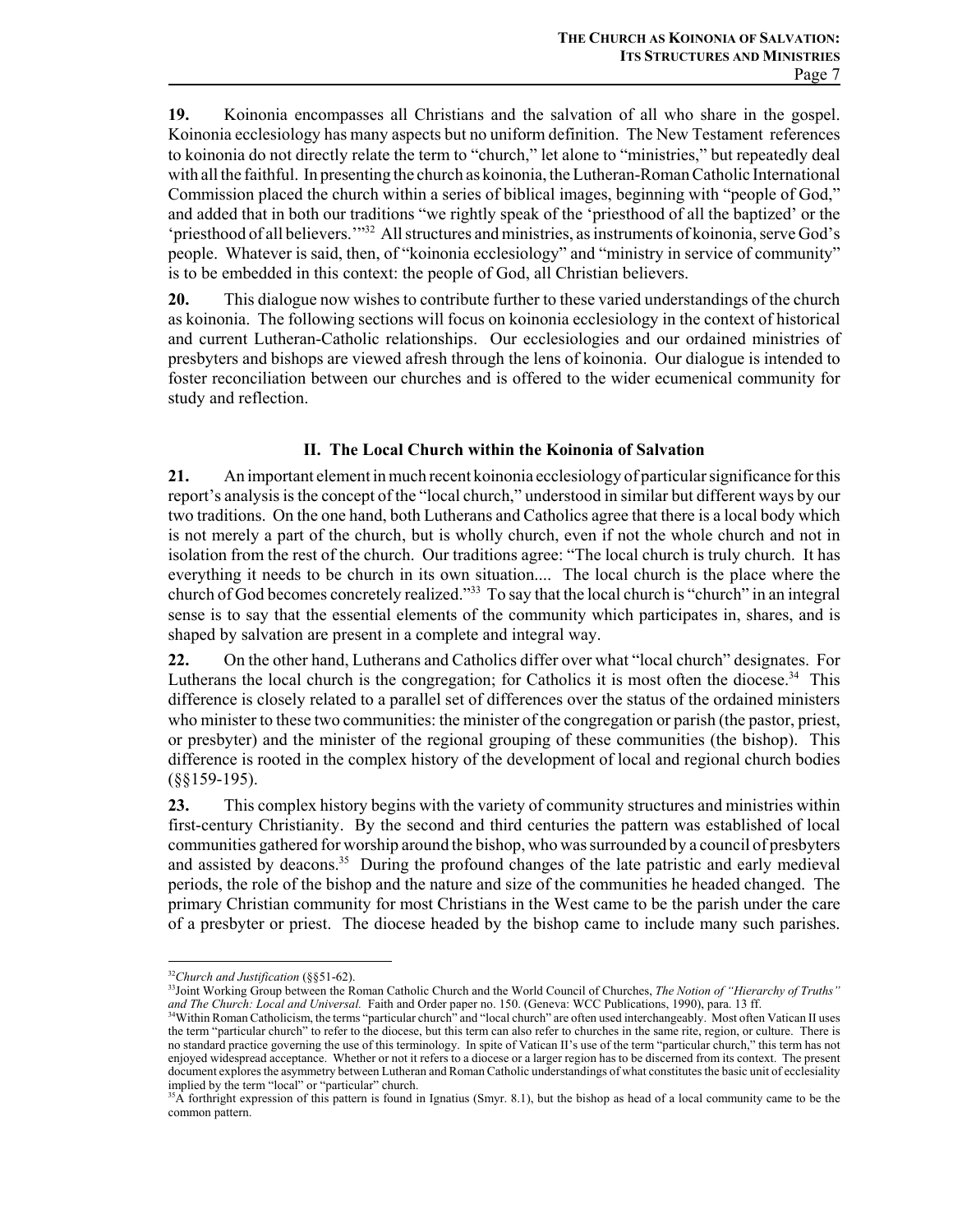**19.** Koinonia encompasses all Christians and the salvation of all who share in the gospel. Koinonia ecclesiology has many aspects but no uniform definition. The New Testament references to koinonia do not directly relate the term to "church," let alone to "ministries," but repeatedly deal with all the faithful. In presenting the church as koinonia, the Lutheran-Roman Catholic International Commission placed the church within a series of biblical images, beginning with "people of God," and added that in both our traditions "we rightly speak of the 'priesthood of all the baptized' or the 'priesthood of all believers.'"[32] All structures and ministries, as instruments of koinonia, serve God's people. Whatever is said, then, of "koinonia ecclesiology" and "ministry in service of community" is to be embedded in this context: the people of God, all Christian believers.

**20.** This dialogue now wishes to contribute further to these varied understandings of the church as koinonia. The following sections will focus on koinonia ecclesiology in the context of historical and current Lutheran-Catholic relationships. Our ecclesiologies and our ordained ministries of presbyters and bishops are viewed afresh through the lens of koinonia. Our dialogue is intended to foster reconciliation between our churches and is offered to the wider ecumenical community for study and reflection.

## II. The Local Church within the Koinonia of Salvation

**21.** An important element in much recent koinonia ecclesiology of particular significance for this report's analysis is the concept of the "local church," understood in similar but different ways by our two traditions. On the one hand, both Lutherans and Catholics agree that there is a local body which is not merely a part of the church, but is wholly church, even if not the whole church and not in isolation from the rest of the church. Our traditions agree: "The local church is truly church. It has everything it needs to be church in its own situation.... The local church is the place where the church of God becomes concretely realized."[33] To say that the local church is "church" in an integral sense is to say that the essential elements of the community which participates in, shares, and is shaped by salvation are present in a complete and integral way.

**22.** On the other hand, Lutherans and Catholics differ over what "local church" designates. For Lutherans the local church is the congregation; for Catholics it is most often the diocese.[34] This difference is closely related to a parallel set of differences over the status of the ordained ministers who minister to these two communities: the minister of the congregation or parish (the pastor, priest, or presbyter) and the minister of the regional grouping of these communities (the bishop). This difference is rooted in the complex history of the development of local and regional church bodies (§§159-195).

**23.** This complex history begins with the variety of community structures and ministries within first-century Christianity. By the second and third centuries the pattern was established of local communities gathered for worship around the bishop, who was surrounded by a council of presbyters and assisted by deacons.[35] During the profound changes of the late patristic and early medieval periods, the role of the bishop and the nature and size of the communities he headed changed. The primary Christian community for most Christians in the West came to be the parish under the care of a presbyter or priest. The diocese headed by the bishop came to include many such parishes.

---

[32] *Church and Justification* (§§51-62).

[33] Joint Working Group between the Roman Catholic Church and the World Council of Churches, *The Notion of "Hierarchy of Truths" and The Church: Local and Universal.* Faith and Order paper no. 150. (Geneva: WCC Publications, 1990), para. 13 ff.

[34] Within Roman Catholicism, the terms "particular church" and "local church" are often used interchangeably. Most often Vatican II uses the term "particular church" to refer to the diocese, but this term can also refer to churches in the same rite, region, or culture. There is no standard practice governing the use of this terminology. In spite of Vatican II's use of the term "particular church," this term has not enjoyed widespread acceptance. Whether or not it refers to a diocese or a larger region has to be discerned from its context. The present document explores the asymmetry between Lutheran and Roman Catholic understandings of what constitutes the basic unit of ecclesiality implied by the term "local" or "particular" church.

[35] A forthright expression of this pattern is found in Ignatius (Smyr. 8.1), but the bishop as head of a local community came to be the common pattern.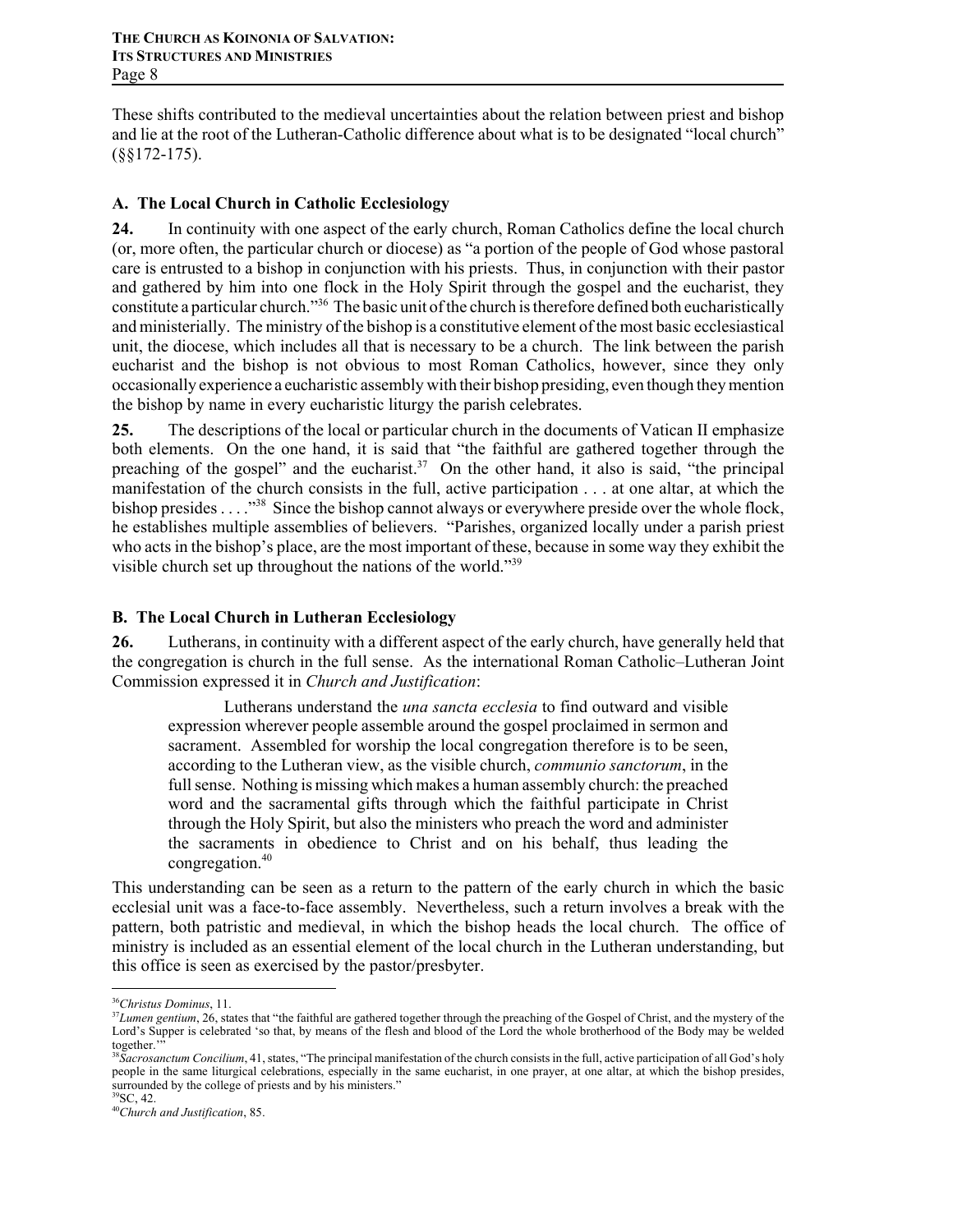These shifts contributed to the medieval uncertainties about the relation between priest and bishop and lie at the root of the Lutheran-Catholic difference about what is to be designated "local church" (§§172-175).

### A. The Local Church in Catholic Ecclesiology

**24.** In continuity with one aspect of the early church, Roman Catholics define the local church (or, more often, the particular church or diocese) as "a portion of the people of God whose pastoral care is entrusted to a bishop in conjunction with his priests. Thus, in conjunction with their pastor and gathered by him into one flock in the Holy Spirit through the gospel and the eucharist, they constitute a particular church."[36] The basic unit of the church is therefore defined both eucharistically and ministerially. The ministry of the bishop is a constitutive element of the most basic ecclesiastical unit, the diocese, which includes all that is necessary to be a church. The link between the parish eucharist and the bishop is not obvious to most Roman Catholics, however, since they only occasionally experience a eucharistic assembly with their bishop presiding, even though they mention the bishop by name in every eucharistic liturgy the parish celebrates.

**25.** The descriptions of the local or particular church in the documents of Vatican II emphasize both elements. On the one hand, it is said that "the faithful are gathered together through the preaching of the gospel" and the eucharist.[37] On the other hand, it also is said, "the principal manifestation of the church consists in the full, active participation . . . at one altar, at which the bishop presides . . . ."[38] Since the bishop cannot always or everywhere preside over the whole flock, he establishes multiple assemblies of believers. "Parishes, organized locally under a parish priest who acts in the bishop's place, are the most important of these, because in some way they exhibit the visible church set up throughout the nations of the world."[39]

### B. The Local Church in Lutheran Ecclesiology

**26.** Lutherans, in continuity with a different aspect of the early church, have generally held that the congregation is church in the full sense. As the international Roman Catholic–Lutheran Joint Commission expressed it in *Church and Justification*:

> Lutherans understand the *una sancta ecclesia* to find outward and visible expression wherever people assemble around the gospel proclaimed in sermon and sacrament. Assembled for worship the local congregation therefore is to be seen, according to the Lutheran view, as the visible church, *communio sanctorum*, in the full sense. Nothing is missing which makes a human assembly church: the preached word and the sacramental gifts through which the faithful participate in Christ through the Holy Spirit, but also the ministers who preach the word and administer the sacraments in obedience to Christ and on his behalf, thus leading the congregation.[40]

This understanding can be seen as a return to the pattern of the early church in which the basic ecclesial unit was a face-to-face assembly. Nevertheless, such a return involves a break with the pattern, both patristic and medieval, in which the bishop heads the local church. The office of ministry is included as an essential element of the local church in the Lutheran understanding, but this office is seen as exercised by the pastor/presbyter.

---

[36] *Christus Dominus*, 11.

[37] *Lumen gentium*, 26, states that "the faithful are gathered together through the preaching of the Gospel of Christ, and the mystery of the Lord's Supper is celebrated 'so that, by means of the flesh and blood of the Lord the whole brotherhood of the Body may be welded together.'"

[38] *Sacrosanctum Concilium*, 41, states, "The principal manifestation of the church consists in the full, active participation of all God's holy people in the same liturgical celebrations, especially in the same eucharist, in one prayer, at one altar, at which the bishop presides, surrounded by the college of priests and by his ministers."

[39] SC, 42.

[40] *Church and Justification*, 85.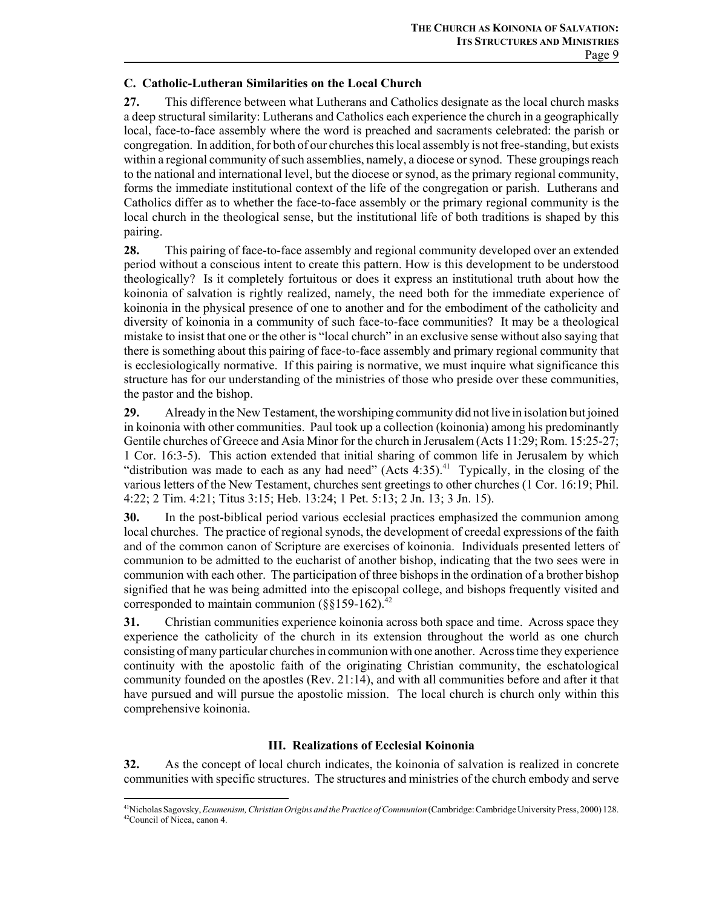### C. Catholic-Lutheran Similarities on the Local Church

**27.** This difference between what Lutherans and Catholics designate as the local church masks a deep structural similarity: Lutherans and Catholics each experience the church in a geographically local, face-to-face assembly where the word is preached and sacraments celebrated: the parish or congregation. In addition, for both of our churches this local assembly is not free-standing, but exists within a regional community of such assemblies, namely, a diocese or synod. These groupings reach to the national and international level, but the diocese or synod, as the primary regional community, forms the immediate institutional context of the life of the congregation or parish. Lutherans and Catholics differ as to whether the face-to-face assembly or the primary regional community is the local church in the theological sense, but the institutional life of both traditions is shaped by this pairing.

**28.** This pairing of face-to-face assembly and regional community developed over an extended period without a conscious intent to create this pattern. How is this development to be understood theologically? Is it completely fortuitous or does it express an institutional truth about how the koinonia of salvation is rightly realized, namely, the need both for the immediate experience of koinonia in the physical presence of one to another and for the embodiment of the catholicity and diversity of koinonia in a community of such face-to-face communities? It may be a theological mistake to insist that one or the other is "local church" in an exclusive sense without also saying that there is something about this pairing of face-to-face assembly and primary regional community that is ecclesiologically normative. If this pairing is normative, we must inquire what significance this structure has for our understanding of the ministries of those who preside over these communities, the pastor and the bishop.

**29.** Already in the New Testament, the worshiping community did not live in isolation but joined in koinonia with other communities. Paul took up a collection (koinonia) among his predominantly Gentile churches of Greece and Asia Minor for the church in Jerusalem (Acts 11:29; Rom. 15:25-27; 1 Cor. 16:3-5). This action extended that initial sharing of common life in Jerusalem by which "distribution was made to each as any had need" (Acts 4:35).[41] Typically, in the closing of the various letters of the New Testament, churches sent greetings to other churches (1 Cor. 16:19; Phil. 4:22; 2 Tim. 4:21; Titus 3:15; Heb. 13:24; 1 Pet. 5:13; 2 Jn. 13; 3 Jn. 15).

**30.** In the post-biblical period various ecclesial practices emphasized the communion among local churches. The practice of regional synods, the development of creedal expressions of the faith and of the common canon of Scripture are exercises of koinonia. Individuals presented letters of communion to be admitted to the eucharist of another bishop, indicating that the two sees were in communion with each other. The participation of three bishops in the ordination of a brother bishop signified that he was being admitted into the episcopal college, and bishops frequently visited and corresponded to maintain communion (§§159-162).[42]

**31.** Christian communities experience koinonia across both space and time. Across space they experience the catholicity of the church in its extension throughout the world as one church consisting of many particular churches in communion with one another. Across time they experience continuity with the apostolic faith of the originating Christian community, the eschatological community founded on the apostles (Rev. 21:14), and with all communities before and after it that have pursued and will pursue the apostolic mission. The local church is church only within this comprehensive koinonia.

## III. Realizations of Ecclesial Koinonia

**32.** As the concept of local church indicates, the koinonia of salvation is realized in concrete communities with specific structures. The structures and ministries of the church embody and serve

---

[41] Nicholas Sagovsky, *Ecumenism, Christian Origins and the Practice of Communion* (Cambridge: Cambridge University Press, 2000) 128.

[42] Council of Nicea, canon 4.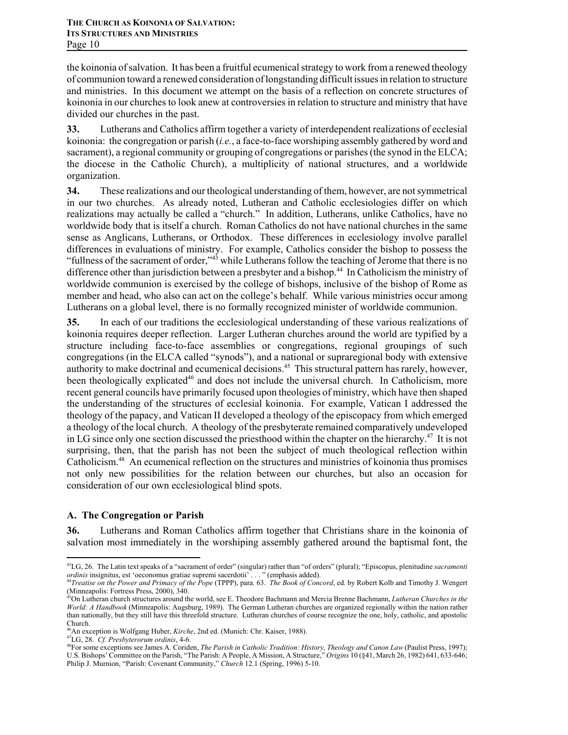the koinonia of salvation. It has been a fruitful ecumenical strategy to work from a renewed theology of communion toward a renewed consideration of longstanding difficult issues in relation to structure and ministries. In this document we attempt on the basis of a reflection on concrete structures of koinonia in our churches to look anew at controversies in relation to structure and ministry that have divided our churches in the past.

**33.** Lutherans and Catholics affirm together a variety of interdependent realizations of ecclesial koinonia: the congregation or parish (*i.e.*, a face-to-face worshiping assembly gathered by word and sacrament), a regional community or grouping of congregations or parishes (the synod in the ELCA; the diocese in the Catholic Church), a multiplicity of national structures, and a worldwide organization.

**34.** These realizations and our theological understanding of them, however, are not symmetrical in our two churches. As already noted, Lutheran and Catholic ecclesiologies differ on which realizations may actually be called a "church." In addition, Lutherans, unlike Catholics, have no worldwide body that is itself a church. Roman Catholics do not have national churches in the same sense as Anglicans, Lutherans, or Orthodox. These differences in ecclesiology involve parallel differences in evaluations of ministry. For example, Catholics consider the bishop to possess the "fullness of the sacrament of order,"[43] while Lutherans follow the teaching of Jerome that there is no difference other than jurisdiction between a presbyter and a bishop.[44] In Catholicism the ministry of worldwide communion is exercised by the college of bishops, inclusive of the bishop of Rome as member and head, who also can act on the college's behalf. While various ministries occur among Lutherans on a global level, there is no formally recognized minister of worldwide communion.

**35.** In each of our traditions the ecclesiological understanding of these various realizations of koinonia requires deeper reflection. Larger Lutheran churches around the world are typified by a structure including face-to-face assemblies or congregations, regional groupings of such congregations (in the ELCA called "synods"), and a national or supraregional body with extensive authority to make doctrinal and ecumenical decisions.[45] This structural pattern has rarely, however, been theologically explicated[46] and does not include the universal church. In Catholicism, more recent general councils have primarily focused upon theologies of ministry, which have then shaped the understanding of the structures of ecclesial koinonia. For example, Vatican I addressed the theology of the papacy, and Vatican II developed a theology of the episcopacy from which emerged a theology of the local church. A theology of the presbyterate remained comparatively undeveloped in LG since only one section discussed the priesthood within the chapter on the hierarchy.[47] It is not surprising, then, that the parish has not been the subject of much theological reflection within Catholicism.[48] An ecumenical reflection on the structures and ministries of koinonia thus promises not only new possibilities for the relation between our churches, but also an occasion for consideration of our own ecclesiological blind spots.

### A. The Congregation or Parish

**36.** Lutherans and Roman Catholics affirm together that Christians share in the koinonia of salvation most immediately in the worshiping assembly gathered around the baptismal font, the

---

[43] LG, 26. The Latin text speaks of a "sacrament of order" (singular) rather than "of orders" (plural); "Episcopus, plenitudine *sacramenti ordinis* insignitus, est 'oeconomus gratiae supremi sacerdotii' . . ." (emphasis added).

[44] *Treatise on the Power and Primacy of the Pope* (TPPP), para. 63. *The Book of Concord*, ed. by Robert Kolb and Timothy J. Wengert (Minneapolis: Fortress Press, 2000), 340.

[45] On Lutheran church structures around the world, see E. Theodore Bachmann and Mercia Brenne Bachmann, *Lutheran Churches in the World: A Handbook* (Minneapolis: Augsburg, 1989). The German Lutheran churches are organized regionally within the nation rather than nationally, but they still have this threefold structure. Lutheran churches of course recognize the one, holy, catholic, and apostolic Church.

[46] An exception is Wolfgang Huber, *Kirche*, 2nd ed. (Munich: Chr. Kaiser, 1988).

[47] LG, 28. *Cf. Presbyterorum ordinis*, 4-6.

[48] For some exceptions see James A. Coriden, *The Parish in Catholic Tradition: History, Theology and Canon Law* (Paulist Press, 1997); U.S. Bishops' Committee on the Parish, "The Parish: A People, A Mission, A Structure," *Origins* 10 (§41, March 26, 1982) 641, 633-646; Philip J. Murnion, "Parish: Covenant Community," *Church* 12.1 (Spring, 1996) 5-10.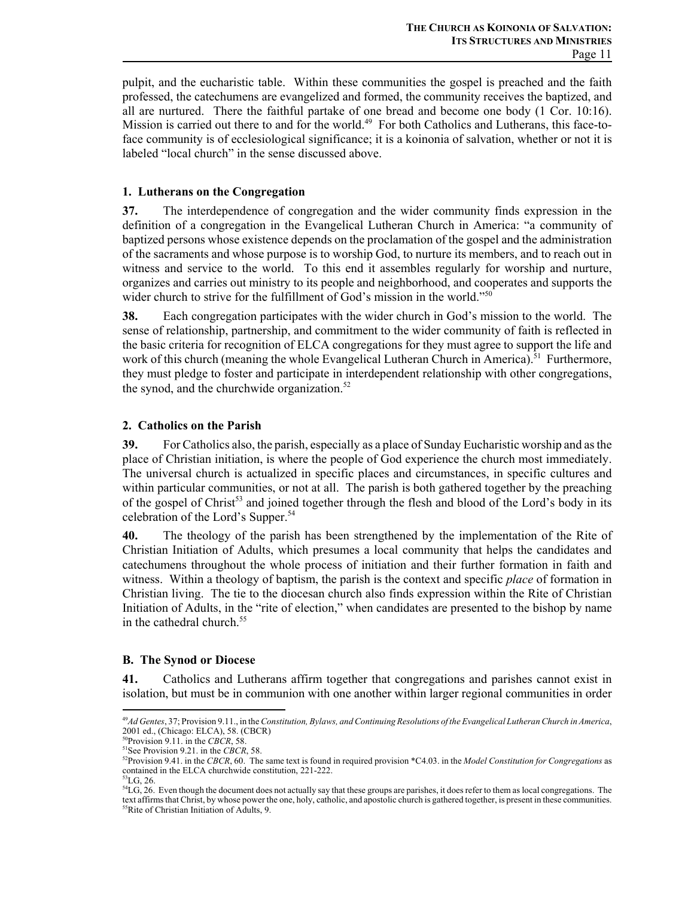pulpit, and the eucharistic table. Within these communities the gospel is preached and the faith professed, the catechumens are evangelized and formed, the community receives the baptized, and all are nurtured. There the faithful partake of one bread and become one body (1 Cor. 10:16). Mission is carried out there to and for the world.[49] For both Catholics and Lutherans, this face-to-face community is of ecclesiological significance; it is a koinonia of salvation, whether or not it is labeled "local church" in the sense discussed above.

### 1. Lutherans on the Congregation

**37.** The interdependence of congregation and the wider community finds expression in the definition of a congregation in the Evangelical Lutheran Church in America: "a community of baptized persons whose existence depends on the proclamation of the gospel and the administration of the sacraments and whose purpose is to worship God, to nurture its members, and to reach out in witness and service to the world. To this end it assembles regularly for worship and nurture, organizes and carries out ministry to its people and neighborhood, and cooperates and supports the wider church to strive for the fulfillment of God's mission in the world."[50]

**38.** Each congregation participates with the wider church in God's mission to the world. The sense of relationship, partnership, and commitment to the wider community of faith is reflected in the basic criteria for recognition of ELCA congregations for they must agree to support the life and work of this church (meaning the whole Evangelical Lutheran Church in America).[51] Furthermore, they must pledge to foster and participate in interdependent relationship with other congregations, the synod, and the churchwide organization.[52]

### 2. Catholics on the Parish

**39.** For Catholics also, the parish, especially as a place of Sunday Eucharistic worship and as the place of Christian initiation, is where the people of God experience the church most immediately. The universal church is actualized in specific places and circumstances, in specific cultures and within particular communities, or not at all. The parish is both gathered together by the preaching of the gospel of Christ[53] and joined together through the flesh and blood of the Lord's body in its celebration of the Lord's Supper.[54]

**40.** The theology of the parish has been strengthened by the implementation of the Rite of Christian Initiation of Adults, which presumes a local community that helps the candidates and catechumens throughout the whole process of initiation and their further formation in faith and witness. Within a theology of baptism, the parish is the context and specific *place* of formation in Christian living. The tie to the diocesan church also finds expression within the Rite of Christian Initiation of Adults, in the "rite of election," when candidates are presented to the bishop by name in the cathedral church.[55]

## B. The Synod or Diocese

**41.** Catholics and Lutherans affirm together that congregations and parishes cannot exist in isolation, but must be in communion with one another within larger regional communities in order

---

[49] *Ad Gentes*, 37; Provision 9.11., in the *Constitution, Bylaws, and Continuing Resolutions of the Evangelical Lutheran Church in America*, 2001 ed., (Chicago: ELCA), 58. (CBCR)

[50] Provision 9.11. in the *CBCR*, 58.

[51] See Provision 9.21. in the *CBCR*, 58.

[52] Provision 9.41. in the *CBCR*, 60. The same text is found in required provision *C4.03. in the *Model Constitution for Congregations* as contained in the ELCA churchwide constitution, 221-222.

[53] LG, 26.

[54] LG, 26. Even though the document does not actually say that these groups are parishes, it does refer to them as local congregations. The text affirms that Christ, by whose power the one, holy, catholic, and apostolic church is gathered together, is present in these communities.

[55] Rite of Christian Initiation of Adults, 9.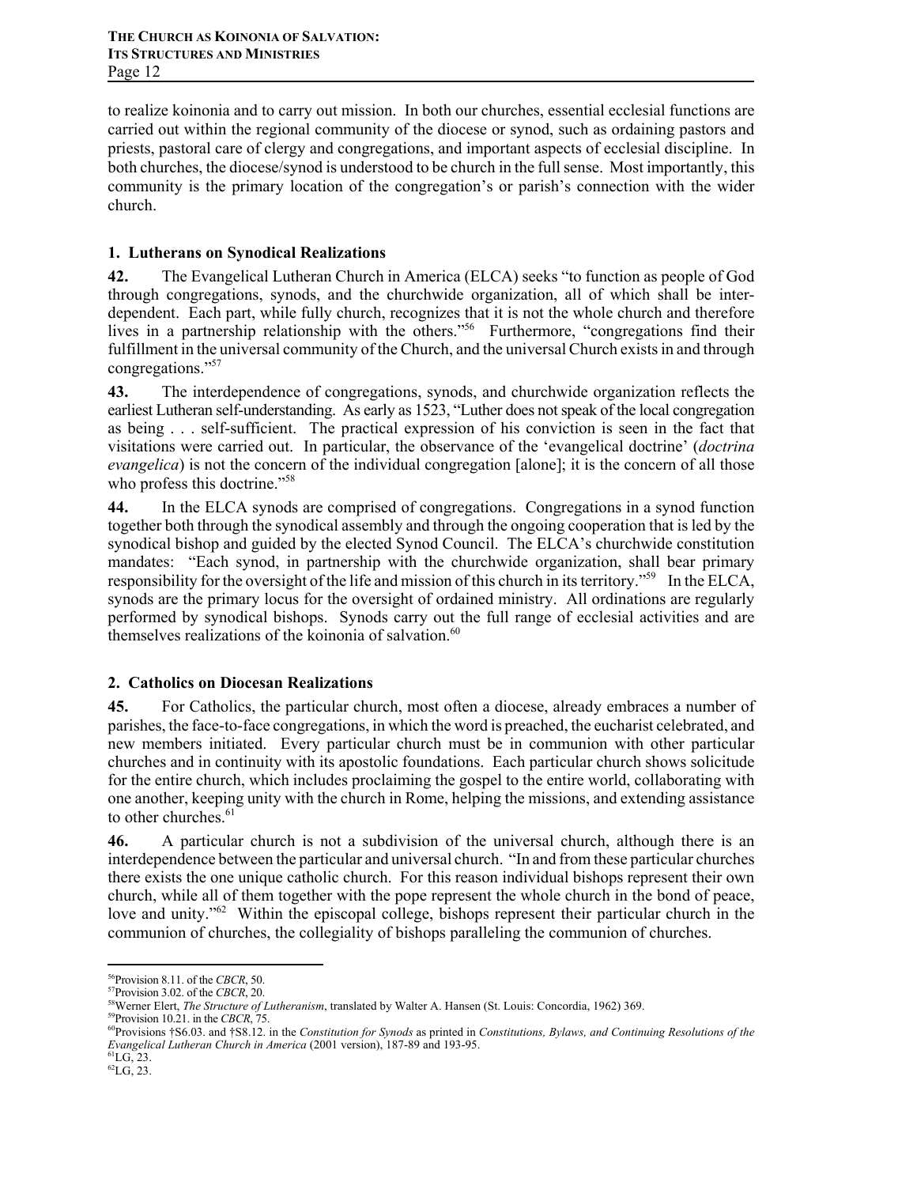to realize koinonia and to carry out mission. In both our churches, essential ecclesial functions are carried out within the regional community of the diocese or synod, such as ordaining pastors and priests, pastoral care of clergy and congregations, and important aspects of ecclesial discipline. In both churches, the diocese/synod is understood to be church in the full sense. Most importantly, this community is the primary location of the congregation's or parish's connection with the wider church.

### 1. Lutherans on Synodical Realizations

**42.** The Evangelical Lutheran Church in America (ELCA) seeks "to function as people of God through congregations, synods, and the churchwide organization, all of which shall be interdependent. Each part, while fully church, recognizes that it is not the whole church and therefore lives in a partnership relationship with the others."[56] Furthermore, "congregations find their fulfillment in the universal community of the Church, and the universal Church exists in and through congregations."[57]

**43.** The interdependence of congregations, synods, and churchwide organization reflects the earliest Lutheran self-understanding. As early as 1523, "Luther does not speak of the local congregation as being . . . self-sufficient. The practical expression of his conviction is seen in the fact that visitations were carried out. In particular, the observance of the 'evangelical doctrine' (*doctrina evangelica*) is not the concern of the individual congregation [alone]; it is the concern of all those who profess this doctrine."[58]

**44.** In the ELCA synods are comprised of congregations. Congregations in a synod function together both through the synodical assembly and through the ongoing cooperation that is led by the synodical bishop and guided by the elected Synod Council. The ELCA's churchwide constitution mandates: "Each synod, in partnership with the churchwide organization, shall bear primary responsibility for the oversight of the life and mission of this church in its territory."[59] In the ELCA, synods are the primary locus for the oversight of ordained ministry. All ordinations are regularly performed by synodical bishops. Synods carry out the full range of ecclesial activities and are themselves realizations of the koinonia of salvation.[60]

### 2. Catholics on Diocesan Realizations

**45.** For Catholics, the particular church, most often a diocese, already embraces a number of parishes, the face-to-face congregations, in which the word is preached, the eucharist celebrated, and new members initiated. Every particular church must be in communion with other particular churches and in continuity with its apostolic foundations. Each particular church shows solicitude for the entire church, which includes proclaiming the gospel to the entire world, collaborating with one another, keeping unity with the church in Rome, helping the missions, and extending assistance to other churches.[61]

**46.** A particular church is not a subdivision of the universal church, although there is an interdependence between the particular and universal church. "In and from these particular churches there exists the one unique catholic church. For this reason individual bishops represent their own church, while all of them together with the pope represent the whole church in the bond of peace, love and unity."[62] Within the episcopal college, bishops represent their particular church in the communion of churches, the collegiality of bishops paralleling the communion of churches.

---

[56] Provision 8.11. of the *CBCR*, 50.

[57] Provision 3.02. of the *CBCR*, 20.

[58] Werner Elert, *The Structure of Lutheranism*, translated by Walter A. Hansen (St. Louis: Concordia, 1962) 369.

[59] Provision 10.21. in the *CBCR*, 75.

[60] Provisions †S6.03. and †S8.12. in the *Constitution for Synods* as printed in *Constitutions, Bylaws, and Continuing Resolutions of the Evangelical Lutheran Church in America* (2001 version), 187-89 and 193-95.

[61] LG, 23.

[62] LG, 23.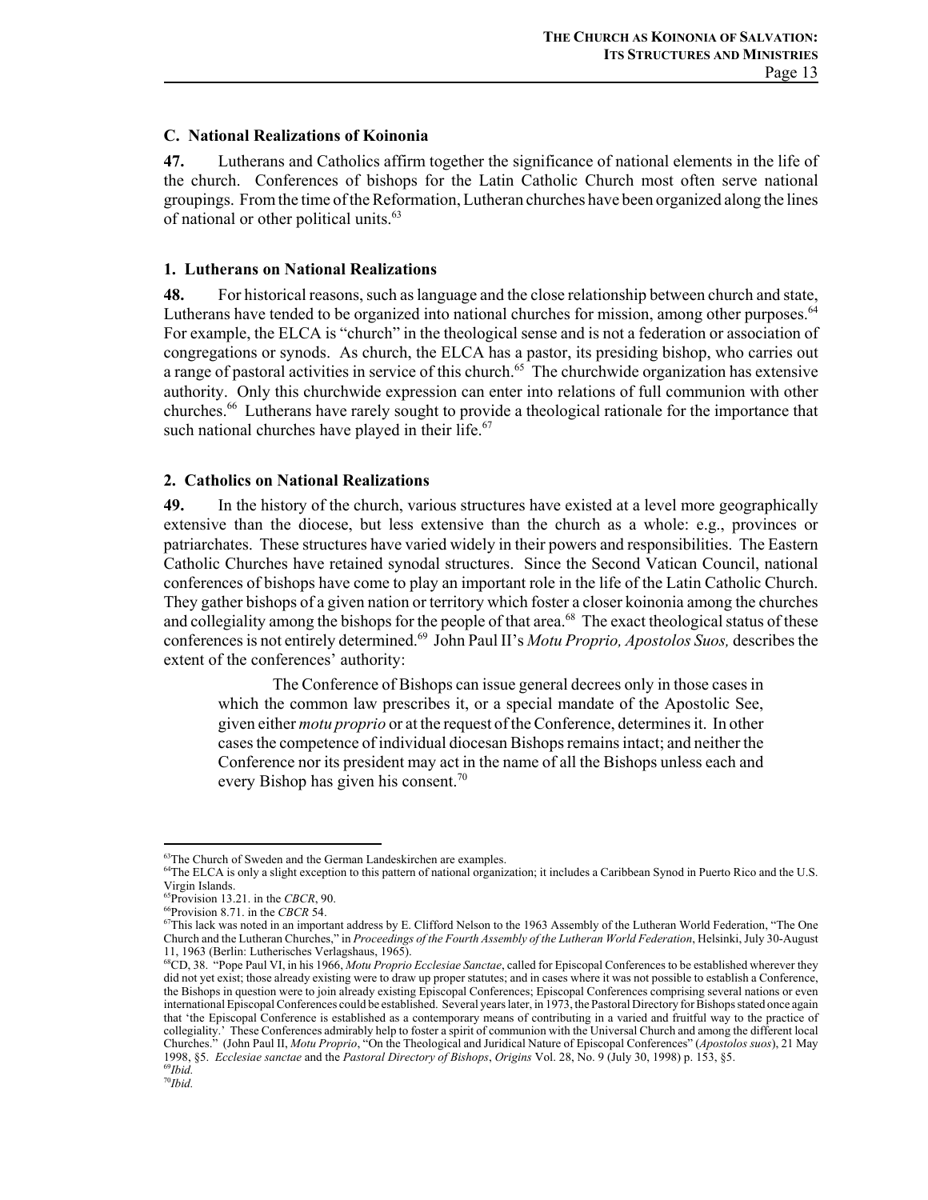### C. National Realizations of Koinonia

**47.** Lutherans and Catholics affirm together the significance of national elements in the life of the church. Conferences of bishops for the Latin Catholic Church most often serve national groupings. From the time of the Reformation, Lutheran churches have been organized along the lines of national or other political units.[63]

#### 1. Lutherans on National Realizations

**48.** For historical reasons, such as language and the close relationship between church and state, Lutherans have tended to be organized into national churches for mission, among other purposes.[64] For example, the ELCA is "church" in the theological sense and is not a federation or association of congregations or synods. As church, the ELCA has a pastor, its presiding bishop, who carries out a range of pastoral activities in service of this church.[65] The churchwide organization has extensive authority. Only this churchwide expression can enter into relations of full communion with other churches.[66] Lutherans have rarely sought to provide a theological rationale for the importance that such national churches have played in their life.[67]

#### 2. Catholics on National Realizations

**49.** In the history of the church, various structures have existed at a level more geographically extensive than the diocese, but less extensive than the church as a whole: e.g., provinces or patriarchates. These structures have varied widely in their powers and responsibilities. The Eastern Catholic Churches have retained synodal structures. Since the Second Vatican Council, national conferences of bishops have come to play an important role in the life of the Latin Catholic Church. They gather bishops of a given nation or territory which foster a closer koinonia among the churches and collegiality among the bishops for the people of that area.[68] The exact theological status of these conferences is not entirely determined.[69] John Paul II's *Motu Proprio, Apostolos Suos,* describes the extent of the conferences' authority:

> The Conference of Bishops can issue general decrees only in those cases in which the common law prescribes it, or a special mandate of the Apostolic See, given either *motu proprio* or at the request of the Conference, determines it. In other cases the competence of individual diocesan Bishops remains intact; and neither the Conference nor its president may act in the name of all the Bishops unless each and every Bishop has given his consent.[70]

---

[63] The Church of Sweden and the German Landeskirchen are examples.

[64] The ELCA is only a slight exception to this pattern of national organization; it includes a Caribbean Synod in Puerto Rico and the U.S. Virgin Islands.

[65] Provision 13.21. in the *CBCR*, 90.

[66] Provision 8.71. in the *CBCR* 54.

[67] This lack was noted in an important address by E. Clifford Nelson to the 1963 Assembly of the Lutheran World Federation, "The One Church and the Lutheran Churches," in *Proceedings of the Fourth Assembly of the Lutheran World Federation*, Helsinki, July 30-August 11, 1963 (Berlin: Lutherisches Verlagshaus, 1965).

[68] CD, 38. "Pope Paul VI, in his 1966, *Motu Proprio Ecclesiae Sanctae*, called for Episcopal Conferences to be established wherever they did not yet exist; those already existing were to draw up proper statutes; and in cases where it was not possible to establish a Conference, the Bishops in question were to join already existing Episcopal Conferences; Episcopal Conferences comprising several nations or even international Episcopal Conferences could be established. Several years later, in 1973, the Pastoral Directory for Bishops stated once again that 'the Episcopal Conference is established as a contemporary means of contributing in a varied and fruitful way to the practice of collegiality.' These Conferences admirably help to foster a spirit of communion with the Universal Church and among the different local Churches." (John Paul II, *Motu Proprio*, "On the Theological and Juridical Nature of Episcopal Conferences" (*Apostolos suos*), 21 May 1998, §5. *Ecclesiae sanctae* and the *Pastoral Directory of Bishops*, *Origins* Vol. 28, No. 9 (July 30, 1998) p. 153, §5.

[69] *Ibid.*

[70] *Ibid.*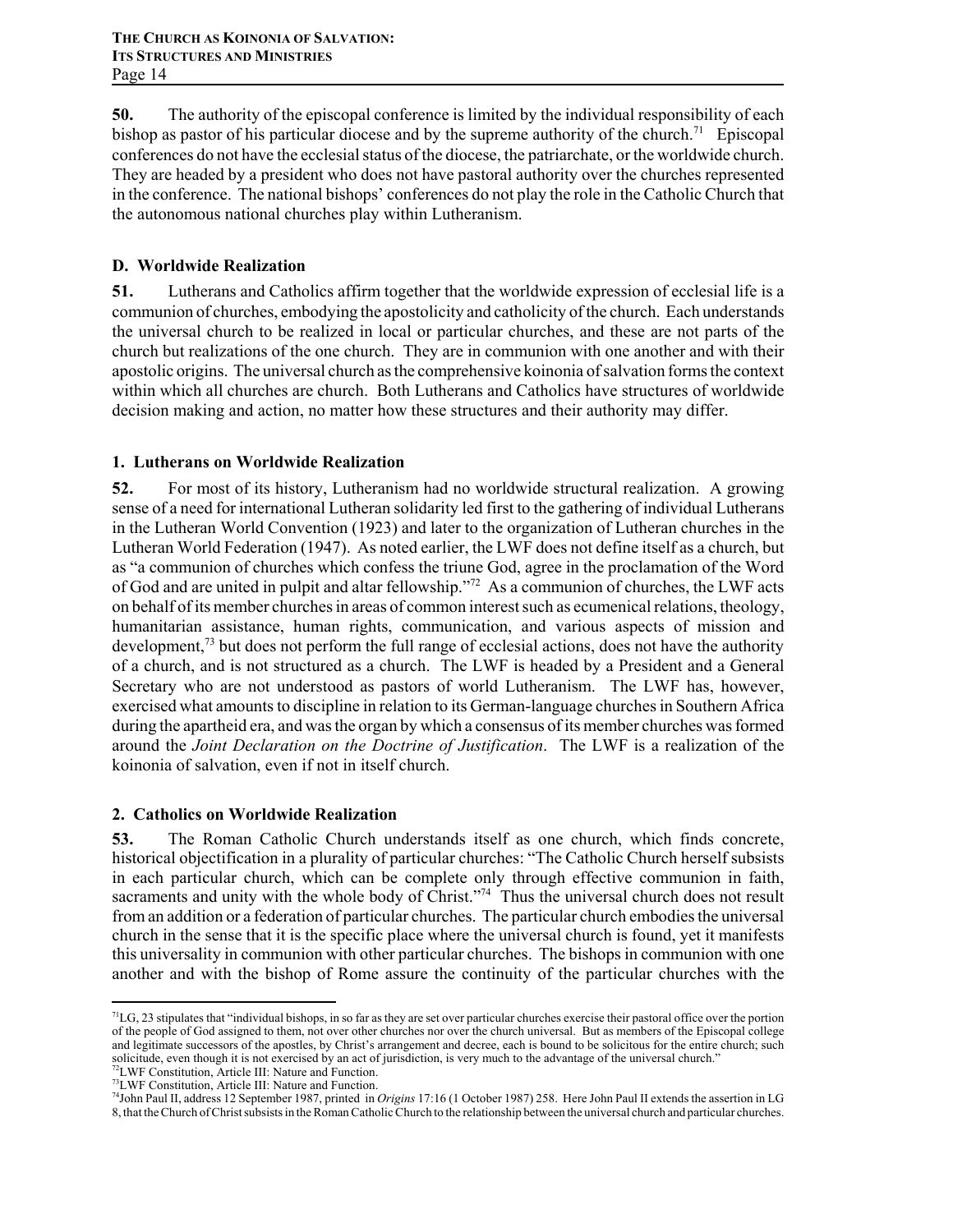**50.** The authority of the episcopal conference is limited by the individual responsibility of each bishop as pastor of his particular diocese and by the supreme authority of the church.[71] Episcopal conferences do not have the ecclesial status of the diocese, the patriarchate, or the worldwide church. They are headed by a president who does not have pastoral authority over the churches represented in the conference. The national bishops' conferences do not play the role in the Catholic Church that the autonomous national churches play within Lutheranism.

### D. Worldwide Realization

**51.** Lutherans and Catholics affirm together that the worldwide expression of ecclesial life is a communion of churches, embodying the apostolicity and catholicity of the church. Each understands the universal church to be realized in local or particular churches, and these are not parts of the church but realizations of the one church. They are in communion with one another and with their apostolic origins. The universal church as the comprehensive koinonia of salvation forms the context within which all churches are church. Both Lutherans and Catholics have structures of worldwide decision making and action, no matter how these structures and their authority may differ.

#### 1. Lutherans on Worldwide Realization

**52.** For most of its history, Lutheranism had no worldwide structural realization. A growing sense of a need for international Lutheran solidarity led first to the gathering of individual Lutherans in the Lutheran World Convention (1923) and later to the organization of Lutheran churches in the Lutheran World Federation (1947). As noted earlier, the LWF does not define itself as a church, but as "a communion of churches which confess the triune God, agree in the proclamation of the Word of God and are united in pulpit and altar fellowship."[72] As a communion of churches, the LWF acts on behalf of its member churches in areas of common interest such as ecumenical relations, theology, humanitarian assistance, human rights, communication, and various aspects of mission and development,[73] but does not perform the full range of ecclesial actions, does not have the authority of a church, and is not structured as a church. The LWF is headed by a President and a General Secretary who are not understood as pastors of world Lutheranism. The LWF has, however, exercised what amounts to discipline in relation to its German-language churches in Southern Africa during the apartheid era, and was the organ by which a consensus of its member churches was formed around the *Joint Declaration on the Doctrine of Justification*. The LWF is a realization of the koinonia of salvation, even if not in itself church.

#### 2. Catholics on Worldwide Realization

**53.** The Roman Catholic Church understands itself as one church, which finds concrete, historical objectification in a plurality of particular churches: "The Catholic Church herself subsists in each particular church, which can be complete only through effective communion in faith, sacraments and unity with the whole body of Christ."[74] Thus the universal church does not result from an addition or a federation of particular churches. The particular church embodies the universal church in the sense that it is the specific place where the universal church is found, yet it manifests this universality in communion with other particular churches. The bishops in communion with one another and with the bishop of Rome assure the continuity of the particular churches with the

---

[71] LG, 23 stipulates that "individual bishops, in so far as they are set over particular churches exercise their pastoral office over the portion of the people of God assigned to them, not over other churches nor over the church universal. But as members of the Episcopal college and legitimate successors of the apostles, by Christ's arrangement and decree, each is bound to be solicitous for the entire church; such solicitude, even though it is not exercised by an act of jurisdiction, is very much to the advantage of the universal church."

[72] LWF Constitution, Article III: Nature and Function.

[73] LWF Constitution, Article III: Nature and Function.

[74] John Paul II, address 12 September 1987, printed in *Origins* 17:16 (1 October 1987) 258. Here John Paul II extends the assertion in LG 8, that the Church of Christ subsists in the Roman Catholic Church to the relationship between the universal church and particular churches.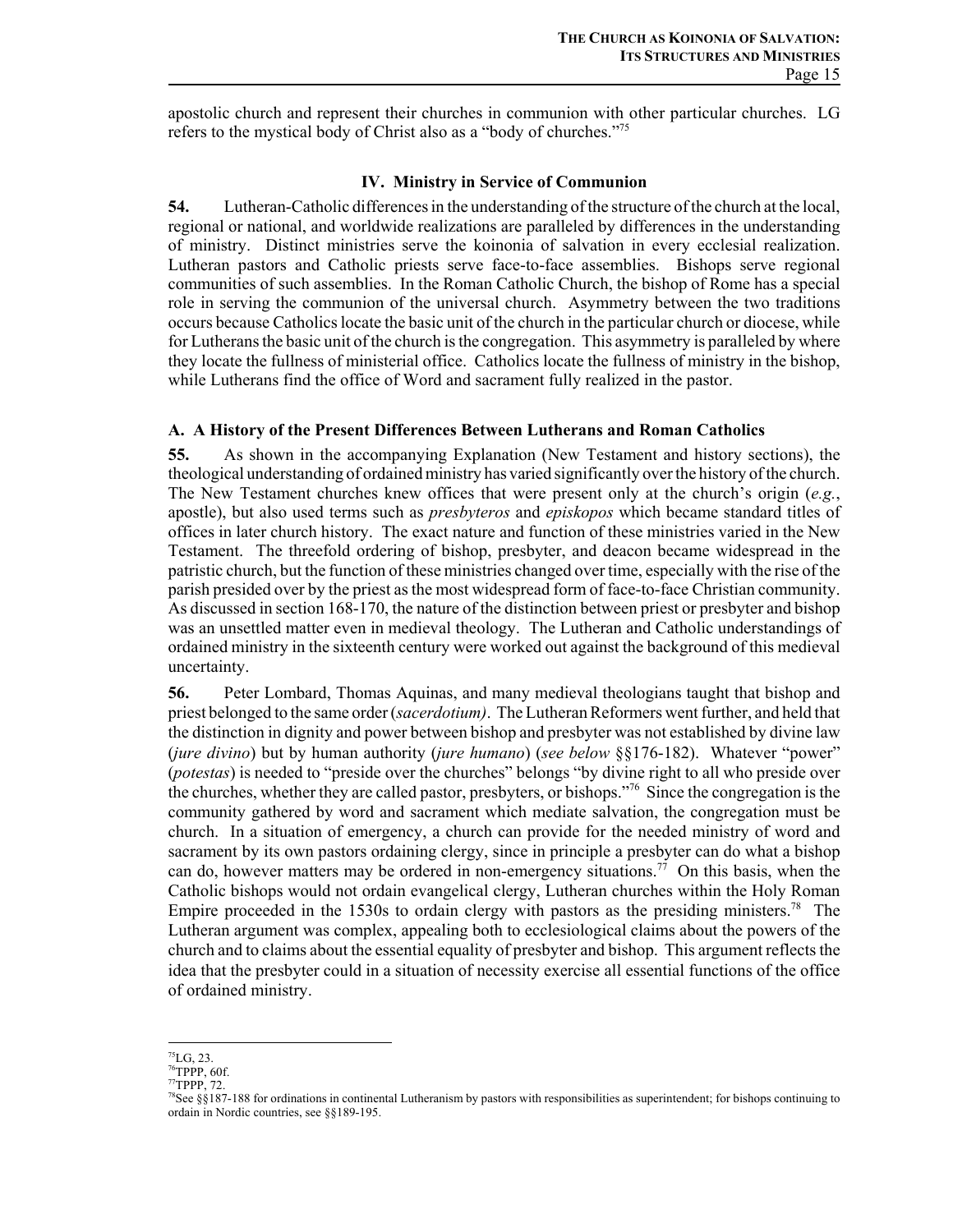apostolic church and represent their churches in communion with other particular churches. LG refers to the mystical body of Christ also as a "body of churches."[75]

### IV. Ministry in Service of Communion

**54.** Lutheran-Catholic differences in the understanding of the structure of the church at the local, regional or national, and worldwide realizations are paralleled by differences in the understanding of ministry. Distinct ministries serve the koinonia of salvation in every ecclesial realization. Lutheran pastors and Catholic priests serve face-to-face assemblies. Bishops serve regional communities of such assemblies. In the Roman Catholic Church, the bishop of Rome has a special role in serving the communion of the universal church. Asymmetry between the two traditions occurs because Catholics locate the basic unit of the church in the particular church or diocese, while for Lutherans the basic unit of the church is the congregation. This asymmetry is paralleled by where they locate the fullness of ministerial office. Catholics locate the fullness of ministry in the bishop, while Lutherans find the office of Word and sacrament fully realized in the pastor.

#### A. A History of the Present Differences Between Lutherans and Roman Catholics

**55.** As shown in the accompanying Explanation (New Testament and history sections), the theological understanding of ordained ministry has varied significantly over the history of the church. The New Testament churches knew offices that were present only at the church's origin (*e.g.*, apostle), but also used terms such as *presbyteros* and *episkopos* which became standard titles of offices in later church history. The exact nature and function of these ministries varied in the New Testament. The threefold ordering of bishop, presbyter, and deacon became widespread in the patristic church, but the function of these ministries changed over time, especially with the rise of the parish presided over by the priest as the most widespread form of face-to-face Christian community. As discussed in section 168-170, the nature of the distinction between priest or presbyter and bishop was an unsettled matter even in medieval theology. The Lutheran and Catholic understandings of ordained ministry in the sixteenth century were worked out against the background of this medieval uncertainty.

**56.** Peter Lombard, Thomas Aquinas, and many medieval theologians taught that bishop and priest belonged to the same order (*sacerdotium)*. The Lutheran Reformers went further, and held that the distinction in dignity and power between bishop and presbyter was not established by divine law (*jure divino*) but by human authority (*jure humano*) (*see below* §§176-182). Whatever "power" (*potestas*) is needed to "preside over the churches" belongs "by divine right to all who preside over the churches, whether they are called pastor, presbyters, or bishops."[76] Since the congregation is the community gathered by word and sacrament which mediate salvation, the congregation must be church. In a situation of emergency, a church can provide for the needed ministry of word and sacrament by its own pastors ordaining clergy, since in principle a presbyter can do what a bishop can do, however matters may be ordered in non-emergency situations.[77] On this basis, when the Catholic bishops would not ordain evangelical clergy, Lutheran churches within the Holy Roman Empire proceeded in the 1530s to ordain clergy with pastors as the presiding ministers.[78] The Lutheran argument was complex, appealing both to ecclesiological claims about the powers of the church and to claims about the essential equality of presbyter and bishop. This argument reflects the idea that the presbyter could in a situation of necessity exercise all essential functions of the office of ordained ministry.

---

[75] LG, 23.
[76] TPPP, 60f.
[77] TPPP, 72.
[78] See §§187-188 for ordinations in continental Lutheranism by pastors with responsibilities as superintendent; for bishops continuing to ordain in Nordic countries, see §§189-195.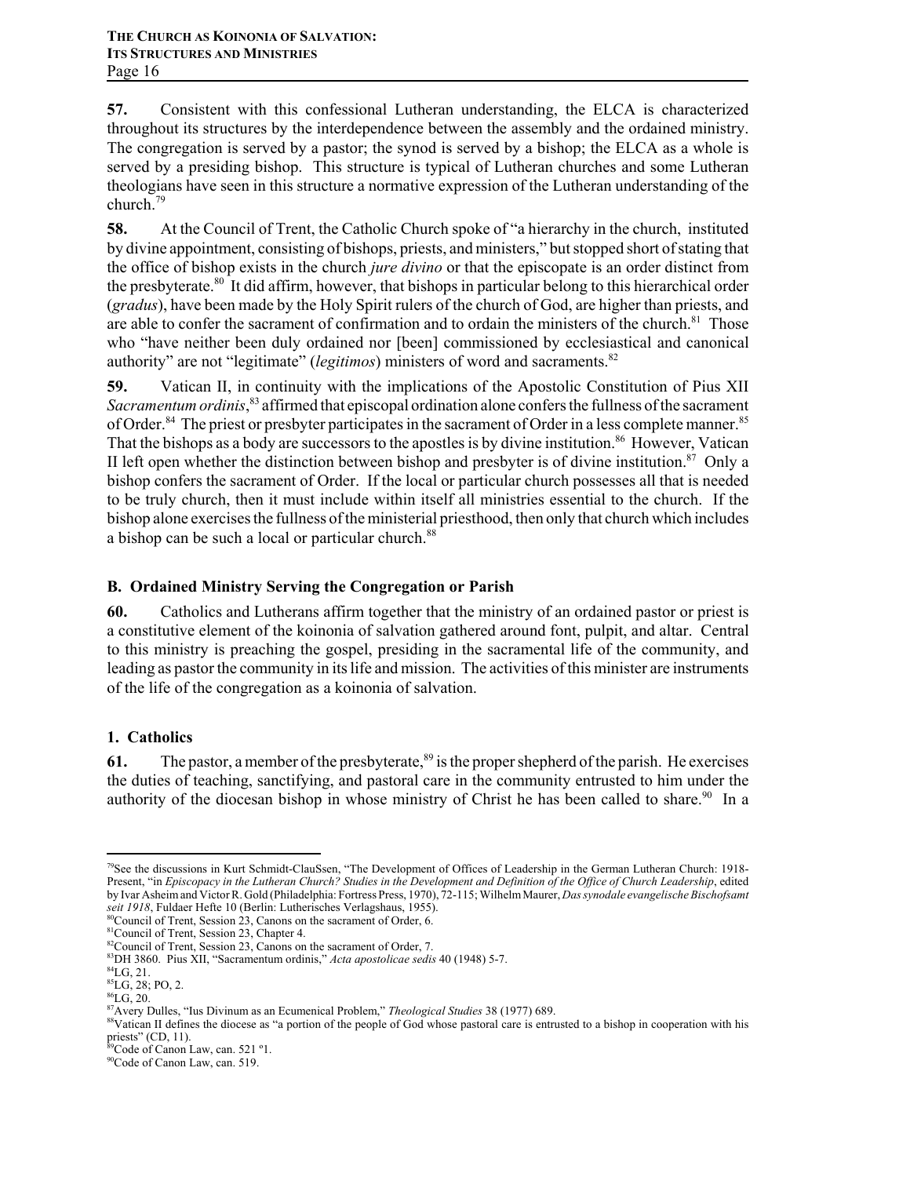**57.** Consistent with this confessional Lutheran understanding, the ELCA is characterized throughout its structures by the interdependence between the assembly and the ordained ministry. The congregation is served by a pastor; the synod is served by a bishop; the ELCA as a whole is served by a presiding bishop. This structure is typical of Lutheran churches and some Lutheran theologians have seen in this structure a normative expression of the Lutheran understanding of the church.[79]

**58.** At the Council of Trent, the Catholic Church spoke of "a hierarchy in the church, instituted by divine appointment, consisting of bishops, priests, and ministers," but stopped short of stating that the office of bishop exists in the church *jure divino* or that the episcopate is an order distinct from the presbyterate.[80] It did affirm, however, that bishops in particular belong to this hierarchical order (*gradus*), have been made by the Holy Spirit rulers of the church of God, are higher than priests, and are able to confer the sacrament of confirmation and to ordain the ministers of the church.[81] Those who "have neither been duly ordained nor [been] commissioned by ecclesiastical and canonical authority" are not "legitimate" (*legitimos*) ministers of word and sacraments.[82]

**59.** Vatican II, in continuity with the implications of the Apostolic Constitution of Pius XII *Sacramentum ordinis*,[83] affirmed that episcopal ordination alone confers the fullness of the sacrament of Order.[84] The priest or presbyter participates in the sacrament of Order in a less complete manner.[85] That the bishops as a body are successors to the apostles is by divine institution.[86] However, Vatican II left open whether the distinction between bishop and presbyter is of divine institution.[87] Only a bishop confers the sacrament of Order. If the local or particular church possesses all that is needed to be truly church, then it must include within itself all ministries essential to the church. If the bishop alone exercises the fullness of the ministerial priesthood, then only that church which includes a bishop can be such a local or particular church.[88]

### B. Ordained Ministry Serving the Congregation or Parish

**60.** Catholics and Lutherans affirm together that the ministry of an ordained pastor or priest is a constitutive element of the koinonia of salvation gathered around font, pulpit, and altar. Central to this ministry is preaching the gospel, presiding in the sacramental life of the community, and leading as pastor the community in its life and mission. The activities of this minister are instruments of the life of the congregation as a koinonia of salvation.

#### 1. Catholics

**61.** The pastor, a member of the presbyterate,[89] is the proper shepherd of the parish. He exercises the duties of teaching, sanctifying, and pastoral care in the community entrusted to him under the authority of the diocesan bishop in whose ministry of Christ he has been called to share.[90] In a

---

[79] See the discussions in Kurt Schmidt-ClauSsen, "The Development of Offices of Leadership in the German Lutheran Church: 1918-Present, "in *Episcopacy in the Lutheran Church? Studies in the Development and Definition of the Office of Church Leadership*, edited by Ivar Asheim and Victor R. Gold (Philadelphia: Fortress Press, 1970), 72-115; Wilhelm Maurer, *Das synodale evangelische Bischofsamt seit 1918*, Fuldaer Hefte 10 (Berlin: Lutherisches Verlagshaus, 1955).

[80] Council of Trent, Session 23, Canons on the sacrament of Order, 6.

[81] Council of Trent, Session 23, Chapter 4.

[82] Council of Trent, Session 23, Canons on the sacrament of Order, 7.

[83] DH 3860. Pius XII, "Sacramentum ordinis," *Acta apostolicae sedis* 40 (1948) 5-7.

[84] LG, 21.

[85] LG, 28; PO, 2.

[86] LG, 20.

[87] Avery Dulles, "Ius Divinum as an Ecumenical Problem," *Theological Studies* 38 (1977) 689.

[88] Vatican II defines the diocese as "a portion of the people of God whose pastoral care is entrusted to a bishop in cooperation with his priests" (CD, 11).

[89] Code of Canon Law, can. 521 º1.

[90] Code of Canon Law, can. 519.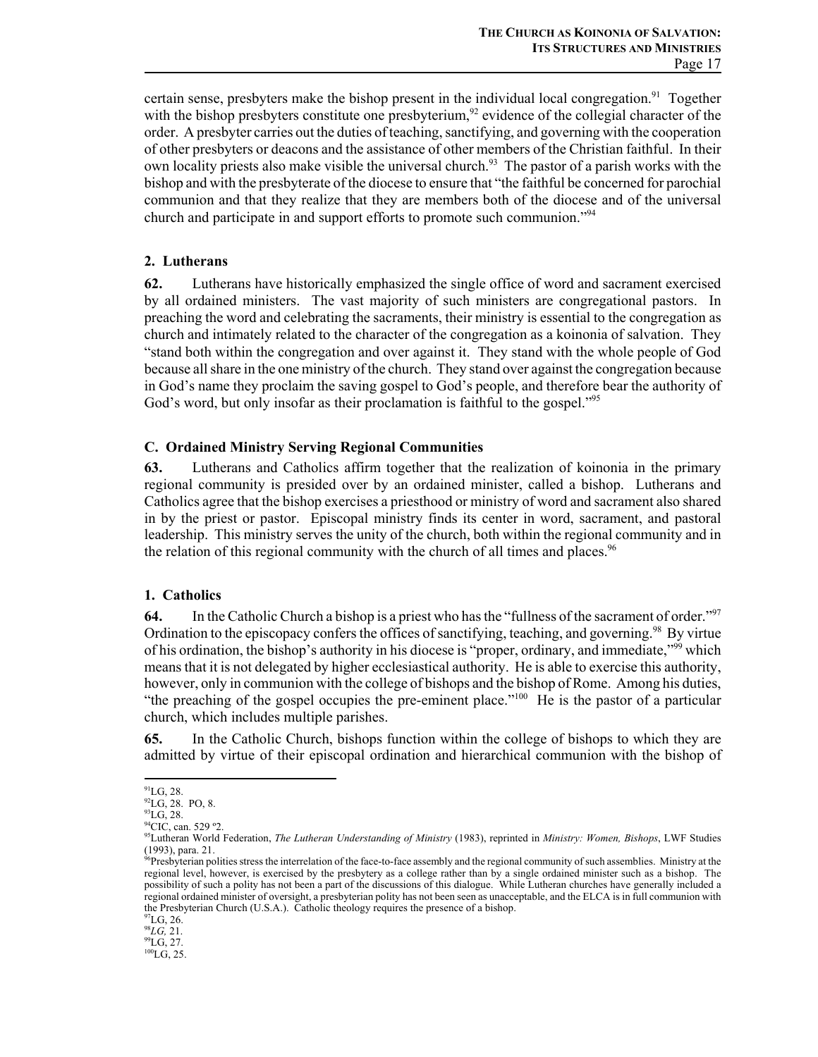certain sense, presbyters make the bishop present in the individual local congregation.[91] Together with the bishop presbyters constitute one presbyterium,[92] evidence of the collegial character of the order. A presbyter carries out the duties of teaching, sanctifying, and governing with the cooperation of other presbyters or deacons and the assistance of other members of the Christian faithful. In their own locality priests also make visible the universal church.[93] The pastor of a parish works with the bishop and with the presbyterate of the diocese to ensure that "the faithful be concerned for parochial communion and that they realize that they are members both of the diocese and of the universal church and participate in and support efforts to promote such communion."[94]

### 2. Lutherans

**62.** Lutherans have historically emphasized the single office of word and sacrament exercised by all ordained ministers. The vast majority of such ministers are congregational pastors. In preaching the word and celebrating the sacraments, their ministry is essential to the congregation as church and intimately related to the character of the congregation as a koinonia of salvation. They "stand both within the congregation and over against it. They stand with the whole people of God because all share in the one ministry of the church. They stand over against the congregation because in God's name they proclaim the saving gospel to God's people, and therefore bear the authority of God's word, but only insofar as their proclamation is faithful to the gospel."[95]

## C. Ordained Ministry Serving Regional Communities

**63.** Lutherans and Catholics affirm together that the realization of koinonia in the primary regional community is presided over by an ordained minister, called a bishop. Lutherans and Catholics agree that the bishop exercises a priesthood or ministry of word and sacrament also shared in by the priest or pastor. Episcopal ministry finds its center in word, sacrament, and pastoral leadership. This ministry serves the unity of the church, both within the regional community and in the relation of this regional community with the church of all times and places.[96]

### 1. Catholics

**64.** In the Catholic Church a bishop is a priest who has the "fullness of the sacrament of order."[97] Ordination to the episcopacy confers the offices of sanctifying, teaching, and governing.[98] By virtue of his ordination, the bishop's authority in his diocese is "proper, ordinary, and immediate,"[99] which means that it is not delegated by higher ecclesiastical authority. He is able to exercise this authority, however, only in communion with the college of bishops and the bishop of Rome. Among his duties, "the preaching of the gospel occupies the pre-eminent place."[100] He is the pastor of a particular church, which includes multiple parishes.

**65.** In the Catholic Church, bishops function within the college of bishops to which they are admitted by virtue of their episcopal ordination and hierarchical communion with the bishop of

---

[91] LG, 28.
[92] LG, 28. PO, 8.
[93] LG, 28.
[94] CIC, can. 529 º2.
[95] Lutheran World Federation, *The Lutheran Understanding of Ministry* (1983), reprinted in *Ministry: Women, Bishops*, LWF Studies (1993), para. 21.
[96] Presbyterian polities stress the interrelation of the face-to-face assembly and the regional community of such assemblies. Ministry at the regional level, however, is exercised by the presbytery as a college rather than by a single ordained minister such as a bishop. The possibility of such a polity has not been a part of the discussions of this dialogue. While Lutheran churches have generally included a regional ordained minister of oversight, a presbyterian polity has not been seen as unacceptable, and the ELCA is in full communion with the Presbyterian Church (U.S.A.). Catholic theology requires the presence of a bishop.
[97] LG, 26.
[98] *LG,* 21.
[99] LG, 27.
[100] LG, 25.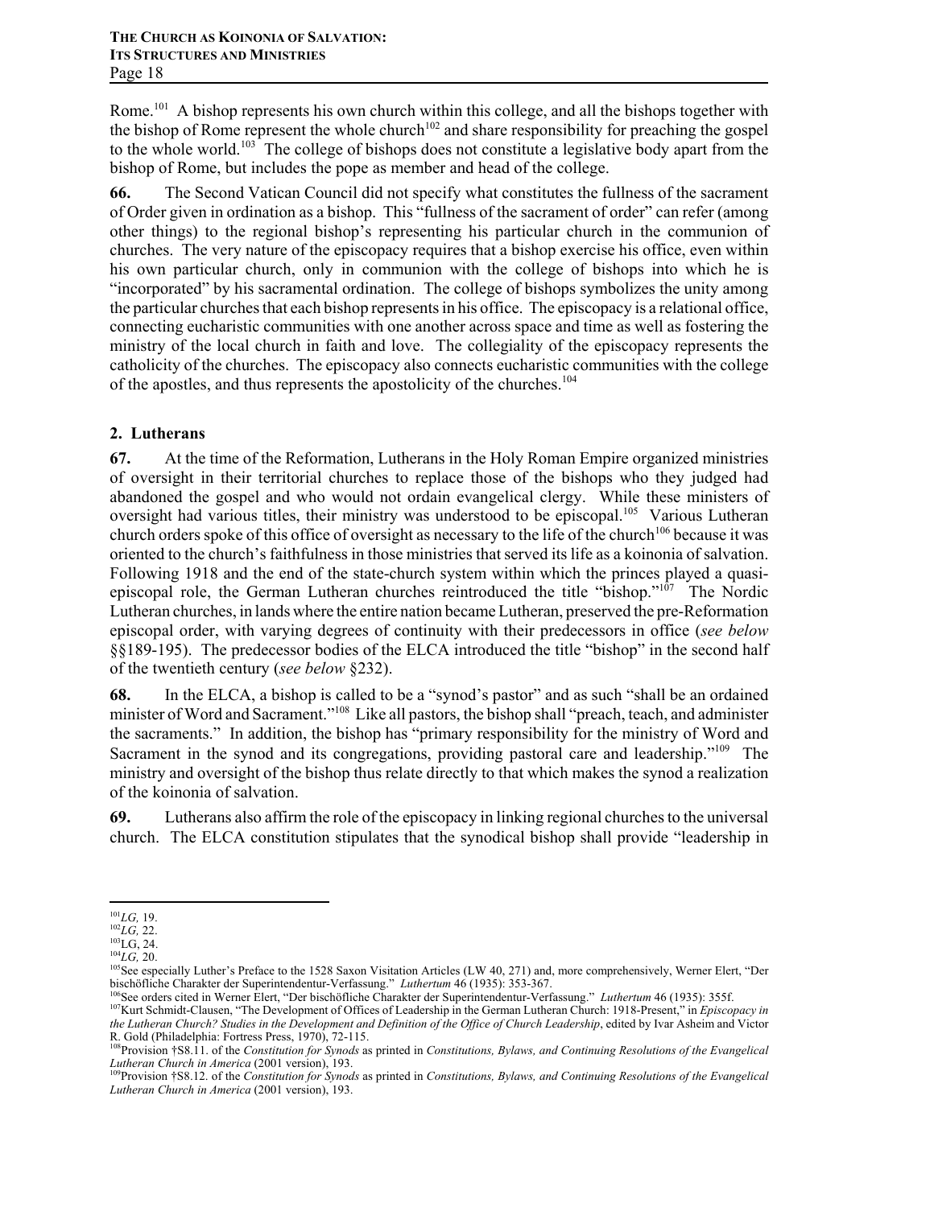Rome.[101] A bishop represents his own church within this college, and all the bishops together with the bishop of Rome represent the whole church[102] and share responsibility for preaching the gospel to the whole world.[103] The college of bishops does not constitute a legislative body apart from the bishop of Rome, but includes the pope as member and head of the college.

**66.** The Second Vatican Council did not specify what constitutes the fullness of the sacrament of Order given in ordination as a bishop. This "fullness of the sacrament of order" can refer (among other things) to the regional bishop's representing his particular church in the communion of churches. The very nature of the episcopacy requires that a bishop exercise his office, even within his own particular church, only in communion with the college of bishops into which he is "incorporated" by his sacramental ordination. The college of bishops symbolizes the unity among the particular churches that each bishop represents in his office. The episcopacy is a relational office, connecting eucharistic communities with one another across space and time as well as fostering the ministry of the local church in faith and love. The collegiality of the episcopacy represents the catholicity of the churches. The episcopacy also connects eucharistic communities with the college of the apostles, and thus represents the apostolicity of the churches.[104]

### 2. Lutherans

**67.** At the time of the Reformation, Lutherans in the Holy Roman Empire organized ministries of oversight in their territorial churches to replace those of the bishops who they judged had abandoned the gospel and who would not ordain evangelical clergy. While these ministers of oversight had various titles, their ministry was understood to be episcopal.[105] Various Lutheran church orders spoke of this office of oversight as necessary to the life of the church[106] because it was oriented to the church's faithfulness in those ministries that served its life as a koinonia of salvation. Following 1918 and the end of the state-church system within which the princes played a quasi-episcopal role, the German Lutheran churches reintroduced the title "bishop."[107] The Nordic Lutheran churches, in lands where the entire nation became Lutheran, preserved the pre-Reformation episcopal order, with varying degrees of continuity with their predecessors in office (*see below* §§189-195). The predecessor bodies of the ELCA introduced the title "bishop" in the second half of the twentieth century (*see below* §232).

**68.** In the ELCA, a bishop is called to be a "synod's pastor" and as such "shall be an ordained minister of Word and Sacrament."[108] Like all pastors, the bishop shall "preach, teach, and administer the sacraments." In addition, the bishop has "primary responsibility for the ministry of Word and Sacrament in the synod and its congregations, providing pastoral care and leadership."[109] The ministry and oversight of the bishop thus relate directly to that which makes the synod a realization of the koinonia of salvation.

**69.** Lutherans also affirm the role of the episcopacy in linking regional churches to the universal church. The ELCA constitution stipulates that the synodical bishop shall provide "leadership in

---

[101] *LG,* 19.

[102] *LG,* 22.

[103] LG, 24.

[104] *LG,* 20.

[105] See especially Luther's Preface to the 1528 Saxon Visitation Articles (LW 40, 271) and, more comprehensively, Werner Elert, "Der bischöfliche Charakter der Superintendentur-Verfassung." *Luthertum* 46 (1935): 353-367.

[106] See orders cited in Werner Elert, "Der bischöfliche Charakter der Superintendentur-Verfassung." *Luthertum* 46 (1935): 355f.

[107] Kurt Schmidt-Clausen, "The Development of Offices of Leadership in the German Lutheran Church: 1918-Present," in *Episcopacy in the Lutheran Church? Studies in the Development and Definition of the Office of Church Leadership*, edited by Ivar Asheim and Victor R. Gold (Philadelphia: Fortress Press, 1970), 72-115.

[108] Provision †S8.11. of the *Constitution for Synods* as printed in *Constitutions, Bylaws, and Continuing Resolutions of the Evangelical Lutheran Church in America* (2001 version), 193.

[109] Provision †S8.12. of the *Constitution for Synods* as printed in *Constitutions, Bylaws, and Continuing Resolutions of the Evangelical Lutheran Church in America* (2001 version), 193.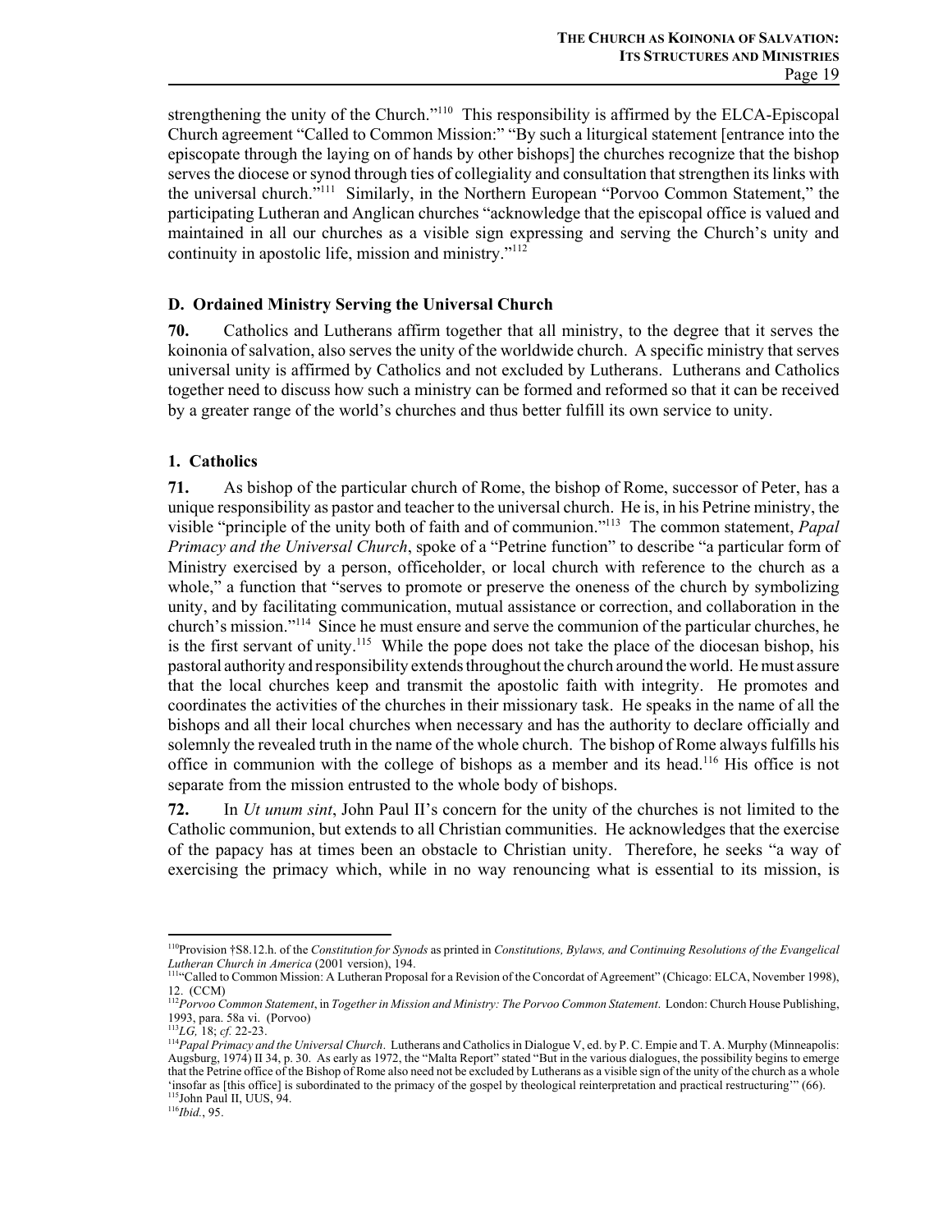strengthening the unity of the Church."[110] This responsibility is affirmed by the ELCA-Episcopal Church agreement "Called to Common Mission:" "By such a liturgical statement [entrance into the episcopate through the laying on of hands by other bishops] the churches recognize that the bishop serves the diocese or synod through ties of collegiality and consultation that strengthen its links with the universal church."[111] Similarly, in the Northern European "Porvoo Common Statement," the participating Lutheran and Anglican churches "acknowledge that the episcopal office is valued and maintained in all our churches as a visible sign expressing and serving the Church's unity and continuity in apostolic life, mission and ministry."[112]

### D. Ordained Ministry Serving the Universal Church

**70.** Catholics and Lutherans affirm together that all ministry, to the degree that it serves the koinonia of salvation, also serves the unity of the worldwide church. A specific ministry that serves universal unity is affirmed by Catholics and not excluded by Lutherans. Lutherans and Catholics together need to discuss how such a ministry can be formed and reformed so that it can be received by a greater range of the world's churches and thus better fulfill its own service to unity.

#### 1. Catholics

**71.** As bishop of the particular church of Rome, the bishop of Rome, successor of Peter, has a unique responsibility as pastor and teacher to the universal church. He is, in his Petrine ministry, the visible "principle of the unity both of faith and of communion."[113] The common statement, *Papal Primacy and the Universal Church*, spoke of a "Petrine function" to describe "a particular form of Ministry exercised by a person, officeholder, or local church with reference to the church as a whole," a function that "serves to promote or preserve the oneness of the church by symbolizing unity, and by facilitating communication, mutual assistance or correction, and collaboration in the church's mission."[114] Since he must ensure and serve the communion of the particular churches, he is the first servant of unity.[115] While the pope does not take the place of the diocesan bishop, his pastoral authority and responsibility extends throughout the church around the world. He must assure that the local churches keep and transmit the apostolic faith with integrity. He promotes and coordinates the activities of the churches in their missionary task. He speaks in the name of all the bishops and all their local churches when necessary and has the authority to declare officially and solemnly the revealed truth in the name of the whole church. The bishop of Rome always fulfills his office in communion with the college of bishops as a member and its head.[116] His office is not separate from the mission entrusted to the whole body of bishops.

**72.** In *Ut unum sint*, John Paul II's concern for the unity of the churches is not limited to the Catholic communion, but extends to all Christian communities. He acknowledges that the exercise of the papacy has at times been an obstacle to Christian unity. Therefore, he seeks "a way of exercising the primacy which, while in no way renouncing what is essential to its mission, is

---

[110] Provision †S8.12.h. of the *Constitution for Synods* as printed in *Constitutions, Bylaws, and Continuing Resolutions of the Evangelical Lutheran Church in America* (2001 version), 194.

[111] "Called to Common Mission: A Lutheran Proposal for a Revision of the Concordat of Agreement" (Chicago: ELCA, November 1998), 12. (CCM)

[112] *Porvoo Common Statement*, in *Together in Mission and Ministry: The Porvoo Common Statement*. London: Church House Publishing, 1993, para. 58a vi. (Porvoo)

[113] *LG,* 18; *cf.* 22-23.

[114] *Papal Primacy and the Universal Church*. Lutherans and Catholics in Dialogue V, ed. by P. C. Empie and T. A. Murphy (Minneapolis: Augsburg, 1974) II 34, p. 30. As early as 1972, the "Malta Report" stated "But in the various dialogues, the possibility begins to emerge that the Petrine office of the Bishop of Rome also need not be excluded by Lutherans as a visible sign of the unity of the church as a whole 'insofar as [this office] is subordinated to the primacy of the gospel by theological reinterpretation and practical restructuring'" (66).

[115] John Paul II, UUS, 94.

[116] *Ibid.*, 95.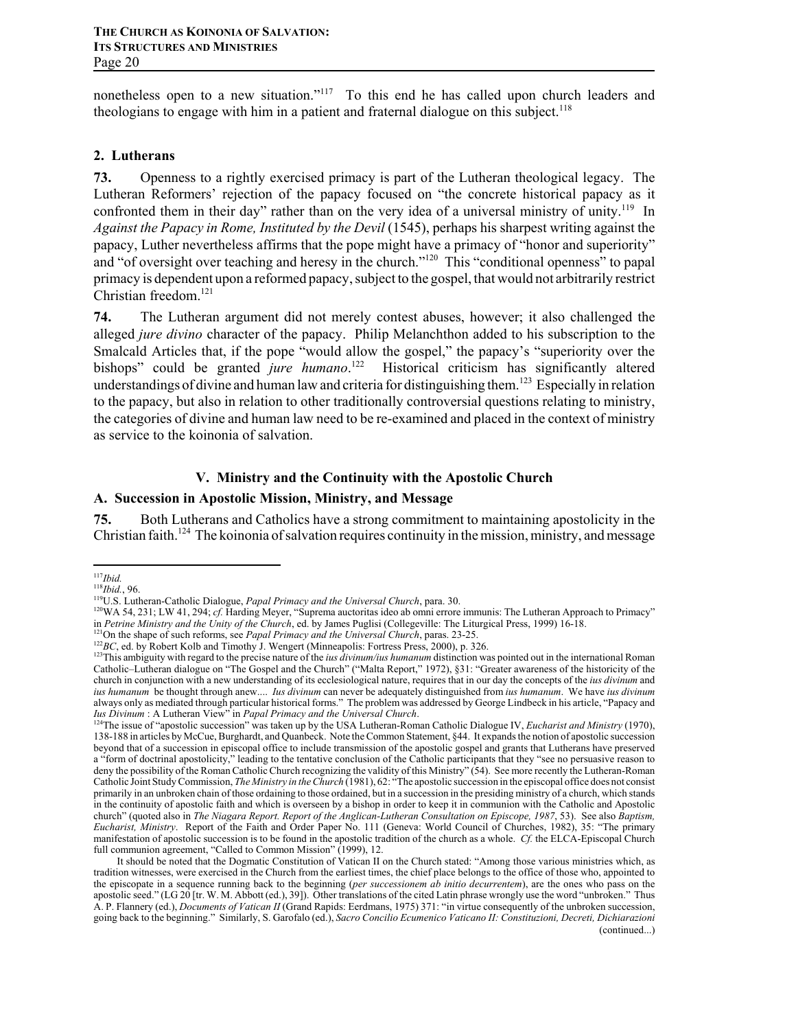nonetheless open to a new situation."[117] To this end he has called upon church leaders and theologians to engage with him in a patient and fraternal dialogue on this subject.[118]

### 2. Lutherans

**73.** Openness to a rightly exercised primacy is part of the Lutheran theological legacy. The Lutheran Reformers' rejection of the papacy focused on "the concrete historical papacy as it confronted them in their day" rather than on the very idea of a universal ministry of unity.[119] In *Against the Papacy in Rome, Instituted by the Devil* (1545), perhaps his sharpest writing against the papacy, Luther nevertheless affirms that the pope might have a primacy of "honor and superiority" and "of oversight over teaching and heresy in the church."[120] This "conditional openness" to papal primacy is dependent upon a reformed papacy, subject to the gospel, that would not arbitrarily restrict Christian freedom.[121]

**74.** The Lutheran argument did not merely contest abuses, however; it also challenged the alleged *jure divino* character of the papacy. Philip Melanchthon added to his subscription to the Smalcald Articles that, if the pope "would allow the gospel," the papacy's "superiority over the bishops" could be granted *jure humano*.[122] Historical criticism has significantly altered understandings of divine and human law and criteria for distinguishing them.[123] Especially in relation to the papacy, but also in relation to other traditionally controversial questions relating to ministry, the categories of divine and human law need to be re-examined and placed in the context of ministry as service to the koinonia of salvation.

## V. Ministry and the Continuity with the Apostolic Church

### A. Succession in Apostolic Mission, Ministry, and Message

**75.** Both Lutherans and Catholics have a strong commitment to maintaining apostolicity in the Christian faith.[124] The koinonia of salvation requires continuity in the mission, ministry, and message

---

[117] *Ibid.*

[118] *Ibid.*, 96.

[119] U.S. Lutheran-Catholic Dialogue, *Papal Primacy and the Universal Church*, para. 30.

[120] WA 54, 231; LW 41, 294; *cf.* Harding Meyer, "Suprema auctoritas ideo ab omni errore immunis: The Lutheran Approach to Primacy" in *Petrine Ministry and the Unity of the Church*, ed. by James Puglisi (Collegeville: The Liturgical Press, 1999) 16-18.

[121] On the shape of such reforms, see *Papal Primacy and the Universal Church*, paras. 23-25.

[122] *BC*, ed. by Robert Kolb and Timothy J. Wengert (Minneapolis: Fortress Press, 2000), p. 326.

[123] This ambiguity with regard to the precise nature of the *ius divinum/ius humanum* distinction was pointed out in the international Roman Catholic–Lutheran dialogue on "The Gospel and the Church" ("Malta Report," 1972), §31: "Greater awareness of the historicity of the church in conjunction with a new understanding of its ecclesiological nature, requires that in our day the concepts of the *ius divinum* and *ius humanum* be thought through anew.... *Ius divinum* can never be adequately distinguished from *ius humanum*. We have *ius divinum* always only as mediated through particular historical forms." The problem was addressed by George Lindbeck in his article, "Papacy and *Ius Divinum* : A Lutheran View" in *Papal Primacy and the Universal Church*.

[124] The issue of "apostolic succession" was taken up by the USA Lutheran-Roman Catholic Dialogue IV, *Eucharist and Ministry* (1970), 138-188 in articles by McCue, Burghardt, and Quanbeck. Note the Common Statement, §44. It expands the notion of apostolic succession beyond that of a succession in episcopal office to include transmission of the apostolic gospel and grants that Lutherans have preserved a "form of doctrinal apostolicity," leading to the tentative conclusion of the Catholic participants that they "see no persuasive reason to deny the possibility of the Roman Catholic Church recognizing the validity of this Ministry" (54). See more recently the Lutheran-Roman Catholic Joint Study Commission, *The Ministry in the Church* (1981), 62: "The apostolic succession in the episcopal office does not consist primarily in an unbroken chain of those ordaining to those ordained, but in a succession in the presiding ministry of a church, which stands in the continuity of apostolic faith and which is overseen by a bishop in order to keep it in communion with the Catholic and Apostolic church" (quoted also in *The Niagara Report. Report of the Anglican-Lutheran Consultation on Episcope, 1987*, 53). See also *Baptism, Eucharist, Ministry*. Report of the Faith and Order Paper No. 111 (Geneva: World Council of Churches, 1982), 35: "The primary manifestation of apostolic succession is to be found in the apostolic tradition of the church as a whole. *Cf.* the ELCA-Episcopal Church full communion agreement, "Called to Common Mission" (1999), 12.

It should be noted that the Dogmatic Constitution of Vatican II on the Church stated: "Among those various ministries which, as tradition witnesses, were exercised in the Church from the earliest times, the chief place belongs to the office of those who, appointed to the episcopate in a sequence running back to the beginning (*per successionem ab initio decurrentem*), are the ones who pass on the apostolic seed." (LG 20 [tr. W. M. Abbott (ed.), 39]). Other translations of the cited Latin phrase wrongly use the word "unbroken." Thus A. P. Flannery (ed.), *Documents of Vatican II* (Grand Rapids: Eerdmans, 1975) 371: "in virtue consequently of the unbroken succession, going back to the beginning." Similarly, S. Garofalo (ed.), *Sacro Concilio Ecumenico Vaticano II: Constituzioni, Decreti, Dichiarazioni* (continued...)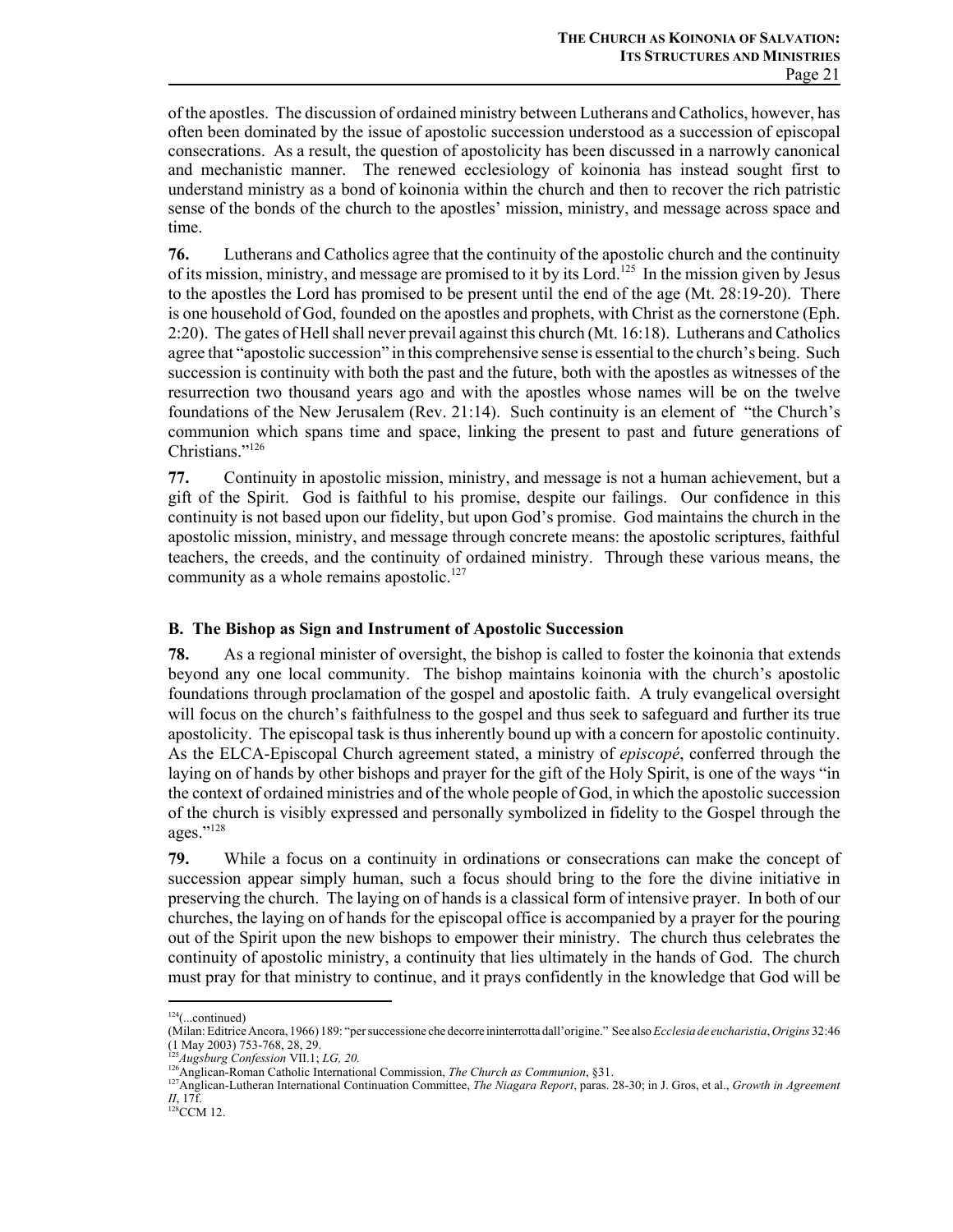of the apostles. The discussion of ordained ministry between Lutherans and Catholics, however, has often been dominated by the issue of apostolic succession understood as a succession of episcopal consecrations. As a result, the question of apostolicity has been discussed in a narrowly canonical and mechanistic manner. The renewed ecclesiology of koinonia has instead sought first to understand ministry as a bond of koinonia within the church and then to recover the rich patristic sense of the bonds of the church to the apostles' mission, ministry, and message across space and time.

**76.** Lutherans and Catholics agree that the continuity of the apostolic church and the continuity of its mission, ministry, and message are promised to it by its Lord.[125] In the mission given by Jesus to the apostles the Lord has promised to be present until the end of the age (Mt. 28:19-20). There is one household of God, founded on the apostles and prophets, with Christ as the cornerstone (Eph. 2:20). The gates of Hell shall never prevail against this church (Mt. 16:18). Lutherans and Catholics agree that "apostolic succession" in this comprehensive sense is essential to the church's being. Such succession is continuity with both the past and the future, both with the apostles as witnesses of the resurrection two thousand years ago and with the apostles whose names will be on the twelve foundations of the New Jerusalem (Rev. 21:14). Such continuity is an element of "the Church's communion which spans time and space, linking the present to past and future generations of Christians."[126]

**77.** Continuity in apostolic mission, ministry, and message is not a human achievement, but a gift of the Spirit. God is faithful to his promise, despite our failings. Our confidence in this continuity is not based upon our fidelity, but upon God's promise. God maintains the church in the apostolic mission, ministry, and message through concrete means: the apostolic scriptures, faithful teachers, the creeds, and the continuity of ordained ministry. Through these various means, the community as a whole remains apostolic.[127]

### B. The Bishop as Sign and Instrument of Apostolic Succession

**78.** As a regional minister of oversight, the bishop is called to foster the koinonia that extends beyond any one local community. The bishop maintains koinonia with the church's apostolic foundations through proclamation of the gospel and apostolic faith. A truly evangelical oversight will focus on the church's faithfulness to the gospel and thus seek to safeguard and further its true apostolicity. The episcopal task is thus inherently bound up with a concern for apostolic continuity. As the ELCA-Episcopal Church agreement stated, a ministry of *episcopé*, conferred through the laying on of hands by other bishops and prayer for the gift of the Holy Spirit, is one of the ways "in the context of ordained ministries and of the whole people of God, in which the apostolic succession of the church is visibly expressed and personally symbolized in fidelity to the Gospel through the ages."[128]

**79.** While a focus on a continuity in ordinations or consecrations can make the concept of succession appear simply human, such a focus should bring to the fore the divine initiative in preserving the church. The laying on of hands is a classical form of intensive prayer. In both of our churches, the laying on of hands for the episcopal office is accompanied by a prayer for the pouring out of the Spirit upon the new bishops to empower their ministry. The church thus celebrates the continuity of apostolic ministry, a continuity that lies ultimately in the hands of God. The church must pray for that ministry to continue, and it prays confidently in the knowledge that God will be

---

[124](...continued)
(Milan: Editrice Ancora, 1966) 189: "per successione che decorre ininterrotta dall'origine." See also *Ecclesia de eucharistia*, *Origins* 32:46 (1 May 2003) 753-768, 28, 29.

[125] *Augsburg Confession* VII.1; *LG, 20.*

[126] Anglican-Roman Catholic International Commission, *The Church as Communion*, §31.

[127] Anglican-Lutheran International Continuation Committee, *The Niagara Report*, paras. 28-30; in J. Gros, et al., *Growth in Agreement II*, 17f.

[128] CCM 12.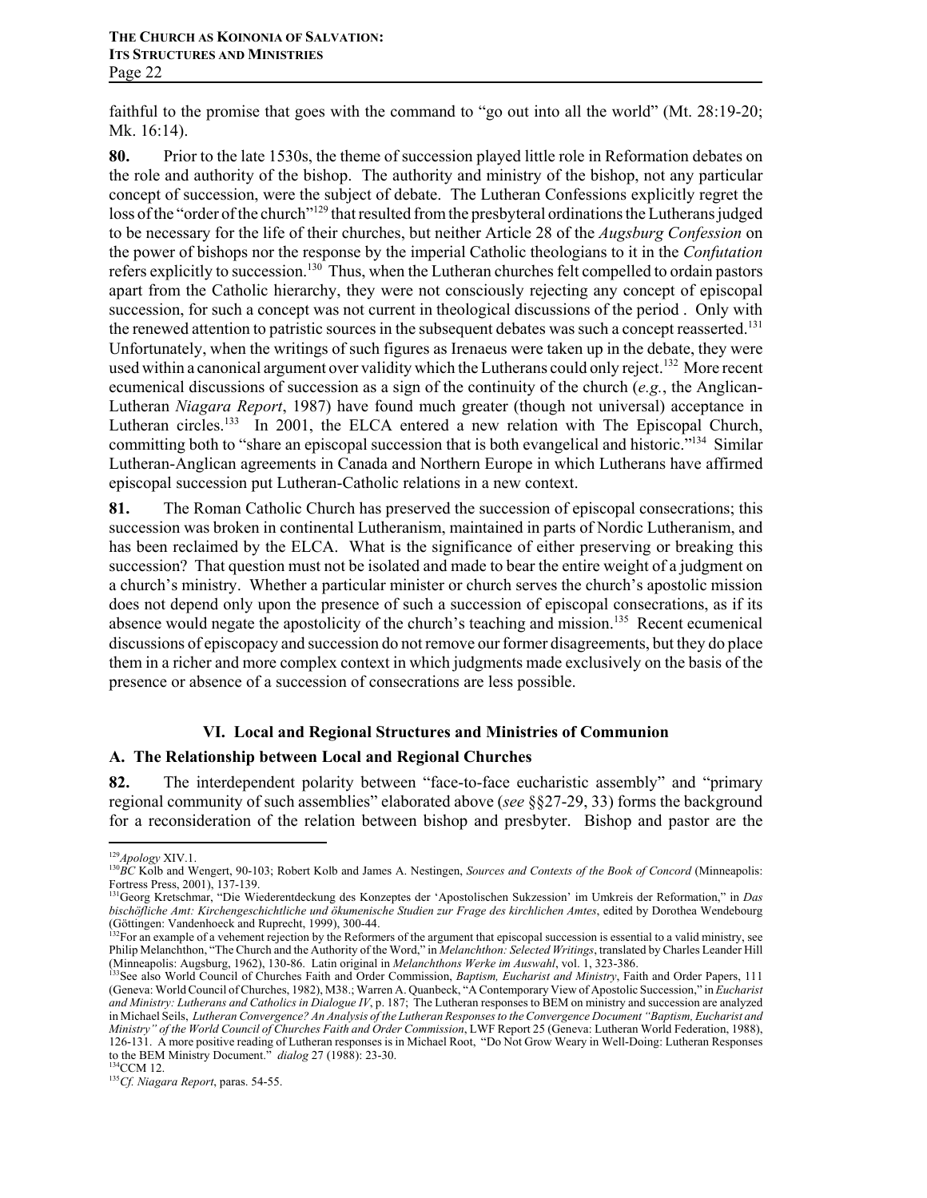faithful to the promise that goes with the command to "go out into all the world" (Mt. 28:19-20; Mk. 16:14).

**80.** Prior to the late 1530s, the theme of succession played little role in Reformation debates on the role and authority of the bishop. The authority and ministry of the bishop, not any particular concept of succession, were the subject of debate. The Lutheran Confessions explicitly regret the loss of the "order of the church"[129] that resulted from the presbyteral ordinations the Lutherans judged to be necessary for the life of their churches, but neither Article 28 of the *Augsburg Confession* on the power of bishops nor the response by the imperial Catholic theologians to it in the *Confutation* refers explicitly to succession.[130] Thus, when the Lutheran churches felt compelled to ordain pastors apart from the Catholic hierarchy, they were not consciously rejecting any concept of episcopal succession, for such a concept was not current in theological discussions of the period . Only with the renewed attention to patristic sources in the subsequent debates was such a concept reasserted.[131] Unfortunately, when the writings of such figures as Irenaeus were taken up in the debate, they were used within a canonical argument over validity which the Lutherans could only reject.[132] More recent ecumenical discussions of succession as a sign of the continuity of the church (*e.g.*, the Anglican-Lutheran *Niagara Report*, 1987) have found much greater (though not universal) acceptance in Lutheran circles.[133] In 2001, the ELCA entered a new relation with The Episcopal Church, committing both to "share an episcopal succession that is both evangelical and historic."[134] Similar Lutheran-Anglican agreements in Canada and Northern Europe in which Lutherans have affirmed episcopal succession put Lutheran-Catholic relations in a new context.

**81.** The Roman Catholic Church has preserved the succession of episcopal consecrations; this succession was broken in continental Lutheranism, maintained in parts of Nordic Lutheranism, and has been reclaimed by the ELCA. What is the significance of either preserving or breaking this succession? That question must not be isolated and made to bear the entire weight of a judgment on a church's ministry. Whether a particular minister or church serves the church's apostolic mission does not depend only upon the presence of such a succession of episcopal consecrations, as if its absence would negate the apostolicity of the church's teaching and mission.[135] Recent ecumenical discussions of episcopacy and succession do not remove our former disagreements, but they do place them in a richer and more complex context in which judgments made exclusively on the basis of the presence or absence of a succession of consecrations are less possible.

## VI. Local and Regional Structures and Ministries of Communion

### A. The Relationship between Local and Regional Churches

**82.** The interdependent polarity between "face-to-face eucharistic assembly" and "primary regional community of such assemblies" elaborated above (*see* §§27-29, 33) forms the background for a reconsideration of the relation between bishop and presbyter. Bishop and pastor are the

---

[129] *Apology* XIV.1.

[130] *BC* Kolb and Wengert, 90-103; Robert Kolb and James A. Nestingen, *Sources and Contexts of the Book of Concord* (Minneapolis: Fortress Press, 2001), 137-139.

[131] Georg Kretschmar, "Die Wiederentdeckung des Konzeptes der 'Apostolischen Sukzession' im Umkreis der Reformation," in *Das bischöfliche Amt: Kirchengeschichtliche und ökumenische Studien zur Frage des kirchlichen Amtes*, edited by Dorothea Wendebourg (Göttingen: Vandenhoeck and Ruprecht, 1999), 300-44.

[132] For an example of a vehement rejection by the Reformers of the argument that episcopal succession is essential to a valid ministry, see Philip Melanchthon, "The Church and the Authority of the Word," in *Melanchthon: Selected Writings*, translated by Charles Leander Hill (Minneapolis: Augsburg, 1962), 130-86. Latin original in *Melanchthons Werke im Auswahl*, vol. 1, 323-386.

[133] See also World Council of Churches Faith and Order Commission, *Baptism, Eucharist and Ministry*, Faith and Order Papers, 111 (Geneva: World Council of Churches, 1982), M38.; Warren A. Quanbeck, "A Contemporary View of Apostolic Succession," in *Eucharist and Ministry: Lutherans and Catholics in Dialogue IV*, p. 187; The Lutheran responses to BEM on ministry and succession are analyzed in Michael Seils, *Lutheran Convergence? An Analysis of the Lutheran Responses to the Convergence Document "Baptism, Eucharist and Ministry" of the World Council of Churches Faith and Order Commission*, LWF Report 25 (Geneva: Lutheran World Federation, 1988), 126-131. A more positive reading of Lutheran responses is in Michael Root, "Do Not Grow Weary in Well-Doing: Lutheran Responses to the BEM Ministry Document." *dialog* 27 (1988): 23-30.

[134] CCM 12.

[135] *Cf. Niagara Report*, paras. 54-55.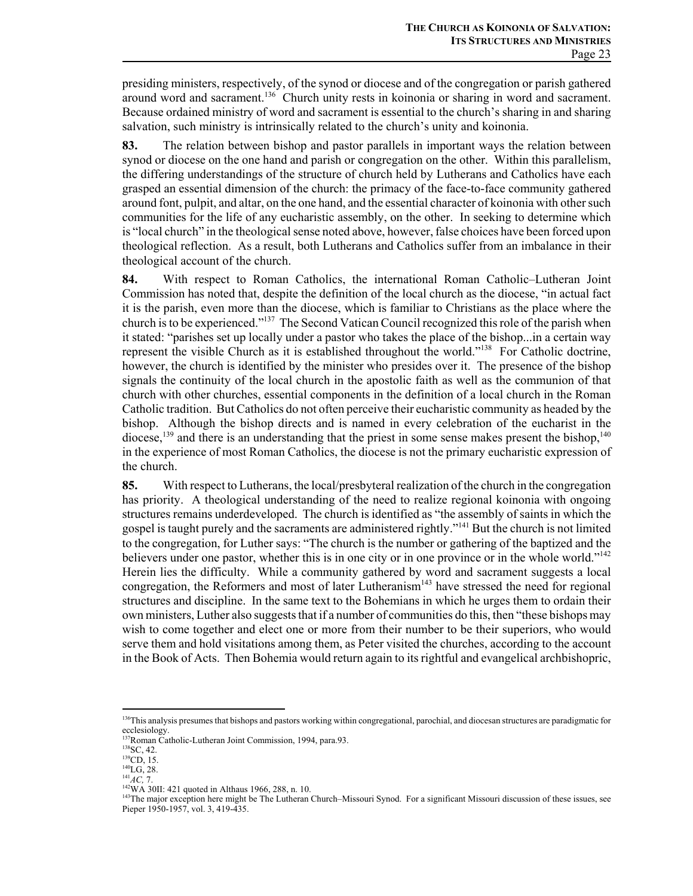presiding ministers, respectively, of the synod or diocese and of the congregation or parish gathered around word and sacrament.[136] Church unity rests in koinonia or sharing in word and sacrament. Because ordained ministry of word and sacrament is essential to the church's sharing in and sharing salvation, such ministry is intrinsically related to the church's unity and koinonia.

**83.** The relation between bishop and pastor parallels in important ways the relation between synod or diocese on the one hand and parish or congregation on the other. Within this parallelism, the differing understandings of the structure of church held by Lutherans and Catholics have each grasped an essential dimension of the church: the primacy of the face-to-face community gathered around font, pulpit, and altar, on the one hand, and the essential character of koinonia with other such communities for the life of any eucharistic assembly, on the other. In seeking to determine which is "local church" in the theological sense noted above, however, false choices have been forced upon theological reflection. As a result, both Lutherans and Catholics suffer from an imbalance in their theological account of the church.

**84.** With respect to Roman Catholics, the international Roman Catholic–Lutheran Joint Commission has noted that, despite the definition of the local church as the diocese, "in actual fact it is the parish, even more than the diocese, which is familiar to Christians as the place where the church is to be experienced."[137] The Second Vatican Council recognized this role of the parish when it stated: "parishes set up locally under a pastor who takes the place of the bishop...in a certain way represent the visible Church as it is established throughout the world."[138] For Catholic doctrine, however, the church is identified by the minister who presides over it. The presence of the bishop signals the continuity of the local church in the apostolic faith as well as the communion of that church with other churches, essential components in the definition of a local church in the Roman Catholic tradition. But Catholics do not often perceive their eucharistic community as headed by the bishop. Although the bishop directs and is named in every celebration of the eucharist in the diocese,[139] and there is an understanding that the priest in some sense makes present the bishop,[140] in the experience of most Roman Catholics, the diocese is not the primary eucharistic expression of the church.

**85.** With respect to Lutherans, the local/presbyteral realization of the church in the congregation has priority. A theological understanding of the need to realize regional koinonia with ongoing structures remains underdeveloped. The church is identified as "the assembly of saints in which the gospel is taught purely and the sacraments are administered rightly."[141] But the church is not limited to the congregation, for Luther says: "The church is the number or gathering of the baptized and the believers under one pastor, whether this is in one city or in one province or in the whole world."[142] Herein lies the difficulty. While a community gathered by word and sacrament suggests a local congregation, the Reformers and most of later Lutheranism[143] have stressed the need for regional structures and discipline. In the same text to the Bohemians in which he urges them to ordain their own ministers, Luther also suggests that if a number of communities do this, then "these bishops may wish to come together and elect one or more from their number to be their superiors, who would serve them and hold visitations among them, as Peter visited the churches, according to the account in the Book of Acts. Then Bohemia would return again to its rightful and evangelical archbishopric,

---

[136] This analysis presumes that bishops and pastors working within congregational, parochial, and diocesan structures are paradigmatic for ecclesiology.

[137] Roman Catholic-Lutheran Joint Commission, 1994, para.93.

[138] SC, 42.

[139] CD, 15.

[140] LG, 28.

[141] *AC,* 7.

[142] WA 30II: 421 quoted in Althaus 1966, 288, n. 10.

[143] The major exception here might be The Lutheran Church–Missouri Synod. For a significant Missouri discussion of these issues, see Pieper 1950-1957, vol. 3, 419-435.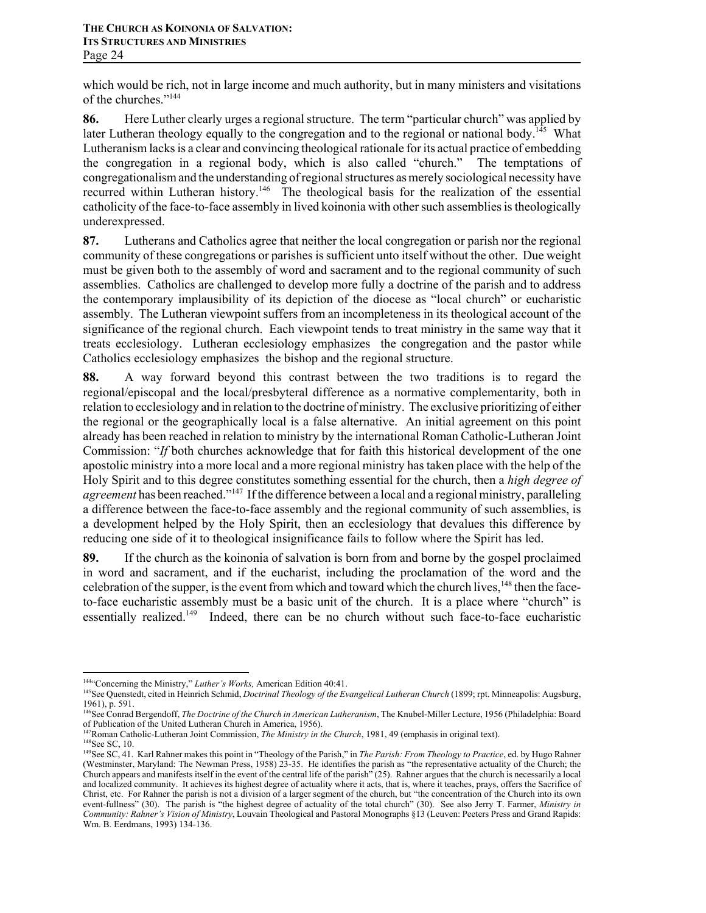which would be rich, not in large income and much authority, but in many ministers and visitations of the churches."[144]

**86.** Here Luther clearly urges a regional structure. The term "particular church" was applied by later Lutheran theology equally to the congregation and to the regional or national body.[145] What Lutheranism lacks is a clear and convincing theological rationale for its actual practice of embedding the congregation in a regional body, which is also called "church." The temptations of congregationalism and the understanding of regional structures as merely sociological necessity have recurred within Lutheran history.[146] The theological basis for the realization of the essential catholicity of the face-to-face assembly in lived koinonia with other such assemblies is theologically underexpressed.

**87.** Lutherans and Catholics agree that neither the local congregation or parish nor the regional community of these congregations or parishes is sufficient unto itself without the other. Due weight must be given both to the assembly of word and sacrament and to the regional community of such assemblies. Catholics are challenged to develop more fully a doctrine of the parish and to address the contemporary implausibility of its depiction of the diocese as "local church" or eucharistic assembly. The Lutheran viewpoint suffers from an incompleteness in its theological account of the significance of the regional church. Each viewpoint tends to treat ministry in the same way that it treats ecclesiology. Lutheran ecclesiology emphasizes the congregation and the pastor while Catholics ecclesiology emphasizes the bishop and the regional structure.

**88.** A way forward beyond this contrast between the two traditions is to regard the regional/episcopal and the local/presbyteral difference as a normative complementarity, both in relation to ecclesiology and in relation to the doctrine of ministry. The exclusive prioritizing of either the regional or the geographically local is a false alternative. An initial agreement on this point already has been reached in relation to ministry by the international Roman Catholic-Lutheran Joint Commission: "*If* both churches acknowledge that for faith this historical development of the one apostolic ministry into a more local and a more regional ministry has taken place with the help of the Holy Spirit and to this degree constitutes something essential for the church, then a *high degree of agreement* has been reached."[147] If the difference between a local and a regional ministry, paralleling a difference between the face-to-face assembly and the regional community of such assemblies, is a development helped by the Holy Spirit, then an ecclesiology that devalues this difference by reducing one side of it to theological insignificance fails to follow where the Spirit has led.

**89.** If the church as the koinonia of salvation is born from and borne by the gospel proclaimed in word and sacrament, and if the eucharist, including the proclamation of the word and the celebration of the supper, is the event from which and toward which the church lives,[148] then the face-to-face eucharistic assembly must be a basic unit of the church. It is a place where "church" is essentially realized.[149] Indeed, there can be no church without such face-to-face eucharistic

---

[144] "Concerning the Ministry," *Luther's Works,* American Edition 40:41.

[145] See Quenstedt, cited in Heinrich Schmid, *Doctrinal Theology of the Evangelical Lutheran Church* (1899; rpt. Minneapolis: Augsburg, 1961), p. 591.

[146] See Conrad Bergendoff, *The Doctrine of the Church in American Lutheranism*, The Knubel-Miller Lecture, 1956 (Philadelphia: Board of Publication of the United Lutheran Church in America, 1956).

[147] Roman Catholic-Lutheran Joint Commission, *The Ministry in the Church*, 1981, 49 (emphasis in original text).

[148] See SC, 10.

[149] See SC, 41. Karl Rahner makes this point in "Theology of the Parish," in *The Parish: From Theology to Practice*, ed. by Hugo Rahner (Westminster, Maryland: The Newman Press, 1958) 23-35. He identifies the parish as "the representative actuality of the Church; the Church appears and manifests itself in the event of the central life of the parish" (25). Rahner argues that the church is necessarily a local and localized community. It achieves its highest degree of actuality where it acts, that is, where it teaches, prays, offers the Sacrifice of Christ, etc. For Rahner the parish is not a division of a larger segment of the church, but "the concentration of the Church into its own event-fullness" (30). The parish is "the highest degree of actuality of the total church" (30). See also Jerry T. Farmer, *Ministry in Community: Rahner's Vision of Ministry*, Louvain Theological and Pastoral Monographs §13 (Leuven: Peeters Press and Grand Rapids: Wm. B. Eerdmans, 1993) 134-136.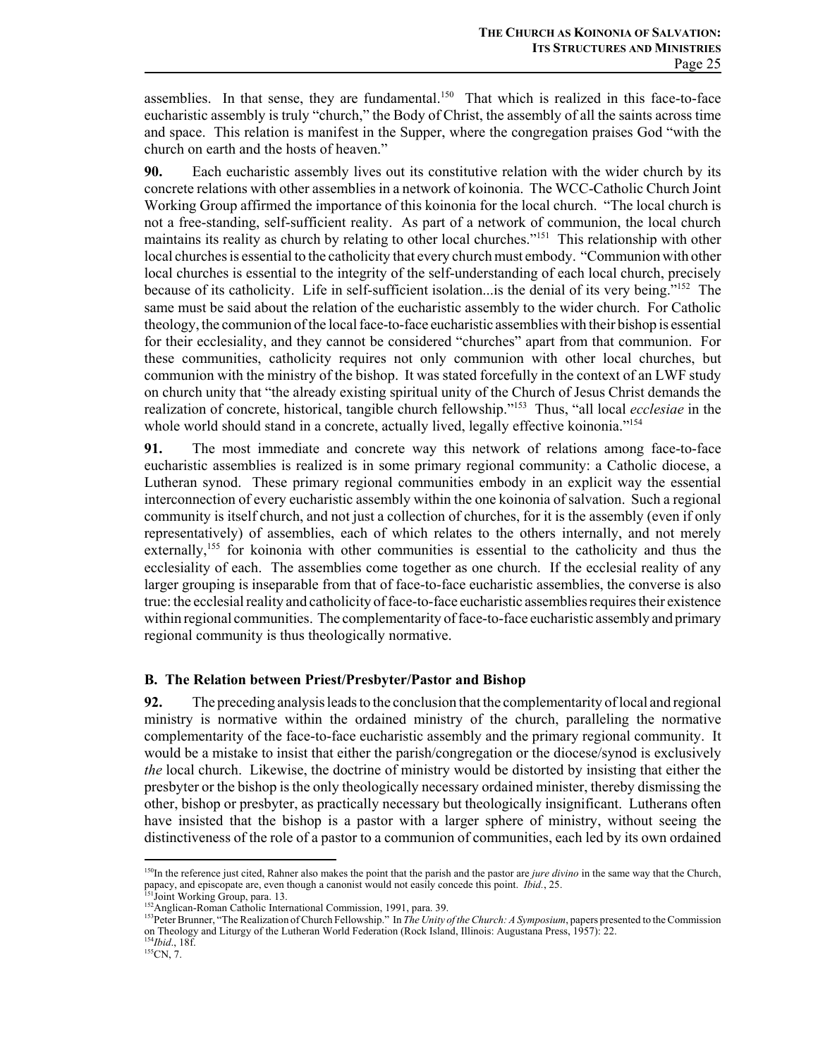assemblies. In that sense, they are fundamental.[150] That which is realized in this face-to-face eucharistic assembly is truly "church," the Body of Christ, the assembly of all the saints across time and space. This relation is manifest in the Supper, where the congregation praises God "with the church on earth and the hosts of heaven."

**90.** Each eucharistic assembly lives out its constitutive relation with the wider church by its concrete relations with other assemblies in a network of koinonia. The WCC-Catholic Church Joint Working Group affirmed the importance of this koinonia for the local church. "The local church is not a free-standing, self-sufficient reality. As part of a network of communion, the local church maintains its reality as church by relating to other local churches."[151] This relationship with other local churches is essential to the catholicity that every church must embody. "Communion with other local churches is essential to the integrity of the self-understanding of each local church, precisely because of its catholicity. Life in self-sufficient isolation...is the denial of its very being."[152] The same must be said about the relation of the eucharistic assembly to the wider church. For Catholic theology, the communion of the local face-to-face eucharistic assemblies with their bishop is essential for their ecclesiality, and they cannot be considered "churches" apart from that communion. For these communities, catholicity requires not only communion with other local churches, but communion with the ministry of the bishop. It was stated forcefully in the context of an LWF study on church unity that "the already existing spiritual unity of the Church of Jesus Christ demands the realization of concrete, historical, tangible church fellowship."[153] Thus, "all local *ecclesiae* in the whole world should stand in a concrete, actually lived, legally effective koinonia."[154]

**91.** The most immediate and concrete way this network of relations among face-to-face eucharistic assemblies is realized is in some primary regional community: a Catholic diocese, a Lutheran synod. These primary regional communities embody in an explicit way the essential interconnection of every eucharistic assembly within the one koinonia of salvation. Such a regional community is itself church, and not just a collection of churches, for it is the assembly (even if only representatively) of assemblies, each of which relates to the others internally, and not merely externally,[155] for koinonia with other communities is essential to the catholicity and thus the ecclesiality of each. The assemblies come together as one church. If the ecclesial reality of any larger grouping is inseparable from that of face-to-face eucharistic assemblies, the converse is also true: the ecclesial reality and catholicity of face-to-face eucharistic assemblies requires their existence within regional communities. The complementarity of face-to-face eucharistic assembly and primary regional community is thus theologically normative.

### B. The Relation between Priest/Presbyter/Pastor and Bishop

**92.** The preceding analysis leads to the conclusion that the complementarity of local and regional ministry is normative within the ordained ministry of the church, paralleling the normative complementarity of the face-to-face eucharistic assembly and the primary regional community. It would be a mistake to insist that either the parish/congregation or the diocese/synod is exclusively *the* local church. Likewise, the doctrine of ministry would be distorted by insisting that either the presbyter or the bishop is the only theologically necessary ordained minister, thereby dismissing the other, bishop or presbyter, as practically necessary but theologically insignificant. Lutherans often have insisted that the bishop is a pastor with a larger sphere of ministry, without seeing the distinctiveness of the role of a pastor to a communion of communities, each led by its own ordained

---

[150] In the reference just cited, Rahner also makes the point that the parish and the pastor are *jure divino* in the same way that the Church, papacy, and episcopate are, even though a canonist would not easily concede this point. *Ibid.*, 25.

[151] Joint Working Group, para. 13.

[152] Anglican-Roman Catholic International Commission, 1991, para. 39.

[153] Peter Brunner, "The Realization of Church Fellowship." In *The Unity of the Church: A Symposium*, papers presented to the Commission on Theology and Liturgy of the Lutheran World Federation (Rock Island, Illinois: Augustana Press, 1957): 22.

[154] *Ibid.*, 18f.

[155] CN, 7.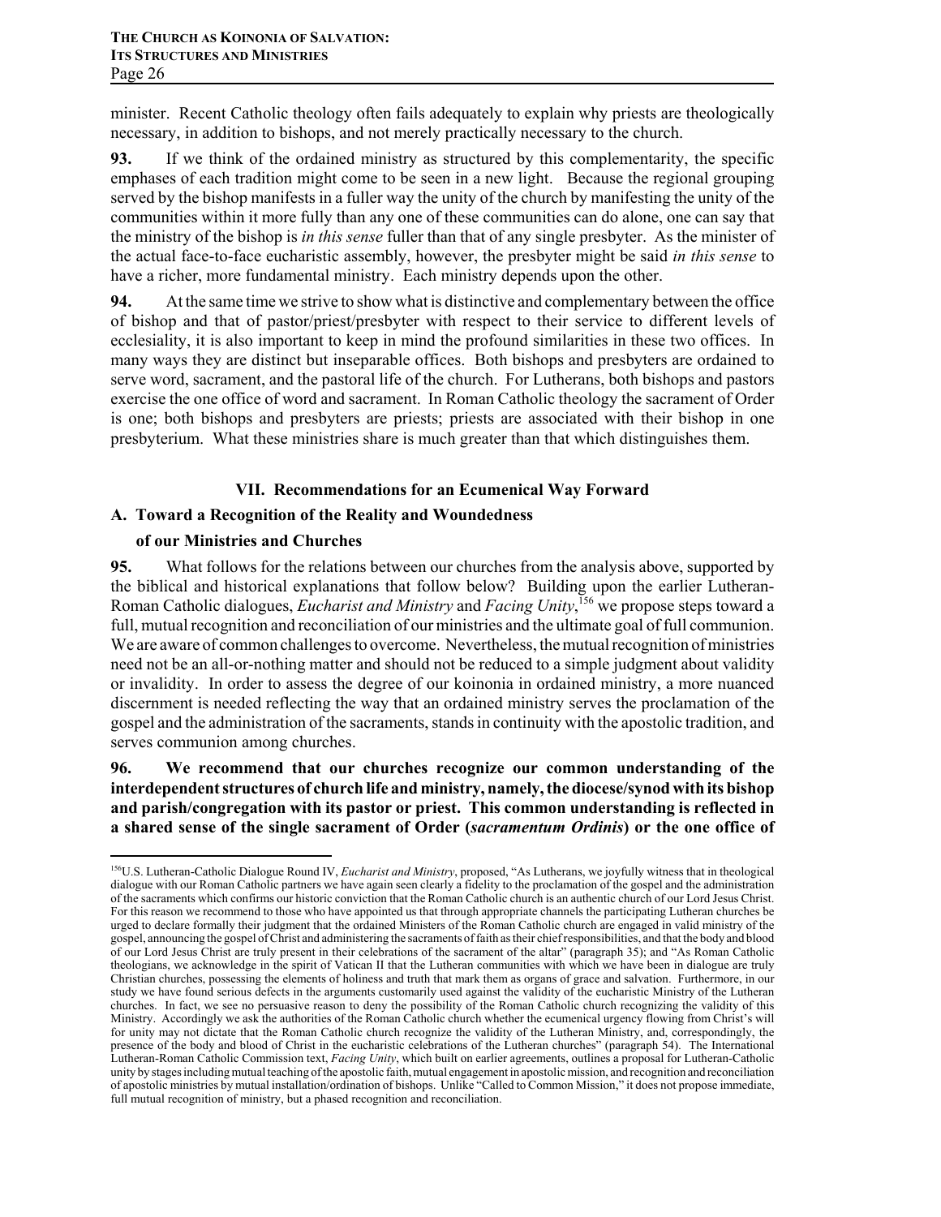minister. Recent Catholic theology often fails adequately to explain why priests are theologically necessary, in addition to bishops, and not merely practically necessary to the church.

**93.** If we think of the ordained ministry as structured by this complementarity, the specific emphases of each tradition might come to be seen in a new light. Because the regional grouping served by the bishop manifests in a fuller way the unity of the church by manifesting the unity of the communities within it more fully than any one of these communities can do alone, one can say that the ministry of the bishop is *in this sense* fuller than that of any single presbyter. As the minister of the actual face-to-face eucharistic assembly, however, the presbyter might be said *in this sense* to have a richer, more fundamental ministry. Each ministry depends upon the other.

**94.** At the same time we strive to show what is distinctive and complementary between the office of bishop and that of pastor/priest/presbyter with respect to their service to different levels of ecclesiality, it is also important to keep in mind the profound similarities in these two offices. In many ways they are distinct but inseparable offices. Both bishops and presbyters are ordained to serve word, sacrament, and the pastoral life of the church. For Lutherans, both bishops and pastors exercise the one office of word and sacrament. In Roman Catholic theology the sacrament of Order is one; both bishops and presbyters are priests; priests are associated with their bishop in one presbyterium. What these ministries share is much greater than that which distinguishes them.

## VII. Recommendations for an Ecumenical Way Forward

### A. Toward a Recognition of the Reality and Woundedness of our Ministries and Churches

**95.** What follows for the relations between our churches from the analysis above, supported by the biblical and historical explanations that follow below? Building upon the earlier Lutheran-Roman Catholic dialogues, *Eucharist and Ministry* and *Facing Unity*,[156] we propose steps toward a full, mutual recognition and reconciliation of our ministries and the ultimate goal of full communion. We are aware of common challenges to overcome. Nevertheless, the mutual recognition of ministries need not be an all-or-nothing matter and should not be reduced to a simple judgment about validity or invalidity. In order to assess the degree of our koinonia in ordained ministry, a more nuanced discernment is needed reflecting the way that an ordained ministry serves the proclamation of the gospel and the administration of the sacraments, stands in continuity with the apostolic tradition, and serves communion among churches.

**96. We recommend that our churches recognize our common understanding of the interdependent structures of church life and ministry, namely, the diocese/synod with its bishop and parish/congregation with its pastor or priest. This common understanding is reflected in a shared sense of the single sacrament of Order (*sacramentum Ordinis*) or the one office of**

---

[156] U.S. Lutheran-Catholic Dialogue Round IV, *Eucharist and Ministry*, proposed, "As Lutherans, we joyfully witness that in theological dialogue with our Roman Catholic partners we have again seen clearly a fidelity to the proclamation of the gospel and the administration of the sacraments which confirms our historic conviction that the Roman Catholic church is an authentic church of our Lord Jesus Christ. For this reason we recommend to those who have appointed us that through appropriate channels the participating Lutheran churches be urged to declare formally their judgment that the ordained Ministers of the Roman Catholic church are engaged in valid ministry of the gospel, announcing the gospel of Christ and administering the sacraments of faith as their chief responsibilities, and that the body and blood of our Lord Jesus Christ are truly present in their celebrations of the sacrament of the altar" (paragraph 35); and "As Roman Catholic theologians, we acknowledge in the spirit of Vatican II that the Lutheran communities with which we have been in dialogue are truly Christian churches, possessing the elements of holiness and truth that mark them as organs of grace and salvation. Furthermore, in our study we have found serious defects in the arguments customarily used against the validity of the eucharistic Ministry of the Lutheran churches. In fact, we see no persuasive reason to deny the possibility of the Roman Catholic church recognizing the validity of this Ministry. Accordingly we ask the authorities of the Roman Catholic church whether the ecumenical urgency flowing from Christ's will for unity may not dictate that the Roman Catholic church recognize the validity of the Lutheran Ministry, and, correspondingly, the presence of the body and blood of Christ in the eucharistic celebrations of the Lutheran churches" (paragraph 54). The International Lutheran-Roman Catholic Commission text, *Facing Unity*, which built on earlier agreements, outlines a proposal for Lutheran-Catholic unity by stages including mutual teaching of the apostolic faith, mutual engagement in apostolic mission, and recognition and reconciliation of apostolic ministries by mutual installation/ordination of bishops. Unlike "Called to Common Mission," it does not propose immediate, full mutual recognition of ministry, but a phased recognition and reconciliation.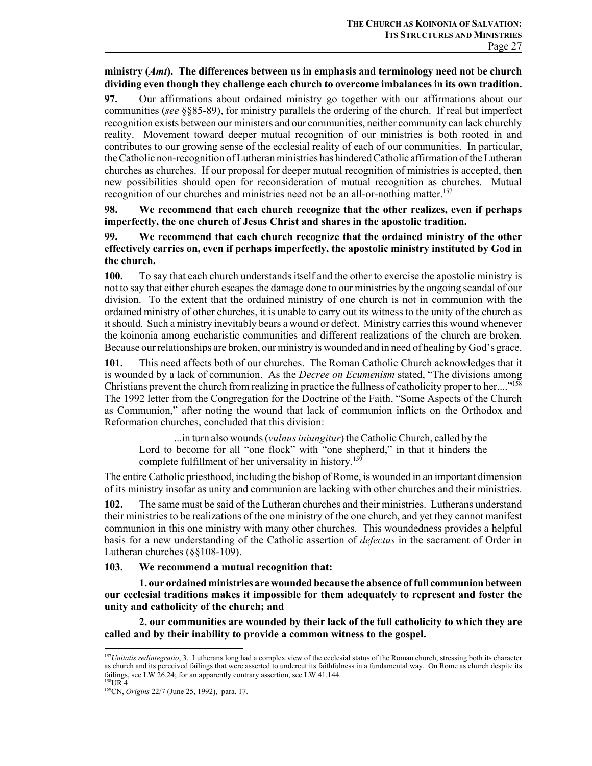**ministry (*Amt*). The differences between us in emphasis and terminology need not be church dividing even though they challenge each church to overcome imbalances in its own tradition.**

**97.** Our affirmations about ordained ministry go together with our affirmations about our communities (*see* §§85-89), for ministry parallels the ordering of the church. If real but imperfect recognition exists between our ministers and our communities, neither community can lack churchly reality. Movement toward deeper mutual recognition of our ministries is both rooted in and contributes to our growing sense of the ecclesial reality of each of our communities. In particular, the Catholic non-recognition of Lutheran ministries has hindered Catholic affirmation of the Lutheran churches as churches. If our proposal for deeper mutual recognition of ministries is accepted, then new possibilities should open for reconsideration of mutual recognition as churches. Mutual recognition of our churches and ministries need not be an all-or-nothing matter.[157]

**98. We recommend that each church recognize that the other realizes, even if perhaps imperfectly, the one church of Jesus Christ and shares in the apostolic tradition.**

**99. We recommend that each church recognize that the ordained ministry of the other effectively carries on, even if perhaps imperfectly, the apostolic ministry instituted by God in the church.**

**100.** To say that each church understands itself and the other to exercise the apostolic ministry is not to say that either church escapes the damage done to our ministries by the ongoing scandal of our division. To the extent that the ordained ministry of one church is not in communion with the ordained ministry of other churches, it is unable to carry out its witness to the unity of the church as it should. Such a ministry inevitably bears a wound or defect. Ministry carries this wound whenever the koinonia among eucharistic communities and different realizations of the church are broken. Because our relationships are broken, our ministry is wounded and in need of healing by God's grace.

**101.** This need affects both of our churches. The Roman Catholic Church acknowledges that it is wounded by a lack of communion. As the *Decree on Ecumenism* stated, "The divisions among Christians prevent the church from realizing in practice the fullness of catholicity proper to her...."[158] The 1992 letter from the Congregation for the Doctrine of the Faith, "Some Aspects of the Church as Communion," after noting the wound that lack of communion inflicts on the Orthodox and Reformation churches, concluded that this division:

> ...in turn also wounds (*vulnus iniungitur*) the Catholic Church, called by the Lord to become for all "one flock" with "one shepherd," in that it hinders the complete fulfillment of her universality in history.[159]

The entire Catholic priesthood, including the bishop of Rome, is wounded in an important dimension of its ministry insofar as unity and communion are lacking with other churches and their ministries.

**102.** The same must be said of the Lutheran churches and their ministries. Lutherans understand their ministries to be realizations of the one ministry of the one church, and yet they cannot manifest communion in this one ministry with many other churches. This woundedness provides a helpful basis for a new understanding of the Catholic assertion of *defectus* in the sacrament of Order in Lutheran churches (§§108-109).

**103. We recommend a mutual recognition that:**

**1. our ordained ministries are wounded because the absence of full communion between our ecclesial traditions makes it impossible for them adequately to represent and foster the unity and catholicity of the church; and**

**2. our communities are wounded by their lack of the full catholicity to which they are called and by their inability to provide a common witness to the gospel.**

---

[157]*Unitatis redintegratio*, 3. Lutherans long had a complex view of the ecclesial status of the Roman church, stressing both its character as church and its perceived failings that were asserted to undercut its faithfulness in a fundamental way. On Rome as church despite its failings, see LW 26.24; for an apparently contrary assertion, see LW 41.144.

[158]UR 4.

[159]CN, *Origins* 22/7 (June 25, 1992), para. 17.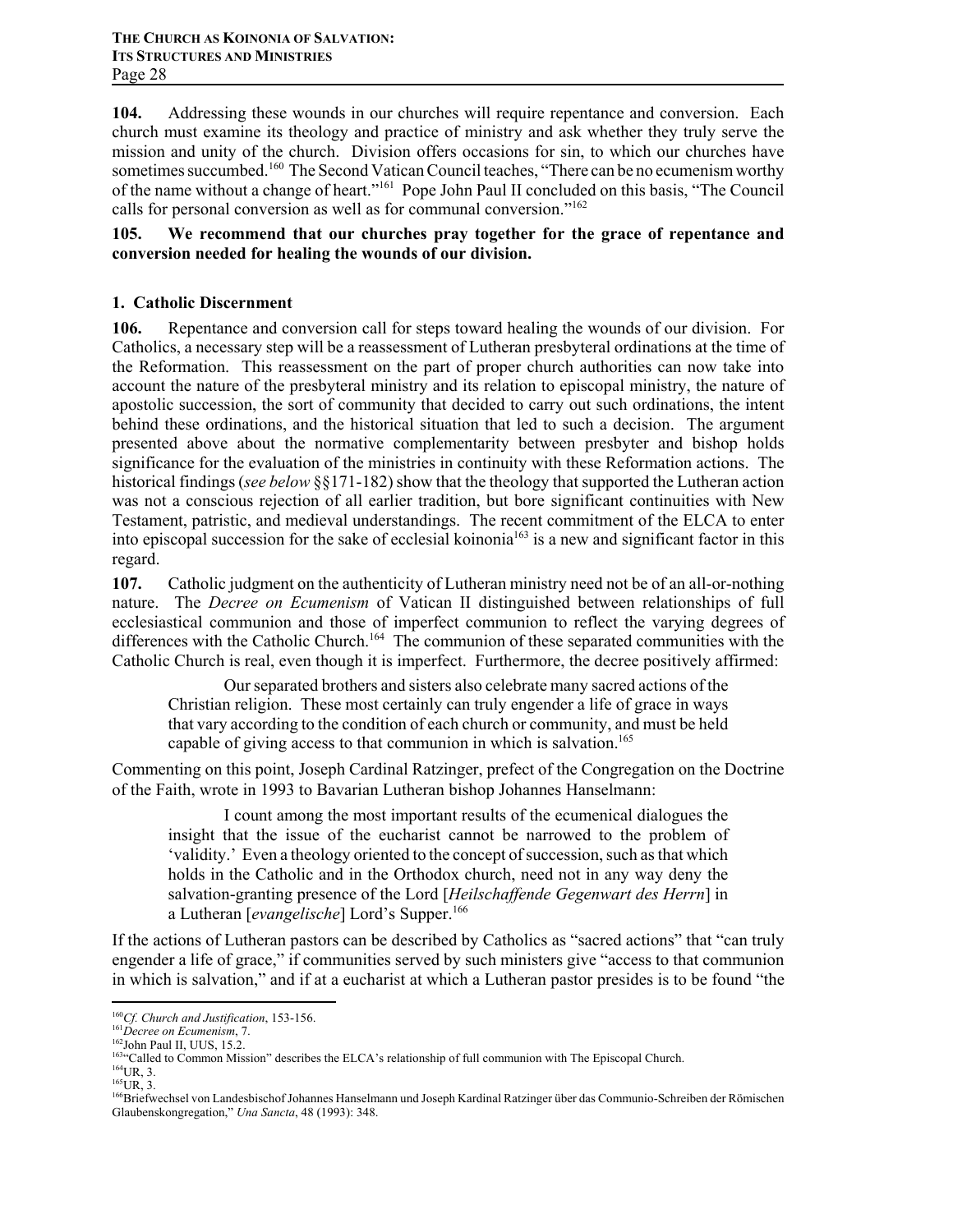**104.** Addressing these wounds in our churches will require repentance and conversion. Each church must examine its theology and practice of ministry and ask whether they truly serve the mission and unity of the church. Division offers occasions for sin, to which our churches have sometimes succumbed.[160] The Second Vatican Council teaches, "There can be no ecumenism worthy of the name without a change of heart."[161] Pope John Paul II concluded on this basis, "The Council calls for personal conversion as well as for communal conversion."[162]

**105. We recommend that our churches pray together for the grace of repentance and conversion needed for healing the wounds of our division.**

### 1. Catholic Discernment

**106.** Repentance and conversion call for steps toward healing the wounds of our division. For Catholics, a necessary step will be a reassessment of Lutheran presbyteral ordinations at the time of the Reformation. This reassessment on the part of proper church authorities can now take into account the nature of the presbyteral ministry and its relation to episcopal ministry, the nature of apostolic succession, the sort of community that decided to carry out such ordinations, the intent behind these ordinations, and the historical situation that led to such a decision. The argument presented above about the normative complementarity between presbyter and bishop holds significance for the evaluation of the ministries in continuity with these Reformation actions. The historical findings (*see below* §§171-182) show that the theology that supported the Lutheran action was not a conscious rejection of all earlier tradition, but bore significant continuities with New Testament, patristic, and medieval understandings. The recent commitment of the ELCA to enter into episcopal succession for the sake of ecclesial koinonia[163] is a new and significant factor in this regard.

**107.** Catholic judgment on the authenticity of Lutheran ministry need not be of an all-or-nothing nature. The *Decree on Ecumenism* of Vatican II distinguished between relationships of full ecclesiastical communion and those of imperfect communion to reflect the varying degrees of differences with the Catholic Church.[164] The communion of these separated communities with the Catholic Church is real, even though it is imperfect. Furthermore, the decree positively affirmed:

> Our separated brothers and sisters also celebrate many sacred actions of the Christian religion. These most certainly can truly engender a life of grace in ways that vary according to the condition of each church or community, and must be held capable of giving access to that communion in which is salvation.[165]

Commenting on this point, Joseph Cardinal Ratzinger, prefect of the Congregation on the Doctrine of the Faith, wrote in 1993 to Bavarian Lutheran bishop Johannes Hanselmann:

> I count among the most important results of the ecumenical dialogues the insight that the issue of the eucharist cannot be narrowed to the problem of 'validity.' Even a theology oriented to the concept of succession, such as that which holds in the Catholic and in the Orthodox church, need not in any way deny the salvation-granting presence of the Lord [*Heilschaffende Gegenwart des Herrn*] in a Lutheran [*evangelische*] Lord's Supper.[166]

If the actions of Lutheran pastors can be described by Catholics as "sacred actions" that "can truly engender a life of grace," if communities served by such ministers give "access to that communion in which is salvation," and if at a eucharist at which a Lutheran pastor presides is to be found "the

---

[160] *Cf. Church and Justification*, 153-156.

[161] *Decree on Ecumenism*, 7.

[162] John Paul II, UUS, 15.2.

[163] "Called to Common Mission" describes the ELCA's relationship of full communion with The Episcopal Church.

[164] UR, 3.

[165] UR, 3.

[166] Briefwechsel von Landesbischof Johannes Hanselmann und Joseph Kardinal Ratzinger über das Communio-Schreiben der Römischen Glaubenskongregation," *Una Sancta*, 48 (1993): 348.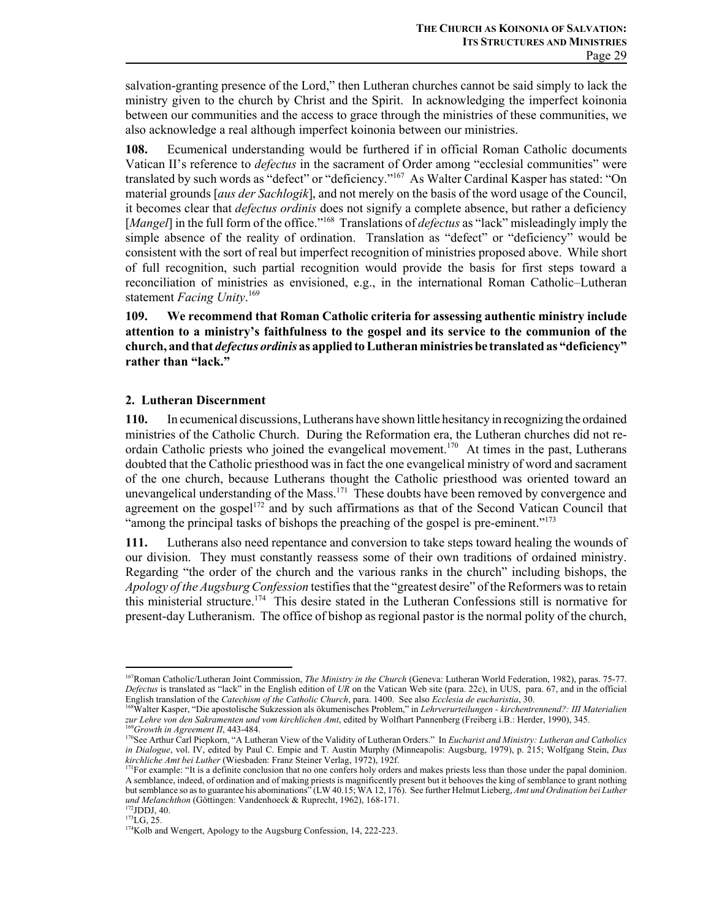salvation-granting presence of the Lord," then Lutheran churches cannot be said simply to lack the ministry given to the church by Christ and the Spirit. In acknowledging the imperfect koinonia between our communities and the access to grace through the ministries of these communities, we also acknowledge a real although imperfect koinonia between our ministries.

**108.** Ecumenical understanding would be furthered if in official Roman Catholic documents Vatican II's reference to *defectus* in the sacrament of Order among "ecclesial communities" were translated by such words as "defect" or "deficiency."[167] As Walter Cardinal Kasper has stated: "On material grounds [*aus der Sachlogik*], and not merely on the basis of the word usage of the Council, it becomes clear that *defectus ordinis* does not signify a complete absence, but rather a deficiency [*Mangel*] in the full form of the office."[168] Translations of *defectus* as "lack" misleadingly imply the simple absence of the reality of ordination. Translation as "defect" or "deficiency" would be consistent with the sort of real but imperfect recognition of ministries proposed above. While short of full recognition, such partial recognition would provide the basis for first steps toward a reconciliation of ministries as envisioned, e.g., in the international Roman Catholic–Lutheran statement *Facing Unity*.[169]

**109. We recommend that Roman Catholic criteria for assessing authentic ministry include attention to a ministry's faithfulness to the gospel and its service to the communion of the church, and that *defectus ordinis* as applied to Lutheran ministries be translated as "deficiency" rather than "lack."**

### 2. Lutheran Discernment

**110.** In ecumenical discussions, Lutherans have shown little hesitancy in recognizing the ordained ministries of the Catholic Church. During the Reformation era, the Lutheran churches did not re-ordain Catholic priests who joined the evangelical movement.[170] At times in the past, Lutherans doubted that the Catholic priesthood was in fact the one evangelical ministry of word and sacrament of the one church, because Lutherans thought the Catholic priesthood was oriented toward an unevangelical understanding of the Mass.[171] These doubts have been removed by convergence and agreement on the gospel[172] and by such affirmations as that of the Second Vatican Council that "among the principal tasks of bishops the preaching of the gospel is pre-eminent."[173]

**111.** Lutherans also need repentance and conversion to take steps toward healing the wounds of our division. They must constantly reassess some of their own traditions of ordained ministry. Regarding "the order of the church and the various ranks in the church" including bishops, the *Apology of the Augsburg Confession* testifies that the "greatest desire" of the Reformers was to retain this ministerial structure.[174] This desire stated in the Lutheran Confessions still is normative for present-day Lutheranism. The office of bishop as regional pastor is the normal polity of the church,

---

[167] Roman Catholic/Lutheran Joint Commission, *The Ministry in the Church* (Geneva: Lutheran World Federation, 1982), paras. 75-77. *Defectus* is translated as "lack" in the English edition of *UR* on the Vatican Web site (para. 22c), in UUS, para. 67, and in the official English translation of the *Catechism of the Catholic Church*, para. 1400. See also *Ecclesia de eucharistia*, 30.

[168] Walter Kasper, "Die apostolische Sukzession als ökumenisches Problem," in *Lehrverurteilungen - kirchentrennend?: III Materialien zur Lehre von den Sakramenten und vom kirchlichen Amt*, edited by Wolfhart Pannenberg (Freiberg i.B.: Herder, 1990), 345.

[169] *Growth in Agreement II*, 443-484.

[170] See Arthur Carl Piepkorn, "A Lutheran View of the Validity of Lutheran Orders." In *Eucharist and Ministry: Lutheran and Catholics in Dialogue*, vol. IV, edited by Paul C. Empie and T. Austin Murphy (Minneapolis: Augsburg, 1979), p. 215; Wolfgang Stein, *Das kirchliche Amt bei Luther* (Wiesbaden: Franz Steiner Verlag, 1972), 192f.

[171] For example: "It is a definite conclusion that no one confers holy orders and makes priests less than those under the papal dominion. A semblance, indeed, of ordination and of making priests is magnificently present but it behooves the king of semblance to grant nothing but semblance so as to guarantee his abominations" (LW 40.15; WA 12, 176). See further Helmut Lieberg, *Amt und Ordination bei Luther und Melanchthon* (Göttingen: Vandenhoeck & Ruprecht, 1962), 168-171.

[172] JDDJ, 40.

[173] LG, 25.

[174] Kolb and Wengert, Apology to the Augsburg Confession, 14, 222-223.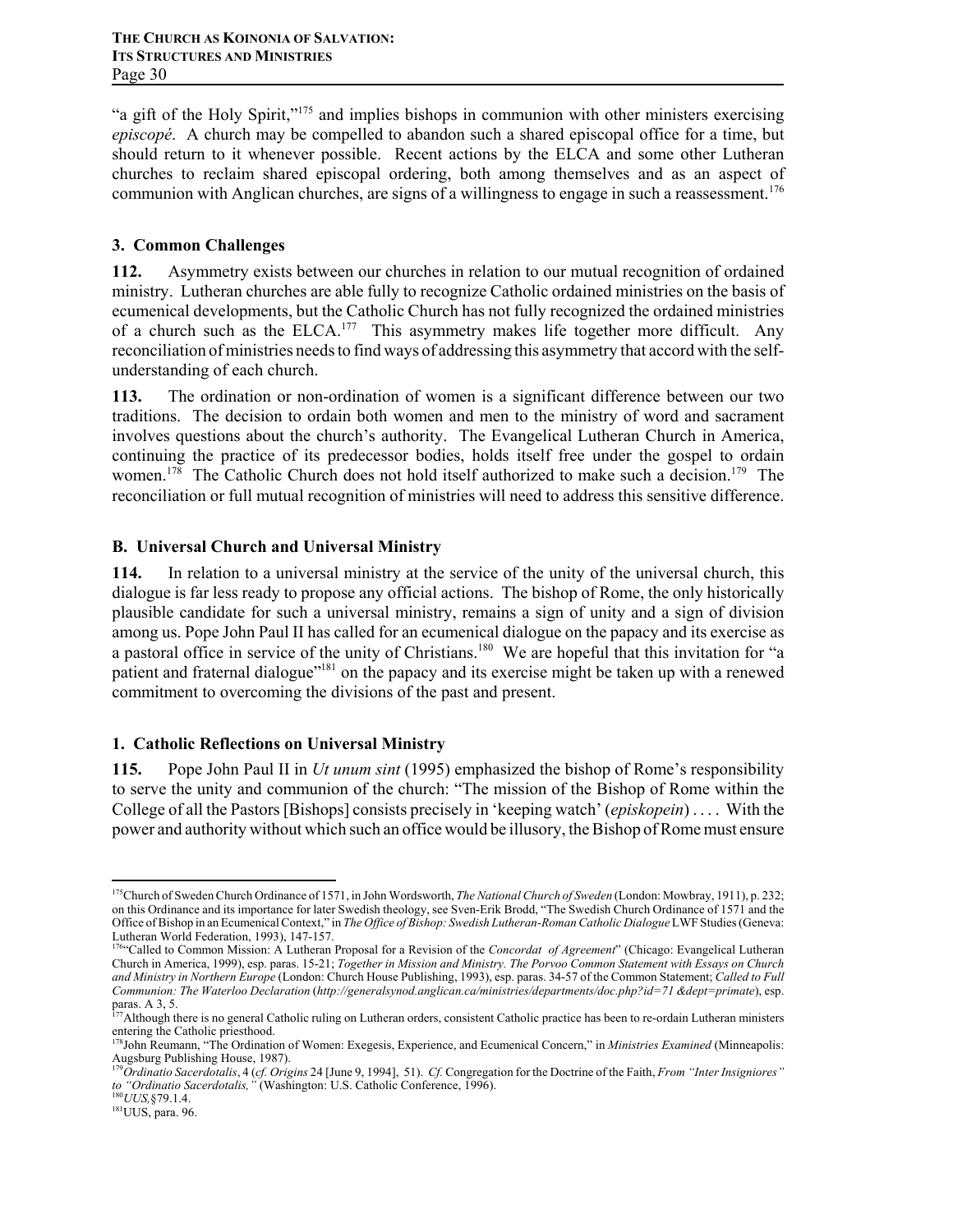"a gift of the Holy Spirit,"[175] and implies bishops in communion with other ministers exercising *episcopé*. A church may be compelled to abandon such a shared episcopal office for a time, but should return to it whenever possible. Recent actions by the ELCA and some other Lutheran churches to reclaim shared episcopal ordering, both among themselves and as an aspect of communion with Anglican churches, are signs of a willingness to engage in such a reassessment.[176]

### 3. Common Challenges

**112.** Asymmetry exists between our churches in relation to our mutual recognition of ordained ministry. Lutheran churches are able fully to recognize Catholic ordained ministries on the basis of ecumenical developments, but the Catholic Church has not fully recognized the ordained ministries of a church such as the ELCA.[177] This asymmetry makes life together more difficult. Any reconciliation of ministries needs to find ways of addressing this asymmetry that accord with the self-understanding of each church.

**113.** The ordination or non-ordination of women is a significant difference between our two traditions. The decision to ordain both women and men to the ministry of word and sacrament involves questions about the church's authority. The Evangelical Lutheran Church in America, continuing the practice of its predecessor bodies, holds itself free under the gospel to ordain women.[178] The Catholic Church does not hold itself authorized to make such a decision.[179] The reconciliation or full mutual recognition of ministries will need to address this sensitive difference.

## B. Universal Church and Universal Ministry

**114.** In relation to a universal ministry at the service of the unity of the universal church, this dialogue is far less ready to propose any official actions. The bishop of Rome, the only historically plausible candidate for such a universal ministry, remains a sign of unity and a sign of division among us. Pope John Paul II has called for an ecumenical dialogue on the papacy and its exercise as a pastoral office in service of the unity of Christians.[180] We are hopeful that this invitation for "a patient and fraternal dialogue"[181] on the papacy and its exercise might be taken up with a renewed commitment to overcoming the divisions of the past and present.

### 1. Catholic Reflections on Universal Ministry

**115.** Pope John Paul II in *Ut unum sint* (1995) emphasized the bishop of Rome's responsibility to serve the unity and communion of the church: "The mission of the Bishop of Rome within the College of all the Pastors [Bishops] consists precisely in 'keeping watch' (*episkopein*) . . . . With the power and authority without which such an office would be illusory, the Bishop of Rome must ensure

---

[175] Church of Sweden Church Ordinance of 1571, in John Wordsworth, *The National Church of Sweden* (London: Mowbray, 1911), p. 232; on this Ordinance and its importance for later Swedish theology, see Sven-Erik Brodd, "The Swedish Church Ordinance of 1571 and the Office of Bishop in an Ecumenical Context," in *The Office of Bishop: Swedish Lutheran-Roman Catholic Dialogue* LWF Studies (Geneva: Lutheran World Federation, 1993), 147-157.

[176] "Called to Common Mission: A Lutheran Proposal for a Revision of the *Concordat of Agreement*" (Chicago: Evangelical Lutheran Church in America, 1999), esp. paras. 15-21; *Together in Mission and Ministry. The Porvoo Common Statement with Essays on Church and Ministry in Northern Europe* (London: Church House Publishing, 1993), esp. paras. 34-57 of the Common Statement; *Called to Full Communion: The Waterloo Declaration* (*http://generalsynod.anglican.ca/ministries/departments/doc.php?id=71 &dept=primate*), esp. paras. A 3, 5.

[177] Although there is no general Catholic ruling on Lutheran orders, consistent Catholic practice has been to re-ordain Lutheran ministers entering the Catholic priesthood.

[178] John Reumann, "The Ordination of Women: Exegesis, Experience, and Ecumenical Concern," in *Ministries Examined* (Minneapolis: Augsburg Publishing House, 1987).

[179] *Ordinatio Sacerdotalis*, 4 (*cf. Origins* 24 [June 9, 1994], 51). *Cf.* Congregation for the Doctrine of the Faith, *From "Inter Insigniores" to "Ordinatio Sacerdotalis,"* (Washington: U.S. Catholic Conference, 1996).

[180] *UUS*, §79.1.4.

[181] UUS, para. 96.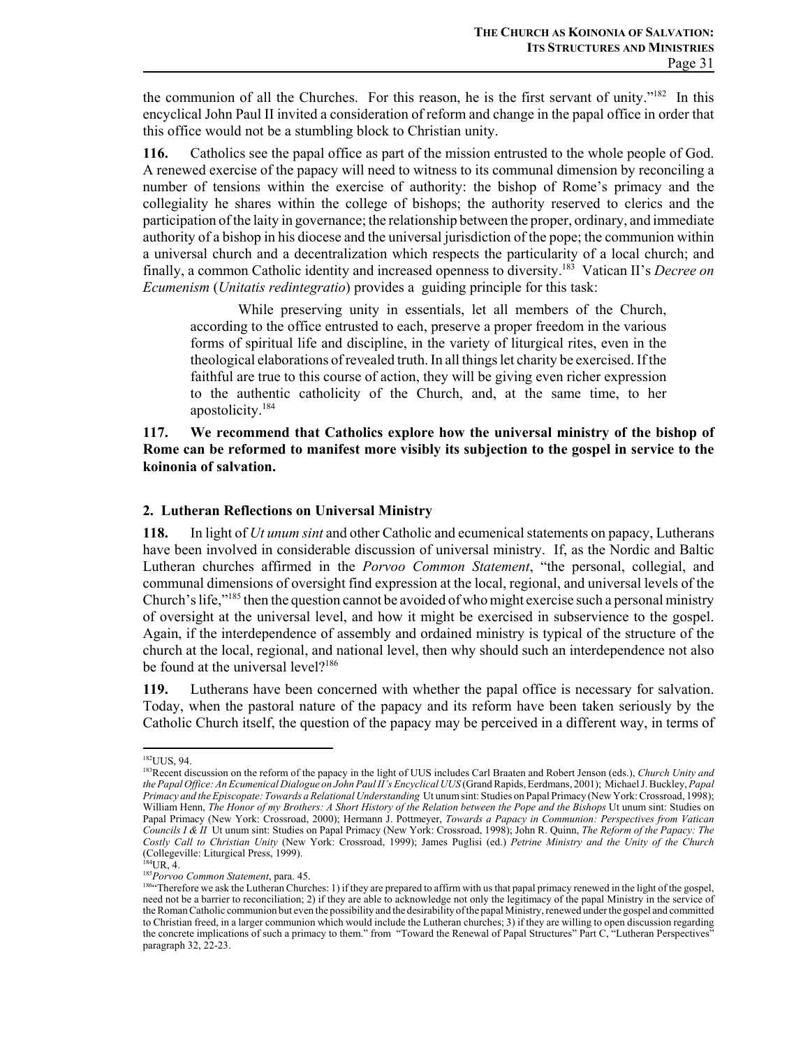the communion of all the Churches. For this reason, he is the first servant of unity."[182] In this encyclical John Paul II invited a consideration of reform and change in the papal office in order that this office would not be a stumbling block to Christian unity.

**116.** Catholics see the papal office as part of the mission entrusted to the whole people of God. A renewed exercise of the papacy will need to witness to its communal dimension by reconciling a number of tensions within the exercise of authority: the bishop of Rome's primacy and the collegiality he shares within the college of bishops; the authority reserved to clerics and the participation of the laity in governance; the relationship between the proper, ordinary, and immediate authority of a bishop in his diocese and the universal jurisdiction of the pope; the communion within a universal church and a decentralization which respects the particularity of a local church; and finally, a common Catholic identity and increased openness to diversity.[183] Vatican II's *Decree on Ecumenism* (*Unitatis redintegratio*) provides a guiding principle for this task:

> While preserving unity in essentials, let all members of the Church, according to the office entrusted to each, preserve a proper freedom in the various forms of spiritual life and discipline, in the variety of liturgical rites, even in the theological elaborations of revealed truth. In all things let charity be exercised. If the faithful are true to this course of action, they will be giving even richer expression to the authentic catholicity of the Church, and, at the same time, to her apostolicity.[184]

**117. We recommend that Catholics explore how the universal ministry of the bishop of Rome can be reformed to manifest more visibly its subjection to the gospel in service to the koinonia of salvation.**

## 2. Lutheran Reflections on Universal Ministry

**118.** In light of *Ut unum sint* and other Catholic and ecumenical statements on papacy, Lutherans have been involved in considerable discussion of universal ministry. If, as the Nordic and Baltic Lutheran churches affirmed in the *Porvoo Common Statement*, "the personal, collegial, and communal dimensions of oversight find expression at the local, regional, and universal levels of the Church's life,"[185] then the question cannot be avoided of who might exercise such a personal ministry of oversight at the universal level, and how it might be exercised in subservience to the gospel. Again, if the interdependence of assembly and ordained ministry is typical of the structure of the church at the local, regional, and national level, then why should such an interdependence not also be found at the universal level?[186]

**119.** Lutherans have been concerned with whether the papal office is necessary for salvation. Today, when the pastoral nature of the papacy and its reform have been taken seriously by the Catholic Church itself, the question of the papacy may be perceived in a different way, in terms of

---

[182] UUS, 94.

[183] Recent discussion on the reform of the papacy in the light of UUS includes Carl Braaten and Robert Jenson (eds.), *Church Unity and the Papal Office: An Ecumenical Dialogue on John Paul II's Encyclical UUS* (Grand Rapids, Eerdmans, 2001); Michael J. Buckley, *Papal Primacy and the Episcopate: Towards a Relational Understanding* Ut unum sint: Studies on Papal Primacy (New York: Crossroad, 1998); William Henn, *The Honor of my Brothers: A Short History of the Relation between the Pope and the Bishops* Ut unum sint: Studies on Papal Primacy (New York: Crossroad, 2000); Hermann J. Pottmeyer, *Towards a Papacy in Communion: Perspectives from Vatican Councils I & II* Ut unum sint: Studies on Papal Primacy (New York: Crossroad, 1998); John R. Quinn, *The Reform of the Papacy: The Costly Call to Christian Unity* (New York: Crossroad, 1999); James Puglisi (ed.) *Petrine Ministry and the Unity of the Church* (Collegeville: Liturgical Press, 1999).

[184] UR, 4.

[185] *Porvoo Common Statement*, para. 45.

[186] "Therefore we ask the Lutheran Churches: 1) if they are prepared to affirm with us that papal primacy renewed in the light of the gospel, need not be a barrier to reconciliation; 2) if they are able to acknowledge not only the legitimacy of the papal Ministry in the service of the Roman Catholic communion but even the possibility and the desirability of the papal Ministry, renewed under the gospel and committed to Christian freed, in a larger communion which would include the Lutheran churches; 3) if they are willing to open discussion regarding the concrete implications of such a primacy to them." from "Toward the Renewal of Papal Structures" Part C, "Lutheran Perspectives" paragraph 32, 22-23.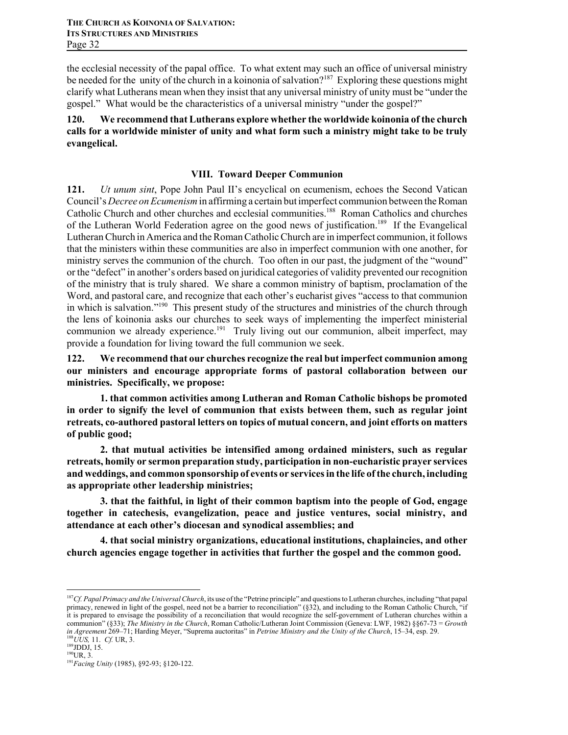the ecclesial necessity of the papal office. To what extent may such an office of universal ministry be needed for the unity of the church in a koinonia of salvation?[187] Exploring these questions might clarify what Lutherans mean when they insist that any universal ministry of unity must be "under the gospel." What would be the characteristics of a universal ministry "under the gospel?"

**120. We recommend that Lutherans explore whether the worldwide koinonia of the church calls for a worldwide minister of unity and what form such a ministry might take to be truly evangelical.**

## VIII. Toward Deeper Communion

**121.** *Ut unum sint*, Pope John Paul II's encyclical on ecumenism, echoes the Second Vatican Council's *Decree on Ecumenism* in affirming a certain but imperfect communion between the Roman Catholic Church and other churches and ecclesial communities.[188] Roman Catholics and churches of the Lutheran World Federation agree on the good news of justification.[189] If the Evangelical Lutheran Church in America and the Roman Catholic Church are in imperfect communion, it follows that the ministers within these communities are also in imperfect communion with one another, for ministry serves the communion of the church. Too often in our past, the judgment of the "wound" or the "defect" in another's orders based on juridical categories of validity prevented our recognition of the ministry that is truly shared. We share a common ministry of baptism, proclamation of the Word, and pastoral care, and recognize that each other's eucharist gives "access to that communion in which is salvation."[190] This present study of the structures and ministries of the church through the lens of koinonia asks our churches to seek ways of implementing the imperfect ministerial communion we already experience.[191] Truly living out our communion, albeit imperfect, may provide a foundation for living toward the full communion we seek.

**122. We recommend that our churches recognize the real but imperfect communion among our ministers and encourage appropriate forms of pastoral collaboration between our ministries. Specifically, we propose:**

**1. that common activities among Lutheran and Roman Catholic bishops be promoted in order to signify the level of communion that exists between them, such as regular joint retreats, co-authored pastoral letters on topics of mutual concern, and joint efforts on matters of public good;**

**2. that mutual activities be intensified among ordained ministers, such as regular retreats, homily or sermon preparation study, participation in non-eucharistic prayer services and weddings, and common sponsorship of events or services in the life of the church, including as appropriate other leadership ministries;**

**3. that the faithful, in light of their common baptism into the people of God, engage together in catechesis, evangelization, peace and justice ventures, social ministry, and attendance at each other's diocesan and synodical assemblies; and**

**4. that social ministry organizations, educational institutions, chaplaincies, and other church agencies engage together in activities that further the gospel and the common good.**

---

[187] *Cf. Papal Primacy and the Universal Church*, its use of the "Petrine principle" and questions to Lutheran churches, including "that papal primacy, renewed in light of the gospel, need not be a barrier to reconciliation" (§32), and including to the Roman Catholic Church, "if it is prepared to envisage the possibility of a reconciliation that would recognize the self-government of Lutheran churches within a communion" (§33); *The Ministry in the Church*, Roman Catholic/Lutheran Joint Commission (Geneva: LWF, 1982) §§67-73 = *Growth in Agreement* 269–71; Harding Meyer, "Suprema auctoritas" in *Petrine Ministry and the Unity of the Church*, 15–34, esp. 29.

[188] *UUS,* 11. *Cf.* UR, 3.

[189] JDDJ, 15.

[190] UR, 3.

[191] *Facing Unity* (1985), §92-93; §120-122.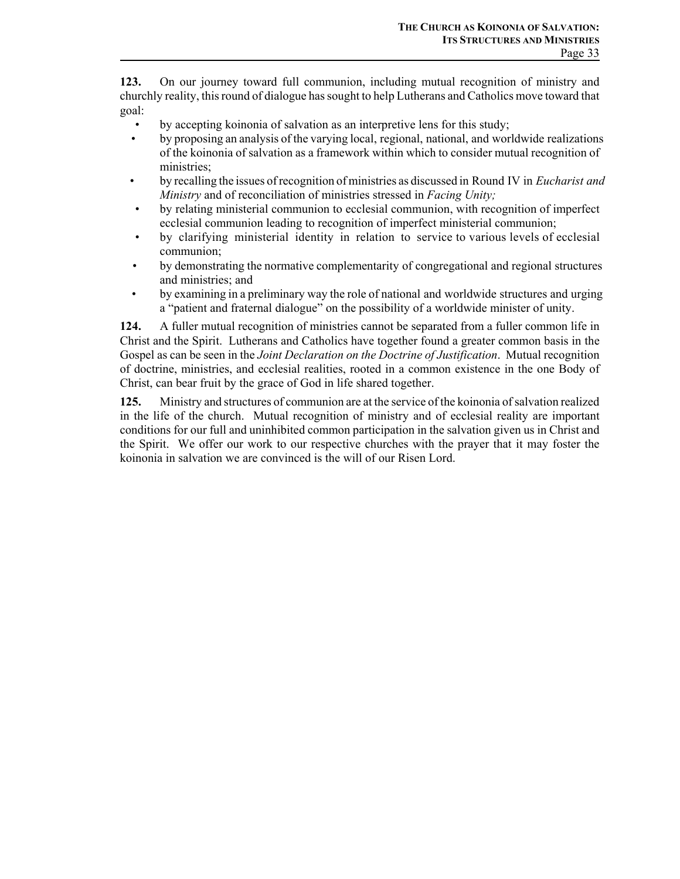**123.** On our journey toward full communion, including mutual recognition of ministry and churchly reality, this round of dialogue has sought to help Lutherans and Catholics move toward that goal:

- by accepting koinonia of salvation as an interpretive lens for this study;
- by proposing an analysis of the varying local, regional, national, and worldwide realizations of the koinonia of salvation as a framework within which to consider mutual recognition of ministries;
- by recalling the issues of recognition of ministries as discussed in Round IV in *Eucharist and Ministry* and of reconciliation of ministries stressed in *Facing Unity;*
- by relating ministerial communion to ecclesial communion, with recognition of imperfect ecclesial communion leading to recognition of imperfect ministerial communion;
- by clarifying ministerial identity in relation to service to various levels of ecclesial communion;
- by demonstrating the normative complementarity of congregational and regional structures and ministries; and
- by examining in a preliminary way the role of national and worldwide structures and urging a "patient and fraternal dialogue" on the possibility of a worldwide minister of unity.

**124.** A fuller mutual recognition of ministries cannot be separated from a fuller common life in Christ and the Spirit. Lutherans and Catholics have together found a greater common basis in the Gospel as can be seen in the *Joint Declaration on the Doctrine of Justification*. Mutual recognition of doctrine, ministries, and ecclesial realities, rooted in a common existence in the one Body of Christ, can bear fruit by the grace of God in life shared together.

**125.** Ministry and structures of communion are at the service of the koinonia of salvation realized in the life of the church. Mutual recognition of ministry and of ecclesial reality are important conditions for our full and uninhibited common participation in the salvation given us in Christ and the Spirit. We offer our work to our respective churches with the prayer that it may foster the koinonia in salvation we are convinced is the will of our Risen Lord.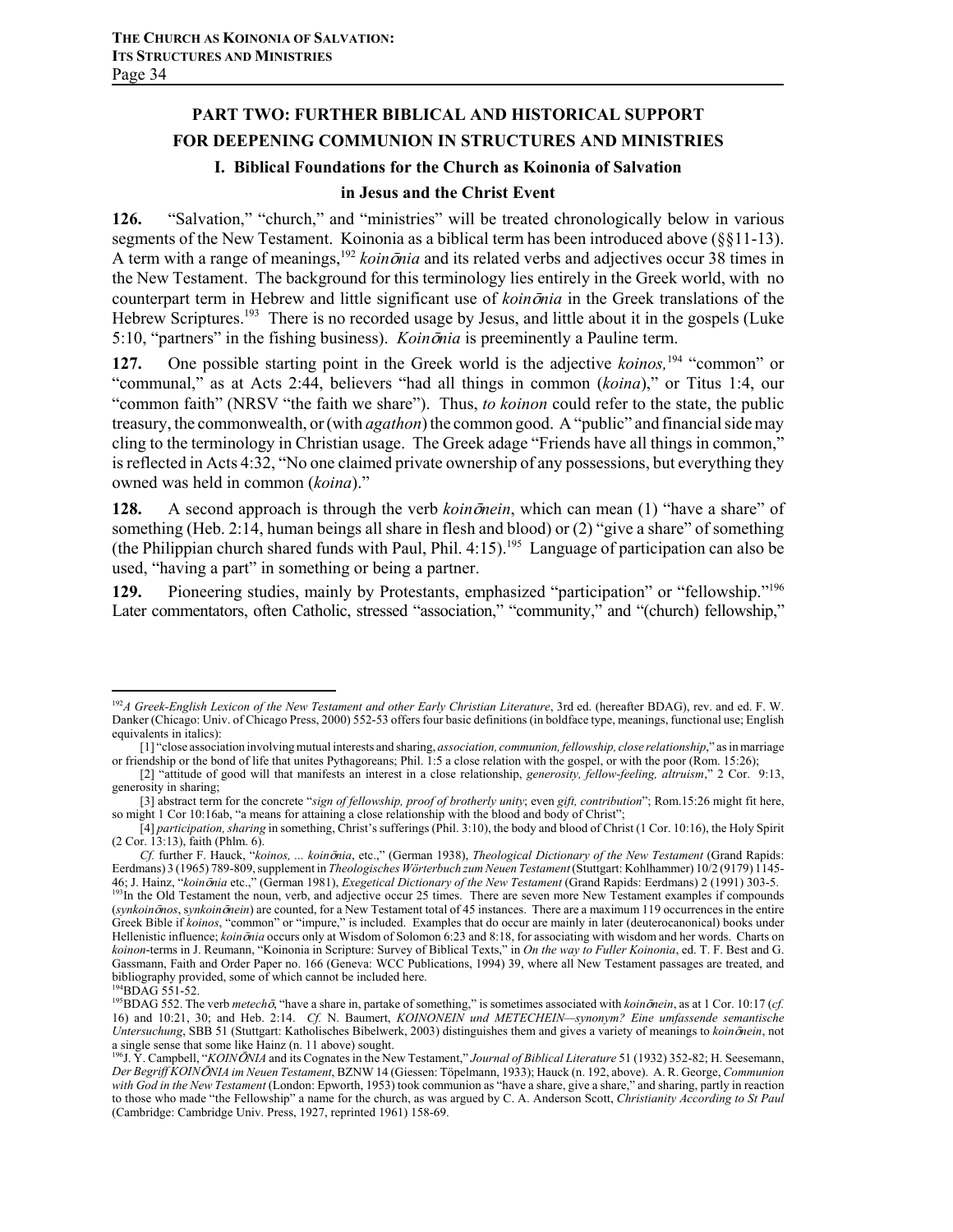## PART TWO: FURTHER BIBLICAL AND HISTORICAL SUPPORT FOR DEEPENING COMMUNION IN STRUCTURES AND MINISTRIES

### I. Biblical Foundations for the Church as Koinonia of Salvation in Jesus and the Christ Event

**126.** "Salvation," "church," and "ministries" will be treated chronologically below in various segments of the New Testament. Koinonia as a biblical term has been introduced above (§§11-13). A term with a range of meanings,[192] *koinōnia* and its related verbs and adjectives occur 38 times in the New Testament. The background for this terminology lies entirely in the Greek world, with no counterpart term in Hebrew and little significant use of *koinōnia* in the Greek translations of the Hebrew Scriptures.[193] There is no recorded usage by Jesus, and little about it in the gospels (Luke 5:10, "partners" in the fishing business). *Koinōnia* is preeminently a Pauline term.

**127.** One possible starting point in the Greek world is the adjective *koinos,*[194] "common" or "communal," as at Acts 2:44, believers "had all things in common (*koina*)," or Titus 1:4, our "common faith" (NRSV "the faith we share"). Thus, *to koinon* could refer to the state, the public treasury, the commonwealth, or (with *agathon*) the common good. A "public" and financial side may cling to the terminology in Christian usage. The Greek adage "Friends have all things in common," is reflected in Acts 4:32, "No one claimed private ownership of any possessions, but everything they owned was held in common (*koina*)."

**128.** A second approach is through the verb *koinōnein*, which can mean (1) "have a share" of something (Heb. 2:14, human beings all share in flesh and blood) or (2) "give a share" of something (the Philippian church shared funds with Paul, Phil. 4:15).[195] Language of participation can also be used, "having a part" in something or being a partner.

**129.** Pioneering studies, mainly by Protestants, emphasized "participation" or "fellowship."[196] Later commentators, often Catholic, stressed "association," "community," and "(church) fellowship,"

---

[192] *A Greek-English Lexicon of the New Testament and other Early Christian Literature*, 3rd ed. (hereafter BDAG), rev. and ed. F. W. Danker (Chicago: Univ. of Chicago Press, 2000) 552-53 offers four basic definitions (in boldface type, meanings, functional use; English equivalents in italics):

[1] "close association involving mutual interests and sharing, *association, communion, fellowship, close relationship*," as in marriage or friendship or the bond of life that unites Pythagoreans; Phil. 1:5 a close relation with the gospel, or with the poor (Rom. 15:26);

[2] "attitude of good will that manifests an interest in a close relationship, *generosity, fellow-feeling, altruism*," 2 Cor. 9:13, generosity in sharing;

[3] abstract term for the concrete "*sign of fellowship, proof of brotherly unity*; even *gift, contribution*"; Rom.15:26 might fit here, so might 1 Cor 10:16ab, "a means for attaining a close relationship with the blood and body of Christ";

[4] *participation, sharing* in something, Christ's sufferings (Phil. 3:10), the body and blood of Christ (1 Cor. 10:16), the Holy Spirit (2 Cor. 13:13), faith (Phlm. 6).

*Cf.* further F. Hauck, "*koinos, ... koinōnia*, etc.," (German 1938), *Theological Dictionary of the New Testament* (Grand Rapids: Eerdmans) 3 (1965) 789-809, supplement in *Theologisches Wörterbuch zum Neuen Testament* (Stuttgart: Kohlhammer) 10/2 (9179) 1145-46; J. Hainz, "*koinōnia* etc.," (German 1981), *Exegetical Dictionary of the New Testament* (Grand Rapids: Eerdmans) 2 (1991) 303-5.

[193] In the Old Testament the noun, verb, and adjective occur 25 times. There are seven more New Testament examples if compounds (*synkoinōnos*, *synkoinōnein*) are counted, for a New Testament total of 45 instances. There are a maximum 119 occurrences in the entire Greek Bible if *koinos*, "common" or "impure," is included. Examples that do occur are mainly in later (deuterocanonical) books under Hellenistic influence; *koinōnia* occurs only at Wisdom of Solomon 6:23 and 8:18, for associating with wisdom and her words. Charts on *koinon*-terms in J. Reumann, "Koinonia in Scripture: Survey of Biblical Texts," in *On the way to Fuller Koinonia*, ed. T. F. Best and G. Gassmann, Faith and Order Paper no. 166 (Geneva: WCC Publications, 1994) 39, where all New Testament passages are treated, and bibliography provided, some of which cannot be included here.

[194] BDAG 551-52.

[195] BDAG 552. The verb *metechō*, "have a share in, partake of something," is sometimes associated with *koinōnein*, as at 1 Cor. 10:17 (*cf.* 16) and 10:21, 30; and Heb. 2:14. *Cf.* N. Baumert, *KOINONEIN und METECHEIN—synonym? Eine umfassende semantische Untersuchung*, SBB 51 (Stuttgart: Katholisches Bibelwerk, 2003) distinguishes them and gives a variety of meanings to *koinōnein*, not a single sense that some like Hainz (n. 11 above) sought.

[196] J. Y. Campbell, "*KOINŌNIA* and its Cognates in the New Testament," *Journal of Biblical Literature* 51 (1932) 352-82; H. Seesemann, *Der Begriff KOINŌNIA im Neuen Testament*, BZNW 14 (Giessen: Töpelmann, 1933); Hauck (n. 192, above). A. R. George, *Communion with God in the New Testament* (London: Epworth, 1953) took communion as "have a share, give a share," and sharing, partly in reaction to those who made "the Fellowship" a name for the church, as was argued by C. A. Anderson Scott, *Christianity According to St Paul* (Cambridge: Cambridge Univ. Press, 1927, reprinted 1961) 158-69.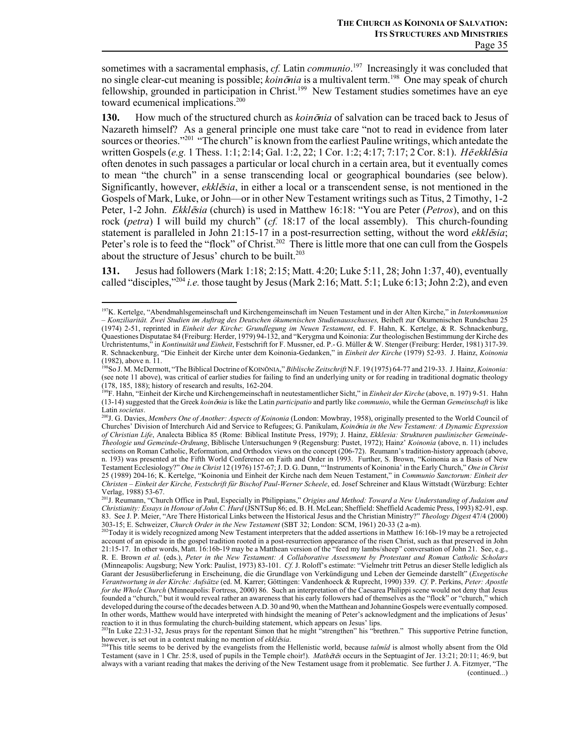sometimes with a sacramental emphasis, *cf.* Latin *communio*.[197] Increasingly it was concluded that no single clear-cut meaning is possible; *koinōnia* is a multivalent term.[198] One may speak of church fellowship, grounded in participation in Christ.[199] New Testament studies sometimes have an eye toward ecumenical implications.[200]

**130.** How much of the structured church as *koinōnia* of salvation can be traced back to Jesus of Nazareth himself? As a general principle one must take care "not to read in evidence from later sources or theories."[201] "The church" is known from the earliest Pauline writings, which antedate the written Gospels (*e.g.* 1 Thess. 1:1; 2:14; Gal. 1:2, 22; 1 Cor. 1:2; 4:17; 7:17; 2 Cor. 8:1). *Hē ekklēsia* often denotes in such passages a particular or local church in a certain area, but it eventually comes to mean "the church" in a sense transcending local or geographical boundaries (see below). Significantly, however, *ekklēsia*, in either a local or a transcendent sense, is not mentioned in the Gospels of Mark, Luke, or John—or in other New Testament writings such as Titus, 2 Timothy, 1-2 Peter, 1-2 John. *Ekklēsia* (church) is used in Matthew 16:18: "You are Peter (*Petros*), and on this rock (*petra*) I will build my church" (*cf.* 18:17 of the local assembly). This church-founding statement is paralleled in John 21:15-17 in a post-resurrection setting, without the word *ekklēsia*; Peter's role is to feed the "flock" of Christ.[202] There is little more that one can cull from the Gospels about the structure of Jesus' church to be built.[203]

**131.** Jesus had followers (Mark 1:18; 2:15; Matt. 4:20; Luke 5:11, 28; John 1:37, 40), eventually called "disciples,"[204] *i.e.* those taught by Jesus (Mark 2:16; Matt. 5:1; Luke 6:13; John 2:2), and even

---

[197] K. Kertelge, "Abendmahlsgemeinschaft und Kirchengemeinschaft im Neuen Testament und in der Alten Kirche," in *Interkommunion – Konziliarität. Zwei Studien im Auftrag des Deutschen ökumenischen Studienausschusses,* Beiheft zur Ökumenischen Rundschau 25 (1974) 2-51, reprinted in *Einheit der Kirche*: *Grundlegung im Neuen Testament*, ed. F. Hahn, K. Kertelge, & R. Schnackenburg, Quaestiones Disputatae 84 (Freiburg: Herder, 1979) 94-132, and "Kerygma und Koinonia: Zur theologischen Bestimmung der Kirche des Urchristentums," in *Kontinuität und Einheit*, Festschrift for F. Mussner, ed. P.- G. Müller & W. Stenger (Freiburg: Herder, 1981) 317-39. R. Schnackenburg, "Die Einheit der Kirche unter dem Koinonia-Gedanken," in *Einheit der Kirche* (1979) 52-93. J. Hainz, *Koinonia* (1982), above n. 11.

[198] So J. M. McDermott, "The Biblical Doctrine of KOINŌNIA," *Biblische Zeitschrift* N.F. 19 (1975) 64-77 and 219-33. J. Hainz, *Koinonia:* (see note 11 above), was critical of earlier studies for failing to find an underlying unity or for reading in traditional dogmatic theology (178, 185, 188); history of research and results, 162-204.

[199] F. Hahn, "Einheit der Kirche und Kirchengemeinschaft in neutestamentlicher Sicht," in *Einheit der Kirche* (above, n. 197) 9-51. Hahn (13-14) suggested that the Greek *koinōnia* is like the Latin *participatio* and partly like *communio*, while the German *Gemeinschaft* is like Latin *societas*.

[200] J. G. Davies, *Members One of Another: Aspects of Koinonia* (London: Mowbray, 1958), originally presented to the World Council of Churches' Division of Interchurch Aid and Service to Refugees; G. Panikulam, *Koinōnia in the New Testament: A Dynamic Expression of Christian Life*, Analecta Biblica 85 (Rome: Biblical Institute Press, 1979); J. Hainz, *Ekklesia: Strukturen paulinischer Gemeinde-Theologie und Gemeinde-Ordnung*, Biblische Untersuchungen 9 (Regensburg: Pustet, 1972); Hainz' *Koinonia* (above, n. 11) includes sections on Roman Catholic, Reformation, and Orthodox views on the concept (206-72). Reumann's tradition-history approach (above, n. 193) was presented at the Fifth World Conference on Faith and Order in 1993. Further, S. Brown, "Koinonia as a Basis of New Testament Ecclesiology?" *One in Christ* 12 (1976) 157-67; J. D. G. Dunn, "'Instruments of Koinonia' in the Early Church," *One in Christ* 25 (1989) 204-16; K. Kertelge, "Koinonia und Einheit der Kirche nach dem Neuen Testament," in *Communio Sanctorum: Einheit der Christen – Einheit der Kirche, Festschrift für Bischof Paul-Werner Scheele*, ed. Josef Schreiner and Klaus Wittstadt (Würzburg: Echter Verlag, 1988) 53-67.

[201] J. Reumann, "Church Office in Paul, Especially in Philippians," *Origins and Method: Toward a New Understanding of Judaism and Christianity: Essays in Honour of John C. Hurd* (JSNTSup 86; ed. B. H. McLean; Sheffield: Sheffield Academic Press, 1993) 82-91, esp. 83. See J. P. Meier, "Are There Historical Links between the Historical Jesus and the Christian Ministry?" *Theology Digest* 47/4 (2000) 303-15; E. Schweizer, *Church Order in the New Testament* (SBT 32; London: SCM, 1961) 20-33 (2 a-m).

[202] Today it is widely recognized among New Testament interpreters that the added assertions in Matthew 16:16b-19 may be a retrojected account of an episode in the gospel tradition rooted in a post-resurrection appearance of the risen Christ, such as that preserved in John 21:15-17. In other words, Matt. 16:16b-19 may be a Matthean version of the "feed my lambs/sheep" conversation of John 21. See, e.g., R. E. Brown *et al.* (eds.), *Peter in the New Testament: A Collaborative Assessment by Protestant and Roman Catholic Scholars* (Minneapolis: Augsburg; New York: Paulist, 1973) 83-101. *Cf.* J. Roloff's estimate: "Vielmehr tritt Petrus an dieser Stelle lediglich als Garant der Jesusüberlieferung in Erscheinung, die die Grundlage von Verkündigung und Leben der Gemeinde darstellt" (*Exegetische Verantwortung in der Kirche: Aufsätze* (ed. M. Karrer; Göttingen: Vandenhoeck & Ruprecht, 1990) 339. *Cf.* P. Perkins, *Peter: Apostle for the Whole Church* (Minneapolis: Fortress, 2000) 86. Such an interpretation of the Caesarea Philippi scene would not deny that Jesus founded a "church," but it would reveal rather an awareness that his early followers had of themselves as the "flock" or "church," which developed during the course of the decades between A.D. 30 and 90, when the Matthean and Johannine Gospels were eventually composed. In other words, Matthew would have interpreted with hindsight the meaning of Peter's acknowledgment and the implications of Jesus' reaction to it in thus formulating the church-building statement, which appears on Jesus' lips.

[203] In Luke 22:31-32, Jesus prays for the repentant Simon that he might "strengthen" his "brethren." This supportive Petrine function, however, is set out in a context making no mention of *ekklēsia*.

[204] This title seems to be derived by the evangelists from the Hellenistic world, because *talmîd* is almost wholly absent from the Old Testament (save in 1 Chr. 25:8, used of pupils in the Temple choir!). *Mathētēs* occurs in the Septuagint of Jer. 13:21; 20:11; 46:9, but always with a variant reading that makes the deriving of the New Testament usage from it problematic. See further J. A. Fitzmyer, "The (continued...)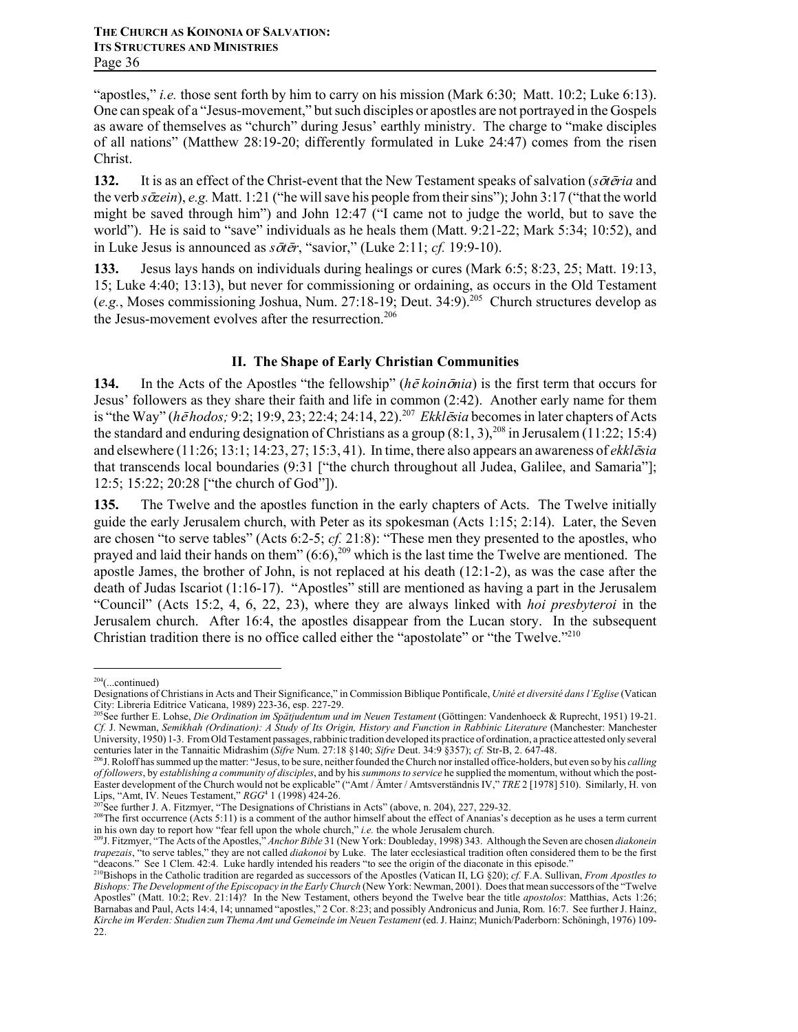"apostles," *i.e.* those sent forth by him to carry on his mission (Mark 6:30; Matt. 10:2; Luke 6:13). One can speak of a "Jesus-movement," but such disciples or apostles are not portrayed in the Gospels as aware of themselves as "church" during Jesus' earthly ministry. The charge to "make disciples of all nations" (Matthew 28:19-20; differently formulated in Luke 24:47) comes from the risen Christ.

**132.** It is as an effect of the Christ-event that the New Testament speaks of salvation (*sōtēria* and the verb *sōzein*), *e.g.* Matt. 1:21 ("he will save his people from their sins"); John 3:17 ("that the world might be saved through him") and John 12:47 ("I came not to judge the world, but to save the world"). He is said to "save" individuals as he heals them (Matt. 9:21-22; Mark 5:34; 10:52), and in Luke Jesus is announced as *sōtēr*, "savior," (Luke 2:11; *cf.* 19:9-10).

**133.** Jesus lays hands on individuals during healings or cures (Mark 6:5; 8:23, 25; Matt. 19:13, 15; Luke 4:40; 13:13), but never for commissioning or ordaining, as occurs in the Old Testament (*e.g.*, Moses commissioning Joshua, Num. 27:18-19; Deut. 34:9).[205] Church structures develop as the Jesus-movement evolves after the resurrection.[206]

## II. The Shape of Early Christian Communities

**134.** In the Acts of the Apostles "the fellowship" (*hē koinōnia*) is the first term that occurs for Jesus' followers as they share their faith and life in common (2:42). Another early name for them is "the Way" (*hē hodos;* 9:2; 19:9, 23; 22:4; 24:14, 22).[207] *Ekklēsia* becomes in later chapters of Acts the standard and enduring designation of Christians as a group (8:1, 3),[208] in Jerusalem (11:22; 15:4) and elsewhere (11:26; 13:1; 14:23, 27; 15:3, 41). In time, there also appears an awareness of *ekklēsia* that transcends local boundaries (9:31 ["the church throughout all Judea, Galilee, and Samaria"]; 12:5; 15:22; 20:28 ["the church of God"]).

**135.** The Twelve and the apostles function in the early chapters of Acts. The Twelve initially guide the early Jerusalem church, with Peter as its spokesman (Acts 1:15; 2:14). Later, the Seven are chosen "to serve tables" (Acts 6:2-5; *cf.* 21:8): "These men they presented to the apostles, who prayed and laid their hands on them" (6:6),[209] which is the last time the Twelve are mentioned. The apostle James, the brother of John, is not replaced at his death (12:1-2), as was the case after the death of Judas Iscariot (1:16-17). "Apostles" still are mentioned as having a part in the Jerusalem "Council" (Acts 15:2, 4, 6, 22, 23), where they are always linked with *hoi presbyteroi* in the Jerusalem church. After 16:4, the apostles disappear from the Lucan story. In the subsequent Christian tradition there is no office called either the "apostolate" or "the Twelve."[210]

---

[204](...continued)
Designations of Christians in Acts and Their Significance," in Commission Biblique Pontificale, *Unité et diversité dans l'Eglise* (Vatican City: Libreria Editrice Vaticana, 1989) 223-36, esp. 227-29.

[205]See further E. Lohse, *Die Ordination im Spätjudentum und im Neuen Testament* (Göttingen: Vandenhoeck & Ruprecht, 1951) 19-21. *Cf.* J. Newman, *Semikhah (Ordination): A Study of Its Origin, History and Function in Rabbinic Literature* (Manchester: Manchester University, 1950) 1-3. From Old Testament passages, rabbinic tradition developed its practice of ordination, a practice attested only several centuries later in the Tannaitic Midrashim (*Sifre* Num. 27:18 §140; *Sifre* Deut. 34:9 §357); *cf.* Str-B, 2. 647-48.

[206]J. Roloff has summed up the matter: "Jesus, to be sure, neither founded the Church nor installed office-holders, but even so by his *calling of followers*, by *establishing a community of disciples*, and by his *summons to service* he supplied the momentum, without which the post-Easter development of the Church would not be explicable" ("Amt / Ämter / Amtsverständnis IV," *TRE* 2 [1978] 510). Similarly, H. von Lips, "Amt, IV. Neues Testament," *RGG*[4] 1 (1998) 424-26.

[207]See further J. A. Fitzmyer, "The Designations of Christians in Acts" (above, n. 204), 227, 229-32.

[208]The first occurrence (Acts 5:11) is a comment of the author himself about the effect of Ananias's deception as he uses a term current in his own day to report how "fear fell upon the whole church," *i.e.* the whole Jerusalem church.

[209]J. Fitzmyer, "The Acts of the Apostles," *Anchor Bible* 31 (New York: Doubleday, 1998) 343. Although the Seven are chosen *diakonein trapezais*, "to serve tables," they are not called *diakonoi* by Luke. The later ecclesiastical tradition often considered them to be the first "deacons." See 1 Clem. 42:4. Luke hardly intended his readers "to see the origin of the diaconate in this episode."

[210]Bishops in the Catholic tradition are regarded as successors of the Apostles (Vatican II, LG §20); *cf.* F.A. Sullivan, *From Apostles to Bishops: The Development of the Episcopacy in the Early Church* (New York: Newman, 2001). Does that mean successors of the "Twelve Apostles" (Matt. 10:2; Rev. 21:14)? In the New Testament, others beyond the Twelve bear the title *apostolos*: Matthias, Acts 1:26; Barnabas and Paul, Acts 14:4, 14; unnamed "apostles," 2 Cor. 8:23; and possibly Andronicus and Junia, Rom. 16:7. See further J. Hainz, *Kirche im Werden: Studien zum Thema Amt und Gemeinde im Neuen Testament* (ed. J. Hainz; Munich/Paderborn: Schöningh, 1976) 109-22.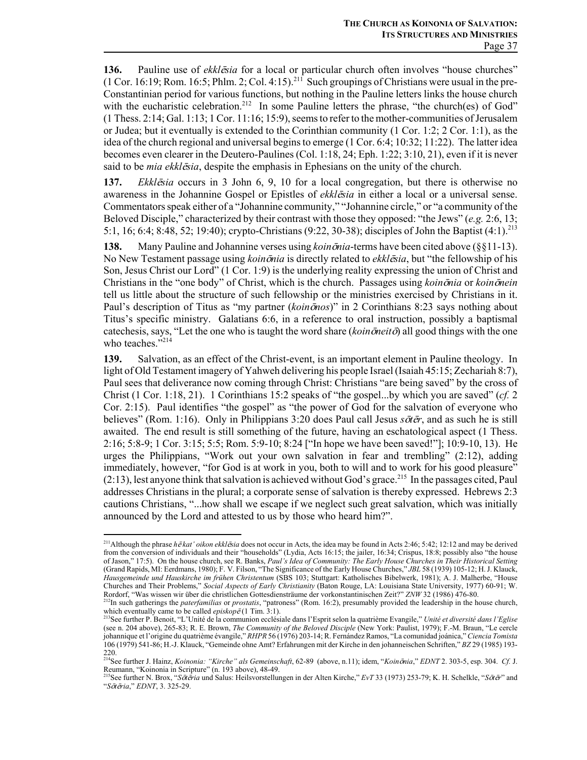**136.** Pauline use of *ekklēsia* for a local or particular church often involves "house churches" (1 Cor. 16:19; Rom. 16:5; Phlm. 2; Col. 4:15).[211] Such groupings of Christians were usual in the pre-Constantinian period for various functions, but nothing in the Pauline letters links the house church with the eucharistic celebration.[212] In some Pauline letters the phrase, "the church(es) of God" (1 Thess. 2:14; Gal. 1:13; 1 Cor. 11:16; 15:9), seems to refer to the mother-communities of Jerusalem or Judea; but it eventually is extended to the Corinthian community (1 Cor. 1:2; 2 Cor. 1:1), as the idea of the church regional and universal begins to emerge (1 Cor. 6:4; 10:32; 11:22). The latter idea becomes even clearer in the Deutero-Paulines (Col. 1:18, 24; Eph. 1:22; 3:10, 21), even if it is never said to be *mia ekklēsia*, despite the emphasis in Ephesians on the unity of the church.

**137.** *Ekklēsia* occurs in 3 John 6, 9, 10 for a local congregation, but there is otherwise no awareness in the Johannine Gospel or Epistles of *ekklēsia* in either a local or a universal sense. Commentators speak either of a "Johannine community," "Johannine circle," or "a community of the Beloved Disciple," characterized by their contrast with those they opposed: "the Jews" (*e.g.* 2:6, 13; 5:1, 16; 6:4; 8:48, 52; 19:40); crypto-Christians (9:22, 30-38); disciples of John the Baptist (4:1).[213]

**138.** Many Pauline and Johannine verses using *koinōnia*-terms have been cited above (§§11-13). No New Testament passage using *koinōnia* is directly related to *ekklēsia*, but "the fellowship of his Son, Jesus Christ our Lord" (1 Cor. 1:9) is the underlying reality expressing the union of Christ and Christians in the "one body" of Christ, which is the church. Passages using *koinōnia* or *koinōnein* tell us little about the structure of such fellowship or the ministries exercised by Christians in it. Paul's description of Titus as "my partner (*koinōnos*)" in 2 Corinthians 8:23 says nothing about Titus's specific ministry. Galatians 6:6, in a reference to oral instruction, possibly a baptismal catechesis, says, "Let the one who is taught the word share (*koinōneitō*) all good things with the one who teaches."[214]

**139.** Salvation, as an effect of the Christ-event, is an important element in Pauline theology. In light of Old Testament imagery of Yahweh delivering his people Israel (Isaiah 45:15; Zechariah 8:7), Paul sees that deliverance now coming through Christ: Christians "are being saved" by the cross of Christ (1 Cor. 1:18, 21). 1 Corinthians 15:2 speaks of "the gospel...by which you are saved" (*cf.* 2 Cor. 2:15). Paul identifies "the gospel" as "the power of God for the salvation of everyone who believes" (Rom. 1:16). Only in Philippians 3:20 does Paul call Jesus *sōtēr*, and as such he is still awaited. The end result is still something of the future, having an eschatological aspect (1 Thess. 2:16; 5:8-9; 1 Cor. 3:15; 5:5; Rom. 5:9-10; 8:24 ["In hope we have been saved!"]; 10:9-10, 13). He urges the Philippians, "Work out your own salvation in fear and trembling" (2:12), adding immediately, however, "for God is at work in you, both to will and to work for his good pleasure" (2:13), lest anyone think that salvation is achieved without God's grace.[215] In the passages cited, Paul addresses Christians in the plural; a corporate sense of salvation is thereby expressed. Hebrews 2:3 cautions Christians, "...how shall we escape if we neglect such great salvation, which was initially announced by the Lord and attested to us by those who heard him?".

---

[211] Although the phrase *hē kat' oikon ekklēsia* does not occur in Acts, the idea may be found in Acts 2:46; 5:42; 12:12 and may be derived from the conversion of individuals and their "households" (Lydia, Acts 16:15; the jailer, 16:34; Crispus, 18:8; possibly also "the house of Jason," 17:5). On the house church, see R. Banks, *Paul's Idea of Community: The Early House Churches in Their Historical Setting* (Grand Rapids, MI: Eerdmans, 1980); F. V. Filson, "The Significance of the Early House Churches," *JBL* 58 (1939) 105-12; H. J. Klauck, *Hausgemeinde und Hauskirche im frühen Christentum* (SBS 103; Stuttgart: Katholisches Bibelwerk, 1981); A. J. Malherbe, "House Churches and Their Problems," *Social Aspects of Early Christianity* (Baton Rouge, LA: Louisiana State University, 1977) 60-91; W. Rordorf, "Was wissen wir über die christlichen Gottesdiensträume der vorkonstantinischen Zeit?" *ZNW* 32 (1986) 476-80.

[212] In such gatherings the *paterfamilias* or *prostatis*, "patroness" (Rom. 16:2), presumably provided the leadership in the house church, which eventually came to be called *episkopē* (1 Tim. 3:1).

[213] See further P. Benoit, "L'Unité de la communion ecclésiale dans l'Esprit selon la quatrième Evangile," *Unité et diversité dans l'Eglise* (see n. 204 above), 265-83; R. E. Brown, *The Community of the Beloved Disciple* (New York: Paulist, 1979); F.-M. Braun, "Le cercle johannique et l'origine du quatrième évangile," *RHPR* 56 (1976) 203-14; R. Fernández Ramos, "La comunidad joánica," *Ciencia Tomista* 106 (1979) 541-86; H.-J. Klauck, "Gemeinde ohne Amt? Erfahrungen mit der Kirche in den johanneischen Schriften," *BZ* 29 (1985) 193-220.

[214] See further J. Hainz, *Koinonia: "Kirche" als Gemeinschaft*, 62-89 (above, n.11); idem, "*Koinōnia*," *EDNT* 2. 303-5, esp. 304. *Cf.* J. Reumann, "Koinonia in Scripture" (n. 193 above), 48-49.

[215] See further N. Brox, "*Sōtēria* und Salus: Heilsvorstellungen in der Alten Kirche," *EvT* 33 (1973) 253-79; K. H. Schelkle, "*Sōtēr*" and "*Sōtēria*," *EDNT*, 3. 325-29.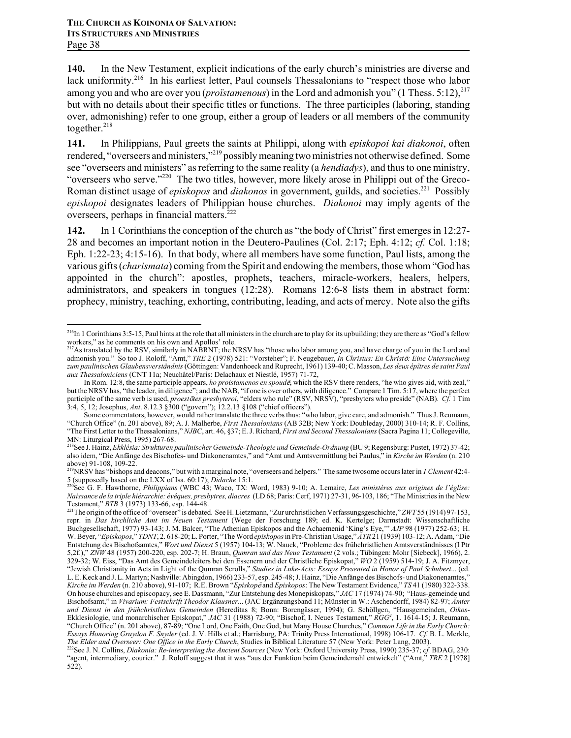**140.** In the New Testament, explicit indications of the early church's ministries are diverse and lack uniformity.[216] In his earliest letter, Paul counsels Thessalonians to "respect those who labor among you and who are over you (*proïstamenous*) in the Lord and admonish you" (1 Thess. 5:12),[217] but with no details about their specific titles or functions. The three participles (laboring, standing over, admonishing) refer to one group, either a group of leaders or all members of the community together.[218]

**141.** In Philippians, Paul greets the saints at Philippi, along with *episkopoi kai diakonoi*, often rendered, "overseers and ministers,"[219] possibly meaning two ministries not otherwise defined. Some see "overseers and ministers" as referring to the same reality (a *hendiadys*), and thus to one ministry, "overseers who serve."[220] The two titles, however, more likely arose in Philippi out of the Greco-Roman distinct usage of *episkopos* and *diakonos* in government, guilds, and societies.[221] Possibly *episkopoi* designates leaders of Philippian house churches. *Diakonoi* may imply agents of the overseers, perhaps in financial matters.[222]

**142.** In 1 Corinthians the conception of the church as "the body of Christ" first emerges in 12:27-28 and becomes an important notion in the Deutero-Paulines (Col. 2:17; Eph. 4:12; *cf.* Col. 1:18; Eph. 1:22-23; 4:15-16). In that body, where all members have some function, Paul lists, among the various gifts (*charismata*) coming from the Spirit and endowing the members, those whom "God has appointed in the church": apostles, prophets, teachers, miracle-workers, healers, helpers, administrators, and speakers in tongues (12:28). Romans 12:6-8 lists them in abstract form: prophecy, ministry, teaching, exhorting, contributing, leading, and acts of mercy. Note also the gifts

---

[216] In 1 Corinthians 3:5-15, Paul hints at the role that all ministers in the church are to play for its upbuilding; they are there as "God's fellow workers," as he comments on his own and Apollos' role.

[217] As translated by the RSV, similarly in NABRNT; the NRSV has "those who labor among you, and have charge of you in the Lord and admonish you." So too J. Roloff, "Amt," *TRE* 2 (1978) 521: "Vorsteher"; F. Neugebauer, *In Christus: En Christō: Eine Untersuchung zum paulinischen Glaubensverständnis* (Göttingen: Vandenhoeck and Ruprecht, 1961) 139-40; C. Masson, *Les deux épîtres de saint Paul aux Thessaloniciens* (CNT 11a; Neuchâtel/Paris: Delachaux et Niestlé, 1957) 71-72,

In Rom. 12:8, the same participle appears, *ho proistamenos en spoudē*, which the RSV there renders, "he who gives aid, with zeal," but the NRSV has, "the leader, in diligence"; and the NAB, "if one is over others, with diligence." Compare 1 Tim. 5:17, where the perfect participle of the same verb is used, *proestōtes presbyteroi*, "elders who rule" (RSV, NRSV), "presbyters who preside" (NAB). *Cf.* 1 Tim 3:4, 5, 12; Josephus, *Ant*. 8.12.3 §300 ("govern"); 12.2.13 §108 ("chief officers").

Some commentators, however, would rather translate the three verbs thus: "who labor, give care, and admonish." Thus J. Reumann, "Church Office" (n. 201 above), 89; A. J. Malherbe, *First Thessalonians* (AB 32B; New York: Doubleday, 2000) 310-14; R. F. Collins, "The First Letter to the Thessalonians," *NJBC*, art. 46, §37; E. J. Richard, *First and Second Thessalonians* (Sacra Pagina 11; Collegeville, MN: Liturgical Press, 1995) 267-68.

[218] See J. Hainz, *Ekklēsia: Strukturen paulinischer Gemeinde-Theologie und Gemeinde-Ordnung* (BU 9; Regensburg: Pustet, 1972) 37-42; also idem, "Die Anfänge des Bischofes- und Diakonenamtes," and "Amt und Amtsvermittlung bei Paulus," in *Kirche im Werden* (n. 210 above) 91-108, 109-22.

[219] NRSV has "bishops and deacons," but with a marginal note, "overseers and helpers." The same twosome occurs later in *1 Clement* 42:4-5 (supposedly based on the LXX of Isa. 60:17); *Didache* 15:1.

[220] See G. F. Hawthorne, *Philippians* (WBC 43; Waco, TX: Word, 1983) 9-10; A. Lemaire, *Les ministères aux origines de l'église: Naissance de la triple hiérarchie: évêques, presbytres, diacres* (LD 68; Paris: Cerf, 1971) 27-31, 96-103, 186; "The Ministries in the New Testament," *BTB* 3 (1973) 133-66, esp. 144-48.

[221] The origin of the office of "overseer" is debated. See H. Lietzmann, "Zur urchristlichen Verfassungsgeschichte," *ZWT* 55 (1914) 97-153, repr. in *Das kirchliche Amt im Neuen Testament* (Wege der Forschung 189; ed. K. Kertelge; Darmstadt: Wissenschaftliche Buchgesellschaft, 1977) 93-143; J. M. Balcer, "The Athenian Episkopos and the Achaemenid 'King's Eye,'" *AJP* 98 (1977) 252-63; H. W. Beyer, "*Episkopos*," *TDNT*, 2. 618-20; L. Porter, "The Word *episkopos* in Pre-Christian Usage," *ATR* 21 (1939) 103-12; A. Adam, "Die Entstehung des Bischofsamtes," *Wort und Dienst* 5 (1957) 104-13; W. Nauck, "Probleme des frühchristlichen Amtsverständnisses (I Ptr 5,2f.)," *ZNW* 48 (1957) 200-220, esp. 202-7; H. Braun, *Qumran und das Neue Testament* (2 vols.; Tübingen: Mohr [Siebeck], 1966), 2. 329-32; W. Eiss, "Das Amt des Gemeindeleiters bei den Essenern und der Christliche Episkopat," *WO* 2 (1959) 514-19; J. A. Fitzmyer, "Jewish Christianity in Acts in Light of the Qumran Scrolls," *Studies in Luke-Acts: Essays Presented in Honor of Paul Schubert*... (ed. L. E. Keck and J. L. Martyn; Nashville: Abingdon, 1966) 233-57, esp. 245-48; J. Hainz, "Die Anfänge des Bischofs- und Diakonenamtes," *Kirche im Werden* (n. 210 above), 91-107; R.E. Brown "*Episkopē* and *Episkopos*: The New Testament Evidence," *TS* 41 (1980) 322-338. On house churches and episcopacy, see E. Dassmann, "Zur Entstehung des Monepiskopats," *JAC* 17 (1974) 74-90; "Haus-gemeinde und Bischofsamt," in *Vivarium: Festschrift Theodor Klausner*... (JAC Ergänzungsband 11; Münster in W.: Aschendorff, 1984) 82-97; *Ämter und Dienst in den frühchristlichen Gemeinden* (Hereditas 8; Bonn: Borengässer, 1994); G. Schöllgen, "Hausgemeinden, *Oikos*-Ekklesiologie, und monarchischer Episkopat," *JAC* 31 (1988) 72-90; "Bischof, I. Neues Testament," *RGG*[4], 1. 1614-15; J. Reumann, "Church Office" (n. 201 above), 87-89; "One Lord, One Faith, One God, but Many House Churches," *Common Life in the Early Church: Essays Honoring Graydon F. Snyder* (ed. J. V. Hills et al.; Harrisburg, PA: Trinity Press International, 1998) 106-17. *Cf.* B. L. Merkle, *The Elder and Overseer: One Office in the Early Church*, Studies in Biblical Literature 57 (New York: Peter Lang, 2003).

[222] See J. N. Collins, *Diakonia: Re-interpreting the Ancient Sources* (New York: Oxford University Press, 1990) 235-37; *cf.* BDAG, 230: "agent, intermediary, courier." J. Roloff suggest that it was "aus der Funktion beim Gemeindemahl entwickelt" ("Amt," *TRE* 2 [1978] 522).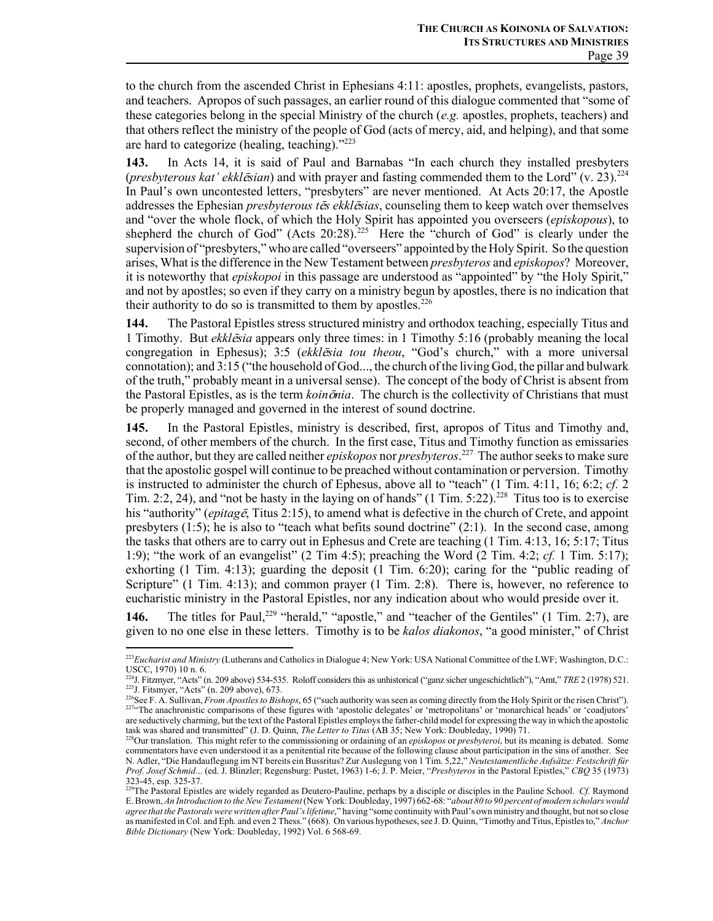to the church from the ascended Christ in Ephesians 4:11: apostles, prophets, evangelists, pastors, and teachers. Apropos of such passages, an earlier round of this dialogue commented that "some of these categories belong in the special Ministry of the church (*e.g.* apostles, prophets, teachers) and that others reflect the ministry of the people of God (acts of mercy, aid, and helping), and that some are hard to categorize (healing, teaching)."[223]

**143.** In Acts 14, it is said of Paul and Barnabas "In each church they installed presbyters (*presbyterous kat' ekklēsian*) and with prayer and fasting commended them to the Lord" (v. 23).[224] In Paul's own uncontested letters, "presbyters" are never mentioned. At Acts 20:17, the Apostle addresses the Ephesian *presbyterous tēs ekklēsias*, counseling them to keep watch over themselves and "over the whole flock, of which the Holy Spirit has appointed you overseers (*episkopous*), to shepherd the church of God" (Acts 20:28).[225] Here the "church of God" is clearly under the supervision of "presbyters," who are called "overseers" appointed by the Holy Spirit. So the question arises, What is the difference in the New Testament between *presbyteros* and *episkopos*? Moreover, it is noteworthy that *episkopoi* in this passage are understood as "appointed" by "the Holy Spirit," and not by apostles; so even if they carry on a ministry begun by apostles, there is no indication that their authority to do so is transmitted to them by apostles.[226]

**144.** The Pastoral Epistles stress structured ministry and orthodox teaching, especially Titus and 1 Timothy. But *ekklēsia* appears only three times: in 1 Timothy 5:16 (probably meaning the local congregation in Ephesus); 3:5 (*ekklēsia tou theou*, "God's church," with a more universal connotation); and 3:15 ("the household of God..., the church of the living God, the pillar and bulwark of the truth," probably meant in a universal sense). The concept of the body of Christ is absent from the Pastoral Epistles, as is the term *koinōnia*. The church is the collectivity of Christians that must be properly managed and governed in the interest of sound doctrine.

**145.** In the Pastoral Epistles, ministry is described, first, apropos of Titus and Timothy and, second, of other members of the church. In the first case, Titus and Timothy function as emissaries of the author, but they are called neither *episkopos* nor *presbyteros*.[227] The author seeks to make sure that the apostolic gospel will continue to be preached without contamination or perversion. Timothy is instructed to administer the church of Ephesus, above all to "teach" (1 Tim. 4:11, 16; 6:2; *cf.* 2 Tim. 2:2, 24), and "not be hasty in the laying on of hands" (1 Tim. 5:22).[228] Titus too is to exercise his "authority" (*epitagē*, Titus 2:15), to amend what is defective in the church of Crete, and appoint presbyters (1:5); he is also to "teach what befits sound doctrine" (2:1). In the second case, among the tasks that others are to carry out in Ephesus and Crete are teaching (1 Tim. 4:13, 16; 5:17; Titus 1:9); "the work of an evangelist" (2 Tim 4:5); preaching the Word (2 Tim. 4:2; *cf.* 1 Tim. 5:17); exhorting (1 Tim. 4:13); guarding the deposit (1 Tim. 6:20); caring for the "public reading of Scripture" (1 Tim. 4:13); and common prayer (1 Tim. 2:8). There is, however, no reference to eucharistic ministry in the Pastoral Epistles, nor any indication about who would preside over it.

**146.** The titles for Paul,[229] "herald," "apostle," and "teacher of the Gentiles" (1 Tim. 2:7), are given to no one else in these letters. Timothy is to be *kalos diakonos*, "a good minister," of Christ

---

[223] *Eucharist and Ministry* (Lutherans and Catholics in Dialogue 4; New York: USA National Committee of the LWF; Washington, D.C.: USCC, 1970) 10 n. 6.

[224] J. Fitzmyer, "Acts" (n. 209 above) 534-535. Roloff considers this as unhistorical ("ganz sicher ungeschichtlich"), "Amt," *TRE* 2 (1978) 521.

[225] J. Fitsmyer, "Acts" (n. 209 above), 673.

[226] See F. A. Sullivan, *From Apostles to Bishops*, 65 ("such authority was seen as coming directly from the Holy Spirit or the risen Christ").

[227] "The anachronistic comparisons of these figures with 'apostolic delegates' or 'metropolitans' or 'monarchical heads' or 'coadjutors' are seductively charming, but the text of the Pastoral Epistles employs the father-child model for expressing the way in which the apostolic task was shared and transmitted" (J. D. Quinn, *The Letter to Titus* (AB 35; New York: Doubleday, 1990) 71.

[228] Our translation. This might refer to the commissioning or ordaining of an *episkopos* or *presbyteroi*, but its meaning is debated. Some commentators have even understood it as a penitential rite because of the following clause about participation in the sins of another. See N. Adler, "Die Handauflegung im NT bereits ein Bussritus? Zur Auslegung von 1 Tim. 5,22," *Neutestamentliche Aufsätze: Festschrift für Prof. Josef Schmid...* (ed. J. Blinzler; Regensburg: Pustet, 1963) 1-6; J. P. Meier, "*Presbyteros* in the Pastoral Epistles," *CBQ* 35 (1973) 323-45, esp. 325-37.

[229] The Pastoral Epistles are widely regarded as Deutero-Pauline, perhaps by a disciple or disciples in the Pauline School. *Cf.* Raymond E. Brown, *An Introduction to the New Testament* (New York: Doubleday, 1997) 662-68: "*about 80 to 90 percent of modern scholars would agree that the Pastorals were written after Paul's lifetime*," having "some continuity with Paul's own ministry and thought, but not so close as manifested in Col. and Eph. and even 2 Thess." (668). On various hypotheses, see J. D. Quinn, "Timothy and Titus, Epistles to," *Anchor Bible Dictionary* (New York: Doubleday, 1992) Vol. 6 568-69.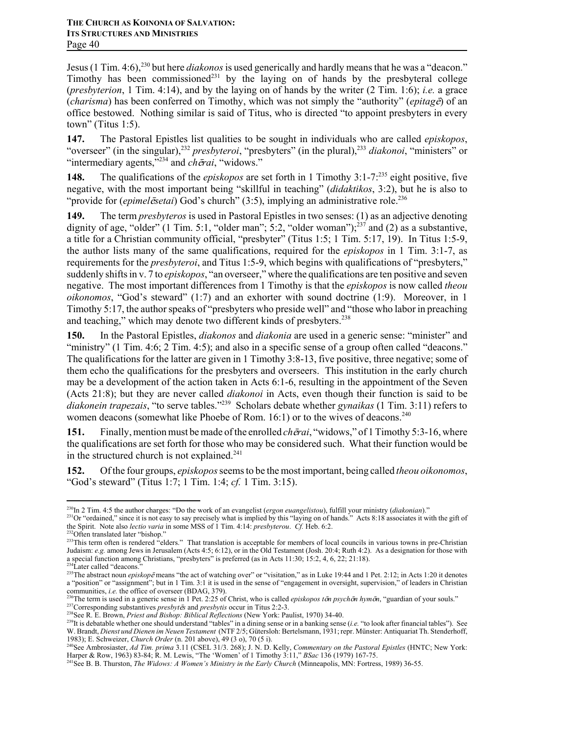Jesus (1 Tim. 4:6),[230] but here *diakonos* is used generically and hardly means that he was a "deacon." Timothy has been commissioned[231] by the laying on of hands by the presbyteral college (*presbyterion*, 1 Tim. 4:14), and by the laying on of hands by the writer (2 Tim. 1:6); *i.e.* a grace (*charisma*) has been conferred on Timothy, which was not simply the "authority" (*epitagē*) of an office bestowed. Nothing similar is said of Titus, who is directed "to appoint presbyters in every town" (Titus 1:5).

**147.** The Pastoral Epistles list qualities to be sought in individuals who are called *episkopos*, "overseer" (in the singular),[232] *presbyteroi*, "presbyters" (in the plural),[233] *diakonoi*, "ministers" or "intermediary agents,"[234] and *chērai*, "widows."

**148.** The qualifications of the *episkopos* are set forth in 1 Timothy 3:1-7:[235] eight positive, five negative, with the most important being "skillful in teaching" (*didaktikos*, 3:2), but he is also to "provide for (*epimelēsetai*) God's church" (3:5), implying an administrative role.[236]

**149.** The term *presbyteros* is used in Pastoral Epistles in two senses: (1) as an adjective denoting dignity of age, "older" (1 Tim. 5:1, "older man"; 5:2, "older woman");[237] and (2) as a substantive, a title for a Christian community official, "presbyter" (Titus 1:5; 1 Tim. 5:17, 19). In Titus 1:5-9, the author lists many of the same qualifications, required for the *episkopos* in 1 Tim. 3:1-7, as requirements for the *presbyteroi*, and Titus 1:5-9, which begins with qualifications of "presbyters," suddenly shifts in v. 7 to *episkopos*, "an overseer," where the qualifications are ten positive and seven negative. The most important differences from 1 Timothy is that the *episkopos* is now called *theou oikonomos*, "God's steward" (1:7) and an exhorter with sound doctrine (1:9). Moreover, in 1 Timothy 5:17, the author speaks of "presbyters who preside well" and "those who labor in preaching and teaching," which may denote two different kinds of presbyters.[238]

**150.** In the Pastoral Epistles, *diakonos* and *diakonia* are used in a generic sense: "minister" and "ministry" (1 Tim. 4:6; 2 Tim. 4:5); and also in a specific sense of a group often called "deacons." The qualifications for the latter are given in 1 Timothy 3:8-13, five positive, three negative; some of them echo the qualifications for the presbyters and overseers. This institution in the early church may be a development of the action taken in Acts 6:1-6, resulting in the appointment of the Seven (Acts 21:8); but they are never called *diakonoi* in Acts, even though their function is said to be *diakonein trapezais*, "to serve tables."[239] Scholars debate whether *gynaikas* (1 Tim. 3:11) refers to women deacons (somewhat like Phoebe of Rom. 16:1) or to the wives of deacons.[240]

**151.** Finally, mention must be made of the enrolled *chērai*, "widows," of 1 Timothy 5:3-16, where the qualifications are set forth for those who may be considered such. What their function would be in the structured church is not explained.[241]

**152.** Of the four groups, *episkopos* seems to be the most important, being called *theou oikonomos*, "God's steward" (Titus 1:7; 1 Tim. 1:4; *cf.* 1 Tim. 3:15).

---

[230] In 2 Tim. 4:5 the author charges: "Do the work of an evangelist (*ergon euangelistou*), fulfill your ministry (*diakonian*)."

[231] Or "ordained," since it is not easy to say precisely what is implied by this "laying on of hands." Acts 8:18 associates it with the gift of the Spirit. Note also *lectio varia* in some MSS of 1 Tim. 4:14: *presbyterou*. *Cf.* Heb. 6:2.

[232] Often translated later "bishop."

[233] This term often is rendered "elders." That translation is acceptable for members of local councils in various towns in pre-Christian Judaism: *e.g.* among Jews in Jerusalem (Acts 4:5; 6:12), or in the Old Testament (Josh. 20:4; Ruth 4:2). As a designation for those with a special function among Christians, "presbyters" is preferred (as in Acts 11:30; 15:2, 4, 6, 22; 21:18).

[234] Later called "deacons."

[235] The abstract noun *episkopē* means "the act of watching over" or "visitation," as in Luke 19:44 and 1 Pet. 2:12; in Acts 1:20 it denotes a "position" or "assignment"; but in 1 Tim. 3:1 it is used in the sense of "engagement in oversight, supervision," of leaders in Christian communities, *i.e.* the office of overseer (BDAG, 379).

[236] The term is used in a generic sense in 1 Pet. 2:25 of Christ, who is called *episkopos tōn psychōn hymōn*, "guardian of your souls."

[237] Corresponding substantives *presbytēs* and *presbytis* occur in Titus 2:2-3.

[238] See R. E. Brown, *Priest and Bishop: Biblical Reflections* (New York: Paulist, 1970) 34-40.

[239] It is debatable whether one should understand "tables" in a dining sense or in a banking sense (*i.e.* "to look after financial tables"). See W. Brandt, *Dienst und Dienen im Neuen Testament* (NTF 2/5; Gütersloh: Bertelsmann, 1931; repr. Münster: Antiquariat Th. Stenderhoff, 1983); E. Schweizer, *Church Order* (n. 201 above), 49 (3 o), 70 (5 i).

[240] See Ambrosiaster, *Ad Tim. prima* 3.11 (CSEL 31/3. 268); J. N. D. Kelly, *Commentary on the Pastoral Epistles* (HNTC; New York: Harper & Row, 1963) 83-84; R. M. Lewis, "The 'Women' of 1 Timothy 3:11," *BSac* 136 (1979) 167-75.

[241] See B. B. Thurston, *The Widows: A Women's Ministry in the Early Church* (Minneapolis, MN: Fortress, 1989) 36-55.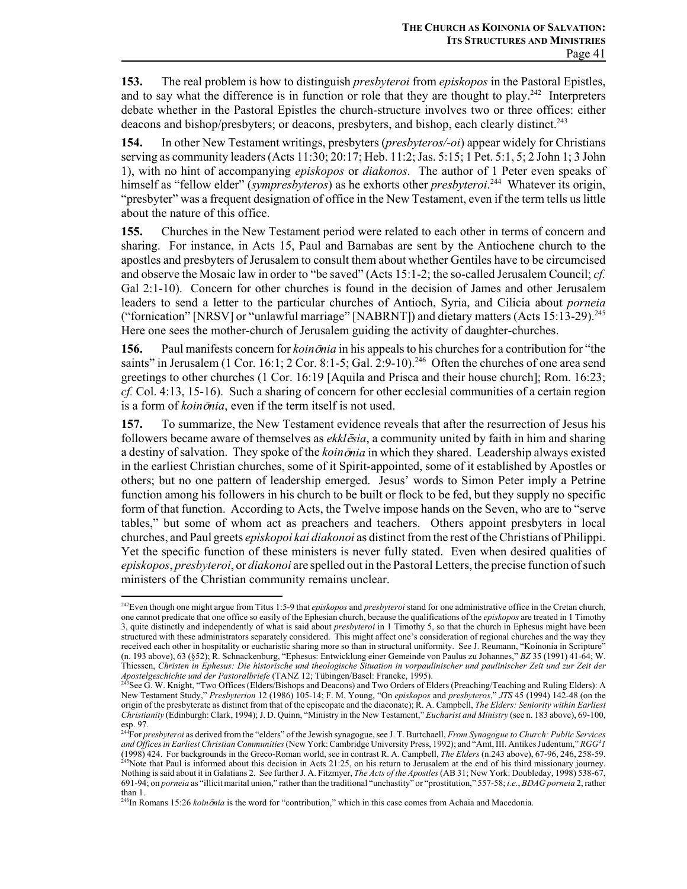**153.** The real problem is how to distinguish *presbyteroi* from *episkopos* in the Pastoral Epistles, and to say what the difference is in function or role that they are thought to play.[242] Interpreters debate whether in the Pastoral Epistles the church-structure involves two or three offices: either deacons and bishop/presbyters; or deacons, presbyters, and bishop, each clearly distinct.[243]

**154.** In other New Testament writings, presbyters (*presbyteros/-oi*) appear widely for Christians serving as community leaders (Acts 11:30; 20:17; Heb. 11:2; Jas. 5:15; 1 Pet. 5:1, 5; 2 John 1; 3 John 1), with no hint of accompanying *episkopos* or *diakonos*. The author of 1 Peter even speaks of himself as "fellow elder" (*sympresbyteros*) as he exhorts other *presbyteroi*.[244] Whatever its origin, "presbyter" was a frequent designation of office in the New Testament, even if the term tells us little about the nature of this office.

**155.** Churches in the New Testament period were related to each other in terms of concern and sharing. For instance, in Acts 15, Paul and Barnabas are sent by the Antiochene church to the apostles and presbyters of Jerusalem to consult them about whether Gentiles have to be circumcised and observe the Mosaic law in order to "be saved" (Acts 15:1-2; the so-called Jerusalem Council; *cf.* Gal 2:1-10). Concern for other churches is found in the decision of James and other Jerusalem leaders to send a letter to the particular churches of Antioch, Syria, and Cilicia about *porneia* ("fornication" [NRSV] or "unlawful marriage" [NABRNT]) and dietary matters (Acts 15:13-29).[245] Here one sees the mother-church of Jerusalem guiding the activity of daughter-churches.

**156.** Paul manifests concern for *koinōnia* in his appeals to his churches for a contribution for "the saints" in Jerusalem (1 Cor. 16:1; 2 Cor. 8:1-5; Gal. 2:9-10).[246] Often the churches of one area send greetings to other churches (1 Cor. 16:19 [Aquila and Prisca and their house church]; Rom. 16:23; *cf.* Col. 4:13, 15-16). Such a sharing of concern for other ecclesial communities of a certain region is a form of *koinōnia*, even if the term itself is not used.

**157.** To summarize, the New Testament evidence reveals that after the resurrection of Jesus his followers became aware of themselves as *ekklēsia*, a community united by faith in him and sharing a destiny of salvation. They spoke of the *koinōnia* in which they shared. Leadership always existed in the earliest Christian churches, some of it Spirit-appointed, some of it established by Apostles or others; but no one pattern of leadership emerged. Jesus' words to Simon Peter imply a Petrine function among his followers in his church to be built or flock to be fed, but they supply no specific form of that function. According to Acts, the Twelve impose hands on the Seven, who are to "serve tables," but some of whom act as preachers and teachers. Others appoint presbyters in local churches, and Paul greets *episkopoi kai diakonoi* as distinct from the rest of the Christians of Philippi. Yet the specific function of these ministers is never fully stated. Even when desired qualities of *episkopos*, *presbyteroi*, or *diakonoi* are spelled out in the Pastoral Letters, the precise function of such ministers of the Christian community remains unclear.

---

[242] Even though one might argue from Titus 1:5-9 that *episkopos* and *presbyteroi* stand for one administrative office in the Cretan church, one cannot predicate that one office so easily of the Ephesian church, because the qualifications of the *episkopos* are treated in 1 Timothy 3, quite distinctly and independently of what is said about *presbyteroi* in 1 Timothy 5, so that the church in Ephesus might have been structured with these administrators separately considered. This might affect one's consideration of regional churches and the way they received each other in hospitality or eucharistic sharing more so than in structural uniformity. See J. Reumann, "Koinonia in Scripture" (n. 193 above), 63 (§52); R. Schnackenburg, "Ephesus: Entwicklung einer Gemeinde von Paulus zu Johannes," *BZ* 35 (1991) 41-64; W. Thiessen, *Christen in Ephesus: Die historische und theologische Situation in vorpaulinischer und paulinischer Zeit und zur Zeit der Apostelgeschichte und der Pastoralbriefe* (TANZ 12; Tübingen/Basel: Francke, 1995).

[243] See G. W. Knight, "Two Offices (Elders/Bishops and Deacons) and Two Orders of Elders (Preaching/Teaching and Ruling Elders): A New Testament Study," *Presbyterion* 12 (1986) 105-14; F. M. Young, "On *episkopos* and *presbyteros*," *JTS* 45 (1994) 142-48 (on the origin of the presbyterate as distinct from that of the episcopate and the diaconate); R. A. Campbell, *The Elders: Seniority within Earliest Christianity* (Edinburgh: Clark, 1994); J. D. Quinn, "Ministry in the New Testament," *Eucharist and Ministry* (see n. 183 above), 69-100, esp. 97.

[244] For *presbyteroi* as derived from the "elders" of the Jewish synagogue, see J. T. Burtchaell, *From Synagogue to Church: Public Services and Offices in Earliest Christian Communities* (New York: Cambridge University Press, 1992); and "Amt, III. Antikes Judentum," *RGG⁴1* (1998) 424. For backgrounds in the Greco-Roman world, see in contrast R. A. Campbell, *The Elders* (n.243 above), 67-96, 246, 258-59.

[245] Note that Paul is informed about this decision in Acts 21:25, on his return to Jerusalem at the end of his third missionary journey. Nothing is said about it in Galatians 2. See further J. A. Fitzmyer, *The Acts of the Apostles* (AB 31; New York: Doubleday, 1998) 538-67, 691-94; on *porneia* as "illicit marital union," rather than the traditional "unchastity" or "prostitution," 557-58; *i.e.*, *BDAG porneia* 2, rather than 1.

[246] In Romans 15:26 *koinōnia* is the word for "contribution," which in this case comes from Achaia and Macedonia.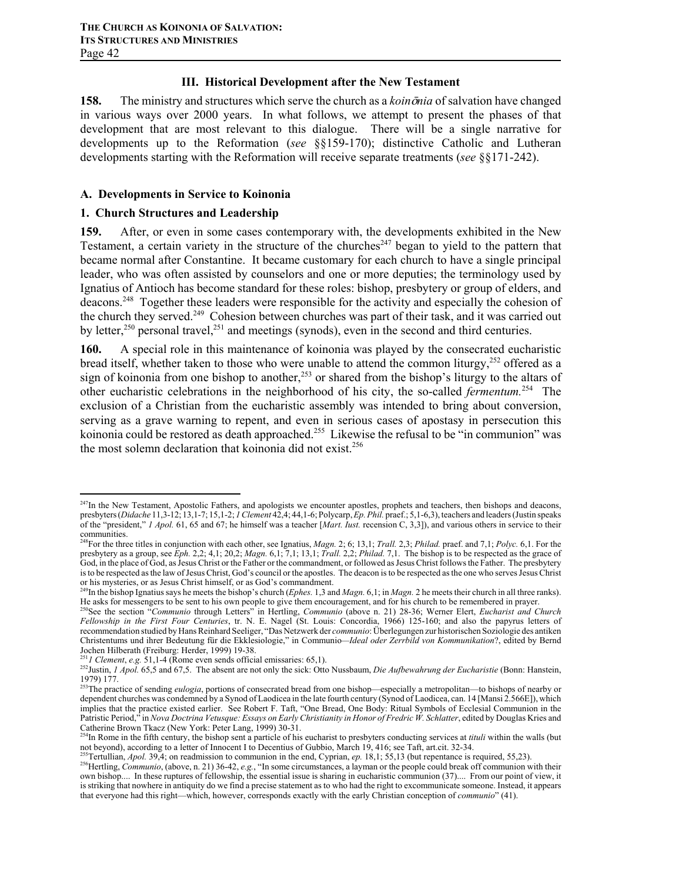## III. Historical Development after the New Testament

**158.** The ministry and structures which serve the church as a *koinōnia* of salvation have changed in various ways over 2000 years. In what follows, we attempt to present the phases of that development that are most relevant to this dialogue. There will be a single narrative for developments up to the Reformation (*see* §§159-170); distinctive Catholic and Lutheran developments starting with the Reformation will receive separate treatments (*see* §§171-242).

### A. Developments in Service to Koinonia

#### 1. Church Structures and Leadership

**159.** After, or even in some cases contemporary with, the developments exhibited in the New Testament, a certain variety in the structure of the churches[247] began to yield to the pattern that became normal after Constantine. It became customary for each church to have a single principal leader, who was often assisted by counselors and one or more deputies; the terminology used by Ignatius of Antioch has become standard for these roles: bishop, presbytery or group of elders, and deacons.[248] Together these leaders were responsible for the activity and especially the cohesion of the church they served.[249] Cohesion between churches was part of their task, and it was carried out by letter,[250] personal travel,[251] and meetings (synods), even in the second and third centuries.

**160.** A special role in this maintenance of koinonia was played by the consecrated eucharistic bread itself, whether taken to those who were unable to attend the common liturgy,[252] offered as a sign of koinonia from one bishop to another,[253] or shared from the bishop's liturgy to the altars of other eucharistic celebrations in the neighborhood of his city, the so-called *fermentum.*[254] The exclusion of a Christian from the eucharistic assembly was intended to bring about conversion, serving as a grave warning to repent, and even in serious cases of apostasy in persecution this koinonia could be restored as death approached.[255] Likewise the refusal to be "in communion" was the most solemn declaration that koinonia did not exist.[256]

---

[247] In the New Testament, Apostolic Fathers, and apologists we encounter apostles, prophets and teachers, then bishops and deacons, presbyters (*Didache* 11,3-12; 13,1-7; 15,1-2; *1 Clement* 42,4; 44,1-6; Polycarp, *Ep. Phil.* praef.; 5,1-6,3), teachers and leaders (Justin speaks of the "president," *1 Apol.* 61, 65 and 67; he himself was a teacher [*Mart. Iust.* recension C, 3,3]), and various others in service to their communities.

[248] For the three titles in conjunction with each other, see Ignatius, *Magn.* 2; 6; 13,1; *Trall.* 2,3; *Philad.* praef. and 7,1; *Polyc.* 6,1. For the presbytery as a group, see *Eph.* 2,2; 4,1; 20,2; *Magn.* 6,1; 7,1; 13,1; *Trall.* 2,2; *Philad.* 7,1. The bishop is to be respected as the grace of God, in the place of God, as Jesus Christ or the Father or the commandment, or followed as Jesus Christ follows the Father. The presbytery is to be respected as the law of Jesus Christ, God's council or the apostles. The deacon is to be respected as the one who serves Jesus Christ or his mysteries, or as Jesus Christ himself, or as God's commandment.

[249] In the bishop Ignatius says he meets the bishop's church (*Ephes.* 1,3 and *Magn.* 6,1; in *Magn.* 2 he meets their church in all three ranks). He asks for messengers to be sent to his own people to give them encouragement, and for his church to be remembered in prayer.

[250] See the section "*Communio* through Letters" in Hertling, *Communio* (above n. 21) 28-36; Werner Elert, *Eucharist and Church Fellowship in the First Four Centuries*, tr. N. E. Nagel (St. Louis: Concordia, 1966) 125-160; and also the papyrus letters of recommendation studied by Hans Reinhard Seeliger, "Das Netzwerk der *communio*: Überlegungen zur historischen Soziologie des antiken Christentums und ihrer Bedeutung für die Ekklesiologie," in Communio—*Ideal oder Zerrbild von Kommunikation*?, edited by Bernd Jochen Hilberath (Freiburg: Herder, 1999) 19-38.

[251] *1 Clement*, *e.g.* 51,1-4 (Rome even sends official emissaries: 65,1).

[252] Justin, *1 Apol.* 65,5 and 67,5. The absent are not only the sick: Otto Nussbaum, *Die Aufbewahrung der Eucharistie* (Bonn: Hanstein, 1979) 177.

[253] The practice of sending *eulogia*, portions of consecrated bread from one bishop—especially a metropolitan—to bishops of nearby or dependent churches was condemned by a Synod of Laodicea in the late fourth century (Synod of Laodicea, can. 14 [Mansi 2.566E]), which implies that the practice existed earlier. See Robert F. Taft, "One Bread, One Body: Ritual Symbols of Ecclesial Communion in the Patristic Period," in *Nova Doctrina Vetusque: Essays on Early Christianity in Honor of Fredric W. Schlatter*, edited by Douglas Kries and Catherine Brown Tkacz (New York: Peter Lang, 1999) 30-31.

[254] In Rome in the fifth century, the bishop sent a particle of his eucharist to presbyters conducting services at *tituli* within the walls (but not beyond), according to a letter of Innocent I to Decentius of Gubbio, March 19, 416; see Taft, art.cit. 32-34.

[255] Tertullian, *Apol.* 39,4; on readmission to communion in the end, Cyprian, *ep.* 18,1; 55,13 (but repentance is required, 55,23).

[256] Hertling, *Communio*, (above, n. 21) 36-42, *e.g.*, "In some circumstances, a layman or the people could break off communion with their own bishop.... In these ruptures of fellowship, the essential issue is sharing in eucharistic communion (37).... From our point of view, it is striking that nowhere in antiquity do we find a precise statement as to who had the right to excommunicate someone. Instead, it appears that everyone had this right—which, however, corresponds exactly with the early Christian conception of *communio*" (41).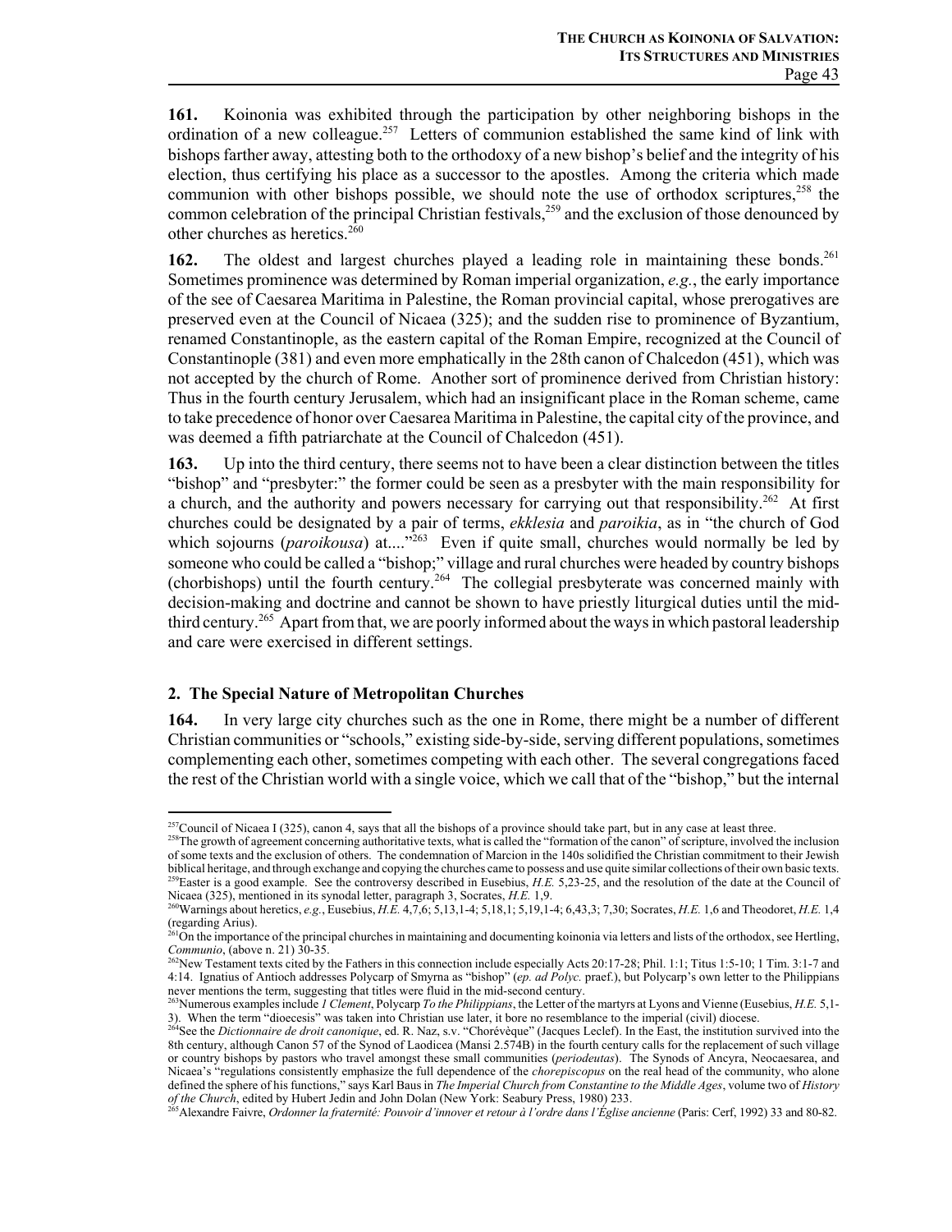**161.** Koinonia was exhibited through the participation by other neighboring bishops in the ordination of a new colleague.[257] Letters of communion established the same kind of link with bishops farther away, attesting both to the orthodoxy of a new bishop's belief and the integrity of his election, thus certifying his place as a successor to the apostles. Among the criteria which made communion with other bishops possible, we should note the use of orthodox scriptures,[258] the common celebration of the principal Christian festivals,[259] and the exclusion of those denounced by other churches as heretics.[260]

**162.** The oldest and largest churches played a leading role in maintaining these bonds.[261] Sometimes prominence was determined by Roman imperial organization, *e.g.*, the early importance of the see of Caesarea Maritima in Palestine, the Roman provincial capital, whose prerogatives are preserved even at the Council of Nicaea (325); and the sudden rise to prominence of Byzantium, renamed Constantinople, as the eastern capital of the Roman Empire, recognized at the Council of Constantinople (381) and even more emphatically in the 28th canon of Chalcedon (451), which was not accepted by the church of Rome. Another sort of prominence derived from Christian history: Thus in the fourth century Jerusalem, which had an insignificant place in the Roman scheme, came to take precedence of honor over Caesarea Maritima in Palestine, the capital city of the province, and was deemed a fifth patriarchate at the Council of Chalcedon (451).

**163.** Up into the third century, there seems not to have been a clear distinction between the titles "bishop" and "presbyter:" the former could be seen as a presbyter with the main responsibility for a church, and the authority and powers necessary for carrying out that responsibility.[262] At first churches could be designated by a pair of terms, *ekklesia* and *paroikia*, as in "the church of God which sojourns (*paroikousa*) at...."[263] Even if quite small, churches would normally be led by someone who could be called a "bishop;" village and rural churches were headed by country bishops (chorbishops) until the fourth century.[264] The collegial presbyterate was concerned mainly with decision-making and doctrine and cannot be shown to have priestly liturgical duties until the mid-third century.[265] Apart from that, we are poorly informed about the ways in which pastoral leadership and care were exercised in different settings.

### 2. The Special Nature of Metropolitan Churches

**164.** In very large city churches such as the one in Rome, there might be a number of different Christian communities or "schools," existing side-by-side, serving different populations, sometimes complementing each other, sometimes competing with each other. The several congregations faced the rest of the Christian world with a single voice, which we call that of the "bishop," but the internal

---

[257] Council of Nicaea I (325), canon 4, says that all the bishops of a province should take part, but in any case at least three.

[258] The growth of agreement concerning authoritative texts, what is called the "formation of the canon" of scripture, involved the inclusion of some texts and the exclusion of others. The condemnation of Marcion in the 140s solidified the Christian commitment to their Jewish biblical heritage, and through exchange and copying the churches came to possess and use quite similar collections of their own basic texts.

[259] Easter is a good example. See the controversy described in Eusebius, *H.E.* 5,23-25, and the resolution of the date at the Council of Nicaea (325), mentioned in its synodal letter, paragraph 3, Socrates, *H.E.* 1,9.

[260] Warnings about heretics, *e.g.*, Eusebius, *H.E.* 4,7,6; 5,13,1-4; 5,18,1; 5,19,1-4; 6,43,3; 7,30; Socrates, *H.E.* 1,6 and Theodoret, *H.E.* 1,4 (regarding Arius).

[261] On the importance of the principal churches in maintaining and documenting koinonia via letters and lists of the orthodox, see Hertling, *Communio*, (above n. 21) 30-35.

[262] New Testament texts cited by the Fathers in this connection include especially Acts 20:17-28; Phil. 1:1; Titus 1:5-10; 1 Tim. 3:1-7 and 4:14. Ignatius of Antioch addresses Polycarp of Smyrna as "bishop" (*ep. ad Polyc.* praef.), but Polycarp's own letter to the Philippians never mentions the term, suggesting that titles were fluid in the mid-second century.

[263] Numerous examples include *1 Clement*, Polycarp *To the Philippians*, the Letter of the martyrs at Lyons and Vienne (Eusebius, *H.E.* 5,1-3). When the term "dioecesis" was taken into Christian use later, it bore no resemblance to the imperial (civil) diocese.

[264] See the *Dictionnaire de droit canonique*, ed. R. Naz, s.v. "Chorévèque" (Jacques Leclef). In the East, the institution survived into the 8th century, although Canon 57 of the Synod of Laodicea (Mansi 2.574B) in the fourth century calls for the replacement of such village or country bishops by pastors who travel amongst these small communities (*periodeutas*). The Synods of Ancyra, Neocaesarea, and Nicaea's "regulations consistently emphasize the full dependence of the *chorepiscopus* on the real head of the community, who alone defined the sphere of his functions," says Karl Baus in *The Imperial Church from Constantine to the Middle Ages*, volume two of *History of the Church*, edited by Hubert Jedin and John Dolan (New York: Seabury Press, 1980) 233.

[265] Alexandre Faivre, *Ordonner la fraternité: Pouvoir d'innover et retour à l'ordre dans l'Église ancienne* (Paris: Cerf, 1992) 33 and 80-82.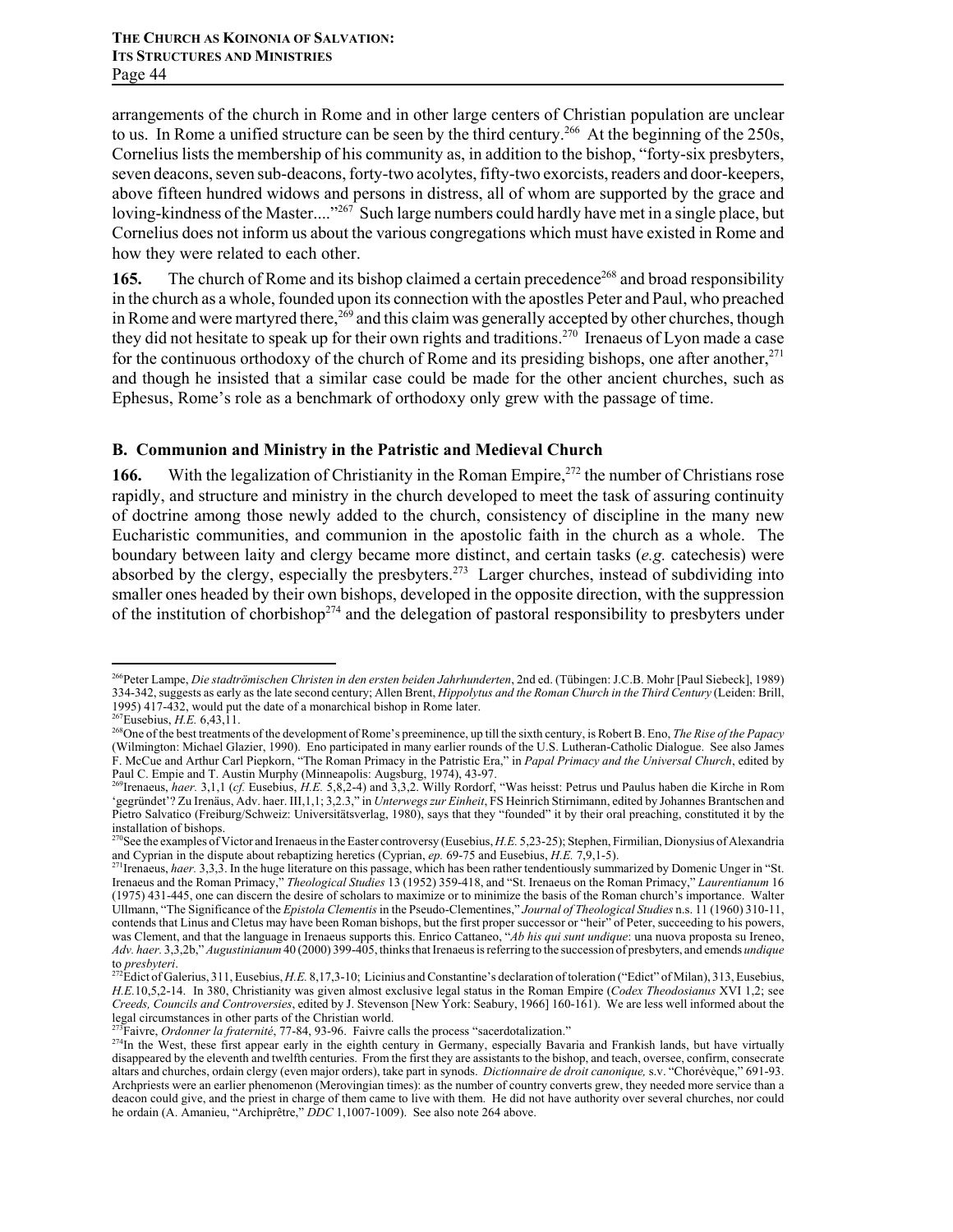arrangements of the church in Rome and in other large centers of Christian population are unclear to us. In Rome a unified structure can be seen by the third century.[266] At the beginning of the 250s, Cornelius lists the membership of his community as, in addition to the bishop, "forty-six presbyters, seven deacons, seven sub-deacons, forty-two acolytes, fifty-two exorcists, readers and door-keepers, above fifteen hundred widows and persons in distress, all of whom are supported by the grace and loving-kindness of the Master...."[267] Such large numbers could hardly have met in a single place, but Cornelius does not inform us about the various congregations which must have existed in Rome and how they were related to each other.

**165.** The church of Rome and its bishop claimed a certain precedence[268] and broad responsibility in the church as a whole, founded upon its connection with the apostles Peter and Paul, who preached in Rome and were martyred there,[269] and this claim was generally accepted by other churches, though they did not hesitate to speak up for their own rights and traditions.[270] Irenaeus of Lyon made a case for the continuous orthodoxy of the church of Rome and its presiding bishops, one after another,[271] and though he insisted that a similar case could be made for the other ancient churches, such as Ephesus, Rome's role as a benchmark of orthodoxy only grew with the passage of time.

### B. Communion and Ministry in the Patristic and Medieval Church

**166.** With the legalization of Christianity in the Roman Empire,[272] the number of Christians rose rapidly, and structure and ministry in the church developed to meet the task of assuring continuity of doctrine among those newly added to the church, consistency of discipline in the many new Eucharistic communities, and communion in the apostolic faith in the church as a whole. The boundary between laity and clergy became more distinct, and certain tasks (*e.g.* catechesis) were absorbed by the clergy, especially the presbyters.[273] Larger churches, instead of subdividing into smaller ones headed by their own bishops, developed in the opposite direction, with the suppression of the institution of chorbishop[274] and the delegation of pastoral responsibility to presbyters under

---

[266] Peter Lampe, *Die stadtrömischen Christen in den ersten beiden Jahrhunderten*, 2nd ed. (Tübingen: J.C.B. Mohr [Paul Siebeck], 1989) 334-342, suggests as early as the late second century; Allen Brent, *Hippolytus and the Roman Church in the Third Century* (Leiden: Brill, 1995) 417-432, would put the date of a monarchical bishop in Rome later.

[267] Eusebius, *H.E.* 6,43,11.

[268] One of the best treatments of the development of Rome's preeminence, up till the sixth century, is Robert B. Eno, *The Rise of the Papacy* (Wilmington: Michael Glazier, 1990). Eno participated in many earlier rounds of the U.S. Lutheran-Catholic Dialogue. See also James F. McCue and Arthur Carl Piepkorn, "The Roman Primacy in the Patristic Era," in *Papal Primacy and the Universal Church*, edited by Paul C. Empie and T. Austin Murphy (Minneapolis: Augsburg, 1974), 43-97.

[269] Irenaeus, *haer.* 3,1,1 (*cf.* Eusebius, *H.E.* 5,8,2-4) and 3,3,2. Willy Rordorf, "Was heisst: Petrus und Paulus haben die Kirche in Rom 'gegründet'? Zu Irenäus, Adv. haer. III,1,1; 3,2.3," in *Unterwegs zur Einheit*, FS Heinrich Stirnimann, edited by Johannes Brantschen and Pietro Salvatico (Freiburg/Schweiz: Universitätsverlag, 1980), says that they "founded" it by their oral preaching, constituted it by the installation of bishops.

[270] See the examples of Victor and Irenaeus in the Easter controversy (Eusebius, *H.E.* 5,23-25); Stephen, Firmilian, Dionysius of Alexandria and Cyprian in the dispute about rebaptizing heretics (Cyprian, *ep.* 69-75 and Eusebius, *H.E.* 7,9,1-5).

[271] Irenaeus, *haer.* 3,3,3. In the huge literature on this passage, which has been rather tendentiously summarized by Domenic Unger in "St. Irenaeus and the Roman Primacy," *Theological Studies* 13 (1952) 359-418, and "St. Irenaeus on the Roman Primacy," *Laurentianum* 16 (1975) 431-445, one can discern the desire of scholars to maximize or to minimize the basis of the Roman church's importance. Walter Ullmann, "The Significance of the *Epistola Clementis* in the Pseudo-Clementines," *Journal of Theological Studies* n.s. 11 (1960) 310-11, contends that Linus and Cletus may have been Roman bishops, but the first proper successor or "heir" of Peter, succeeding to his powers, was Clement, and that the language in Irenaeus supports this. Enrico Cattaneo, "*Ab his qui sunt undique*: una nuova proposta su Ireneo, *Adv. haer.* 3,3,2b," *Augustinianum* 40 (2000) 399-405, thinks that Irenaeus is referring to the succession of presbyters, and emends *undique* to *presbyteri*.

[272] Edict of Galerius, 311, Eusebius, *H.E.* 8,17,3-10; Licinius and Constantine's declaration of toleration ("Edict" of Milan), 313, Eusebius, *H.E.*10,5,2-14. In 380, Christianity was given almost exclusive legal status in the Roman Empire (*Codex Theodosianus* XVI 1,2; see *Creeds, Councils and Controversies*, edited by J. Stevenson [New York: Seabury, 1966] 160-161). We are less well informed about the legal circumstances in other parts of the Christian world.

[273] Faivre, *Ordonner la fraternité*, 77-84, 93-96. Faivre calls the process "sacerdotalization."

[274] In the West, these first appear early in the eighth century in Germany, especially Bavaria and Frankish lands, but have virtually disappeared by the eleventh and twelfth centuries. From the first they are assistants to the bishop, and teach, oversee, confirm, consecrate altars and churches, ordain clergy (even major orders), take part in synods. *Dictionnaire de droit canonique,* s.v. "Chorévèque," 691-93. Archpriests were an earlier phenomenon (Merovingian times): as the number of country converts grew, they needed more service than a deacon could give, and the priest in charge of them came to live with them. He did not have authority over several churches, nor could he ordain (A. Amanieu, "Archiprêtre," *DDC* 1,1007-1009). See also note 264 above.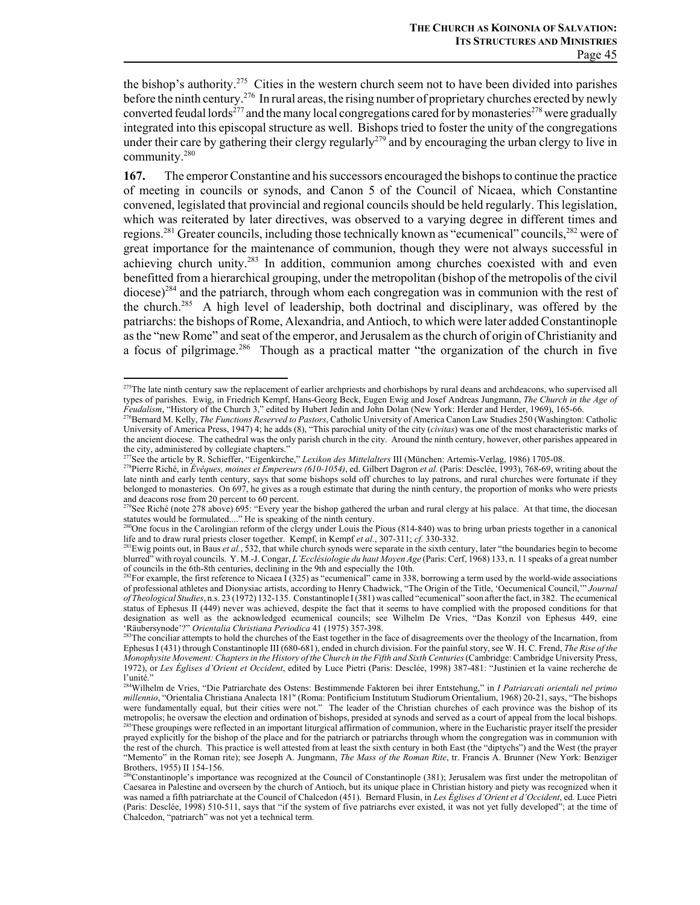the bishop's authority.[275] Cities in the western church seem not to have been divided into parishes before the ninth century.[276] In rural areas, the rising number of proprietary churches erected by newly converted feudal lords[277] and the many local congregations cared for by monasteries[278] were gradually integrated into this episcopal structure as well. Bishops tried to foster the unity of the congregations under their care by gathering their clergy regularly[279] and by encouraging the urban clergy to live in community.[280]

**167.** The emperor Constantine and his successors encouraged the bishops to continue the practice of meeting in councils or synods, and Canon 5 of the Council of Nicaea, which Constantine convened, legislated that provincial and regional councils should be held regularly. This legislation, which was reiterated by later directives, was observed to a varying degree in different times and regions.[281] Greater councils, including those technically known as "ecumenical" councils,[282] were of great importance for the maintenance of communion, though they were not always successful in achieving church unity.[283] In addition, communion among churches coexisted with and even benefitted from a hierarchical grouping, under the metropolitan (bishop of the metropolis of the civil diocese)[284] and the patriarch, through whom each congregation was in communion with the rest of the church.[285] A high level of leadership, both doctrinal and disciplinary, was offered by the patriarchs: the bishops of Rome, Alexandria, and Antioch, to which were later added Constantinople as the "new Rome" and seat of the emperor, and Jerusalem as the church of origin of Christianity and a focus of pilgrimage.[286] Though as a practical matter "the organization of the church in five

---

[275]The late ninth century saw the replacement of earlier archpriests and chorbishops by rural deans and archdeacons, who supervised all types of parishes. Ewig, in Friedrich Kempf, Hans-Georg Beck, Eugen Ewig and Josef Andreas Jungmann, *The Church in the Age of Feudalism*, "History of the Church 3," edited by Hubert Jedin and John Dolan (New York: Herder and Herder, 1969), 165-66.

[276]Bernard M. Kelly, *The Functions Reserved to Pastors*, Catholic University of America Canon Law Studies 250 (Washington: Catholic University of America Press, 1947) 4; he adds (8), "This parochial unity of the city (*civitas*) was one of the most characteristic marks of the ancient diocese. The cathedral was the only parish church in the city. Around the ninth century, however, other parishes appeared in the city, administered by collegiate chapters."

[277]See the article by R. Schieffer, "Eigenkirche," *Lexikon des Mittelalters* III (München: Artemis-Verlag, 1986) 1705-08.

[278]Pierre Riché, in *Évêques, moines et Empereurs (610-1054)*, ed. Gilbert Dagron *et al.* (Paris: Desclée, 1993), 768-69, writing about the late ninth and early tenth century, says that some bishops sold off churches to lay patrons, and rural churches were fortunate if they belonged to monasteries. On 697, he gives as a rough estimate that during the ninth century, the proportion of monks who were priests and deacons rose from 20 percent to 60 percent.

[279]See Riché (note 278 above) 695: "Every year the bishop gathered the urban and rural clergy at his palace. At that time, the diocesan statutes would be formulated...." He is speaking of the ninth century.

[280]One focus in the Carolingian reform of the clergy under Louis the Pious (814-840) was to bring urban priests together in a canonical life and to draw rural priests closer together. Kempf, in Kempf *et al.*, 307-311; *cf.* 330-332.

[281]Ewig points out, in Baus *et al.*, 532, that while church synods were separate in the sixth century, later "the boundaries begin to become blurred" with royal councils. Y. M.-J. Congar, *L'Ecclésiologie du haut Moyen Age* (Paris: Cerf, 1968) 133, n. 11 speaks of a great number of councils in the 6th-8th centuries, declining in the 9th and especially the 10th.

[282]For example, the first reference to Nicaea I (325) as "ecumenical" came in 338, borrowing a term used by the world-wide associations of professional athletes and Dionysiac artists, according to Henry Chadwick, "The Origin of the Title, 'Oecumenical Council,'" *Journal of Theological Studies*, n.s. 23 (1972) 132-135. Constantinople I (381) was called "ecumenical" soon after the fact, in 382. The ecumenical status of Ephesus II (449) never was achieved, despite the fact that it seems to have complied with the proposed conditions for that designation as well as the acknowledged ecumenical councils; see Wilhelm De Vries, "Das Konzil von Ephesus 449, eine 'Räubersynode'?" *Orientalia Christiana Periodica* 41 (1975) 357-398.

[283]The conciliar attempts to hold the churches of the East together in the face of disagreements over the theology of the Incarnation, from Ephesus I (431) through Constantinople III (680-681), ended in church division. For the painful story, see W. H. C. Frend, *The Rise of the Monophysite Movement: Chapters in the History of the Church in the Fifth and Sixth Centuries* (Cambridge: Cambridge University Press, 1972), or *Les Églises d'Orient et Occident*, edited by Luce Pietri (Paris: Desclée, 1998) 387-481: "Justinien et la vaine recherche de l'unité."

[284]Wilhelm de Vries, "Die Patriarchate des Ostens: Bestimmende Faktoren bei ihrer Entstehung," in *I Patriarcati orientali nel primo millennio*, "Orientalia Christiana Analecta 181" (Roma: Pontificium Institutum Studiorum Orientalium, 1968) 20-21, says, "The bishops were fundamentally equal, but their cities were not." The leader of the Christian churches of each province was the bishop of its metropolis; he oversaw the election and ordination of bishops, presided at synods and served as a court of appeal from the local bishops.

[285]These groupings were reflected in an important liturgical affirmation of communion, where in the Eucharistic prayer itself the presider prayed explicitly for the bishop of the place and for the patriarch or patriarchs through whom the congregation was in communion with the rest of the church. This practice is well attested from at least the sixth century in both East (the "diptychs") and the West (the prayer "Memento" in the Roman rite); see Joseph A. Jungmann, *The Mass of the Roman Rite*, tr. Francis A. Brunner (New York: Benziger Brothers, 1955) II 154-156.

[286]Constantinople's importance was recognized at the Council of Constantinople (381); Jerusalem was first under the metropolitan of Caesarea in Palestine and overseen by the church of Antioch, but its unique place in Christian history and piety was recognized when it was named a fifth patriarchate at the Council of Chalcedon (451). Bernard Flusin, in *Les Églises d'Orient et d'Occident*, ed. Luce Pietri (Paris: Desclée, 1998) 510-511, says that "if the system of five patriarchs ever existed, it was not yet fully developed"; at the time of Chalcedon, "patriarch" was not yet a technical term.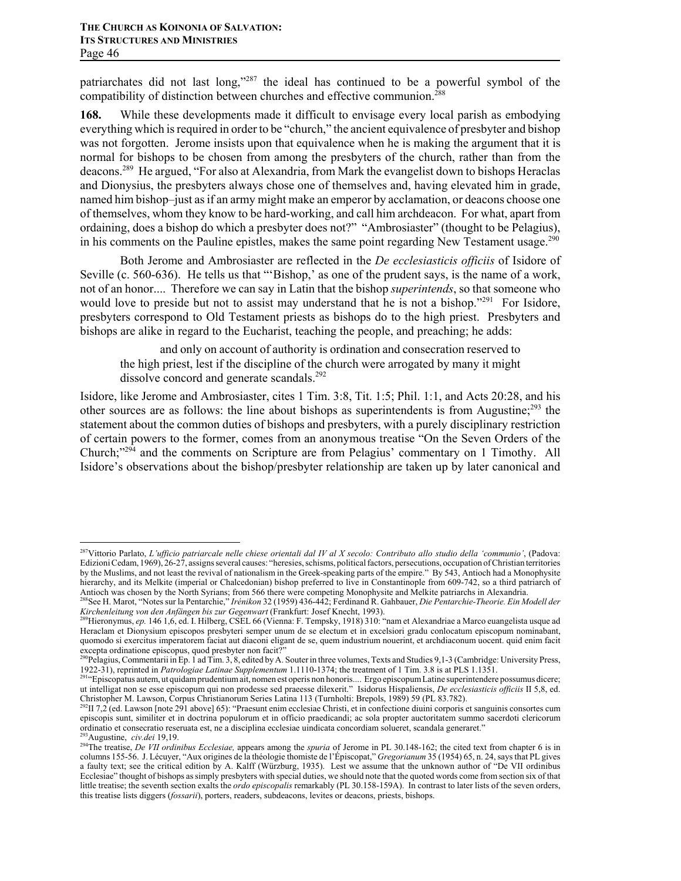patriarchates did not last long,"[287] the ideal has continued to be a powerful symbol of the compatibility of distinction between churches and effective communion.[288]

**168.** While these developments made it difficult to envisage every local parish as embodying everything which is required in order to be "church," the ancient equivalence of presbyter and bishop was not forgotten. Jerome insists upon that equivalence when he is making the argument that it is normal for bishops to be chosen from among the presbyters of the church, rather than from the deacons.[289] He argued, "For also at Alexandria, from Mark the evangelist down to bishops Heraclas and Dionysius, the presbyters always chose one of themselves and, having elevated him in grade, named him bishop–just as if an army might make an emperor by acclamation, or deacons choose one of themselves, whom they know to be hard-working, and call him archdeacon. For what, apart from ordaining, does a bishop do which a presbyter does not?" "Ambrosiaster" (thought to be Pelagius), in his comments on the Pauline epistles, makes the same point regarding New Testament usage.[290]

Both Jerome and Ambrosiaster are reflected in the *De ecclesiasticis officiis* of Isidore of Seville (c. 560-636). He tells us that "'Bishop,' as one of the prudent says, is the name of a work, not of an honor.... Therefore we can say in Latin that the bishop *superintends*, so that someone who would love to preside but not to assist may understand that he is not a bishop."[291] For Isidore, presbyters correspond to Old Testament priests as bishops do to the high priest. Presbyters and bishops are alike in regard to the Eucharist, teaching the people, and preaching; he adds:

> and only on account of authority is ordination and consecration reserved to the high priest, lest if the discipline of the church were arrogated by many it might dissolve concord and generate scandals.[292]

Isidore, like Jerome and Ambrosiaster, cites 1 Tim. 3:8, Tit. 1:5; Phil. 1:1, and Acts 20:28, and his other sources are as follows: the line about bishops as superintendents is from Augustine;[293] the statement about the common duties of bishops and presbyters, with a purely disciplinary restriction of certain powers to the former, comes from an anonymous treatise "On the Seven Orders of the Church;"[294] and the comments on Scripture are from Pelagius' commentary on 1 Timothy. All Isidore's observations about the bishop/presbyter relationship are taken up by later canonical and

---

[287] Vittorio Parlato, *L'ufficio patriarcale nelle chiese orientali dal IV al X secolo: Contributo allo studio della 'communio'*, (Padova: Edizioni Cedam, 1969), 26-27, assigns several causes: "heresies, schisms, political factors, persecutions, occupation of Christian territories by the Muslims, and not least the revival of nationalism in the Greek-speaking parts of the empire." By 543, Antioch had a Monophysite hierarchy, and its Melkite (imperial or Chalcedonian) bishop preferred to live in Constantinople from 609-742, so a third patriarch of Antioch was chosen by the North Syrians; from 566 there were competing Monophysite and Melkite patriarchs in Alexandria.

[288] See H. Marot, "Notes sur la Pentarchie," *Irénikon* 32 (1959) 436-442; Ferdinand R. Gahbauer, *Die Pentarchie-Theorie. Ein Modell der Kirchenleitung von den Anfängen bis zur Gegenwart* (Frankfurt: Josef Knecht, 1993).

[289] Hieronymus, *ep.* 146 1,6, ed. I. Hilberg, CSEL 66 (Vienna: F. Tempsky, 1918) 310: "nam et Alexandriae a Marco euangelista usque ad Heraclam et Dionysium episcopos presbyteri semper unum de se electum et in excelsiori gradu conlocatum episcopum nominabant, quomodo si exercitus imperatorem faciat aut diaconi eligant de se, quem industrium nouerint, et archidiaconum uocent. quid enim facit excepta ordinatione episcopus, quod presbyter non facit?"

[290] Pelagius, Commentarii in Ep. 1 ad Tim. 3, 8, edited by A. Souter in three volumes, Texts and Studies 9,1-3 (Cambridge: University Press, 1922-31), reprinted in *Patrologiae Latinae Supplementum* 1.1110-1374; the treatment of 1 Tim. 3.8 is at PLS 1.1351.

[291] "Episcopatus autem, ut quidam prudentium ait, nomen est operis non honoris.... Ergo episcopum Latine superintendere possumus dicere; ut intelligat non se esse episcopum qui non prodesse sed praeesse dilexerit." Isidorus Hispaliensis, *De ecclesiasticis officiis* II 5,8, ed. Christopher M. Lawson, Corpus Christianorum Series Latina 113 (Turnholti: Brepols, 1989) 59 (PL 83.782).

[292] II 7,2 (ed. Lawson [note 291 above] 65): "Praesunt enim ecclesiae Christi, et in confectione diuini corporis et sanguinis consortes cum episcopis sunt, similiter et in doctrina populorum et in officio praedicandi; ac sola propter auctoritatem summo sacerdoti clericorum ordinatio et consecratio reseruata est, ne a disciplina ecclesiae uindicata concordiam solueret, scandala generaret."

[293] Augustine, *civ.dei* 19,19.

[294] The treatise, *De VII ordinibus Ecclesiae,* appears among the *spuria* of Jerome in PL 30.148-162; the cited text from chapter 6 is in columns 155-56. J. Lécuyer, "Aux origines de la théologie thomiste de l'Épiscopat," *Gregorianum* 35 (1954) 65, n. 24, says that PL gives a faulty text; see the critical edition by A. Kalff (Würzburg, 1935). Lest we assume that the unknown author of "De VII ordinibus Ecclesiae" thought of bishops as simply presbyters with special duties, we should note that the quoted words come from section six of that little treatise; the seventh section exalts the *ordo episcopalis* remarkably (PL 30.158-159A). In contrast to later lists of the seven orders, this treatise lists diggers (*fossarii*), porters, readers, subdeacons, levites or deacons, priests, bishops.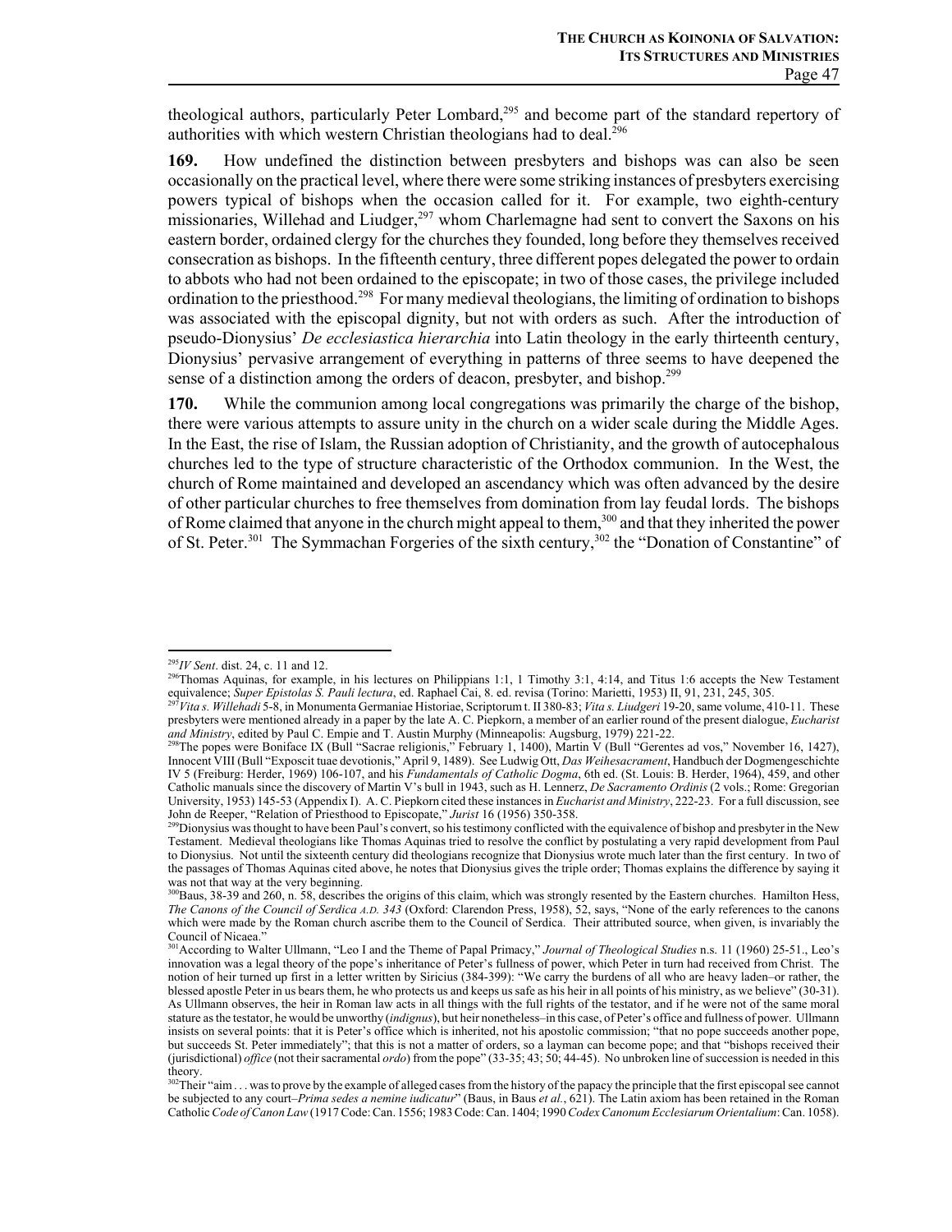theological authors, particularly Peter Lombard,[295] and become part of the standard repertory of authorities with which western Christian theologians had to deal.[296]

**169.** How undefined the distinction between presbyters and bishops was can also be seen occasionally on the practical level, where there were some striking instances of presbyters exercising powers typical of bishops when the occasion called for it. For example, two eighth-century missionaries, Willehad and Liudger,[297] whom Charlemagne had sent to convert the Saxons on his eastern border, ordained clergy for the churches they founded, long before they themselves received consecration as bishops. In the fifteenth century, three different popes delegated the power to ordain to abbots who had not been ordained to the episcopate; in two of those cases, the privilege included ordination to the priesthood.[298] For many medieval theologians, the limiting of ordination to bishops was associated with the episcopal dignity, but not with orders as such. After the introduction of pseudo-Dionysius' *De ecclesiastica hierarchia* into Latin theology in the early thirteenth century, Dionysius' pervasive arrangement of everything in patterns of three seems to have deepened the sense of a distinction among the orders of deacon, presbyter, and bishop.[299]

**170.** While the communion among local congregations was primarily the charge of the bishop, there were various attempts to assure unity in the church on a wider scale during the Middle Ages. In the East, the rise of Islam, the Russian adoption of Christianity, and the growth of autocephalous churches led to the type of structure characteristic of the Orthodox communion. In the West, the church of Rome maintained and developed an ascendancy which was often advanced by the desire of other particular churches to free themselves from domination from lay feudal lords. The bishops of Rome claimed that anyone in the church might appeal to them,[300] and that they inherited the power of St. Peter.[301] The Symmachan Forgeries of the sixth century,[302] the "Donation of Constantine" of

---

[295] *IV Sent*. dist. 24, c. 11 and 12.

[296] Thomas Aquinas, for example, in his lectures on Philippians 1:1, 1 Timothy 3:1, 4:14, and Titus 1:6 accepts the New Testament equivalence; *Super Epistolas S. Pauli lectura*, ed. Raphael Cai, 8. ed. revisa (Torino: Marietti, 1953) II, 91, 231, 245, 305.

[297] *Vita s. Willehadi* 5-8, in Monumenta Germaniae Historiae, Scriptorum t. II 380-83; *Vita s. Liudgeri* 19-20, same volume, 410-11. These presbyters were mentioned already in a paper by the late A. C. Piepkorn, a member of an earlier round of the present dialogue, *Eucharist and Ministry*, edited by Paul C. Empie and T. Austin Murphy (Minneapolis: Augsburg, 1979) 221-22.

[298] The popes were Boniface IX (Bull "Sacrae religionis," February 1, 1400), Martin V (Bull "Gerentes ad vos," November 16, 1427), Innocent VIII (Bull "Exposcit tuae devotionis," April 9, 1489). See Ludwig Ott, *Das Weihesacrament*, Handbuch der Dogmengeschichte IV 5 (Freiburg: Herder, 1969) 106-107, and his *Fundamentals of Catholic Dogma*, 6th ed. (St. Louis: B. Herder, 1964), 459, and other Catholic manuals since the discovery of Martin V's bull in 1943, such as H. Lennerz, *De Sacramento Ordinis* (2 vols.; Rome: Gregorian University, 1953) 145-53 (Appendix I). A. C. Piepkorn cited these instances in *Eucharist and Ministry*, 222-23. For a full discussion, see John de Reeper, "Relation of Priesthood to Episcopate," *Jurist* 16 (1956) 350-358.

[299] Dionysius was thought to have been Paul's convert, so his testimony conflicted with the equivalence of bishop and presbyter in the New Testament. Medieval theologians like Thomas Aquinas tried to resolve the conflict by postulating a very rapid development from Paul to Dionysius. Not until the sixteenth century did theologians recognize that Dionysius wrote much later than the first century. In two of the passages of Thomas Aquinas cited above, he notes that Dionysius gives the triple order; Thomas explains the difference by saying it was not that way at the very beginning.

[300] Baus, 38-39 and 260, n. 58, describes the origins of this claim, which was strongly resented by the Eastern churches. Hamilton Hess, *The Canons of the Council of Serdica A.D. 343* (Oxford: Clarendon Press, 1958), 52, says, "None of the early references to the canons which were made by the Roman church ascribe them to the Council of Serdica. Their attributed source, when given, is invariably the Council of Nicaea."

[301] According to Walter Ullmann, "Leo I and the Theme of Papal Primacy," *Journal of Theological Studies* n.s. 11 (1960) 25-51., Leo's innovation was a legal theory of the pope's inheritance of Peter's fullness of power, which Peter in turn had received from Christ. The notion of heir turned up first in a letter written by Siricius (384-399): "We carry the burdens of all who are heavy laden–or rather, the blessed apostle Peter in us bears them, he who protects us and keeps us safe as his heir in all points of his ministry, as we believe" (30-31). As Ullmann observes, the heir in Roman law acts in all things with the full rights of the testator, and if he were not of the same moral stature as the testator, he would be unworthy (*indignus*), but heir nonetheless–in this case, of Peter's office and fullness of power. Ullmann insists on several points: that it is Peter's office which is inherited, not his apostolic commission; "that no pope succeeds another pope, but succeeds St. Peter immediately"; that this is not a matter of orders, so a layman can become pope; and that "bishops received their (jurisdictional) *office* (not their sacramental *ordo*) from the pope" (33-35; 43; 50; 44-45). No unbroken line of succession is needed in this theory.

[302] Their "aim . . . was to prove by the example of alleged cases from the history of the papacy the principle that the first episcopal see cannot be subjected to any court–*Prima sedes a nemine iudicatur*" (Baus, in Baus *et al.*, 621). The Latin axiom has been retained in the Roman Catholic *Code of Canon Law* (1917 Code: Can. 1556; 1983 Code: Can. 1404; 1990 *Codex Canonum Ecclesiarum Orientalium*: Can. 1058).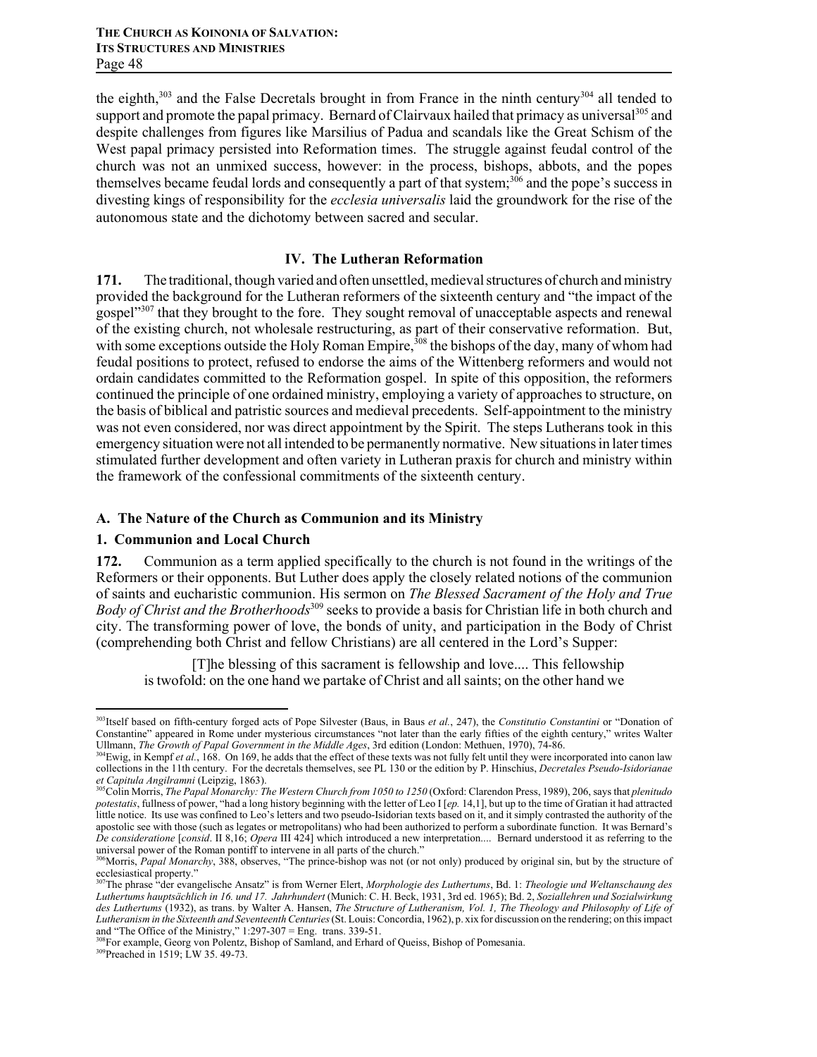the eighth,[303] and the False Decretals brought in from France in the ninth century[304] all tended to support and promote the papal primacy. Bernard of Clairvaux hailed that primacy as universal[305] and despite challenges from figures like Marsilius of Padua and scandals like the Great Schism of the West papal primacy persisted into Reformation times. The struggle against feudal control of the church was not an unmixed success, however: in the process, bishops, abbots, and the popes themselves became feudal lords and consequently a part of that system;[306] and the pope's success in divesting kings of responsibility for the *ecclesia universalis* laid the groundwork for the rise of the autonomous state and the dichotomy between sacred and secular.

## IV. The Lutheran Reformation

**171.** The traditional, though varied and often unsettled, medieval structures of church and ministry provided the background for the Lutheran reformers of the sixteenth century and "the impact of the gospel"[307] that they brought to the fore. They sought removal of unacceptable aspects and renewal of the existing church, not wholesale restructuring, as part of their conservative reformation. But, with some exceptions outside the Holy Roman Empire,[308] the bishops of the day, many of whom had feudal positions to protect, refused to endorse the aims of the Wittenberg reformers and would not ordain candidates committed to the Reformation gospel. In spite of this opposition, the reformers continued the principle of one ordained ministry, employing a variety of approaches to structure, on the basis of biblical and patristic sources and medieval precedents. Self-appointment to the ministry was not even considered, nor was direct appointment by the Spirit. The steps Lutherans took in this emergency situation were not all intended to be permanently normative. New situations in later times stimulated further development and often variety in Lutheran praxis for church and ministry within the framework of the confessional commitments of the sixteenth century.

### A. The Nature of the Church as Communion and its Ministry

#### 1. Communion and Local Church

**172.** Communion as a term applied specifically to the church is not found in the writings of the Reformers or their opponents. But Luther does apply the closely related notions of the communion of saints and eucharistic communion. His sermon on *The Blessed Sacrament of the Holy and True Body of Christ and the Brotherhoods*[309] seeks to provide a basis for Christian life in both church and city. The transforming power of love, the bonds of unity, and participation in the Body of Christ (comprehending both Christ and fellow Christians) are all centered in the Lord's Supper:

> [T]he blessing of this sacrament is fellowship and love.... This fellowship is twofold: on the one hand we partake of Christ and all saints; on the other hand we

---

[303] Itself based on fifth-century forged acts of Pope Silvester (Baus, in Baus *et al.*, 247), the *Constitutio Constantini* or "Donation of Constantine" appeared in Rome under mysterious circumstances "not later than the early fifties of the eighth century," writes Walter Ullmann, *The Growth of Papal Government in the Middle Ages*, 3rd edition (London: Methuen, 1970), 74-86.

[304] Ewig, in Kempf *et al.*, 168. On 169, he adds that the effect of these texts was not fully felt until they were incorporated into canon law collections in the 11th century. For the decretals themselves, see PL 130 or the edition by P. Hinschius, *Decretales Pseudo-Isidorianae et Capitula Angilramni* (Leipzig, 1863).

[305] Colin Morris, *The Papal Monarchy: The Western Church from 1050 to 1250* (Oxford: Clarendon Press, 1989), 206, says that *plenitudo potestatis*, fullness of power, "had a long history beginning with the letter of Leo I [*ep.* 14,1], but up to the time of Gratian it had attracted little notice. Its use was confined to Leo's letters and two pseudo-Isidorian texts based on it, and it simply contrasted the authority of the apostolic see with those (such as legates or metropolitans) who had been authorized to perform a subordinate function. It was Bernard's *De consideratione* [*consid*. II 8,16; *Opera* III 424] which introduced a new interpretation.... Bernard understood it as referring to the universal power of the Roman pontiff to intervene in all parts of the church."

[306] Morris, *Papal Monarchy*, 388, observes, "The prince-bishop was not (or not only) produced by original sin, but by the structure of ecclesiastical property."

[307] The phrase "der evangelische Ansatz" is from Werner Elert, *Morphologie des Luthertums*, Bd. 1: *Theologie und Weltanschaung des Luthertums hauptsächlich in 16. und 17. Jahrhundert* (Munich: C. H. Beck, 1931, 3rd ed. 1965); Bd. 2, *Soziallehren und Sozialwirkung des Luthertums* (1932), as trans. by Walter A. Hansen, *The Structure of Lutheranism, Vol. 1, The Theology and Philosophy of Life of Lutheranism in the Sixteenth and Seventeenth Centuries* (St. Louis: Concordia, 1962), p. xix for discussion on the rendering; on this impact and "The Office of the Ministry," 1:297-307 = Eng. trans. 339-51.

[308] For example, Georg von Polentz, Bishop of Samland, and Erhard of Queiss, Bishop of Pomesania.

[309] Preached in 1519; LW 35. 49-73.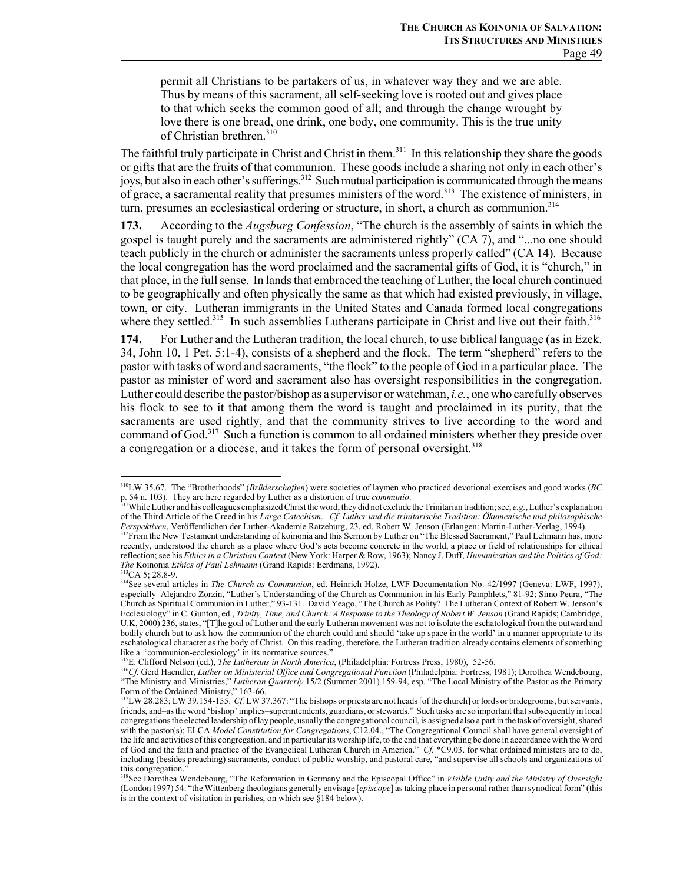permit all Christians to be partakers of us, in whatever way they and we are able. Thus by means of this sacrament, all self-seeking love is rooted out and gives place to that which seeks the common good of all; and through the change wrought by love there is one bread, one drink, one body, one community. This is the true unity of Christian brethren.[310]

The faithful truly participate in Christ and Christ in them.[311] In this relationship they share the goods or gifts that are the fruits of that communion. These goods include a sharing not only in each other's joys, but also in each other's sufferings.[312] Such mutual participation is communicated through the means of grace, a sacramental reality that presumes ministers of the word.[313] The existence of ministers, in turn, presumes an ecclesiastical ordering or structure, in short, a church as communion.[314]

**173.** According to the *Augsburg Confession*, "The church is the assembly of saints in which the gospel is taught purely and the sacraments are administered rightly" (CA 7), and "...no one should teach publicly in the church or administer the sacraments unless properly called" (CA 14). Because the local congregation has the word proclaimed and the sacramental gifts of God, it is "church," in that place, in the full sense. In lands that embraced the teaching of Luther, the local church continued to be geographically and often physically the same as that which had existed previously, in village, town, or city. Lutheran immigrants in the United States and Canada formed local congregations where they settled.[315] In such assemblies Lutherans participate in Christ and live out their faith.[316]

**174.** For Luther and the Lutheran tradition, the local church, to use biblical language (as in Ezek. 34, John 10, 1 Pet. 5:1-4), consists of a shepherd and the flock. The term "shepherd" refers to the pastor with tasks of word and sacraments, "the flock" to the people of God in a particular place. The pastor as minister of word and sacrament also has oversight responsibilities in the congregation. Luther could describe the pastor/bishop as a supervisor or watchman, *i.e.*, one who carefully observes his flock to see to it that among them the word is taught and proclaimed in its purity, that the sacraments are used rightly, and that the community strives to live according to the word and command of God.[317] Such a function is common to all ordained ministers whether they preside over a congregation or a diocese, and it takes the form of personal oversight.[318]

---

[310] LW 35.67. The "Brotherhoods" (*Brüderschaften*) were societies of laymen who practiced devotional exercises and good works (*BC* p. 54 n. 103). They are here regarded by Luther as a distortion of true *communio*.

[311] While Luther and his colleagues emphasized Christ the word, they did not exclude the Trinitarian tradition; see, *e.g.*, Luther's explanation of the Third Article of the Creed in his *Large Catechism*. *Cf. Luther und die trinitarische Tradition: Ökumenische und philosophische Perspektiven*, Veröffentlichen der Luther-Akademie Ratzeburg, 23, ed. Robert W. Jenson (Erlangen: Martin-Luther-Verlag, 1994).

[312] From the New Testament understanding of koinonia and this Sermon by Luther on "The Blessed Sacrament," Paul Lehmann has, more recently, understood the church as a place where God's acts become concrete in the world, a place or field of relationships for ethical reflection; see his *Ethics in a Christian Context* (New York: Harper & Row, 1963); Nancy J. Duff, *Humanization and the Politics of God: The* Koinonia *Ethics of Paul Lehmann* (Grand Rapids: Eerdmans, 1992).

[313] CA 5; 28.8-9.

[314] See several articles in *The Church as Communion*, ed. Heinrich Holze, LWF Documentation No. 42/1997 (Geneva: LWF, 1997), especially Alejandro Zorzin, "Luther's Understanding of the Church as Communion in his Early Pamphlets," 81-92; Simo Peura, "The Church as Spiritual Communion in Luther," 93-131. David Yeago, "The Church as Polity? The Lutheran Context of Robert W. Jenson's Ecclesiology" in C. Gunton, ed., *Trinity, Time, and Church: A Response to the Theology of Robert W. Jenson* (Grand Rapids; Cambridge, U.K, 2000) 236, states, "[T]he goal of Luther and the early Lutheran movement was not to isolate the eschatological from the outward and bodily church but to ask how the communion of the church could and should 'take up space in the world' in a manner appropriate to its eschatological character as the body of Christ. On this reading, therefore, the Lutheran tradition already contains elements of something like a 'communion-ecclesiology' in its normative sources."

[315] E. Clifford Nelson (ed.), *The Lutherans in North America*, (Philadelphia: Fortress Press, 1980), 52-56.

[316] *Cf.* Gerd Haendler, *Luther on Ministerial Office and Congregational Function* (Philadelphia: Fortress, 1981); Dorothea Wendebourg, "The Ministry and Ministries," *Lutheran Quarterly* 15/2 (Summer 2001) 159-94, esp. "The Local Ministry of the Pastor as the Primary Form of the Ordained Ministry," 163-66.

[317] LW 28.283; LW 39.154-155. *Cf.* LW 37.367: "The bishops or priests are not heads [of the church] or lords or bridegrooms, but servants, friends, and–as the word 'bishop' implies–superintendents, guardians, or stewards." Such tasks are so important that subsequently in local congregations the elected leadership of lay people, usually the congregational council, is assigned also a part in the task of oversight, shared with the pastor(s); ELCA *Model Constitution for Congregations*, C12.04., "The Congregational Council shall have general oversight of the life and activities of this congregation, and in particular its worship life, to the end that everything be done in accordance with the Word of God and the faith and practice of the Evangelical Lutheran Church in America." *Cf.* *C9.03. for what ordained ministers are to do, including (besides preaching) sacraments, conduct of public worship, and pastoral care, "and supervise all schools and organizations of this congregation."

[318] See Dorothea Wendebourg, "The Reformation in Germany and the Episcopal Office" in *Visible Unity and the Ministry of Oversight* (London 1997) 54: "the Wittenberg theologians generally envisage [*episcope*] as taking place in personal rather than synodical form" (this is in the context of visitation in parishes, on which see §184 below).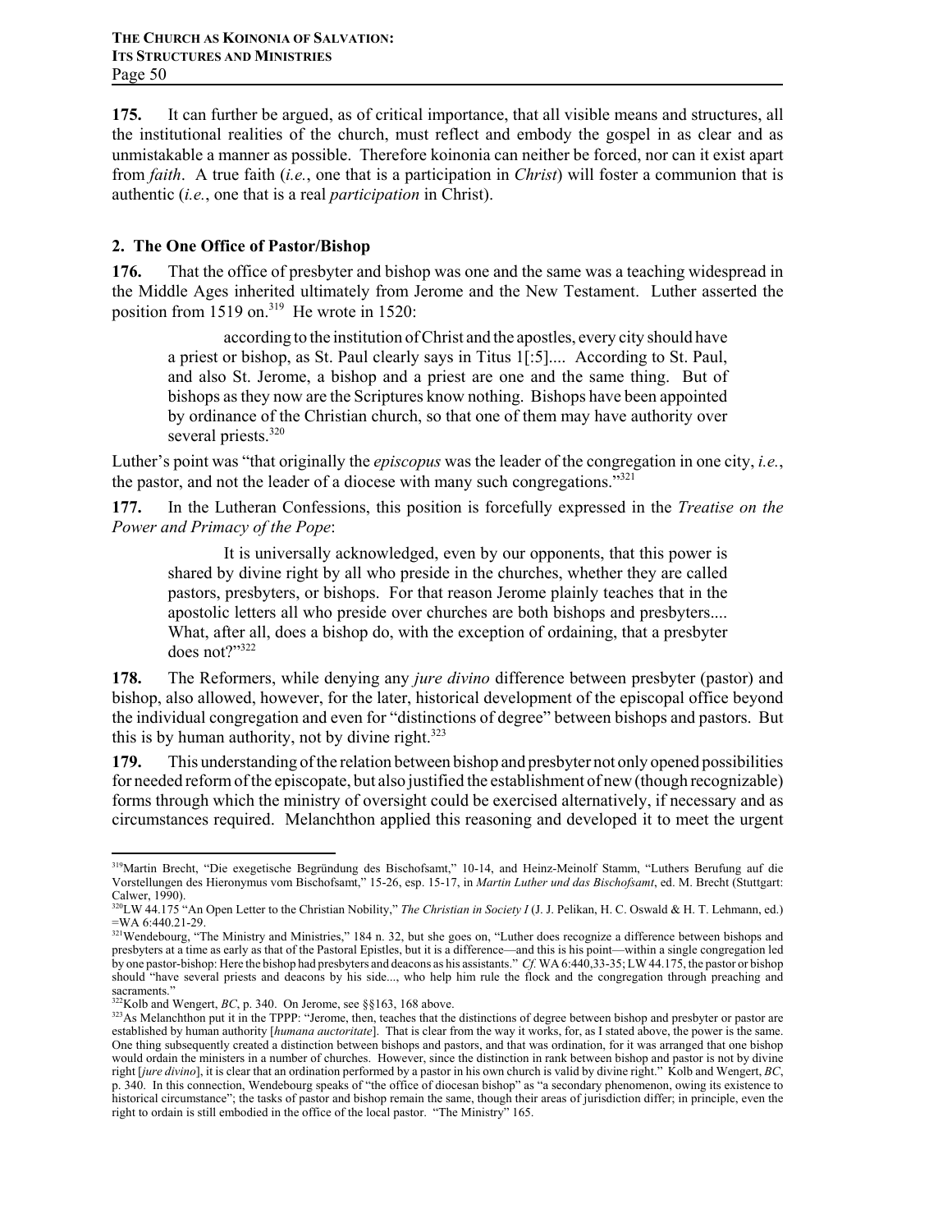**175.** It can further be argued, as of critical importance, that all visible means and structures, all the institutional realities of the church, must reflect and embody the gospel in as clear and as unmistakable a manner as possible. Therefore koinonia can neither be forced, nor can it exist apart from *faith*. A true faith (*i.e.*, one that is a participation in *Christ*) will foster a communion that is authentic (*i.e.*, one that is a real *participation* in Christ).

## 2. The One Office of Pastor/Bishop

**176.** That the office of presbyter and bishop was one and the same was a teaching widespread in the Middle Ages inherited ultimately from Jerome and the New Testament. Luther asserted the position from 1519 on.[319] He wrote in 1520:

> according to the institution of Christ and the apostles, every city should have a priest or bishop, as St. Paul clearly says in Titus 1[:5].... According to St. Paul, and also St. Jerome, a bishop and a priest are one and the same thing. But of bishops as they now are the Scriptures know nothing. Bishops have been appointed by ordinance of the Christian church, so that one of them may have authority over several priests.[320]

Luther's point was "that originally the *episcopus* was the leader of the congregation in one city, *i.e.*, the pastor, and not the leader of a diocese with many such congregations."[321]

**177.** In the Lutheran Confessions, this position is forcefully expressed in the *Treatise on the Power and Primacy of the Pope*:

> It is universally acknowledged, even by our opponents, that this power is shared by divine right by all who preside in the churches, whether they are called pastors, presbyters, or bishops. For that reason Jerome plainly teaches that in the apostolic letters all who preside over churches are both bishops and presbyters.... What, after all, does a bishop do, with the exception of ordaining, that a presbyter does not?"[322]

**178.** The Reformers, while denying any *jure divino* difference between presbyter (pastor) and bishop, also allowed, however, for the later, historical development of the episcopal office beyond the individual congregation and even for "distinctions of degree" between bishops and pastors. But this is by human authority, not by divine right.[323]

**179.** This understanding of the relation between bishop and presbyter not only opened possibilities for needed reform of the episcopate, but also justified the establishment of new (though recognizable) forms through which the ministry of oversight could be exercised alternatively, if necessary and as circumstances required. Melanchthon applied this reasoning and developed it to meet the urgent

---

[319] Martin Brecht, "Die exegetische Begründung des Bischofsamt," 10-14, and Heinz-Meinolf Stamm, "Luthers Berufung auf die Vorstellungen des Hieronymus vom Bischofsamt," 15-26, esp. 15-17, in *Martin Luther und das Bischofsamt*, ed. M. Brecht (Stuttgart: Calwer, 1990).

[320] LW 44.175 "An Open Letter to the Christian Nobility," *The Christian in Society I* (J. J. Pelikan, H. C. Oswald & H. T. Lehmann, ed.) =WA 6:440.21-29.

[321] Wendebourg, "The Ministry and Ministries," 184 n. 32, but she goes on, "Luther does recognize a difference between bishops and presbyters at a time as early as that of the Pastoral Epistles, but it is a difference—and this is his point—within a single congregation led by one pastor-bishop: Here the bishop had presbyters and deacons as his assistants." *Cf.* WA 6:440,33-35; LW 44.175, the pastor or bishop should "have several priests and deacons by his side..., who help him rule the flock and the congregation through preaching and sacraments."

[322] Kolb and Wengert, *BC*, p. 340. On Jerome, see §§163, 168 above.

[323] As Melanchthon put it in the TPPP: "Jerome, then, teaches that the distinctions of degree between bishop and presbyter or pastor are established by human authority [*humana auctoritate*]. That is clear from the way it works, for, as I stated above, the power is the same. One thing subsequently created a distinction between bishops and pastors, and that was ordination, for it was arranged that one bishop would ordain the ministers in a number of churches. However, since the distinction in rank between bishop and pastor is not by divine right [*jure divino*], it is clear that an ordination performed by a pastor in his own church is valid by divine right." Kolb and Wengert, *BC*, p. 340. In this connection, Wendebourg speaks of "the office of diocesan bishop" as "a secondary phenomenon, owing its existence to historical circumstance"; the tasks of pastor and bishop remain the same, though their areas of jurisdiction differ; in principle, even the right to ordain is still embodied in the office of the local pastor. "The Ministry" 165.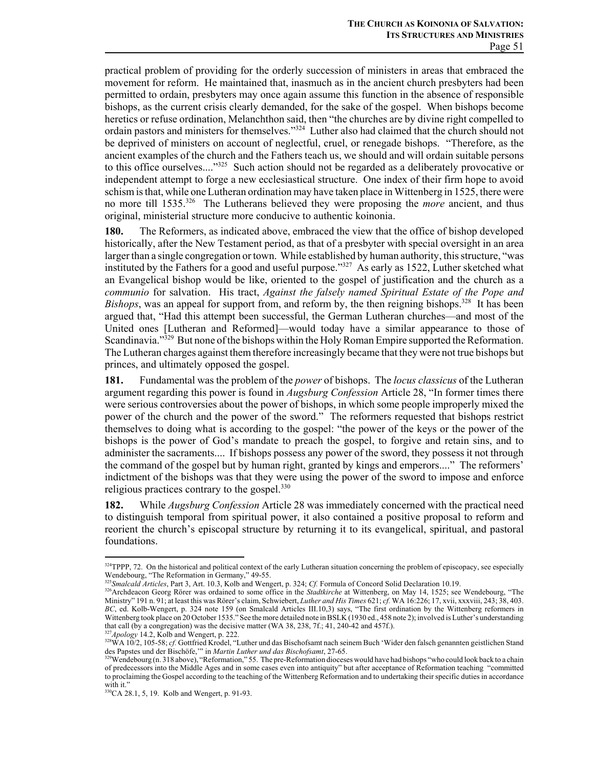practical problem of providing for the orderly succession of ministers in areas that embraced the movement for reform. He maintained that, inasmuch as in the ancient church presbyters had been permitted to ordain, presbyters may once again assume this function in the absence of responsible bishops, as the current crisis clearly demanded, for the sake of the gospel. When bishops become heretics or refuse ordination, Melanchthon said, then "the churches are by divine right compelled to ordain pastors and ministers for themselves."[324] Luther also had claimed that the church should not be deprived of ministers on account of neglectful, cruel, or renegade bishops. "Therefore, as the ancient examples of the church and the Fathers teach us, we should and will ordain suitable persons to this office ourselves...."[325] Such action should not be regarded as a deliberately provocative or independent attempt to forge a new ecclesiastical structure. One index of their firm hope to avoid schism is that, while one Lutheran ordination may have taken place in Wittenberg in 1525, there were no more till 1535.[326] The Lutherans believed they were proposing the *more* ancient, and thus original, ministerial structure more conducive to authentic koinonia.

**180.** The Reformers, as indicated above, embraced the view that the office of bishop developed historically, after the New Testament period, as that of a presbyter with special oversight in an area larger than a single congregation or town. While established by human authority, this structure, "was instituted by the Fathers for a good and useful purpose."[327] As early as 1522, Luther sketched what an Evangelical bishop would be like, oriented to the gospel of justification and the church as a *communio* for salvation. His tract, *Against the falsely named Spiritual Estate of the Pope and Bishops*, was an appeal for support from, and reform by, the then reigning bishops.[328] It has been argued that, "Had this attempt been successful, the German Lutheran churches—and most of the United ones [Lutheran and Reformed]—would today have a similar appearance to those of Scandinavia."[329] But none of the bishops within the Holy Roman Empire supported the Reformation. The Lutheran charges against them therefore increasingly became that they were not true bishops but princes, and ultimately opposed the gospel.

**181.** Fundamental was the problem of the *power* of bishops. The *locus classicus* of the Lutheran argument regarding this power is found in *Augsburg Confession* Article 28, "In former times there were serious controversies about the power of bishops, in which some people improperly mixed the power of the church and the power of the sword." The reformers requested that bishops restrict themselves to doing what is according to the gospel: "the power of the keys or the power of the bishops is the power of God's mandate to preach the gospel, to forgive and retain sins, and to administer the sacraments.... If bishops possess any power of the sword, they possess it not through the command of the gospel but by human right, granted by kings and emperors...." The reformers' indictment of the bishops was that they were using the power of the sword to impose and enforce religious practices contrary to the gospel.[330]

**182.** While *Augsburg Confession* Article 28 was immediately concerned with the practical need to distinguish temporal from spiritual power, it also contained a positive proposal to reform and reorient the church's episcopal structure by returning it to its evangelical, spiritual, and pastoral foundations.

---

[324] TPPP, 72. On the historical and political context of the early Lutheran situation concerning the problem of episcopacy, see especially Wendebourg, "The Reformation in Germany," 49-55.

[325] *Smalcald Articles*, Part 3, Art. 10.3, Kolb and Wengert, p. 324; *Cf.* Formula of Concord Solid Declaration 10.19.

[326] Archdeacon Georg Rörer was ordained to some office in the *Stadtkirche* at Wittenberg, on May 14, 1525; see Wendebourg, "The Ministry" 191 n. 91; at least this was Rörer's claim, Schwiebert, *Luther and His Times* 621; *cf.* WA 16:226; 17, xvii, xxxviii, 243; 38, 403. *BC*, ed. Kolb-Wengert, p. 324 note 159 (on Smalcald Articles III.10,3) says, "The first ordination by the Wittenberg reformers in Wittenberg took place on 20 October 1535." See the more detailed note in BSLK (1930 ed., 458 note 2); involved is Luther's understanding that call (by a congregation) was the decisive matter (WA 38, 238, 7f.; 41, 240-42 and 457f.).

[327] *Apology* 14.2, Kolb and Wengert, p. 222.

[328] WA 10/2, 105-58; *cf.* Gottfried Krodel, "Luther und das Bischofsamt nach seinem Buch 'Wider den falsch genannten geistlichen Stand des Papstes und der Bischöfe,'" in *Martin Luther und das Bischofsamt*, 27-65.

[329] Wendebourg (n. 318 above), "Reformation," 55. The pre-Reformation dioceses would have had bishops "who could look back to a chain of predecessors into the Middle Ages and in some cases even into antiquity" but after acceptance of Reformation teaching "committed to proclaiming the Gospel according to the teaching of the Wittenberg Reformation and to undertaking their specific duties in accordance with it."

[330] CA 28.1, 5, 19. Kolb and Wengert, p. 91-93.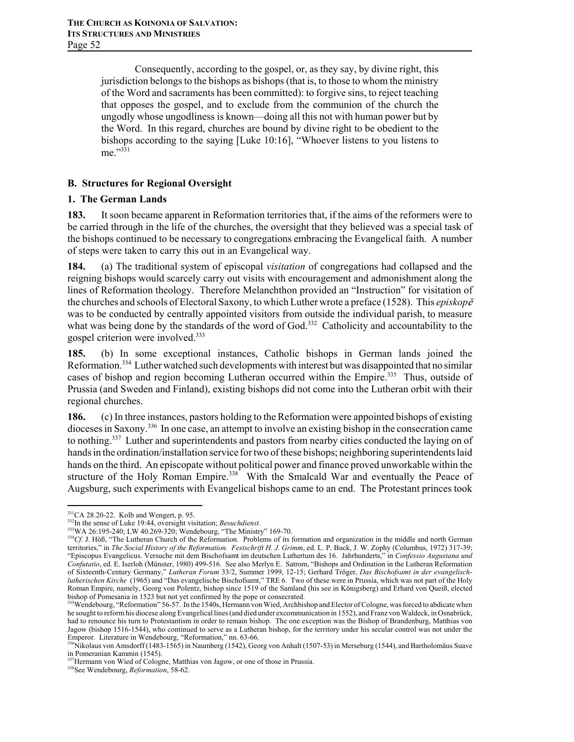Consequently, according to the gospel, or, as they say, by divine right, this jurisdiction belongs to the bishops as bishops (that is, to those to whom the ministry of the Word and sacraments has been committed): to forgive sins, to reject teaching that opposes the gospel, and to exclude from the communion of the church the ungodly whose ungodliness is known—doing all this not with human power but by the Word. In this regard, churches are bound by divine right to be obedient to the bishops according to the saying [Luke 10:16], "Whoever listens to you listens to me."[331]

### B. Structures for Regional Oversight

#### 1. The German Lands

**183.** It soon became apparent in Reformation territories that, if the aims of the reformers were to be carried through in the life of the churches, the oversight that they believed was a special task of the bishops continued to be necessary to congregations embracing the Evangelical faith. A number of steps were taken to carry this out in an Evangelical way.

**184.** (a) The traditional system of episcopal *visitation* of congregations had collapsed and the reigning bishops would scarcely carry out visits with encouragement and admonishment along the lines of Reformation theology. Therefore Melanchthon provided an "Instruction" for visitation of the churches and schools of Electoral Saxony, to which Luther wrote a preface (1528). This *episkopē* was to be conducted by centrally appointed visitors from outside the individual parish, to measure what was being done by the standards of the word of God.[332] Catholicity and accountability to the gospel criterion were involved.[333]

**185.** (b) In some exceptional instances, Catholic bishops in German lands joined the Reformation.[334] Luther watched such developments with interest but was disappointed that no similar cases of bishop and region becoming Lutheran occurred within the Empire.[335] Thus, outside of Prussia (and Sweden and Finland), existing bishops did not come into the Lutheran orbit with their regional churches.

**186.** (c) In three instances, pastors holding to the Reformation were appointed bishops of existing dioceses in Saxony.[336] In one case, an attempt to involve an existing bishop in the consecration came to nothing.[337] Luther and superintendents and pastors from nearby cities conducted the laying on of hands in the ordination/installation service for two of these bishops; neighboring superintendents laid hands on the third. An episcopate without political power and finance proved unworkable within the structure of the Holy Roman Empire.[338] With the Smalcald War and eventually the Peace of Augsburg, such experiments with Evangelical bishops came to an end. The Protestant princes took

---

[331] CA 28.20-22. Kolb and Wengert, p. 95.

[332] In the sense of Luke 19:44, oversight visitation; *Besuchdienst*.

[333] WA 26:195-240; LW 40.269-320; Wendebourg, "The Ministry" 169-70.

[334] *Cf.* J. Höß, "The Lutheran Church of the Reformation. Problems of its formation and organization in the middle and north German territories," in *The Social History of the Reformation. Festschrift H. J. Grimm*, ed. L. P. Buck, J. W. Zophy (Columbus, 1972) 317-39; "Episcopus Evangelicus. Versuche mit dem Bischofsamt im deutschen Luthertum des 16. Jahrhunderts," in *Confessio Augustana und Confutatio*, ed. E. Iserloh (Münster, 1980) 499-516. See also Merlyn E. Satrom, "Bishops and Ordination in the Lutheran Reformation of Sixteenth-Century Germany," *Lutheran Forum* 33/2, Summer 1999, 12-15; Gerhard Tröger, *Das Bischofsamt in der evangelisch-lutherischen Kirche* (1965) and "Das evangelische Bischofsamt," TRE 6. Two of these were in Prussia, which was not part of the Holy Roman Empire, namely, Georg von Polentz, bishop since 1519 of the Samland (his see in Königsberg) and Erhard von Queiß, elected bishop of Pomesania in 1523 but not yet confirmed by the pope or consecrated.

[335] Wendebourg, "Reformation" 56-57. In the 1540s, Hermann von Wied, Archbishop and Elector of Cologne, was forced to abdicate when he sought to reform his diocese along Evangelical lines (and died under excommunication in 1552), and Franz von Waldeck, in Osnabrück, had to renounce his turn to Protestantism in order to remain bishop. The one exception was the Bishop of Brandenburg, Matthias von Jagow (bishop 1516-1544), who continued to serve as a Lutheran bishop, for the territory under his secular control was not under the Emperor. Literature in Wendebourg, "Reformation," nn. 63-66.

[336] Nikolaus von Amsdorff (1483-1565) in Naumberg (1542), Georg von Anhalt (1507-53) in Merseburg (1544), and Bartholomäus Suave in Pomeranian Kammin (1545).

[337] Hermann von Wied of Cologne, Matthias von Jagow, or one of those in Prussia.

[338] See Wendebourg, *Reformation*, 58-62.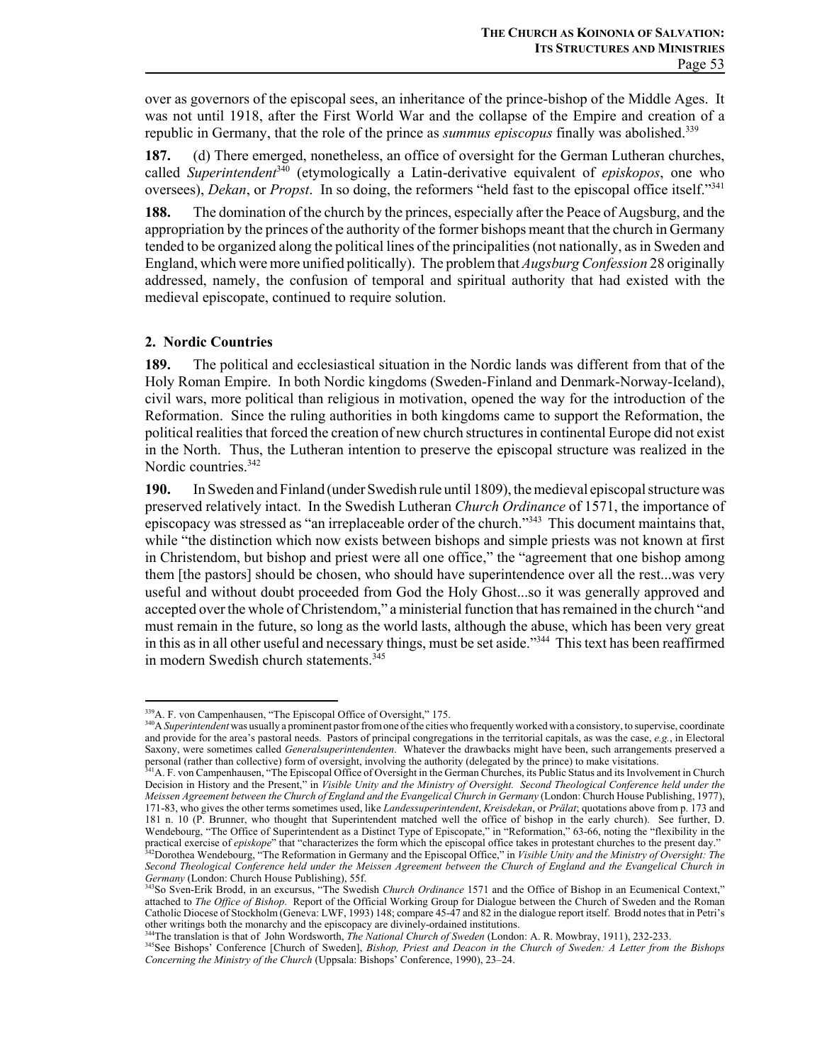over as governors of the episcopal sees, an inheritance of the prince-bishop of the Middle Ages. It was not until 1918, after the First World War and the collapse of the Empire and creation of a republic in Germany, that the role of the prince as *summus episcopus* finally was abolished.[339]

**187.** (d) There emerged, nonetheless, an office of oversight for the German Lutheran churches, called *Superintendent*[340] (etymologically a Latin-derivative equivalent of *episkopos*, one who oversees), *Dekan*, or *Propst*. In so doing, the reformers "held fast to the episcopal office itself."[341]

**188.** The domination of the church by the princes, especially after the Peace of Augsburg, and the appropriation by the princes of the authority of the former bishops meant that the church in Germany tended to be organized along the political lines of the principalities (not nationally, as in Sweden and England, which were more unified politically). The problem that *Augsburg Confession* 28 originally addressed, namely, the confusion of temporal and spiritual authority that had existed with the medieval episcopate, continued to require solution.

### 2. Nordic Countries

**189.** The political and ecclesiastical situation in the Nordic lands was different from that of the Holy Roman Empire. In both Nordic kingdoms (Sweden-Finland and Denmark-Norway-Iceland), civil wars, more political than religious in motivation, opened the way for the introduction of the Reformation. Since the ruling authorities in both kingdoms came to support the Reformation, the political realities that forced the creation of new church structures in continental Europe did not exist in the North. Thus, the Lutheran intention to preserve the episcopal structure was realized in the Nordic countries.[342]

**190.** In Sweden and Finland (under Swedish rule until 1809), the medieval episcopal structure was preserved relatively intact. In the Swedish Lutheran *Church Ordinance* of 1571, the importance of episcopacy was stressed as "an irreplaceable order of the church."[343] This document maintains that, while "the distinction which now exists between bishops and simple priests was not known at first in Christendom, but bishop and priest were all one office," the "agreement that one bishop among them [the pastors] should be chosen, who should have superintendence over all the rest...was very useful and without doubt proceeded from God the Holy Ghost...so it was generally approved and accepted over the whole of Christendom," a ministerial function that has remained in the church "and must remain in the future, so long as the world lasts, although the abuse, which has been very great in this as in all other useful and necessary things, must be set aside."[344] This text has been reaffirmed in modern Swedish church statements.[345]

---

[339] A. F. von Campenhausen, "The Episcopal Office of Oversight," 175.

[340] A *Superintendent* was usually a prominent pastor from one of the cities who frequently worked with a consistory, to supervise, coordinate and provide for the area's pastoral needs. Pastors of principal congregations in the territorial capitals, as was the case, *e.g.*, in Electoral Saxony, were sometimes called *Generalsuperintendenten*. Whatever the drawbacks might have been, such arrangements preserved a personal (rather than collective) form of oversight, involving the authority (delegated by the prince) to make visitations.

[341] A. F. von Campenhausen, "The Episcopal Office of Oversight in the German Churches, its Public Status and its Involvement in Church Decision in History and the Present," in *Visible Unity and the Ministry of Oversight. Second Theological Conference held under the Meissen Agreement between the Church of England and the Evangelical Church in Germany* (London: Church House Publishing, 1977), 171-83, who gives the other terms sometimes used, like *Landessuperintendent*, *Kreisdekan*, or *Prälat*; quotations above from p. 173 and 181 n. 10 (P. Brunner, who thought that Superintendent matched well the office of bishop in the early church). See further, D. Wendebourg, "The Office of Superintendent as a Distinct Type of Episcopate," in "Reformation," 63-66, noting the "flexibility in the practical exercise of *episkope*" that "characterizes the form which the episcopal office takes in protestant churches to the present day."

[342] Dorothea Wendebourg, "The Reformation in Germany and the Episcopal Office," in *Visible Unity and the Ministry of Oversight: The Second Theological Conference held under the Meissen Agreement between the Church of England and the Evangelical Church in Germany* (London: Church House Publishing), 55f.

[343] So Sven-Erik Brodd, in an excursus, "The Swedish *Church Ordinance* 1571 and the Office of Bishop in an Ecumenical Context," attached to *The Office of Bishop*. Report of the Official Working Group for Dialogue between the Church of Sweden and the Roman Catholic Diocese of Stockholm (Geneva: LWF, 1993) 148; compare 45-47 and 82 in the dialogue report itself. Brodd notes that in Petri's other writings both the monarchy and the episcopacy are divinely-ordained institutions.

[344] The translation is that of John Wordsworth, *The National Church of Sweden* (London: A. R. Mowbray, 1911), 232-233.

[345] See Bishops' Conference [Church of Sweden], *Bishop, Priest and Deacon in the Church of Sweden: A Letter from the Bishops Concerning the Ministry of the Church* (Uppsala: Bishops' Conference, 1990), 23–24.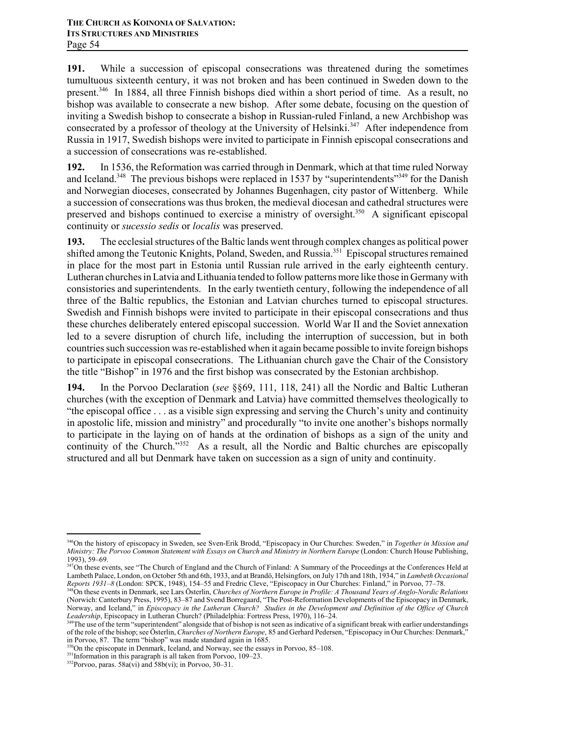**191.** While a succession of episcopal consecrations was threatened during the sometimes tumultuous sixteenth century, it was not broken and has been continued in Sweden down to the present.[346] In 1884, all three Finnish bishops died within a short period of time. As a result, no bishop was available to consecrate a new bishop. After some debate, focusing on the question of inviting a Swedish bishop to consecrate a bishop in Russian-ruled Finland, a new Archbishop was consecrated by a professor of theology at the University of Helsinki.[347] After independence from Russia in 1917, Swedish bishops were invited to participate in Finnish episcopal consecrations and a succession of consecrations was re-established.

**192.** In 1536, the Reformation was carried through in Denmark, which at that time ruled Norway and Iceland.[348] The previous bishops were replaced in 1537 by "superintendents"[349] for the Danish and Norwegian dioceses, consecrated by Johannes Bugenhagen, city pastor of Wittenberg. While a succession of consecrations was thus broken, the medieval diocesan and cathedral structures were preserved and bishops continued to exercise a ministry of oversight.[350] A significant episcopal continuity or *sucessio sedis* or *localis* was preserved.

**193.** The ecclesial structures of the Baltic lands went through complex changes as political power shifted among the Teutonic Knights, Poland, Sweden, and Russia.[351] Episcopal structures remained in place for the most part in Estonia until Russian rule arrived in the early eighteenth century. Lutheran churches in Latvia and Lithuania tended to follow patterns more like those in Germany with consistories and superintendents. In the early twentieth century, following the independence of all three of the Baltic republics, the Estonian and Latvian churches turned to episcopal structures. Swedish and Finnish bishops were invited to participate in their episcopal consecrations and thus these churches deliberately entered episcopal succession. World War II and the Soviet annexation led to a severe disruption of church life, including the interruption of succession, but in both countries such succession was re-established when it again became possible to invite foreign bishops to participate in episcopal consecrations. The Lithuanian church gave the Chair of the Consistory the title "Bishop" in 1976 and the first bishop was consecrated by the Estonian archbishop.

**194.** In the Porvoo Declaration (*see* §§69, 111, 118, 241) all the Nordic and Baltic Lutheran churches (with the exception of Denmark and Latvia) have committed themselves theologically to "the episcopal office . . . as a visible sign expressing and serving the Church's unity and continuity in apostolic life, mission and ministry" and procedurally "to invite one another's bishops normally to participate in the laying on of hands at the ordination of bishops as a sign of the unity and continuity of the Church."[352] As a result, all the Nordic and Baltic churches are episcopally structured and all but Denmark have taken on succession as a sign of unity and continuity.

---

[346]On the history of episcopacy in Sweden, see Sven-Erik Brodd, "Episcopacy in Our Churches: Sweden," in *Together in Mission and Ministry: The Porvoo Common Statement with Essays on Church and Ministry in Northern Europe* (London: Church House Publishing, 1993), 59–69.

[347]On these events, see "The Church of England and the Church of Finland: A Summary of the Proceedings at the Conferences Held at Lambeth Palace, London, on October 5th and 6th, 1933, and at Brandö, Helsingfors, on July 17th and 18th, 1934," in *Lambeth Occasional Reports 1931–8* (London: SPCK, 1948), 154–55 and Fredric Cleve, "Episcopacy in Our Churches: Finland," in Porvoo, 77–78.

[348]On these events in Denmark, see Lars Österlin, *Churches of Northern Europe in Profile: A Thousand Years of Anglo-Nordic Relations* (Norwich: Canterbury Press, 1995), 83–87 and Svend Borregaard, "The Post-Reformation Developments of the Episcopacy in Denmark, Norway, and Iceland," in *Episcopacy in the Lutheran Church? Studies in the Development and Definition of the Office of Church Leadership*, Episcopacy in Lutheran Church? (Philadelphia: Fortress Press, 1970), 116–24.

[349]The use of the term "superintendent" alongside that of bishop is not seen as indicative of a significant break with earlier understandings of the role of the bishop; see Österlin, *Churches of Northern Europe*, 85 and Gerhard Pedersen, "Episcopacy in Our Churches: Denmark," in Porvoo, 87. The term "bishop" was made standard again in 1685.

[350]On the episcopate in Denmark, Iceland, and Norway, see the essays in Porvoo, 85–108.

[351]Information in this paragraph is all taken from Porvoo, 109–23.

[352]Porvoo, paras. 58a(vi) and 58b(vi); in Porvoo, 30–31.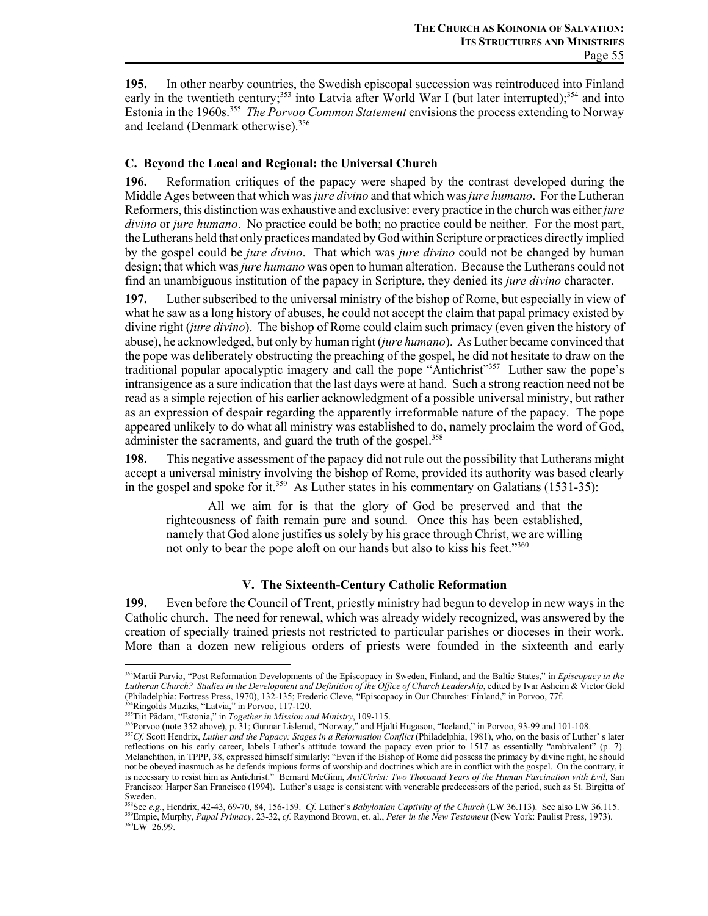**195.** In other nearby countries, the Swedish episcopal succession was reintroduced into Finland early in the twentieth century;[353] into Latvia after World War I (but later interrupted);[354] and into Estonia in the 1960s.[355] *The Porvoo Common Statement* envisions the process extending to Norway and Iceland (Denmark otherwise).[356]

### C. Beyond the Local and Regional: the Universal Church

**196.** Reformation critiques of the papacy were shaped by the contrast developed during the Middle Ages between that which was *jure divino* and that which was *jure humano*. For the Lutheran Reformers, this distinction was exhaustive and exclusive: every practice in the church was either *jure divino* or *jure humano*. No practice could be both; no practice could be neither. For the most part, the Lutherans held that only practices mandated by God within Scripture or practices directly implied by the gospel could be *jure divino*. That which was *jure divino* could not be changed by human design; that which was *jure humano* was open to human alteration. Because the Lutherans could not find an unambiguous institution of the papacy in Scripture, they denied its *jure divino* character.

**197.** Luther subscribed to the universal ministry of the bishop of Rome, but especially in view of what he saw as a long history of abuses, he could not accept the claim that papal primacy existed by divine right (*jure divino*). The bishop of Rome could claim such primacy (even given the history of abuse), he acknowledged, but only by human right (*jure humano*). As Luther became convinced that the pope was deliberately obstructing the preaching of the gospel, he did not hesitate to draw on the traditional popular apocalyptic imagery and call the pope "Antichrist"[357] Luther saw the pope's intransigence as a sure indication that the last days were at hand. Such a strong reaction need not be read as a simple rejection of his earlier acknowledgment of a possible universal ministry, but rather as an expression of despair regarding the apparently irreformable nature of the papacy. The pope appeared unlikely to do what all ministry was established to do, namely proclaim the word of God, administer the sacraments, and guard the truth of the gospel.[358]

**198.** This negative assessment of the papacy did not rule out the possibility that Lutherans might accept a universal ministry involving the bishop of Rome, provided its authority was based clearly in the gospel and spoke for it.[359] As Luther states in his commentary on Galatians (1531-35):

> All we aim for is that the glory of God be preserved and that the righteousness of faith remain pure and sound. Once this has been established, namely that God alone justifies us solely by his grace through Christ, we are willing not only to bear the pope aloft on our hands but also to kiss his feet."[360]

## V. The Sixteenth-Century Catholic Reformation

**199.** Even before the Council of Trent, priestly ministry had begun to develop in new ways in the Catholic church. The need for renewal, which was already widely recognized, was answered by the creation of specially trained priests not restricted to particular parishes or dioceses in their work. More than a dozen new religious orders of priests were founded in the sixteenth and early

---

[353]Martii Parvio, "Post Reformation Developments of the Episcopacy in Sweden, Finland, and the Baltic States," in *Episcopacy in the Lutheran Church? Studies in the Development and Definition of the Office of Church Leadership*, edited by Ivar Asheim & Victor Gold (Philadelphia: Fortress Press, 1970), 132-135; Frederic Cleve, "Episcopacy in Our Churches: Finland," in Porvoo, 77f.

[354]Ringolds Muziks, "Latvia," in Porvoo, 117-120.

[355]Tiit Pädam, "Estonia," in *Together in Mission and Ministry*, 109-115.

[356]Porvoo (note 352 above), p. 31; Gunnar Lislerud, "Norway," and Hjalti Hugason, "Iceland," in Porvoo, 93-99 and 101-108.

[357]*Cf.* Scott Hendrix, *Luther and the Papacy: Stages in a Reformation Conflict* (Philadelphia, 1981), who, on the basis of Luther' s later reflections on his early career, labels Luther's attitude toward the papacy even prior to 1517 as essentially "ambivalent" (p. 7). Melanchthon, in TPPP, 38, expressed himself similarly: "Even if the Bishop of Rome did possess the primacy by divine right, he should not be obeyed inasmuch as he defends impious forms of worship and doctrines which are in conflict with the gospel. On the contrary, it is necessary to resist him as Antichrist." Bernard McGinn, *AntiChrist: Two Thousand Years of the Human Fascination with Evil*, San Francisco: Harper San Francisco (1994). Luther's usage is consistent with venerable predecessors of the period, such as St. Birgitta of Sweden.

[358]See *e.g.*, Hendrix, 42-43, 69-70, 84, 156-159. *Cf.* Luther's *Babylonian Captivity of the Church* (LW 36.113). See also LW 36.115.

[359]Empie, Murphy, *Papal Primacy*, 23-32, *cf.* Raymond Brown, et. al., *Peter in the New Testament* (New York: Paulist Press, 1973).

[360]LW 26.99.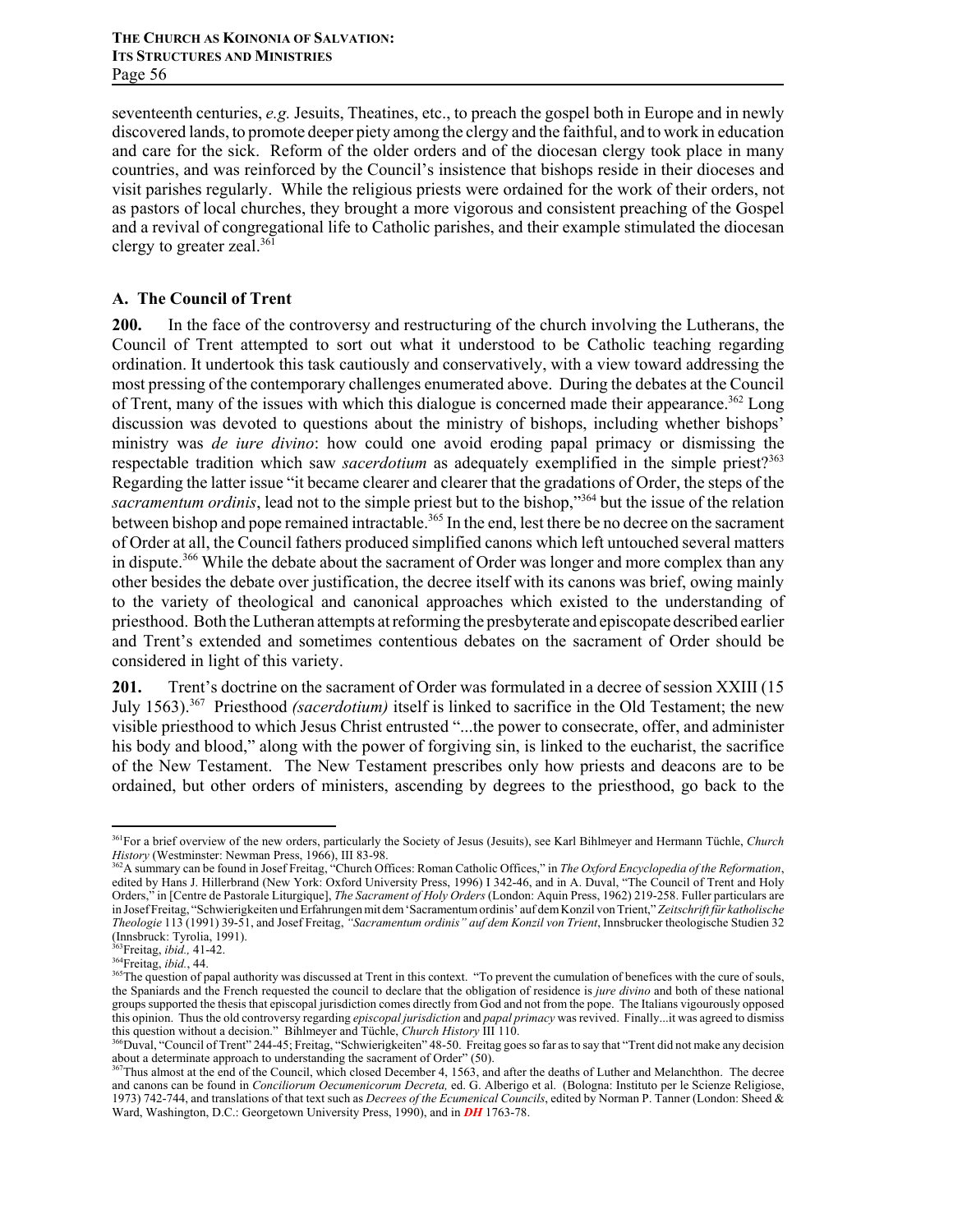seventeenth centuries, *e.g.* Jesuits, Theatines, etc., to preach the gospel both in Europe and in newly discovered lands, to promote deeper piety among the clergy and the faithful, and to work in education and care for the sick. Reform of the older orders and of the diocesan clergy took place in many countries, and was reinforced by the Council's insistence that bishops reside in their dioceses and visit parishes regularly. While the religious priests were ordained for the work of their orders, not as pastors of local churches, they brought a more vigorous and consistent preaching of the Gospel and a revival of congregational life to Catholic parishes, and their example stimulated the diocesan clergy to greater zeal.[361]

### A. The Council of Trent

**200.** In the face of the controversy and restructuring of the church involving the Lutherans, the Council of Trent attempted to sort out what it understood to be Catholic teaching regarding ordination. It undertook this task cautiously and conservatively, with a view toward addressing the most pressing of the contemporary challenges enumerated above. During the debates at the Council of Trent, many of the issues with which this dialogue is concerned made their appearance.[362] Long discussion was devoted to questions about the ministry of bishops, including whether bishops' ministry was *de iure divino*: how could one avoid eroding papal primacy or dismissing the respectable tradition which saw *sacerdotium* as adequately exemplified in the simple priest?[363] Regarding the latter issue "it became clearer and clearer that the gradations of Order, the steps of the *sacramentum ordinis*, lead not to the simple priest but to the bishop,"[364] but the issue of the relation between bishop and pope remained intractable.[365] In the end, lest there be no decree on the sacrament of Order at all, the Council fathers produced simplified canons which left untouched several matters in dispute.[366] While the debate about the sacrament of Order was longer and more complex than any other besides the debate over justification, the decree itself with its canons was brief, owing mainly to the variety of theological and canonical approaches which existed to the understanding of priesthood. Both the Lutheran attempts at reforming the presbyterate and episcopate described earlier and Trent's extended and sometimes contentious debates on the sacrament of Order should be considered in light of this variety.

**201.** Trent's doctrine on the sacrament of Order was formulated in a decree of session XXIII (15 July 1563).[367] Priesthood *(sacerdotium)* itself is linked to sacrifice in the Old Testament; the new visible priesthood to which Jesus Christ entrusted "...the power to consecrate, offer, and administer his body and blood," along with the power of forgiving sin, is linked to the eucharist, the sacrifice of the New Testament. The New Testament prescribes only how priests and deacons are to be ordained, but other orders of ministers, ascending by degrees to the priesthood, go back to the

---

[361] For a brief overview of the new orders, particularly the Society of Jesus (Jesuits), see Karl Bihlmeyer and Hermann Tüchle, *Church History* (Westminster: Newman Press, 1966), III 83-98.

[362] A summary can be found in Josef Freitag, "Church Offices: Roman Catholic Offices," in *The Oxford Encyclopedia of the Reformation*, edited by Hans J. Hillerbrand (New York: Oxford University Press, 1996) I 342-46, and in A. Duval, "The Council of Trent and Holy Orders," in [Centre de Pastorale Liturgique], *The Sacrament of Holy Orders* (London: Aquin Press, 1962) 219-258. Fuller particulars are in Josef Freitag, "Schwierigkeiten und Erfahrungen mit dem 'Sacramentum ordinis' auf dem Konzil von Trient," *Zeitschrift für katholische Theologie* 113 (1991) 39-51, and Josef Freitag, *"Sacramentum ordinis" auf dem Konzil von Trient*, Innsbrucker theologische Studien 32 (Innsbruck: Tyrolia, 1991).

[363] Freitag, *ibid.,* 41-42.

[364] Freitag, *ibid.*, 44.

[365] The question of papal authority was discussed at Trent in this context. "To prevent the cumulation of benefices with the cure of souls, the Spaniards and the French requested the council to declare that the obligation of residence is *jure divino* and both of these national groups supported the thesis that episcopal jurisdiction comes directly from God and not from the pope. The Italians vigourously opposed this opinion. Thus the old controversy regarding *episcopal jurisdiction* and *papal primacy* was revived. Finally...it was agreed to dismiss this question without a decision." Bihlmeyer and Tüchle, *Church History* III 110.

[366] Duval, "Council of Trent" 244-45; Freitag, "Schwierigkeiten" 48-50. Freitag goes so far as to say that "Trent did not make any decision about a determinate approach to understanding the sacrament of Order" (50).

[367] Thus almost at the end of the Council, which closed December 4, 1563, and after the deaths of Luther and Melanchthon. The decree and canons can be found in *Conciliorum Oecumenicorum Decreta,* ed. G. Alberigo et al. (Bologna: Instituto per le Scienze Religiose, 1973) 742-744, and translations of that text such as *Decrees of the Ecumenical Councils*, edited by Norman P. Tanner (London: Sheed & Ward, Washington, D.C.: Georgetown University Press, 1990), and in ***DH*** 1763-78.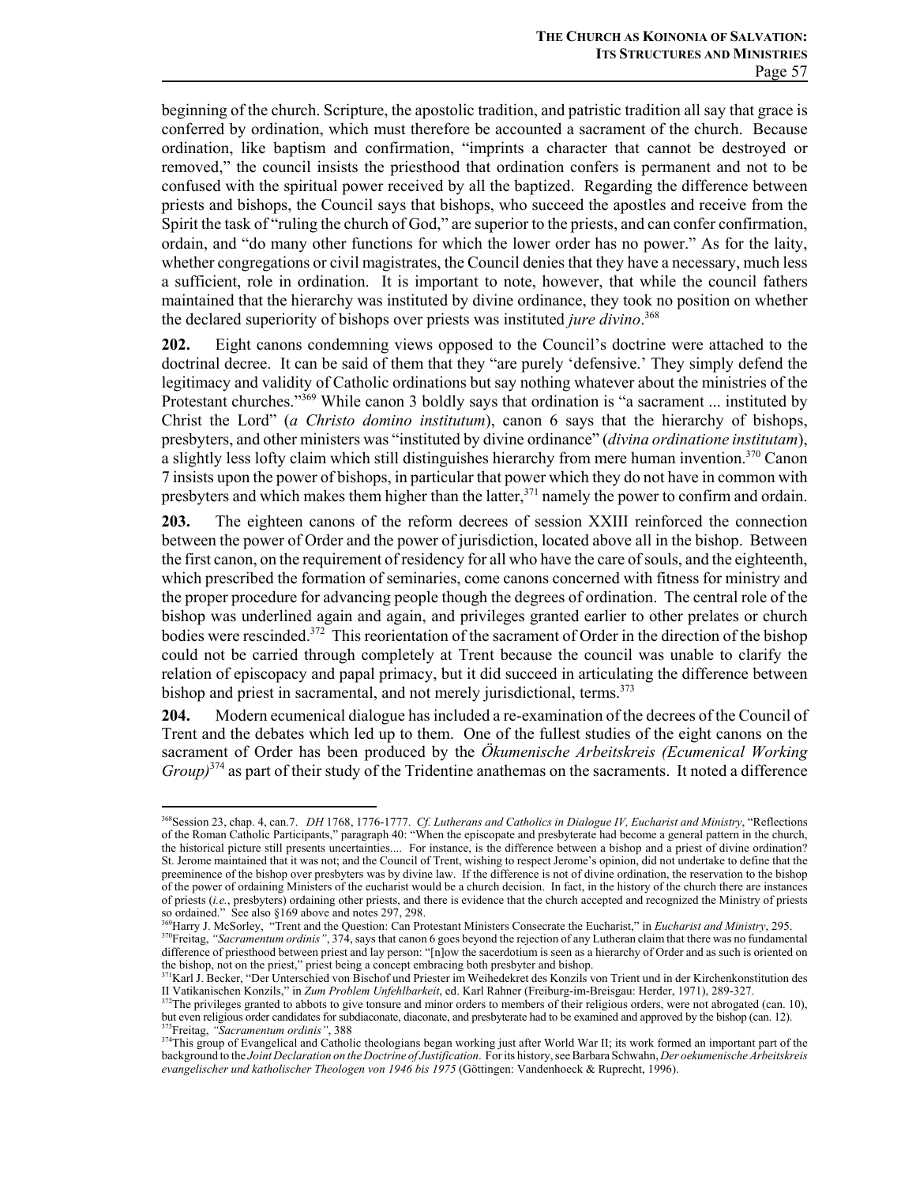beginning of the church. Scripture, the apostolic tradition, and patristic tradition all say that grace is conferred by ordination, which must therefore be accounted a sacrament of the church. Because ordination, like baptism and confirmation, "imprints a character that cannot be destroyed or removed," the council insists the priesthood that ordination confers is permanent and not to be confused with the spiritual power received by all the baptized. Regarding the difference between priests and bishops, the Council says that bishops, who succeed the apostles and receive from the Spirit the task of "ruling the church of God," are superior to the priests, and can confer confirmation, ordain, and "do many other functions for which the lower order has no power." As for the laity, whether congregations or civil magistrates, the Council denies that they have a necessary, much less a sufficient, role in ordination. It is important to note, however, that while the council fathers maintained that the hierarchy was instituted by divine ordinance, they took no position on whether the declared superiority of bishops over priests was instituted *jure divino*.[368]

**202.** Eight canons condemning views opposed to the Council's doctrine were attached to the doctrinal decree. It can be said of them that they "are purely 'defensive.' They simply defend the legitimacy and validity of Catholic ordinations but say nothing whatever about the ministries of the Protestant churches."[369] While canon 3 boldly says that ordination is "a sacrament ... instituted by Christ the Lord" (*a Christo domino institutum*), canon 6 says that the hierarchy of bishops, presbyters, and other ministers was "instituted by divine ordinance" (*divina ordinatione institutam*), a slightly less lofty claim which still distinguishes hierarchy from mere human invention.[370] Canon 7 insists upon the power of bishops, in particular that power which they do not have in common with presbyters and which makes them higher than the latter,[371] namely the power to confirm and ordain.

**203.** The eighteen canons of the reform decrees of session XXIII reinforced the connection between the power of Order and the power of jurisdiction, located above all in the bishop. Between the first canon, on the requirement of residency for all who have the care of souls, and the eighteenth, which prescribed the formation of seminaries, come canons concerned with fitness for ministry and the proper procedure for advancing people though the degrees of ordination. The central role of the bishop was underlined again and again, and privileges granted earlier to other prelates or church bodies were rescinded.[372] This reorientation of the sacrament of Order in the direction of the bishop could not be carried through completely at Trent because the council was unable to clarify the relation of episcopacy and papal primacy, but it did succeed in articulating the difference between bishop and priest in sacramental, and not merely jurisdictional, terms.[373]

**204.** Modern ecumenical dialogue has included a re-examination of the decrees of the Council of Trent and the debates which led up to them. One of the fullest studies of the eight canons on the sacrament of Order has been produced by the *Ökumenische Arbeitskreis (Ecumenical Working Group)*[374] as part of their study of the Tridentine anathemas on the sacraments. It noted a difference

---

[368]Session 23, chap. 4, can.7. *DH* 1768, 1776-1777. *Cf. Lutherans and Catholics in Dialogue IV, Eucharist and Ministry*, "Reflections of the Roman Catholic Participants," paragraph 40: "When the episcopate and presbyterate had become a general pattern in the church, the historical picture still presents uncertainties.... For instance, is the difference between a bishop and a priest of divine ordination? St. Jerome maintained that it was not; and the Council of Trent, wishing to respect Jerome's opinion, did not undertake to define that the preeminence of the bishop over presbyters was by divine law. If the difference is not of divine ordination, the reservation to the bishop of the power of ordaining Ministers of the eucharist would be a church decision. In fact, in the history of the church there are instances of priests (*i.e.*, presbyters) ordaining other priests, and there is evidence that the church accepted and recognized the Ministry of priests so ordained." See also §169 above and notes 297, 298.

[369]Harry J. McSorley, "Trent and the Question: Can Protestant Ministers Consecrate the Eucharist," in *Eucharist and Ministry*, 295.

[370]Freitag, *"Sacramentum ordinis"*, 374, says that canon 6 goes beyond the rejection of any Lutheran claim that there was no fundamental difference of priesthood between priest and lay person: "[n]ow the sacerdotium is seen as a hierarchy of Order and as such is oriented on the bishop, not on the priest," priest being a concept embracing both presbyter and bishop.

[371]Karl J. Becker, "Der Unterschied von Bischof und Priester im Weihedekret des Konzils von Trient und in der Kirchenkonstitution des II Vatikanischen Konzils," in *Zum Problem Unfehlbarkeit*, ed. Karl Rahner (Freiburg-im-Breisgau: Herder, 1971), 289-327.

[372]The privileges granted to abbots to give tonsure and minor orders to members of their religious orders, were not abrogated (can. 10), but even religious order candidates for subdiaconate, diaconate, and presbyterate had to be examined and approved by the bishop (can. 12).

[373]Freitag, *"Sacramentum ordinis"*, 388

[374]This group of Evangelical and Catholic theologians began working just after World War II; its work formed an important part of the background to the *Joint Declaration on the Doctrine of Justification*. For its history, see Barbara Schwahn, *Der oekumenische Arbeitskreis evangelischer und katholischer Theologen von 1946 bis 1975* (Göttingen: Vandenhoeck & Ruprecht, 1996).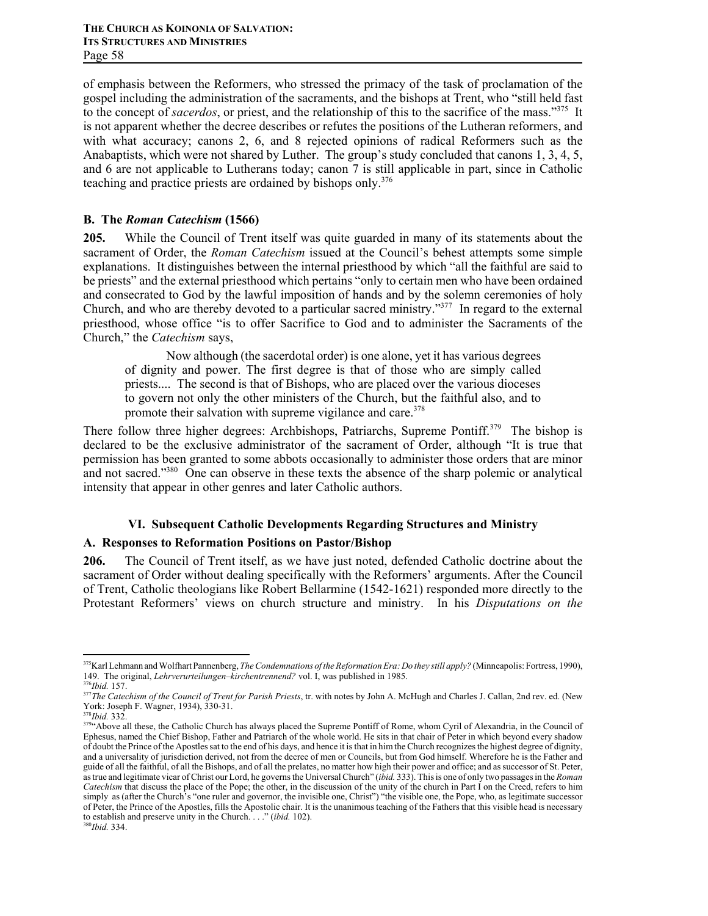of emphasis between the Reformers, who stressed the primacy of the task of proclamation of the gospel including the administration of the sacraments, and the bishops at Trent, who "still held fast to the concept of *sacerdos*, or priest, and the relationship of this to the sacrifice of the mass."[375] It is not apparent whether the decree describes or refutes the positions of the Lutheran reformers, and with what accuracy; canons 2, 6, and 8 rejected opinions of radical Reformers such as the Anabaptists, which were not shared by Luther. The group's study concluded that canons 1, 3, 4, 5, and 6 are not applicable to Lutherans today; canon 7 is still applicable in part, since in Catholic teaching and practice priests are ordained by bishops only.[376]

### B. The *Roman Catechism* (1566)

**205.** While the Council of Trent itself was quite guarded in many of its statements about the sacrament of Order, the *Roman Catechism* issued at the Council's behest attempts some simple explanations. It distinguishes between the internal priesthood by which "all the faithful are said to be priests" and the external priesthood which pertains "only to certain men who have been ordained and consecrated to God by the lawful imposition of hands and by the solemn ceremonies of holy Church, and who are thereby devoted to a particular sacred ministry."[377] In regard to the external priesthood, whose office "is to offer Sacrifice to God and to administer the Sacraments of the Church," the *Catechism* says,

> Now although (the sacerdotal order) is one alone, yet it has various degrees of dignity and power. The first degree is that of those who are simply called priests.... The second is that of Bishops, who are placed over the various dioceses to govern not only the other ministers of the Church, but the faithful also, and to promote their salvation with supreme vigilance and care.[378]

There follow three higher degrees: Archbishops, Patriarchs, Supreme Pontiff.[379] The bishop is declared to be the exclusive administrator of the sacrament of Order, although "It is true that permission has been granted to some abbots occasionally to administer those orders that are minor and not sacred."[380] One can observe in these texts the absence of the sharp polemic or analytical intensity that appear in other genres and later Catholic authors.

## VI. Subsequent Catholic Developments Regarding Structures and Ministry

### A. Responses to Reformation Positions on Pastor/Bishop

**206.** The Council of Trent itself, as we have just noted, defended Catholic doctrine about the sacrament of Order without dealing specifically with the Reformers' arguments. After the Council of Trent, Catholic theologians like Robert Bellarmine (1542-1621) responded more directly to the Protestant Reformers' views on church structure and ministry. In his *Disputations on the*

---

[375] Karl Lehmann and Wolfhart Pannenberg, *The Condemnations of the Reformation Era: Do they still apply?* (Minneapolis: Fortress, 1990), 149. The original, *Lehrverurteilungen–kirchentrennend?* vol. I, was published in 1985.

[376] *Ibid.* 157.

[377] *The Catechism of the Council of Trent for Parish Priests*, tr. with notes by John A. McHugh and Charles J. Callan, 2nd rev. ed. (New York: Joseph F. Wagner, 1934), 330-31.

[378] *Ibid.* 332.

[379] "Above all these, the Catholic Church has always placed the Supreme Pontiff of Rome, whom Cyril of Alexandria, in the Council of Ephesus, named the Chief Bishop, Father and Patriarch of the whole world. He sits in that chair of Peter in which beyond every shadow of doubt the Prince of the Apostles sat to the end of his days, and hence it is that in him the Church recognizes the highest degree of dignity, and a universality of jurisdiction derived, not from the decree of men or Councils, but from God himself. Wherefore he is the Father and guide of all the faithful, of all the Bishops, and of all the prelates, no matter how high their power and office; and as successor of St. Peter, as true and legitimate vicar of Christ our Lord, he governs the Universal Church" (*ibid.* 333). This is one of only two passages in the *Roman Catechism* that discuss the place of the Pope; the other, in the discussion of the unity of the church in Part I on the Creed, refers to him simply as (after the Church's "one ruler and governor, the invisible one, Christ") "the visible one, the Pope, who, as legitimate successor of Peter, the Prince of the Apostles, fills the Apostolic chair. It is the unanimous teaching of the Fathers that this visible head is necessary to establish and preserve unity in the Church. . . ." (*ibid.* 102).

[380] *Ibid.* 334.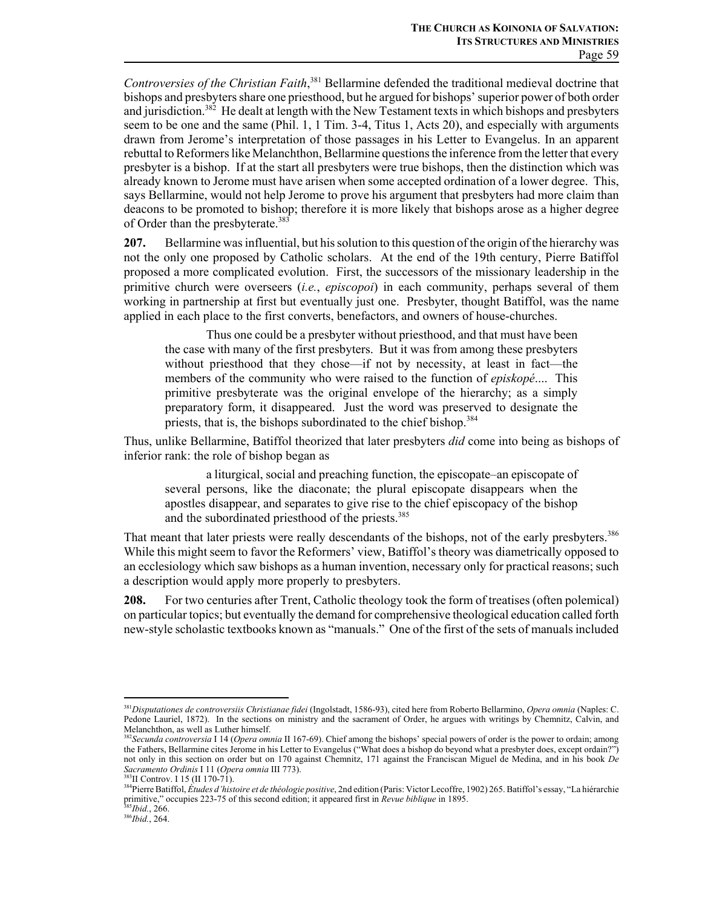*Controversies of the Christian Faith*,[381] Bellarmine defended the traditional medieval doctrine that bishops and presbyters share one priesthood, but he argued for bishops' superior power of both order and jurisdiction.[382] He dealt at length with the New Testament texts in which bishops and presbyters seem to be one and the same (Phil. 1, 1 Tim. 3-4, Titus 1, Acts 20), and especially with arguments drawn from Jerome's interpretation of those passages in his Letter to Evangelus. In an apparent rebuttal to Reformers like Melanchthon, Bellarmine questions the inference from the letter that every presbyter is a bishop. If at the start all presbyters were true bishops, then the distinction which was already known to Jerome must have arisen when some accepted ordination of a lower degree. This, says Bellarmine, would not help Jerome to prove his argument that presbyters had more claim than deacons to be promoted to bishop; therefore it is more likely that bishops arose as a higher degree of Order than the presbyterate.[383]

**207.** Bellarmine was influential, but his solution to this question of the origin of the hierarchy was not the only one proposed by Catholic scholars. At the end of the 19th century, Pierre Batiffol proposed a more complicated evolution. First, the successors of the missionary leadership in the primitive church were overseers (*i.e.*, *episcopoi*) in each community, perhaps several of them working in partnership at first but eventually just one. Presbyter, thought Batiffol, was the name applied in each place to the first converts, benefactors, and owners of house-churches.

> Thus one could be a presbyter without priesthood, and that must have been the case with many of the first presbyters. But it was from among these presbyters without priesthood that they chose—if not by necessity, at least in fact—the members of the community who were raised to the function of *episkopé*.... This primitive presbyterate was the original envelope of the hierarchy; as a simply preparatory form, it disappeared. Just the word was preserved to designate the priests, that is, the bishops subordinated to the chief bishop.[384]

Thus, unlike Bellarmine, Batiffol theorized that later presbyters *did* come into being as bishops of inferior rank: the role of bishop began as

> a liturgical, social and preaching function, the episcopate–an episcopate of several persons, like the diaconate; the plural episcopate disappears when the apostles disappear, and separates to give rise to the chief episcopacy of the bishop and the subordinated priesthood of the priests.[385]

That meant that later priests were really descendants of the bishops, not of the early presbyters.[386] While this might seem to favor the Reformers' view, Batiffol's theory was diametrically opposed to an ecclesiology which saw bishops as a human invention, necessary only for practical reasons; such a description would apply more properly to presbyters.

**208.** For two centuries after Trent, Catholic theology took the form of treatises (often polemical) on particular topics; but eventually the demand for comprehensive theological education called forth new-style scholastic textbooks known as "manuals." One of the first of the sets of manuals included

---

[381] *Disputationes de controversiis Christianae fidei* (Ingolstadt, 1586-93), cited here from Roberto Bellarmino, *Opera omnia* (Naples: C. Pedone Lauriel, 1872). In the sections on ministry and the sacrament of Order, he argues with writings by Chemnitz, Calvin, and Melanchthon, as well as Luther himself.

[382] *Secunda controversia* I 14 (*Opera omnia* II 167-69). Chief among the bishops' special powers of order is the power to ordain; among the Fathers, Bellarmine cites Jerome in his Letter to Evangelus ("What does a bishop do beyond what a presbyter does, except ordain?") not only in this section on order but on 170 against Chemnitz, 171 against the Franciscan Miguel de Medina, and in his book *De Sacramento Ordinis* I 11 (*Opera omnia* III 773).

[383] II Controv. I 15 (II 170-71).

[384] Pierre Batiffol, *Études d'histoire et de théologie positive*, 2nd edition (Paris: Victor Lecoffre, 1902) 265. Batiffol's essay, "La hiérarchie primitive," occupies 223-75 of this second edition; it appeared first in *Revue biblique* in 1895.

[385] *Ibid.*, 266.

[386] *Ibid.*, 264.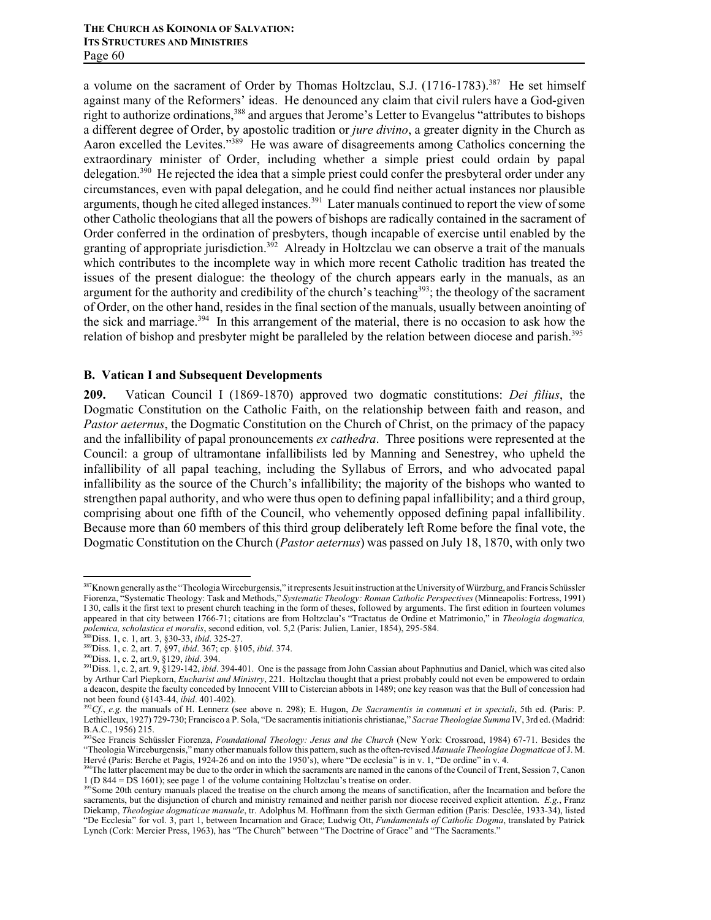a volume on the sacrament of Order by Thomas Holtzclau, S.J. (1716-1783).[387] He set himself against many of the Reformers' ideas. He denounced any claim that civil rulers have a God-given right to authorize ordinations,[388] and argues that Jerome's Letter to Evangelus "attributes to bishops a different degree of Order, by apostolic tradition or *jure divino*, a greater dignity in the Church as Aaron excelled the Levites."[389] He was aware of disagreements among Catholics concerning the extraordinary minister of Order, including whether a simple priest could ordain by papal delegation.[390] He rejected the idea that a simple priest could confer the presbyteral order under any circumstances, even with papal delegation, and he could find neither actual instances nor plausible arguments, though he cited alleged instances.[391] Later manuals continued to report the view of some other Catholic theologians that all the powers of bishops are radically contained in the sacrament of Order conferred in the ordination of presbyters, though incapable of exercise until enabled by the granting of appropriate jurisdiction.[392] Already in Holtzclau we can observe a trait of the manuals which contributes to the incomplete way in which more recent Catholic tradition has treated the issues of the present dialogue: the theology of the church appears early in the manuals, as an argument for the authority and credibility of the church's teaching[393]; the theology of the sacrament of Order, on the other hand, resides in the final section of the manuals, usually between anointing of the sick and marriage.[394] In this arrangement of the material, there is no occasion to ask how the relation of bishop and presbyter might be paralleled by the relation between diocese and parish.[395]

### B. Vatican I and Subsequent Developments

**209.** Vatican Council I (1869-1870) approved two dogmatic constitutions: *Dei filius*, the Dogmatic Constitution on the Catholic Faith, on the relationship between faith and reason, and *Pastor aeternus*, the Dogmatic Constitution on the Church of Christ, on the primacy of the papacy and the infallibility of papal pronouncements *ex cathedra*. Three positions were represented at the Council: a group of ultramontane infallibilists led by Manning and Senestrey, who upheld the infallibility of all papal teaching, including the Syllabus of Errors, and who advocated papal infallibility as the source of the Church's infallibility; the majority of the bishops who wanted to strengthen papal authority, and who were thus open to defining papal infallibility; and a third group, comprising about one fifth of the Council, who vehemently opposed defining papal infallibility. Because more than 60 members of this third group deliberately left Rome before the final vote, the Dogmatic Constitution on the Church (*Pastor aeternus*) was passed on July 18, 1870, with only two

---

[387] Known generally as the "Theologia Wirceburgensis," it represents Jesuit instruction at the University of Würzburg, and Francis Schüssler Fiorenza, "Systematic Theology: Task and Methods," *Systematic Theology: Roman Catholic Perspectives* (Minneapolis: Fortress, 1991) I 30, calls it the first text to present church teaching in the form of theses, followed by arguments. The first edition in fourteen volumes appeared in that city between 1766-71; citations are from Holtzclau's "Tractatus de Ordine et Matrimonio," in *Theologia dogmatica, polemica, scholastica et moralis*, second edition, vol. 5,2 (Paris: Julien, Lanier, 1854), 295-584.

[388] Diss. 1, c. 1, art. 3, §30-33, *ibid*. 325-27.

[389] Diss. 1, c. 2, art. 7, §97, *ibid*. 367; cp. §105, *ibid*. 374.

[390] Diss. 1, c. 2, art.9, §129, *ibid*. 394.

[391] Diss. 1, c. 2, art. 9, §129-142, *ibid*. 394-401. One is the passage from John Cassian about Paphnutius and Daniel, which was cited also by Arthur Carl Piepkorn, *Eucharist and Ministry*, 221. Holtzclau thought that a priest probably could not even be empowered to ordain a deacon, despite the faculty conceded by Innocent VIII to Cistercian abbots in 1489; one key reason was that the Bull of concession had not been found (§143-44, *ibid*. 401-402).

[392] *Cf.*, *e.g.* the manuals of H. Lennerz (see above n. 298); E. Hugon, *De Sacramentis in communi et in speciali*, 5th ed. (Paris: P. Lethielleux, 1927) 729-730; Francisco a P. Sola, "De sacramentis initiationis christianae," *Sacrae Theologiae Summa* IV, 3rd ed. (Madrid: B.A.C., 1956) 215.

[393] See Francis Schüssler Fiorenza, *Foundational Theology: Jesus and the Church* (New York: Crossroad, 1984) 67-71. Besides the "Theologia Wirceburgensis," many other manuals follow this pattern, such as the often-revised *Manuale Theologiae Dogmaticae* of J. M. Hervé (Paris: Berche et Pagis, 1924-26 and on into the 1950's), where "De ecclesia" is in v. 1, "De ordine" in v. 4.

[394] The latter placement may be due to the order in which the sacraments are named in the canons of the Council of Trent, Session 7, Canon 1 (D 844 = DS 1601); see page 1 of the volume containing Holtzclau's treatise on order.

[395] Some 20th century manuals placed the treatise on the church among the means of sanctification, after the Incarnation and before the sacraments, but the disjunction of church and ministry remained and neither parish nor diocese received explicit attention. *E.g.*, Franz Diekamp, *Theologiae dogmaticae manuale*, tr. Adolphus M. Hoffmann from the sixth German edition (Paris: Desclée, 1933-34), listed "De Ecclesia" for vol. 3, part 1, between Incarnation and Grace; Ludwig Ott, *Fundamentals of Catholic Dogma*, translated by Patrick Lynch (Cork: Mercier Press, 1963), has "The Church" between "The Doctrine of Grace" and "The Sacraments."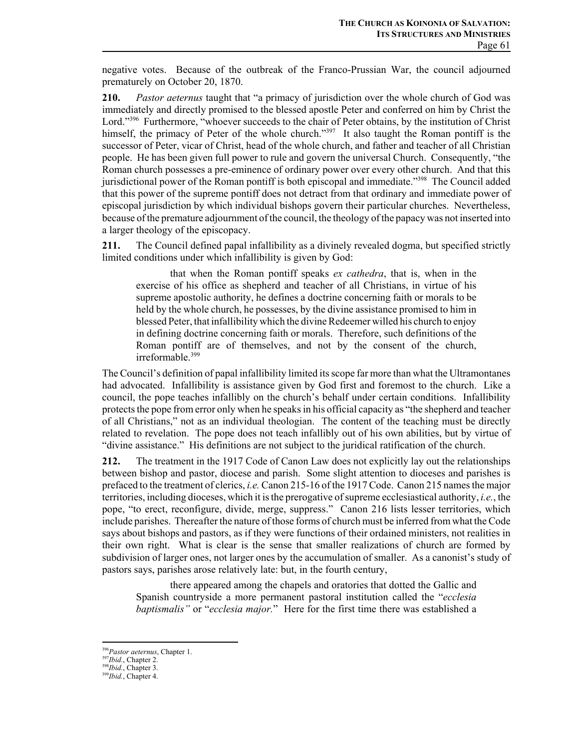negative votes. Because of the outbreak of the Franco-Prussian War, the council adjourned prematurely on October 20, 1870.

**210.** *Pastor aeternus* taught that "a primacy of jurisdiction over the whole church of God was immediately and directly promised to the blessed apostle Peter and conferred on him by Christ the Lord."[396] Furthermore, "whoever succeeds to the chair of Peter obtains, by the institution of Christ himself, the primacy of Peter of the whole church."[397] It also taught the Roman pontiff is the successor of Peter, vicar of Christ, head of the whole church, and father and teacher of all Christian people. He has been given full power to rule and govern the universal Church. Consequently, "the Roman church possesses a pre-eminence of ordinary power over every other church. And that this jurisdictional power of the Roman pontiff is both episcopal and immediate."[398] The Council added that this power of the supreme pontiff does not detract from that ordinary and immediate power of episcopal jurisdiction by which individual bishops govern their particular churches. Nevertheless, because of the premature adjournment of the council, the theology of the papacy was not inserted into a larger theology of the episcopacy.

**211.** The Council defined papal infallibility as a divinely revealed dogma, but specified strictly limited conditions under which infallibility is given by God:

> that when the Roman pontiff speaks *ex cathedra*, that is, when in the exercise of his office as shepherd and teacher of all Christians, in virtue of his supreme apostolic authority, he defines a doctrine concerning faith or morals to be held by the whole church, he possesses, by the divine assistance promised to him in blessed Peter, that infallibility which the divine Redeemer willed his church to enjoy in defining doctrine concerning faith or morals. Therefore, such definitions of the Roman pontiff are of themselves, and not by the consent of the church, irreformable.[399]

The Council's definition of papal infallibility limited its scope far more than what the Ultramontanes had advocated. Infallibility is assistance given by God first and foremost to the church. Like a council, the pope teaches infallibly on the church's behalf under certain conditions. Infallibility protects the pope from error only when he speaks in his official capacity as "the shepherd and teacher of all Christians," not as an individual theologian. The content of the teaching must be directly related to revelation. The pope does not teach infallibly out of his own abilities, but by virtue of "divine assistance." His definitions are not subject to the juridical ratification of the church.

**212.** The treatment in the 1917 Code of Canon Law does not explicitly lay out the relationships between bishop and pastor, diocese and parish. Some slight attention to dioceses and parishes is prefaced to the treatment of clerics, *i.e.* Canon 215-16 of the 1917 Code. Canon 215 names the major territories, including dioceses, which it is the prerogative of supreme ecclesiastical authority, *i.e.*, the pope, "to erect, reconfigure, divide, merge, suppress." Canon 216 lists lesser territories, which include parishes. Thereafter the nature of those forms of church must be inferred from what the Code says about bishops and pastors, as if they were functions of their ordained ministers, not realities in their own right. What is clear is the sense that smaller realizations of church are formed by subdivision of larger ones, not larger ones by the accumulation of smaller. As a canonist's study of pastors says, parishes arose relatively late: but, in the fourth century,

> there appeared among the chapels and oratories that dotted the Gallic and Spanish countryside a more permanent pastoral institution called the "*ecclesia baptismalis"* or "*ecclesia major.*" Here for the first time there was established a

---

[396] *Pastor aeternus*, Chapter 1.

[397] *Ibid.*, Chapter 2.

[398] *Ibid.*, Chapter 3.

[399] *Ibid.*, Chapter 4.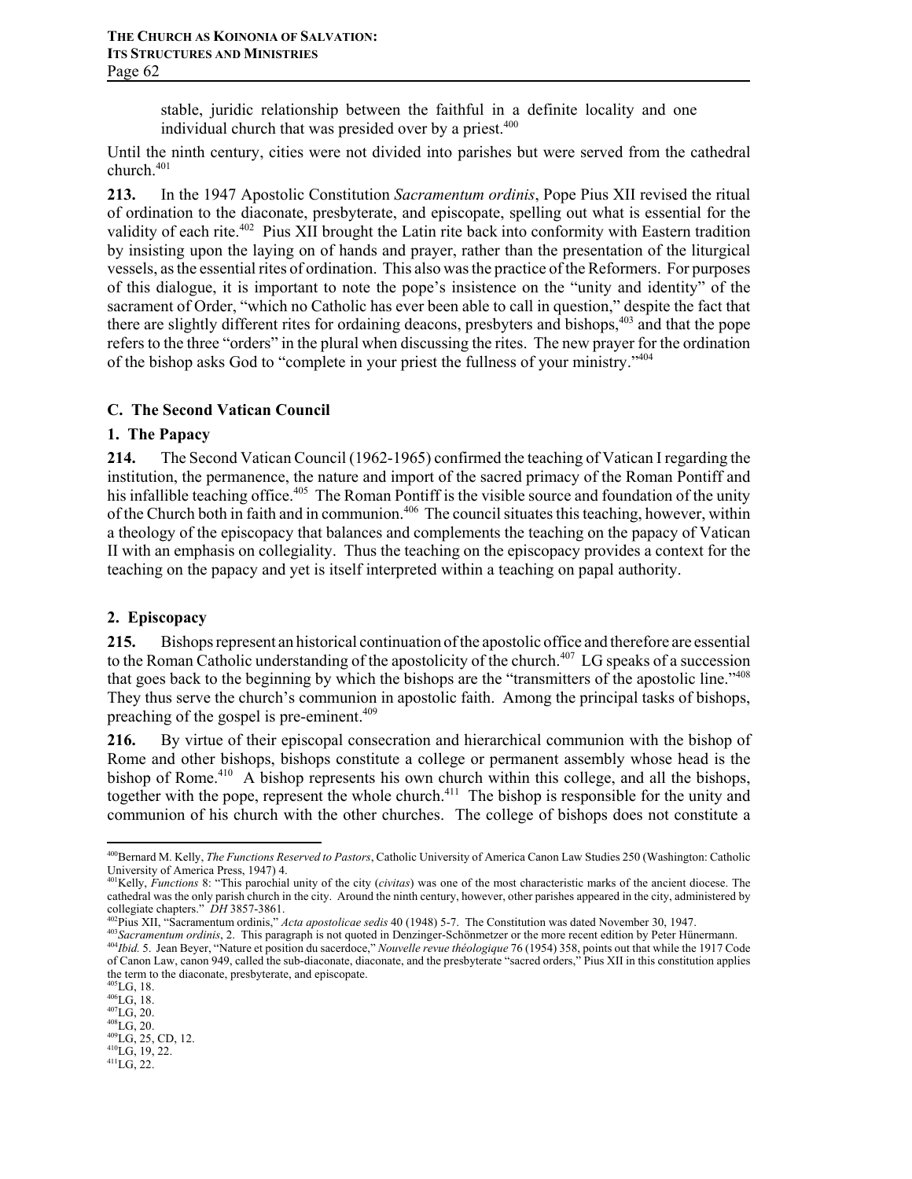stable, juridic relationship between the faithful in a definite locality and one individual church that was presided over by a priest.[400]

Until the ninth century, cities were not divided into parishes but were served from the cathedral church.[401]

**213.** In the 1947 Apostolic Constitution *Sacramentum ordinis*, Pope Pius XII revised the ritual of ordination to the diaconate, presbyterate, and episcopate, spelling out what is essential for the validity of each rite.[402] Pius XII brought the Latin rite back into conformity with Eastern tradition by insisting upon the laying on of hands and prayer, rather than the presentation of the liturgical vessels, as the essential rites of ordination. This also was the practice of the Reformers. For purposes of this dialogue, it is important to note the pope's insistence on the "unity and identity" of the sacrament of Order, "which no Catholic has ever been able to call in question," despite the fact that there are slightly different rites for ordaining deacons, presbyters and bishops,[403] and that the pope refers to the three "orders" in the plural when discussing the rites. The new prayer for the ordination of the bishop asks God to "complete in your priest the fullness of your ministry."[404]

### C. The Second Vatican Council

#### 1. The Papacy

**214.** The Second Vatican Council (1962-1965) confirmed the teaching of Vatican I regarding the institution, the permanence, the nature and import of the sacred primacy of the Roman Pontiff and his infallible teaching office.[405] The Roman Pontiff is the visible source and foundation of the unity of the Church both in faith and in communion.[406] The council situates this teaching, however, within a theology of the episcopacy that balances and complements the teaching on the papacy of Vatican II with an emphasis on collegiality. Thus the teaching on the episcopacy provides a context for the teaching on the papacy and yet is itself interpreted within a teaching on papal authority.

#### 2. Episcopacy

**215.** Bishops represent an historical continuation of the apostolic office and therefore are essential to the Roman Catholic understanding of the apostolicity of the church.[407] LG speaks of a succession that goes back to the beginning by which the bishops are the "transmitters of the apostolic line."[408] They thus serve the church's communion in apostolic faith. Among the principal tasks of bishops, preaching of the gospel is pre-eminent.[409]

**216.** By virtue of their episcopal consecration and hierarchical communion with the bishop of Rome and other bishops, bishops constitute a college or permanent assembly whose head is the bishop of Rome.[410] A bishop represents his own church within this college, and all the bishops, together with the pope, represent the whole church.[411] The bishop is responsible for the unity and communion of his church with the other churches. The college of bishops does not constitute a

---

[400] Bernard M. Kelly, *The Functions Reserved to Pastors*, Catholic University of America Canon Law Studies 250 (Washington: Catholic University of America Press, 1947) 4.

[401] Kelly, *Functions* 8: "This parochial unity of the city (*civitas*) was one of the most characteristic marks of the ancient diocese. The cathedral was the only parish church in the city. Around the ninth century, however, other parishes appeared in the city, administered by collegiate chapters." *DH* 3857-3861.

[402] Pius XII, "Sacramentum ordinis," *Acta apostolicae sedis* 40 (1948) 5-7. The Constitution was dated November 30, 1947.

[403] *Sacramentum ordinis*, 2. This paragraph is not quoted in Denzinger-Schönmetzer or the more recent edition by Peter Hünermann.

[404] *Ibid.* 5. Jean Beyer, "Nature et position du sacerdoce," *Nouvelle revue théologique* 76 (1954) 358, points out that while the 1917 Code of Canon Law, canon 949, called the sub-diaconate, diaconate, and the presbyterate "sacred orders," Pius XII in this constitution applies the term to the diaconate, presbyterate, and episcopate.

[405] LG, 18.

[406] LG, 18.

[407] LG, 20.

[408] LG, 20.

[409] LG, 25, CD, 12.

[410] LG, 19, 22.

[411] LG, 22.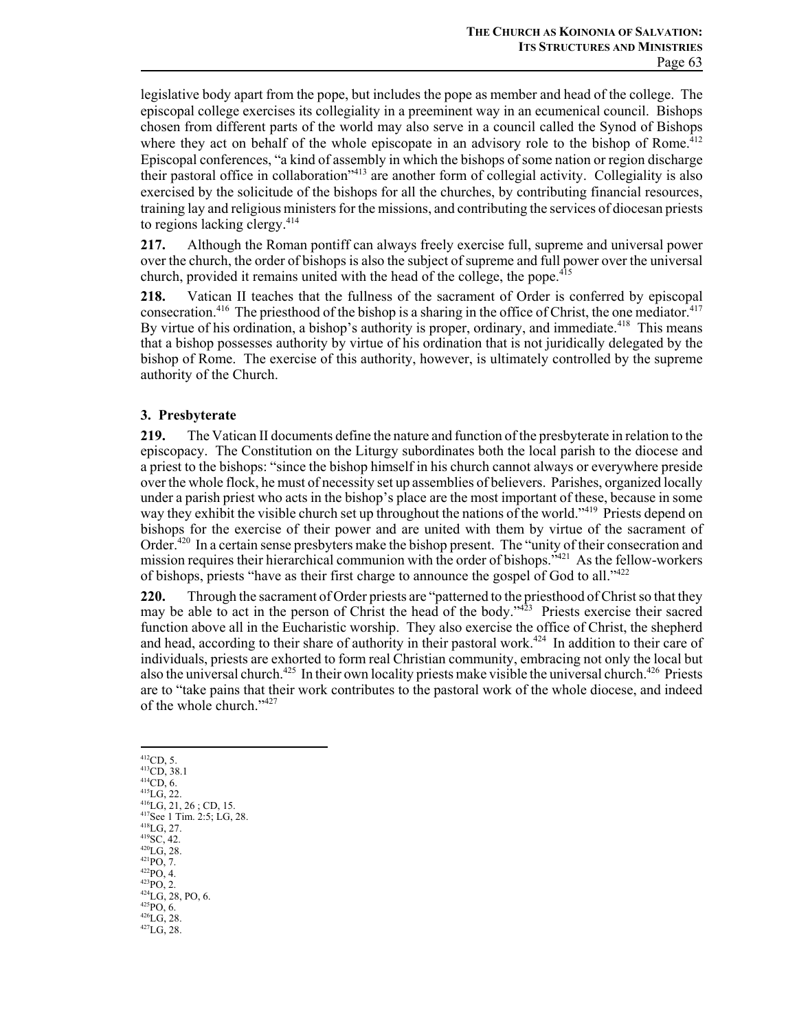legislative body apart from the pope, but includes the pope as member and head of the college. The episcopal college exercises its collegiality in a preeminent way in an ecumenical council. Bishops chosen from different parts of the world may also serve in a council called the Synod of Bishops where they act on behalf of the whole episcopate in an advisory role to the bishop of Rome.[412] Episcopal conferences, "a kind of assembly in which the bishops of some nation or region discharge their pastoral office in collaboration"[413] are another form of collegial activity. Collegiality is also exercised by the solicitude of the bishops for all the churches, by contributing financial resources, training lay and religious ministers for the missions, and contributing the services of diocesan priests to regions lacking clergy.[414]

**217.** Although the Roman pontiff can always freely exercise full, supreme and universal power over the church, the order of bishops is also the subject of supreme and full power over the universal church, provided it remains united with the head of the college, the pope.[415]

**218.** Vatican II teaches that the fullness of the sacrament of Order is conferred by episcopal consecration.[416] The priesthood of the bishop is a sharing in the office of Christ, the one mediator.[417] By virtue of his ordination, a bishop's authority is proper, ordinary, and immediate.[418] This means that a bishop possesses authority by virtue of his ordination that is not juridically delegated by the bishop of Rome. The exercise of this authority, however, is ultimately controlled by the supreme authority of the Church.

### 3. Presbyterate

**219.** The Vatican II documents define the nature and function of the presbyterate in relation to the episcopacy. The Constitution on the Liturgy subordinates both the local parish to the diocese and a priest to the bishops: "since the bishop himself in his church cannot always or everywhere preside over the whole flock, he must of necessity set up assemblies of believers. Parishes, organized locally under a parish priest who acts in the bishop's place are the most important of these, because in some way they exhibit the visible church set up throughout the nations of the world."[419] Priests depend on bishops for the exercise of their power and are united with them by virtue of the sacrament of Order.[420] In a certain sense presbyters make the bishop present. The "unity of their consecration and mission requires their hierarchical communion with the order of bishops."[421] As the fellow-workers of bishops, priests "have as their first charge to announce the gospel of God to all."[422]

**220.** Through the sacrament of Order priests are "patterned to the priesthood of Christ so that they may be able to act in the person of Christ the head of the body."[423] Priests exercise their sacred function above all in the Eucharistic worship. They also exercise the office of Christ, the shepherd and head, according to their share of authority in their pastoral work.[424] In addition to their care of individuals, priests are exhorted to form real Christian community, embracing not only the local but also the universal church.[425] In their own locality priests make visible the universal church.[426] Priests are to "take pains that their work contributes to the pastoral work of the whole diocese, and indeed of the whole church."[427]

---

[412] CD, 5.
[413] CD, 38.1
[414] CD, 6.
[415] LG, 22.
[416] LG, 21, 26 ; CD, 15.
[417] See 1 Tim. 2:5; LG, 28.
[418] LG, 27.
[419] SC, 42.
[420] LG, 28.
[421] PO, 7.
[422] PO, 4.
[423] PO, 2.
[424] LG, 28, PO, 6.
[425] PO, 6.
[426] LG, 28.
[427] LG, 28.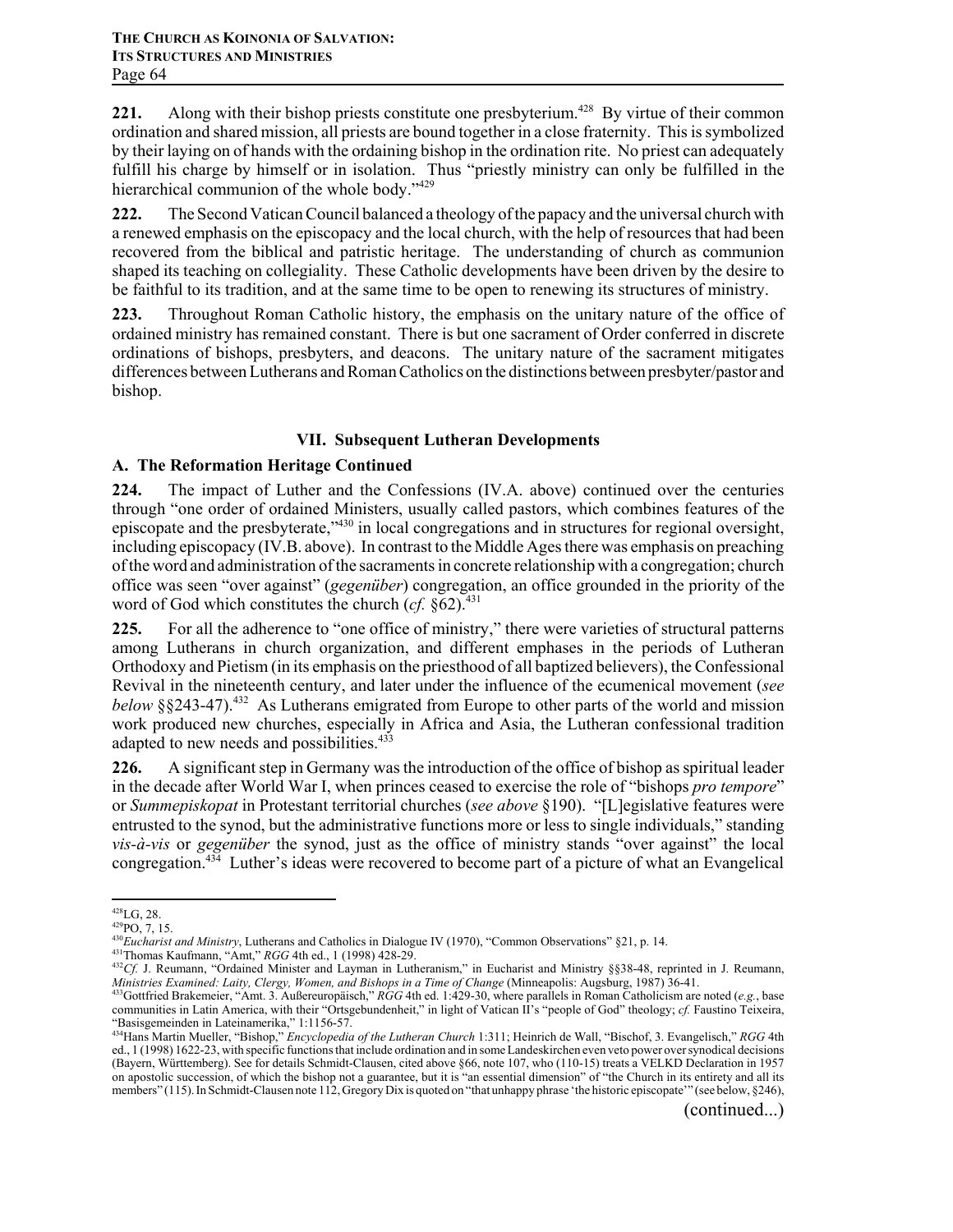**221.** Along with their bishop priests constitute one presbyterium.[428] By virtue of their common ordination and shared mission, all priests are bound together in a close fraternity. This is symbolized by their laying on of hands with the ordaining bishop in the ordination rite. No priest can adequately fulfill his charge by himself or in isolation. Thus "priestly ministry can only be fulfilled in the hierarchical communion of the whole body."[429]

**222.** The Second Vatican Council balanced a theology of the papacy and the universal church with a renewed emphasis on the episcopacy and the local church, with the help of resources that had been recovered from the biblical and patristic heritage. The understanding of church as communion shaped its teaching on collegiality. These Catholic developments have been driven by the desire to be faithful to its tradition, and at the same time to be open to renewing its structures of ministry.

**223.** Throughout Roman Catholic history, the emphasis on the unitary nature of the office of ordained ministry has remained constant. There is but one sacrament of Order conferred in discrete ordinations of bishops, presbyters, and deacons. The unitary nature of the sacrament mitigates differences between Lutherans and Roman Catholics on the distinctions between presbyter/pastor and bishop.

## VII. Subsequent Lutheran Developments

### A. The Reformation Heritage Continued

**224.** The impact of Luther and the Confessions (IV.A. above) continued over the centuries through "one order of ordained Ministers, usually called pastors, which combines features of the episcopate and the presbyterate,"[430] in local congregations and in structures for regional oversight, including episcopacy (IV.B. above). In contrast to the Middle Ages there was emphasis on preaching of the word and administration of the sacraments in concrete relationship with a congregation; church office was seen "over against" (*gegenüber*) congregation, an office grounded in the priority of the word of God which constitutes the church (*cf.* §62).[431]

**225.** For all the adherence to "one office of ministry," there were varieties of structural patterns among Lutherans in church organization, and different emphases in the periods of Lutheran Orthodoxy and Pietism (in its emphasis on the priesthood of all baptized believers), the Confessional Revival in the nineteenth century, and later under the influence of the ecumenical movement (*see below* §§243-47).[432] As Lutherans emigrated from Europe to other parts of the world and mission work produced new churches, especially in Africa and Asia, the Lutheran confessional tradition adapted to new needs and possibilities.[433]

**226.** A significant step in Germany was the introduction of the office of bishop as spiritual leader in the decade after World War I, when princes ceased to exercise the role of "bishops *pro tempore*" or *Summepiskopat* in Protestant territorial churches (*see above* §190). "[L]egislative features were entrusted to the synod, but the administrative functions more or less to single individuals," standing *vis-à-vis* or *gegenüber* the synod, just as the office of ministry stands "over against" the local congregation.[434] Luther's ideas were recovered to become part of a picture of what an Evangelical

---

[428] LG, 28.

[429] PO, 7, 15.

[430] *Eucharist and Ministry*, Lutherans and Catholics in Dialogue IV (1970), "Common Observations" §21, p. 14.

[431] Thomas Kaufmann, "Amt," *RGG* 4th ed., 1 (1998) 428-29.

[432] *Cf.* J. Reumann, "Ordained Minister and Layman in Lutheranism," in Eucharist and Ministry §§38-48, reprinted in J. Reumann, *Ministries Examined: Laity, Clergy, Women, and Bishops in a Time of Change* (Minneapolis: Augsburg, 1987) 36-41.

[433] Gottfried Brakemeier, "Amt. 3. Außereuropäisch," *RGG* 4th ed. 1:429-30, where parallels in Roman Catholicism are noted (*e.g.*, base communities in Latin America, with their "Ortsgebundenheit," in light of Vatican II's "people of God" theology; *cf.* Faustino Teixeira, "Basisgemeinden in Lateinamerika," 1:1156-57.

[434] Hans Martin Mueller, "Bishop," *Encyclopedia of the Lutheran Church* 1:311; Heinrich de Wall, "Bischof, 3. Evangelisch," *RGG* 4th ed., 1 (1998) 1622-23, with specific functions that include ordination and in some Landeskirchen even veto power over synodical decisions (Bayern, Württemberg). See for details Schmidt-Clausen, cited above §66, note 107, who (110-15) treats a VELKD Declaration in 1957 on apostolic succession, of which the bishop not a guarantee, but it is "an essential dimension" of "the Church in its entirety and all its members" (115). In Schmidt-Clausen note 112, Gregory Dix is quoted on "that unhappy phrase 'the historic episcopate'" (see below, §246),

(continued...)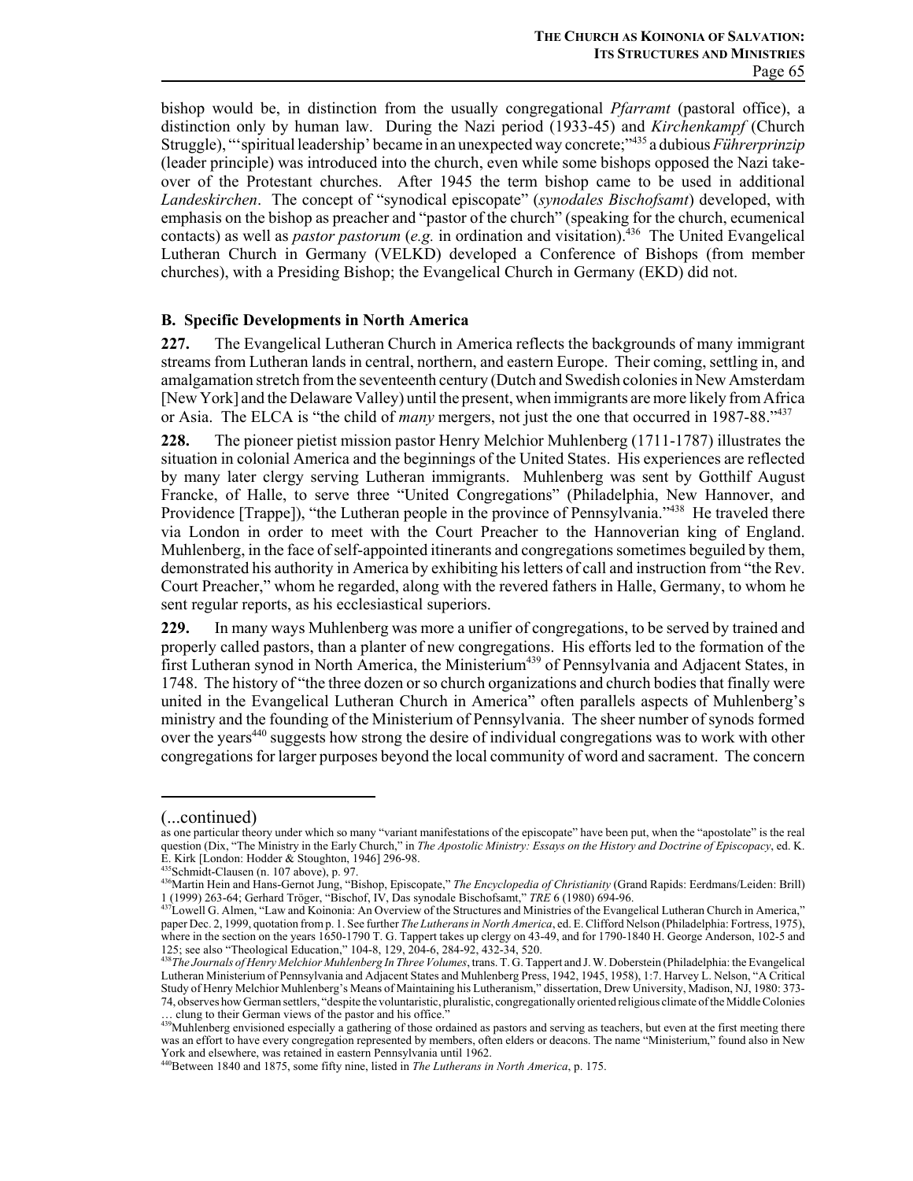bishop would be, in distinction from the usually congregational *Pfarramt* (pastoral office), a distinction only by human law. During the Nazi period (1933-45) and *Kirchenkampf* (Church Struggle), "'spiritual leadership' became in an unexpected way concrete;"[435] a dubious *Führerprinzip* (leader principle) was introduced into the church, even while some bishops opposed the Nazi take-over of the Protestant churches. After 1945 the term bishop came to be used in additional *Landeskirchen*. The concept of "synodical episcopate" (*synodales Bischofsamt*) developed, with emphasis on the bishop as preacher and "pastor of the church" (speaking for the church, ecumenical contacts) as well as *pastor pastorum* (*e.g.* in ordination and visitation).[436] The United Evangelical Lutheran Church in Germany (VELKD) developed a Conference of Bishops (from member churches), with a Presiding Bishop; the Evangelical Church in Germany (EKD) did not.

### B. Specific Developments in North America

**227.** The Evangelical Lutheran Church in America reflects the backgrounds of many immigrant streams from Lutheran lands in central, northern, and eastern Europe. Their coming, settling in, and amalgamation stretch from the seventeenth century (Dutch and Swedish colonies in New Amsterdam [New York] and the Delaware Valley) until the present, when immigrants are more likely from Africa or Asia. The ELCA is "the child of *many* mergers, not just the one that occurred in 1987-88."[437]

**228.** The pioneer pietist mission pastor Henry Melchior Muhlenberg (1711-1787) illustrates the situation in colonial America and the beginnings of the United States. His experiences are reflected by many later clergy serving Lutheran immigrants. Muhlenberg was sent by Gotthilf August Francke, of Halle, to serve three "United Congregations" (Philadelphia, New Hannover, and Providence [Trappe]), "the Lutheran people in the province of Pennsylvania."[438] He traveled there via London in order to meet with the Court Preacher to the Hannoverian king of England. Muhlenberg, in the face of self-appointed itinerants and congregations sometimes beguiled by them, demonstrated his authority in America by exhibiting his letters of call and instruction from "the Rev. Court Preacher," whom he regarded, along with the revered fathers in Halle, Germany, to whom he sent regular reports, as his ecclesiastical superiors.

**229.** In many ways Muhlenberg was more a unifier of congregations, to be served by trained and properly called pastors, than a planter of new congregations. His efforts led to the formation of the first Lutheran synod in North America, the Ministerium[439] of Pennsylvania and Adjacent States, in 1748. The history of "the three dozen or so church organizations and church bodies that finally were united in the Evangelical Lutheran Church in America" often parallels aspects of Muhlenberg's ministry and the founding of the Ministerium of Pennsylvania. The sheer number of synods formed over the years[440] suggests how strong the desire of individual congregations was to work with other congregations for larger purposes beyond the local community of word and sacrament. The concern

---

(...continued)
as one particular theory under which so many "variant manifestations of the episcopate" have been put, when the "apostolate" is the real question (Dix, "The Ministry in the Early Church," in *The Apostolic Ministry: Essays on the History and Doctrine of Episcopacy*, ed. K. E. Kirk [London: Hodder & Stoughton, 1946] 296-98.

[435] Schmidt-Clausen (n. 107 above), p. 97.

[436] Martin Hein and Hans-Gernot Jung, "Bishop, Episcopate," *The Encyclopedia of Christianity* (Grand Rapids: Eerdmans/Leiden: Brill) 1 (1999) 263-64; Gerhard Tröger, "Bischof, IV, Das synodale Bischofsamt," *TRE* 6 (1980) 694-96.

[437] Lowell G. Almen, "Law and Koinonia: An Overview of the Structures and Ministries of the Evangelical Lutheran Church in America," paper Dec. 2, 1999, quotation from p. 1. See further *The Lutherans in North America*, ed. E. Clifford Nelson (Philadelphia: Fortress, 1975), where in the section on the years 1650-1790 T. G. Tappert takes up clergy on 43-49, and for 1790-1840 H. George Anderson, 102-5 and 125; see also "Theological Education," 104-8, 129, 204-6, 284-92, 432-34, 520.

[438] *The Journals of Henry Melchior Muhlenberg In Three Volumes*, trans. T. G. Tappert and J. W. Doberstein (Philadelphia: the Evangelical Lutheran Ministerium of Pennsylvania and Adjacent States and Muhlenberg Press, 1942, 1945, 1958), 1:7. Harvey L. Nelson, "A Critical Study of Henry Melchior Muhlenberg's Means of Maintaining his Lutheranism," dissertation, Drew University, Madison, NJ, 1980: 373-74, observes how German settlers, "despite the voluntaristic, pluralistic, congregationally oriented religious climate of the Middle Colonies … clung to their German views of the pastor and his office."

[439] Muhlenberg envisioned especially a gathering of those ordained as pastors and serving as teachers, but even at the first meeting there was an effort to have every congregation represented by members, often elders or deacons. The name "Ministerium," found also in New York and elsewhere, was retained in eastern Pennsylvania until 1962.

[440] Between 1840 and 1875, some fifty nine, listed in *The Lutherans in North America*, p. 175.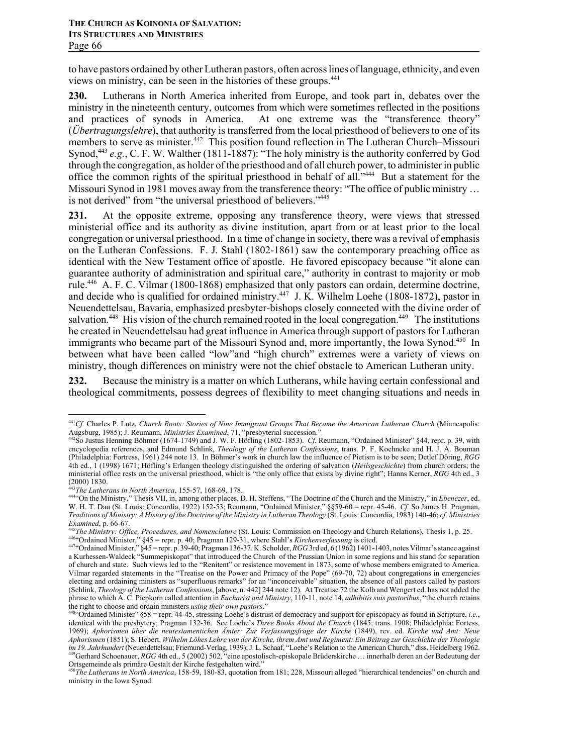to have pastors ordained by other Lutheran pastors, often across lines of language, ethnicity, and even views on ministry, can be seen in the histories of these groups.[441]

**230.** Lutherans in North America inherited from Europe, and took part in, debates over the ministry in the nineteenth century, outcomes from which were sometimes reflected in the positions and practices of synods in America. At one extreme was the "transference theory" (*Übertragungslehre*), that authority is transferred from the local priesthood of believers to one of its members to serve as minister.[442] This position found reflection in The Lutheran Church–Missouri Synod,[443] *e.g.*, C. F. W. Walther (1811-1887): "The holy ministry is the authority conferred by God through the congregation, as holder of the priesthood and of all church power, to administer in public office the common rights of the spiritual priesthood in behalf of all."[444] But a statement for the Missouri Synod in 1981 moves away from the transference theory: "The office of public ministry … is not derived" from "the universal priesthood of believers."[445]

**231.** At the opposite extreme, opposing any transference theory, were views that stressed ministerial office and its authority as divine institution, apart from or at least prior to the local congregation or universal priesthood. In a time of change in society, there was a revival of emphasis on the Lutheran Confessions. F. J. Stahl (1802-1861) saw the contemporary preaching office as identical with the New Testament office of apostle. He favored episcopacy because "it alone can guarantee authority of administration and spiritual care," authority in contrast to majority or mob rule.[446] A. F. C. Vilmar (1800-1868) emphasized that only pastors can ordain, determine doctrine, and decide who is qualified for ordained ministry.[447] J. K. Wilhelm Loehe (1808-1872), pastor in Neuendettelsau, Bavaria, emphasized presbyter-bishops closely connected with the divine order of salvation.[448] His vision of the church remained rooted in the local congregation.[449] The institutions he created in Neuendettelsau had great influence in America through support of pastors for Lutheran immigrants who became part of the Missouri Synod and, more importantly, the Iowa Synod.[450] In between what have been called "low"and "high church" extremes were a variety of views on ministry, though differences on ministry were not the chief obstacle to American Lutheran unity.

**232.** Because the ministry is a matter on which Lutherans, while having certain confessional and theological commitments, possess degrees of flexibility to meet changing situations and needs in

---

[441]*Cf.* Charles P. Lutz, *Church Roots: Stories of Nine Immigrant Groups That Became the American Lutheran Church* (Minneapolis: Augsburg, 1985); J. Reumann, *Ministries Examined*, 71, "presbyterial succession."

[442]So Justus Henning Böhmer (1674-1749) and J. W. F. Höfling (1802-1853). *Cf.* Reumann, "Ordained Minister" §44, repr. p. 39, with encyclopedia references, and Edmund Schlink, *Theology of the Lutheran Confessions*, trans. P. F. Koehneke and H. J. A. Bouman (Philadelphia: Fortress, 1961) 244 note 13. In Böhmer's work in church law the influence of Pietism is to be seen; Detlef Döring, *RGG* 4th ed., 1 (1998) 1671; Höfling's Erlangen theology distinguished the ordering of salvation (*Heilsgeschichte*) from church orders; the ministerial office rests on the universal priesthood, which is "the only office that exists by divine right"; Hanns Kerner, *RGG* 4th ed., 3 (2000) 1830.

[443]*The Lutherans in North America*, 155-57, 168-69, 178.

[444]"On the Ministry," Thesis VII, in, among other places, D. H. Steffens, "The Doctrine of the Church and the Ministry," in *Ebenezer*, ed. W. H. T. Dau (St. Louis: Concordia, 1922) 152-53; Reumann, "Ordained Minister," §§59-60 = repr. 45-46. *Cf.* So James H. Pragman, *Traditions of Ministry: A History of the Doctrine of the Ministry in Lutheran Theology* (St. Louis: Concordia, 1983) 140-46; *cf. Ministries Examined*, p. 66-67.

[445]*The Ministry: Office, Procedures, and Nomenclature* (St. Louis: Commission on Theology and Church Relations), Thesis 1, p. 25.

[446]"Ordained Minister," §45 = repr. p. 40; Pragman 129-31, where Stahl's *Kirchenverfassung* is cited.

[447]"Ordained Minister," §45 = repr. p. 39-40; Pragman 136-37. K. Scholder, *RGG* 3rd ed, 6 (1962) 1401-1403, notes Vilmar's stance against a Kurhessen-Waldeck "Summepiskopat" that introduced the Church of the Prussian Union in some regions and his stand for separation of church and state. Such views led to the "Renitent" or resistence movement in 1873, some of whose members emigrated to America. Vilmar regarded statements in the "Treatise on the Power and Primacy of the Pope" (69-70, 72) about congregations in emergencies electing and ordaining ministers as "superfluous remarks" for an "inconceivable" situation, the absence of all pastors called by pastors (Schlink, *Theology of the Lutheran Confessions*, [above, n. 442] 244 note 12). At Treatise 72 the Kolb and Wengert ed. has not added the phrase to which A. C. Piepkorn called attention in *Eucharist and Ministry*, 110-11, note 14, *adhibitis suis pastoribus*, "the church retains the right to choose and ordain ministers *using their own pastors*."

[448]"Ordained Minister" §58 = repr. 44-45, stressing Loehe's distrust of democracy and support for episcopacy as found in Scripture, *i.e.*, identical with the presbytery; Pragman 132-36. See Loehe's *Three Books About the Church* (1845; trans. 1908; Philadelphia: Fortess, 1969); *Aphorismen über die neutestamentichen Ämter: Zur Verfassungsfrage der Kirche* (1849), rev. ed. *Kirche und Amt: Neue Aphorismen* (1851); S. Hebert, *Wilhelm Löhes Lehre von der Kirche, ihrem Amt und Regiment: Ein Beitrag zur Geschichte der Theologie im 19. Jahrhundert* (Neuendettelsau; Friemund-Verlag, 1939); J. L. Schaaf, "Loehe's Relation to the American Church," diss. Heidelberg 1962.

[449]Gerhard Schoenauer, *RGG* 4th ed., 5 (2002) 502, "eine apostolisch-episkopale Brüderskirche … innerhalb deren an der Bedeutung der Ortsgemeinde als primäre Gestalt der Kirche festgehalten wird."

[450]*The Lutherans in North America*, 158-59, 180-83, quotation from 181; 228, Missouri alleged "hierarchical tendencies" on church and ministry in the Iowa Synod.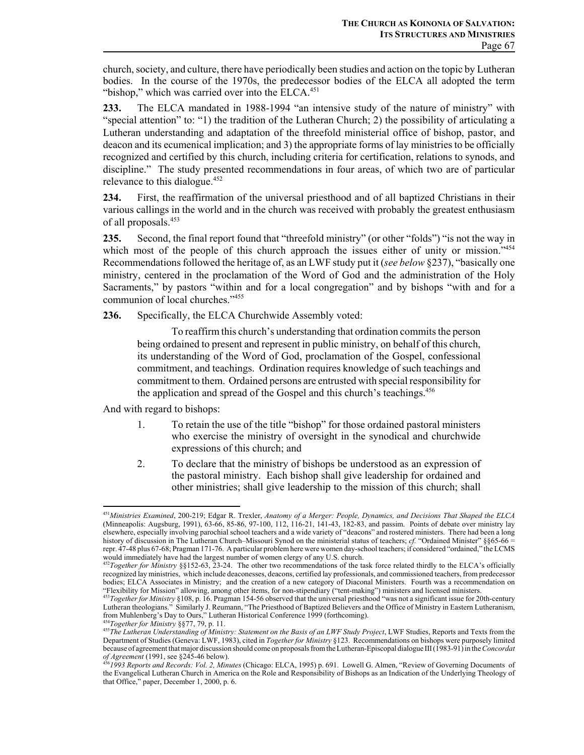church, society, and culture, there have periodically been studies and action on the topic by Lutheran bodies. In the course of the 1970s, the predecessor bodies of the ELCA all adopted the term "bishop," which was carried over into the ELCA.[451]

**233.** The ELCA mandated in 1988-1994 "an intensive study of the nature of ministry" with "special attention" to: "1) the tradition of the Lutheran Church; 2) the possibility of articulating a Lutheran understanding and adaptation of the threefold ministerial office of bishop, pastor, and deacon and its ecumenical implication; and 3) the appropriate forms of lay ministries to be officially recognized and certified by this church, including criteria for certification, relations to synods, and discipline." The study presented recommendations in four areas, of which two are of particular relevance to this dialogue.[452]

**234.** First, the reaffirmation of the universal priesthood and of all baptized Christians in their various callings in the world and in the church was received with probably the greatest enthusiasm of all proposals.[453]

**235.** Second, the final report found that "threefold ministry" (or other "folds") "is not the way in which most of the people of this church approach the issues either of unity or mission."[454] Recommendations followed the heritage of, as an LWF study put it (*see below* §237), "basically one ministry, centered in the proclamation of the Word of God and the administration of the Holy Sacraments," by pastors "within and for a local congregation" and by bishops "with and for a communion of local churches."[455]

**236.** Specifically, the ELCA Churchwide Assembly voted:

> To reaffirm this church's understanding that ordination commits the person being ordained to present and represent in public ministry, on behalf of this church, its understanding of the Word of God, proclamation of the Gospel, confessional commitment, and teachings. Ordination requires knowledge of such teachings and commitment to them. Ordained persons are entrusted with special responsibility for the application and spread of the Gospel and this church's teachings.[456]

And with regard to bishops:

> 1. To retain the use of the title "bishop" for those ordained pastoral ministers who exercise the ministry of oversight in the synodical and churchwide expressions of this church; and
> 2. To declare that the ministry of bishops be understood as an expression of the pastoral ministry. Each bishop shall give leadership for ordained and other ministries; shall give leadership to the mission of this church; shall

---

[451] *Ministries Examined*, 200-219; Edgar R. Trexler, *Anatomy of a Merger: People, Dynamics, and Decisions That Shaped the ELCA* (Minneapolis: Augsburg, 1991), 63-66, 85-86, 97-100, 112, 116-21, 141-43, 182-83, and passim. Points of debate over ministry lay elsewhere, especially involving parochial school teachers and a wide variety of "deacons" and rostered ministers. There had been a long history of discussion in The Lutheran Church–Missouri Synod on the ministerial status of teachers; *cf.* "Ordained Minister" §§65-66 = repr. 47-48 plus 67-68; Pragman 171-76. A particular problem here were women day-school teachers; if considered "ordained," the LCMS would immediately have had the largest number of women clergy of any U.S. church.

[452] *Together for Ministry* §§152-63, 23-24. The other two recommendations of the task force related thirdly to the ELCA's officially recognized lay ministries, which include deaconesses, deacons, certified lay professionals, and commissioned teachers, from predecessor bodies; ELCA Associates in Ministry; and the creation of a new category of Diaconal Ministers. Fourth was a recommendation on "Flexibility for Mission" allowing, among other items, for non-stipendiary ("tent-making") ministers and licensed ministers.

[453] *Together for Ministry* §108, p. 16. Pragman 154-56 observed that the universal priesthood "was not a significant issue for 20th-century Lutheran theologians." Similarly J. Reumann, "The Priesthood of Baptized Believers and the Office of Ministry in Eastern Lutheranism, from Muhlenberg's Day to Ours," Lutheran Historical Conference 1999 (forthcoming).

[454] *Together for Ministry* §§77, 79, p. 11.

[455] *The Lutheran Understanding of Ministry: Statement on the Basis of an LWF Study Project*, LWF Studies, Reports and Texts from the Department of Studies (Geneva: LWF, 1983), cited in *Together for Ministry* §123. Recommendations on bishops were purposely limited because of agreement that major discussion should come on proposals from the Lutheran-Episcopal dialogue III (1983-91) in the *Concordat of Agreement* (1991, see §245-46 below).

[456] *1993 Reports and Records: Vol. 2, Minutes* (Chicago: ELCA, 1995) p. 691. Lowell G. Almen, "Review of Governing Documents of the Evangelical Lutheran Church in America on the Role and Responsibility of Bishops as an Indication of the Underlying Theology of that Office," paper, December 1, 2000, p. 6.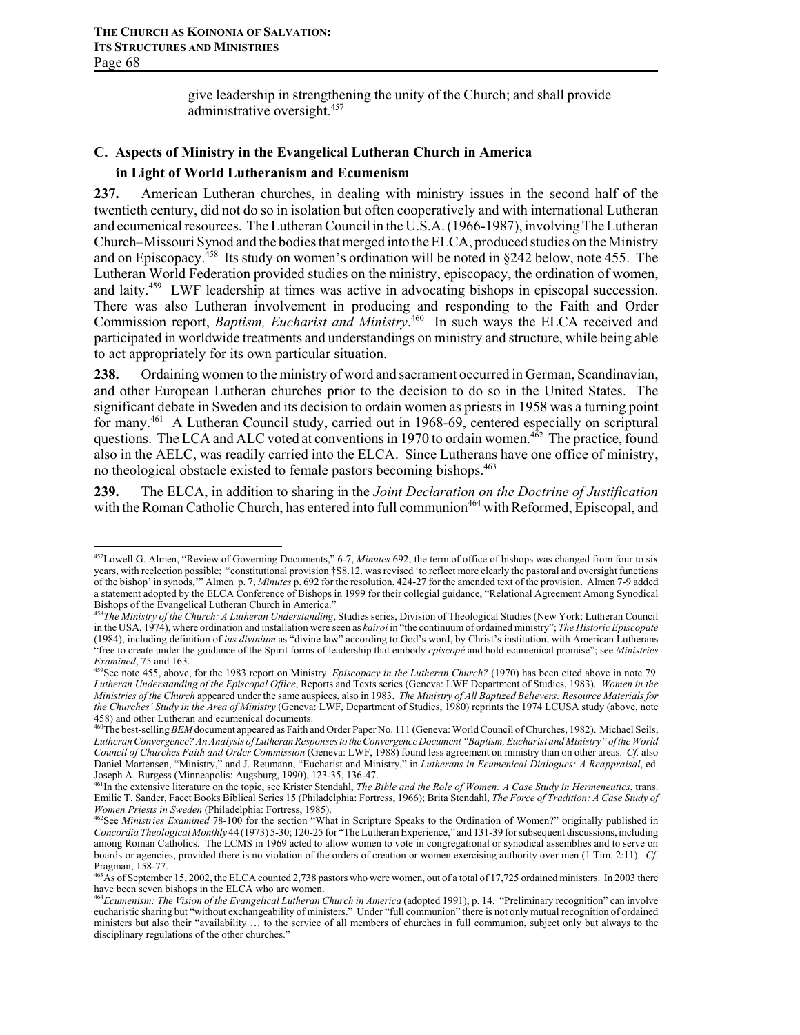give leadership in strengthening the unity of the Church; and shall provide administrative oversight.[457]

## C. Aspects of Ministry in the Evangelical Lutheran Church in America in Light of World Lutheranism and Ecumenism

**237.** American Lutheran churches, in dealing with ministry issues in the second half of the twentieth century, did not do so in isolation but often cooperatively and with international Lutheran and ecumenical resources. The Lutheran Council in the U.S.A. (1966-1987), involving The Lutheran Church–Missouri Synod and the bodies that merged into the ELCA, produced studies on the Ministry and on Episcopacy.[458] Its study on women's ordination will be noted in §242 below, note 455. The Lutheran World Federation provided studies on the ministry, episcopacy, the ordination of women, and laity.[459] LWF leadership at times was active in advocating bishops in episcopal succession. There was also Lutheran involvement in producing and responding to the Faith and Order Commission report, *Baptism, Eucharist and Ministry*.[460] In such ways the ELCA received and participated in worldwide treatments and understandings on ministry and structure, while being able to act appropriately for its own particular situation.

**238.** Ordaining women to the ministry of word and sacrament occurred in German, Scandinavian, and other European Lutheran churches prior to the decision to do so in the United States. The significant debate in Sweden and its decision to ordain women as priests in 1958 was a turning point for many.[461] A Lutheran Council study, carried out in 1968-69, centered especially on scriptural questions. The LCA and ALC voted at conventions in 1970 to ordain women.[462] The practice, found also in the AELC, was readily carried into the ELCA. Since Lutherans have one office of ministry, no theological obstacle existed to female pastors becoming bishops.[463]

**239.** The ELCA, in addition to sharing in the *Joint Declaration on the Doctrine of Justification* with the Roman Catholic Church, has entered into full communion[464] with Reformed, Episcopal, and

---

[457] Lowell G. Almen, "Review of Governing Documents," 6-7, *Minutes* 692; the term of office of bishops was changed from four to six years, with reelection possible; "constitutional provision †S8.12. was revised 'to reflect more clearly the pastoral and oversight functions of the bishop' in synods,'" Almen p. 7, *Minutes* p. 692 for the resolution, 424-27 for the amended text of the provision. Almen 7-9 added a statement adopted by the ELCA Conference of Bishops in 1999 for their collegial guidance, "Relational Agreement Among Synodical Bishops of the Evangelical Lutheran Church in America."

[458] *The Ministry of the Church: A Lutheran Understanding*, Studies series, Division of Theological Studies (New York: Lutheran Council in the USA, 1974), where ordination and installation were seen as *kairoi* in "the continuum of ordained ministry"; *The Historic Episcopate* (1984), including definition of *ius divinium* as "divine law" according to God's word, by Christ's institution, with American Lutherans "free to create under the guidance of the Spirit forms of leadership that embody *episcopé* and hold ecumenical promise"; see *Ministries Examined*, 75 and 163.

[459] See note 455, above, for the 1983 report on Ministry. *Episcopacy in the Lutheran Church?* (1970) has been cited above in note 79. *Lutheran Understanding of the Episcopal Office*, Reports and Texts series (Geneva: LWF Department of Studies, 1983). *Women in the Ministries of the Church* appeared under the same auspices, also in 1983. *The Ministry of All Baptized Believers: Resource Materials for the Churches' Study in the Area of Ministry* (Geneva: LWF, Department of Studies, 1980) reprints the 1974 LCUSA study (above, note 458) and other Lutheran and ecumenical documents.

[460] The best-selling *BEM* document appeared as Faith and Order Paper No. 111 (Geneva: World Council of Churches, 1982). Michael Seils, *Lutheran Convergence? An Analysis of Lutheran Responses to the Convergence Document "Baptism, Eucharist and Ministry" of the World Council of Churches Faith and Order Commission* (Geneva: LWF, 1988) found less agreement on ministry than on other areas. *Cf.* also Daniel Martensen, "Ministry," and J. Reumann, "Eucharist and Ministry," in *Lutherans in Ecumenical Dialogues: A Reappraisal*, ed. Joseph A. Burgess (Minneapolis: Augsburg, 1990), 123-35, 136-47.

[461] In the extensive literature on the topic, see Krister Stendahl, *The Bible and the Role of Women: A Case Study in Hermeneutics*, trans. Emilie T. Sander, Facet Books Biblical Series 15 (Philadelphia: Fortress, 1966); Brita Stendahl, *The Force of Tradition: A Case Study of Women Priests in Sweden* (Philadelphia: Fortress, 1985).

[462] See *Ministries Examined* 78-100 for the section "What in Scripture Speaks to the Ordination of Women?" originally published in *Concordia Theological Monthly* 44 (1973) 5-30; 120-25 for "The Lutheran Experience," and 131-39 for subsequent discussions, including among Roman Catholics. The LCMS in 1969 acted to allow women to vote in congregational or synodical assemblies and to serve on boards or agencies, provided there is no violation of the orders of creation or women exercising authority over men (1 Tim. 2:11). *Cf.* Pragman, 158-77.

[463] As of September 15, 2002, the ELCA counted 2,738 pastors who were women, out of a total of 17,725 ordained ministers. In 2003 there have been seven bishops in the ELCA who are women.

[464] *Ecumenism: The Vision of the Evangelical Lutheran Church in America* (adopted 1991), p. 14. "Preliminary recognition" can involve eucharistic sharing but "without exchangeability of ministers." Under "full communion" there is not only mutual recognition of ordained ministers but also their "availability … to the service of all members of churches in full communion, subject only but always to the disciplinary regulations of the other churches."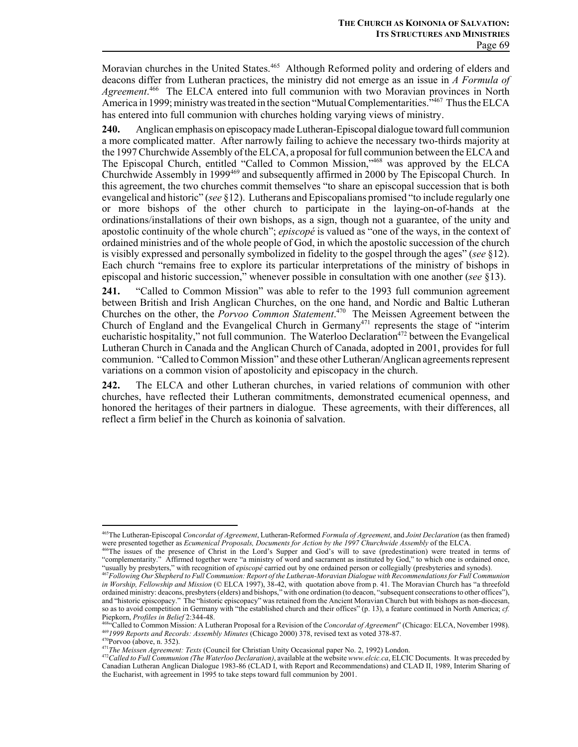Moravian churches in the United States.[465] Although Reformed polity and ordering of elders and deacons differ from Lutheran practices, the ministry did not emerge as an issue in *A Formula of Agreement*.[466] The ELCA entered into full communion with two Moravian provinces in North America in 1999; ministry was treated in the section "Mutual Complementarities."[467] Thus the ELCA has entered into full communion with churches holding varying views of ministry.

**240.** Anglican emphasis on episcopacy made Lutheran-Episcopal dialogue toward full communion a more complicated matter. After narrowly failing to achieve the necessary two-thirds majority at the 1997 Churchwide Assembly of the ELCA, a proposal for full communion between the ELCA and The Episcopal Church, entitled "Called to Common Mission,"[468] was approved by the ELCA Churchwide Assembly in 1999[469] and subsequently affirmed in 2000 by The Episcopal Church. In this agreement, the two churches commit themselves "to share an episcopal succession that is both evangelical and historic" (*see* §12). Lutherans and Episcopalians promised "to include regularly one or more bishops of the other church to participate in the laying-on-of-hands at the ordinations/installations of their own bishops, as a sign, though not a guarantee, of the unity and apostolic continuity of the whole church"; *episcopé* is valued as "one of the ways, in the context of ordained ministries and of the whole people of God, in which the apostolic succession of the church is visibly expressed and personally symbolized in fidelity to the gospel through the ages" (*see* §12). Each church "remains free to explore its particular interpretations of the ministry of bishops in episcopal and historic succession," whenever possible in consultation with one another (*see* §13).

**241.** "Called to Common Mission" was able to refer to the 1993 full communion agreement between British and Irish Anglican Churches, on the one hand, and Nordic and Baltic Lutheran Churches on the other, the *Porvoo Common Statement*.[470] The Meissen Agreement between the Church of England and the Evangelical Church in Germany[471] represents the stage of "interim eucharistic hospitality," not full communion. The Waterloo Declaration[472] between the Evangelical Lutheran Church in Canada and the Anglican Church of Canada, adopted in 2001, provides for full communion. "Called to Common Mission" and these other Lutheran/Anglican agreements represent variations on a common vision of apostolicity and episcopacy in the church.

**242.** The ELCA and other Lutheran churches, in varied relations of communion with other churches, have reflected their Lutheran commitments, demonstrated ecumenical openness, and honored the heritages of their partners in dialogue. These agreements, with their differences, all reflect a firm belief in the Church as koinonia of salvation.

---

[465]The Lutheran-Episcopal *Concordat of Agreement*, Lutheran-Reformed *Formula of Agreement*, and *Joint Declaration* (as then framed) were presented together as *Ecumenical Proposals, Documents for Action by the 1997 Churchwide Assembly* of the ELCA.

[466]The issues of the presence of Christ in the Lord's Supper and God's will to save (predestination) were treated in terms of "complementarity." Affirmed together were "a ministry of word and sacrament as instituted by God," to which one is ordained once, "usually by presbyters," with recognition of *episcopé* carried out by one ordained person or collegially (presbyteries and synods).

[467]*Following Our Shepherd to Full Communion: Report of the Lutheran-Moravian Dialogue with Recommendations for Full Communion in Worship, Fellowship and Mission* (© ELCA 1997), 38-42, with quotation above from p. 41. The Moravian Church has "a threefold ordained ministry: deacons, presbyters (elders) and bishops," with one ordination (to deacon, "subsequent consecrations to other offices"), and "historic episcopacy." The "historic episcopacy" was retained from the Ancient Moravian Church but with bishops as non-diocesan, so as to avoid competition in Germany with "the established church and their offices" (p. 13), a feature continued in North America; *cf.* Piepkorn, *Profiles in Belief* 2:344-48.

[468]"Called to Common Mission: A Lutheran Proposal for a Revision of the *Concordat of Agreement*" (Chicago: ELCA, November 1998).

[469]*1999 Reports and Records: Assembly Minutes* (Chicago 2000) 378, revised text as voted 378-87.

[470]Porvoo (above, n. 352).

[471]*The Meissen Agreement: Texts* (Council for Christian Unity Occasional paper No. 2, 1992) London.

[472]*Called to Full Communion (The Waterloo Declaration)*, available at the website *www.elcic.ca*, ELCIC Documents. It was preceded by Canadian Lutheran Anglican Dialogue 1983-86 (CLAD I, with Report and Recommendations) and CLAD II, 1989, Interim Sharing of the Eucharist, with agreement in 1995 to take steps toward full communion by 2001.